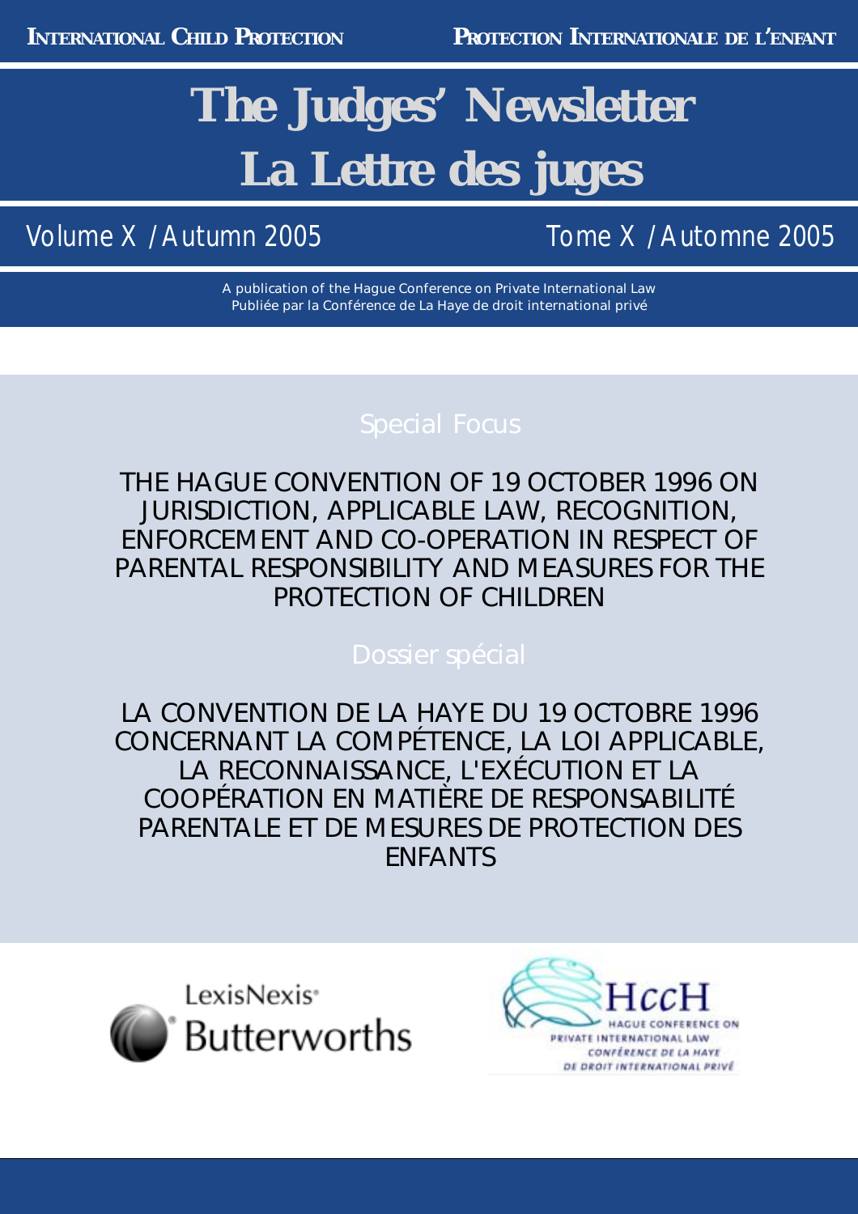INTERNATIONAL CHILD PROTECTION — PROTECTION INTERNATIONALE DE L'ENFANT

# The Judges' Newsletter
# La Lettre des juges

Volume X / Autumn 2005 — Tome X / Automne 2005

A publication of the Hague Conference on Private International Law
Publiée par la Conférence de La Haye de droit international privé

## Special Focus

THE HAGUE CONVENTION OF 19 OCTOBER 1996 ON JURISDICTION, APPLICABLE LAW, RECOGNITION, ENFORCEMENT AND CO-OPERATION IN RESPECT OF PARENTAL RESPONSIBILITY AND MEASURES FOR THE PROTECTION OF CHILDREN

## Dossier spécial

LA CONVENTION DE LA HAYE DU 19 OCTOBRE 1996 CONCERNANT LA COMPÉTENCE, LA LOI APPLICABLE, LA RECONNAISSANCE, L'EXÉCUTION ET LA COOPÉRATION EN MATIÈRE DE RESPONSABILITÉ PARENTALE ET DE MESURES DE PROTECTION DES ENFANTS

LexisNexis® Butterworths

HccH
HAGUE CONFERENCE ON PRIVATE INTERNATIONAL LAW
CONFÉRENCE DE LA HAYE DE DROIT INTERNATIONAL PRIVÉ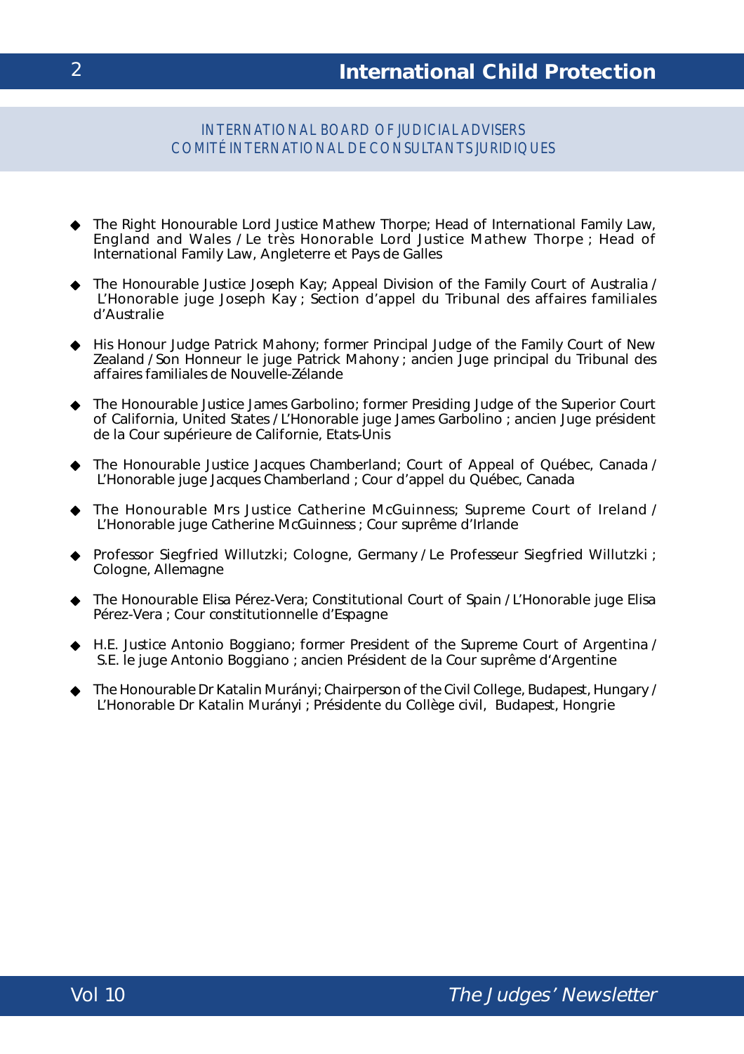## INTERNATIONAL BOARD OF JUDICIAL ADVISERS
## COMITÉ INTERNATIONAL DE CONSULTANTS JURIDIQUES

- The Right Honourable Lord Justice Mathew Thorpe; Head of International Family Law, England and Wales / Le très Honorable Lord Justice Mathew Thorpe ; Head of International Family Law, Angleterre et Pays de Galles

- The Honourable Justice Joseph Kay; Appeal Division of the Family Court of Australia / L'Honorable juge Joseph Kay ; Section d'appel du Tribunal des affaires familiales d'Australie

- His Honour Judge Patrick Mahony; former Principal Judge of the Family Court of New Zealand / Son Honneur le juge Patrick Mahony ; ancien Juge principal du Tribunal des affaires familiales de Nouvelle-Zélande

- The Honourable Justice James Garbolino; former Presiding Judge of the Superior Court of California, United States / L'Honorable juge James Garbolino ; ancien Juge président de la Cour supérieure de Californie, Etats-Unis

- The Honourable Justice Jacques Chamberland; Court of Appeal of Québec, Canada / L'Honorable juge Jacques Chamberland ; Cour d'appel du Québec, Canada

- The Honourable Mrs Justice Catherine McGuinness; Supreme Court of Ireland / L'Honorable juge Catherine McGuinness ; Cour suprême d'Irlande

- Professor Siegfried Willutzki; Cologne, Germany / Le Professeur Siegfried Willutzki ; Cologne, Allemagne

- The Honourable Elisa Pérez-Vera; Constitutional Court of Spain / L'Honorable juge Elisa Pérez-Vera ; Cour constitutionnelle d'Espagne

- H.E. Justice Antonio Boggiano; former President of the Supreme Court of Argentina / S.E. le juge Antonio Boggiano ; ancien Président de la Cour suprême d'Argentine

- The Honourable Dr Katalin Murányi; Chairperson of the Civil College, Budapest, Hungary / L'Honorable Dr Katalin Murányi ; Présidente du Collège civil, Budapest, Hongrie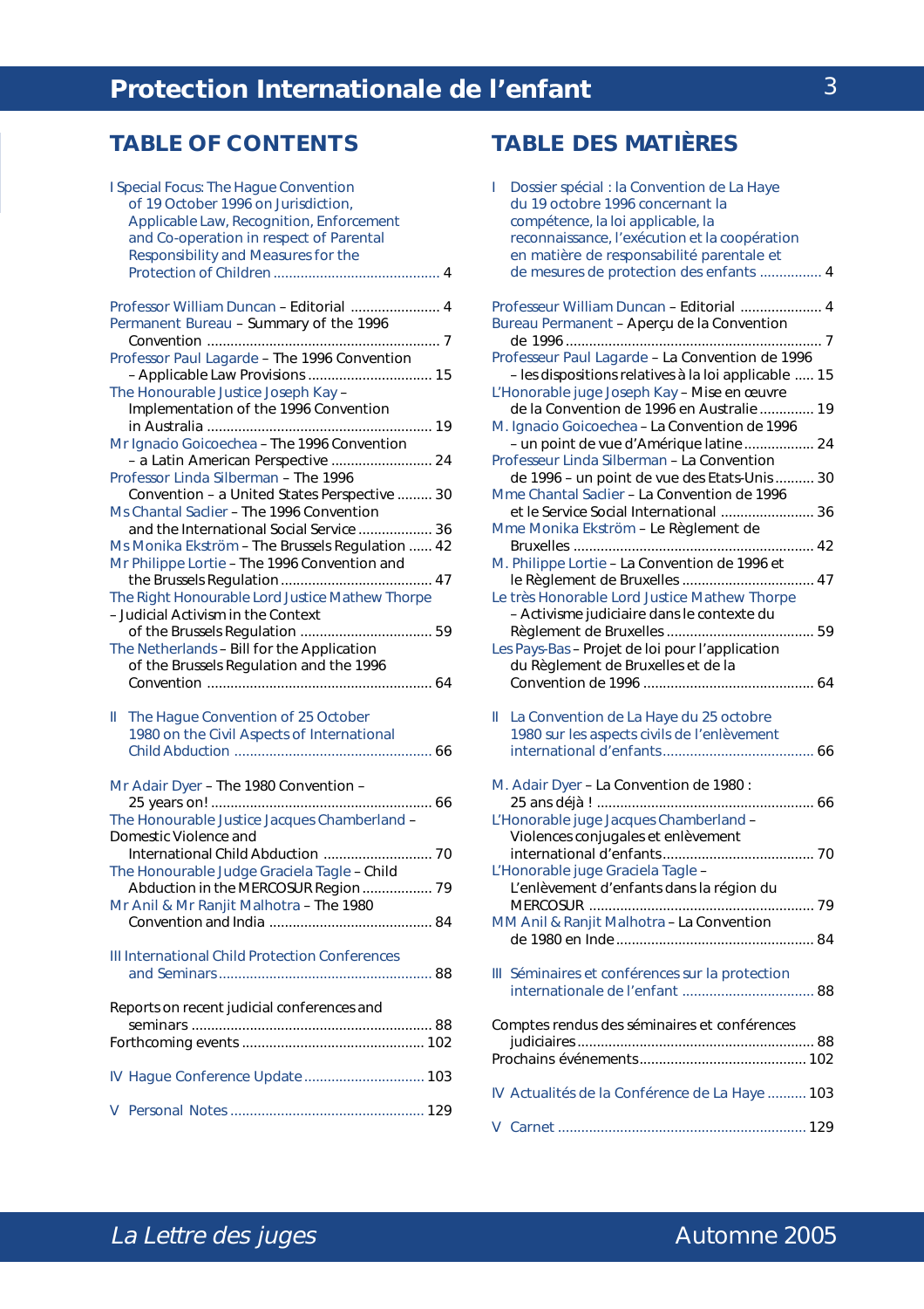## TABLE OF CONTENTS

I Special Focus: The Hague Convention of 19 October 1996 on Jurisdiction, Applicable Law, Recognition, Enforcement and Co-operation in respect of Parental Responsibility and Measures for the Protection of Children .......................................... 4

Professor William Duncan – Editorial ...................... 4
Permanent Bureau – Summary of the 1996 Convention .......................................................... 7
Professor Paul Lagarde – The 1996 Convention – Applicable Law Provisions ................................ 15
The Honourable Justice Joseph Kay – Implementation of the 1996 Convention in Australia ......................................................... 19
Mr Ignacio Goicoechea – The 1996 Convention – a Latin American Perspective .......................... 24
Professor Linda Silberman – The 1996 Convention – a United States Perspective ......... 30
Ms Chantal Saclier – The 1996 Convention and the International Social Service ................... 36
Ms Monika Ekström – The Brussels Regulation ...... 42
Mr Philippe Lortie – The 1996 Convention and the Brussels Regulation ....................................... 47
The Right Honourable Lord Justice Mathew Thorpe – Judicial Activism in the Context of the Brussels Regulation ................................. 59
The Netherlands – Bill for the Application of the Brussels Regulation and the 1996 Convention ......................................................... 64

II The Hague Convention of 25 October 1980 on the Civil Aspects of International Child Abduction .................................................. 66

Mr Adair Dyer – The 1980 Convention – 25 years on! ........................................................ 66
The Honourable Justice Jacques Chamberland – Domestic Violence and International Child Abduction ............................ 70
The Honourable Judge Graciela Tagle – Child Abduction in the MERCOSUR Region .................. 79
Mr Anil & Mr Ranjit Malhotra – The 1980 Convention and India .......................................... 84

III International Child Protection Conferences and Seminars...................................................... 88

Reports on recent judicial conferences and seminars ............................................................ 88
Forthcoming events .............................................. 102

IV Hague Conference Update.............................. 103

V Personal Notes ................................................. 129

## TABLE DES MATIÈRES

I Dossier spécial : la Convention de La Haye du 19 octobre 1996 concernant la compétence, la loi applicable, la reconnaissance, l'exécution et la coopération en matière de responsabilité parentale et de mesures de protection des enfants ................ 4

Professeur William Duncan – Editorial .................... 4
Bureau Permanent – Aperçu de la Convention de 1996 ................................................................ 7
Professeur Paul Lagarde – La Convention de 1996 – les dispositions relatives à la loi applicable ..... 15
L'Honorable juge Joseph Kay – Mise en œuvre de la Convention de 1996 en Australie .............. 19
M. Ignacio Goicoechea – La Convention de 1996 – un point de vue d'Amérique latine .................. 24
Professeur Linda Silberman – La Convention de 1996 – un point de vue des Etats-Unis.......... 30
Mme Chantal Saclier – La Convention de 1996 et le Service Social International ........................ 36
Mme Monika Ekström – Le Règlement de Bruxelles ............................................................. 42
M. Philippe Lortie – La Convention de 1996 et le Règlement de Bruxelles ................................. 47
Le très Honorable Lord Justice Mathew Thorpe – Activisme judiciaire dans le contexte du Règlement de Bruxelles ...................................... 59
Les Pays-Bas – Projet de loi pour l'application du Règlement de Bruxelles et de la Convention de 1996 ........................................... 64

II La Convention de La Haye du 25 octobre 1980 sur les aspects civils de l'enlèvement international d'enfants....................................... 66

M. Adair Dyer – La Convention de 1980 : 25 ans déjà ! ....................................................... 66
L'Honorable juge Jacques Chamberland – Violences conjugales et enlèvement international d'enfants....................................... 70
L'Honorable juge Graciela Tagle – L'enlèvement d'enfants dans la région du MERCOSUR ......................................................... 79
MM Anil & Ranjit Malhotra – La Convention de 1980 en Inde.................................................. 84

III Séminaires et conférences sur la protection internationale de l'enfant ................................. 88

Comptes rendus des séminaires et conférences judiciaires............................................................ 88
Prochains événements.......................................... 102

IV Actualités de la Conférence de La Haye .......... 103

V Carnet ............................................................... 129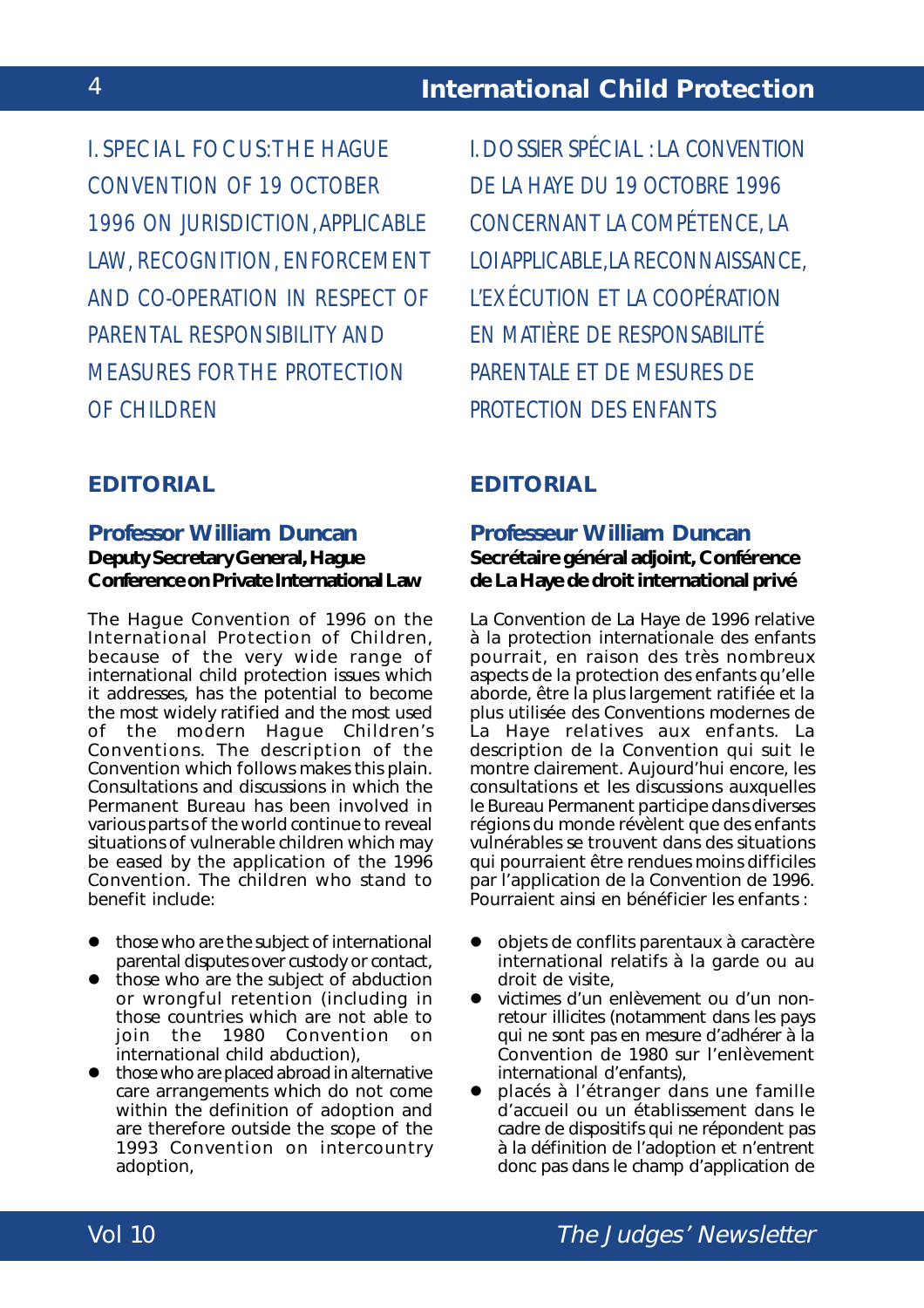# I. SPECIAL FOCUS: THE HAGUE CONVENTION OF 19 OCTOBER 1996 ON JURISDICTION, APPLICABLE LAW, RECOGNITION, ENFORCEMENT AND CO-OPERATION IN RESPECT OF PARENTAL RESPONSIBILITY AND MEASURES FOR THE PROTECTION OF CHILDREN

## EDITORIAL

### Professor William Duncan

**Deputy Secretary General, Hague Conference on Private International Law**

The Hague Convention of 1996 on the International Protection of Children, because of the very wide range of international child protection issues which it addresses, has the potential to become the most widely ratified and the most used of the modern Hague Children's Conventions. The description of the Convention which follows makes this plain. Consultations and discussions in which the Permanent Bureau has been involved in various parts of the world continue to reveal situations of vulnerable children which may be eased by the application of the 1996 Convention. The children who stand to benefit include:

- those who are the subject of international parental disputes over custody or contact,
- those who are the subject of abduction or wrongful retention (including in those countries which are not able to join the 1980 Convention on international child abduction),
- those who are placed abroad in alternative care arrangements which do not come within the definition of adoption and are therefore outside the scope of the 1993 Convention on intercountry adoption,

# I. DOSSIER SPÉCIAL : LA CONVENTION DE LA HAYE DU 19 OCTOBRE 1996 CONCERNANT LA COMPÉTENCE, LA LOI APPLICABLE, LA RECONNAISSANCE, L'EXÉCUTION ET LA COOPÉRATION EN MATIÈRE DE RESPONSABILITÉ PARENTALE ET DE MESURES DE PROTECTION DES ENFANTS

## EDITORIAL

### Professeur William Duncan

**Secrétaire général adjoint, Conférence de La Haye de droit international privé**

La Convention de La Haye de 1996 relative à la protection internationale des enfants pourrait, en raison des très nombreux aspects de la protection des enfants qu'elle aborde, être la plus largement ratifiée et la plus utilisée des Conventions modernes de La Haye relatives aux enfants. La description de la Convention qui suit le montre clairement. Aujourd'hui encore, les consultations et les discussions auxquelles le Bureau Permanent participe dans diverses régions du monde révèlent que des enfants vulnérables se trouvent dans des situations qui pourraient être rendues moins difficiles par l'application de la Convention de 1996. Pourraient ainsi en bénéficier les enfants :

- objets de conflits parentaux à caractère international relatifs à la garde ou au droit de visite,
- victimes d'un enlèvement ou d'un non-retour illicites (notamment dans les pays qui ne sont pas en mesure d'adhérer à la Convention de 1980 sur l'enlèvement international d'enfants),
- placés à l'étranger dans une famille d'accueil ou un établissement dans le cadre de dispositifs qui ne répondent pas à la définition de l'adoption et n'entrent donc pas dans le champ d'application de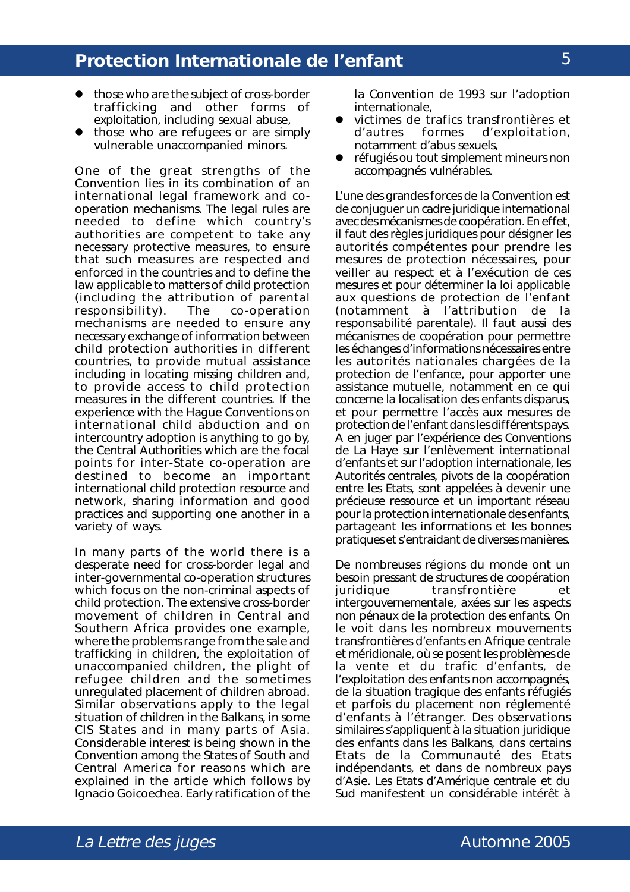- those who are the subject of cross-border trafficking and other forms of exploitation, including sexual abuse,
- those who are refugees or are simply vulnerable unaccompanied minors.

One of the great strengths of the Convention lies in its combination of an international legal framework and co-operation mechanisms. The legal rules are needed to define which country's authorities are competent to take any necessary protective measures, to ensure that such measures are respected and enforced in the countries and to define the law applicable to matters of child protection (including the attribution of parental responsibility). The co-operation mechanisms are needed to ensure any necessary exchange of information between child protection authorities in different countries, to provide mutual assistance including in locating missing children and, to provide access to child protection measures in the different countries. If the experience with the Hague Conventions on international child abduction and on intercountry adoption is anything to go by, the Central Authorities which are the focal points for inter-State co-operation are destined to become an important international child protection resource and network, sharing information and good practices and supporting one another in a variety of ways.

In many parts of the world there is a desperate need for cross-border legal and inter-governmental co-operation structures which focus on the non-criminal aspects of child protection. The extensive cross-border movement of children in Central and Southern Africa provides one example, where the problems range from the sale and trafficking in children, the exploitation of unaccompanied children, the plight of refugee children and the sometimes unregulated placement of children abroad. Similar observations apply to the legal situation of children in the Balkans, in some CIS States and in many parts of Asia. Considerable interest is being shown in the Convention among the States of South and Central America for reasons which are explained in the article which follows by Ignacio Goicoechea. Early ratification of the

la Convention de 1993 sur l'adoption internationale,

- victimes de trafics transfrontières et d'autres formes d'exploitation, notamment d'abus sexuels,
- réfugiés ou tout simplement mineurs non accompagnés vulnérables.

L'une des grandes forces de la Convention est de conjuguer un cadre juridique international avec des mécanismes de coopération. En effet, il faut des règles juridiques pour désigner les autorités compétentes pour prendre les mesures de protection nécessaires, pour veiller au respect et à l'exécution de ces mesures et pour déterminer la loi applicable aux questions de protection de l'enfant (notamment à l'attribution de la responsabilité parentale). Il faut aussi des mécanismes de coopération pour permettre les échanges d'informations nécessaires entre les autorités nationales chargées de la protection de l'enfance, pour apporter une assistance mutuelle, notamment en ce qui concerne la localisation des enfants disparus, et pour permettre l'accès aux mesures de protection de l'enfant dans les différents pays. A en juger par l'expérience des Conventions de La Haye sur l'enlèvement international d'enfants et sur l'adoption internationale, les Autorités centrales, pivots de la coopération entre les Etats, sont appelées à devenir une précieuse ressource et un important réseau pour la protection internationale des enfants, partageant les informations et les bonnes pratiques et s'entraidant de diverses manières.

De nombreuses régions du monde ont un besoin pressant de structures de coopération juridique transfrontière et intergouvernementale, axées sur les aspects non pénaux de la protection des enfants. On le voit dans les nombreux mouvements transfrontières d'enfants en Afrique centrale et méridionale, où se posent les problèmes de la vente et du trafic d'enfants, de l'exploitation des enfants non accompagnés, de la situation tragique des enfants réfugiés et parfois du placement non réglementé d'enfants à l'étranger. Des observations similaires s'appliquent à la situation juridique des enfants dans les Balkans, dans certains Etats de la Communauté des Etats indépendants, et dans de nombreux pays d'Asie. Les Etats d'Amérique centrale et du Sud manifestent un considérable intérêt à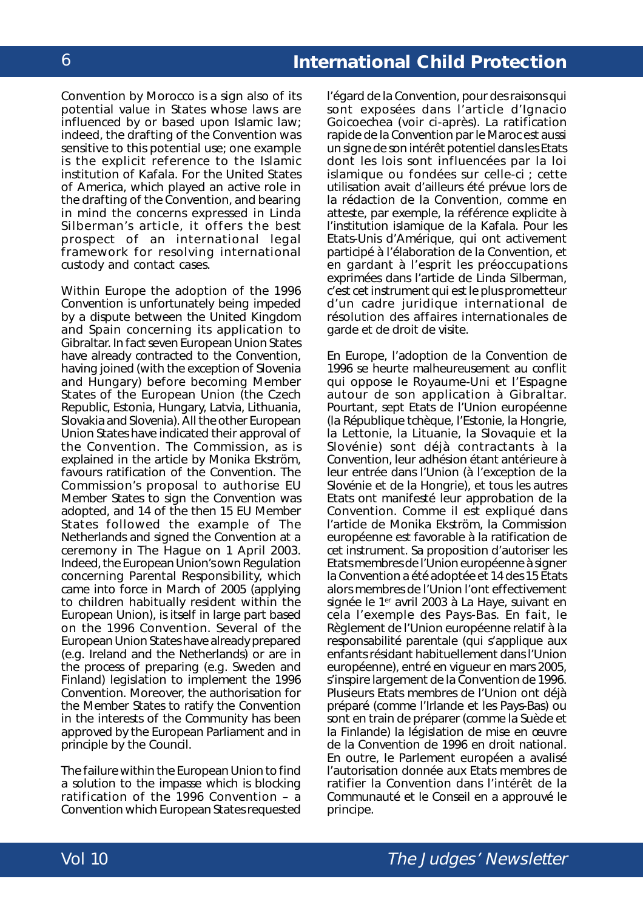Convention by Morocco is a sign also of its potential value in States whose laws are influenced by or based upon Islamic law; indeed, the drafting of the Convention was sensitive to this potential use; one example is the explicit reference to the Islamic institution of Kafala. For the United States of America, which played an active role in the drafting of the Convention, and bearing in mind the concerns expressed in Linda Silberman's article, it offers the best prospect of an international legal framework for resolving international custody and contact cases.

Within Europe the adoption of the 1996 Convention is unfortunately being impeded by a dispute between the United Kingdom and Spain concerning its application to Gibraltar. In fact seven European Union States have already contracted to the Convention, having joined (with the exception of Slovenia and Hungary) before becoming Member States of the European Union (the Czech Republic, Estonia, Hungary, Latvia, Lithuania, Slovakia and Slovenia). All the other European Union States have indicated their approval of the Convention. The Commission, as is explained in the article by Monika Ekström, favours ratification of the Convention. The Commission's proposal to authorise EU Member States to sign the Convention was adopted, and 14 of the then 15 EU Member States followed the example of The Netherlands and signed the Convention at a ceremony in The Hague on 1 April 2003. Indeed, the European Union's own Regulation concerning Parental Responsibility, which came into force in March of 2005 (applying to children habitually resident within the European Union), is itself in large part based on the 1996 Convention. Several of the European Union States have already prepared (e.g. Ireland and the Netherlands) or are in the process of preparing (e.g. Sweden and Finland) legislation to implement the 1996 Convention. Moreover, the authorisation for the Member States to ratify the Convention in the interests of the Community has been approved by the European Parliament and in principle by the Council.

The failure within the European Union to find a solution to the impasse which is blocking ratification of the 1996 Convention – a Convention which European States requested

l'égard de la Convention, pour des raisons qui sont exposées dans l'article d'Ignacio Goicoechea (voir ci-après). La ratification rapide de la Convention par le Maroc est aussi un signe de son intérêt potentiel dans les Etats dont les lois sont influencées par la loi islamique ou fondées sur celle-ci ; cette utilisation avait d'ailleurs été prévue lors de la rédaction de la Convention, comme en atteste, par exemple, la référence explicite à l'institution islamique de la Kafala. Pour les Etats-Unis d'Amérique, qui ont activement participé à l'élaboration de la Convention, et en gardant à l'esprit les préoccupations exprimées dans l'article de Linda Silberman, c'est cet instrument qui est le plus prometteur d'un cadre juridique international de résolution des affaires internationales de garde et de droit de visite.

En Europe, l'adoption de la Convention de 1996 se heurte malheureusement au conflit qui oppose le Royaume-Uni et l'Espagne autour de son application à Gibraltar. Pourtant, sept Etats de l'Union européenne (la République tchèque, l'Estonie, la Hongrie, la Lettonie, la Lituanie, la Slovaquie et la Slovénie) sont déjà contractants à la Convention, leur adhésion étant antérieure à leur entrée dans l'Union (à l'exception de la Slovénie et de la Hongrie), et tous les autres Etats ont manifesté leur approbation de la Convention. Comme il est expliqué dans l'article de Monika Ekström, la Commission européenne est favorable à la ratification de cet instrument. Sa proposition d'autoriser les Etats membres de l'Union européenne à signer la Convention a été adoptée et 14 des 15 Etats alors membres de l'Union l'ont effectivement signée le 1er avril 2003 à La Haye, suivant en cela l'exemple des Pays-Bas. En fait, le Règlement de l'Union européenne relatif à la responsabilité parentale (qui s'applique aux enfants résidant habituellement dans l'Union européenne), entré en vigueur en mars 2005, s'inspire largement de la Convention de 1996. Plusieurs Etats membres de l'Union ont déjà préparé (comme l'Irlande et les Pays-Bas) ou sont en train de préparer (comme la Suède et la Finlande) la législation de mise en œuvre de la Convention de 1996 en droit national. En outre, le Parlement européen a avalisé l'autorisation donnée aux Etats membres de ratifier la Convention dans l'intérêt de la Communauté et le Conseil en a approuvé le principe.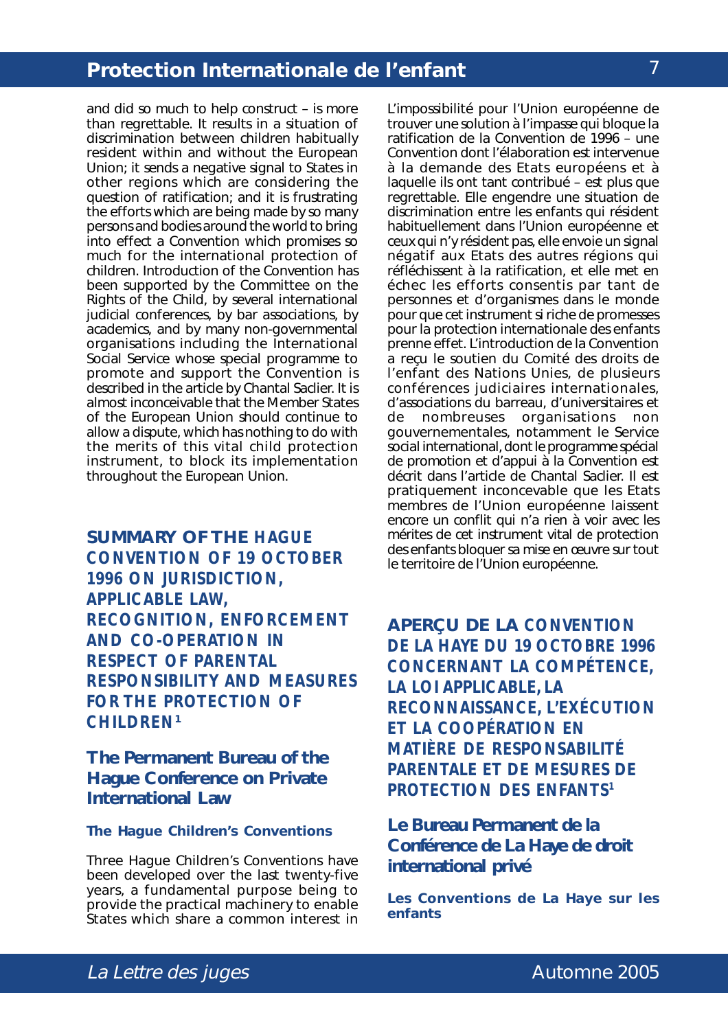and did so much to help construct – is more than regrettable. It results in a situation of discrimination between children habitually resident within and without the European Union; it sends a negative signal to States in other regions which are considering the question of ratification; and it is frustrating the efforts which are being made by so many persons and bodies around the world to bring into effect a Convention which promises so much for the international protection of children. Introduction of the Convention has been supported by the Committee on the Rights of the Child, by several international judicial conferences, by bar associations, by academics, and by many non-governmental organisations including the International Social Service whose special programme to promote and support the Convention is described in the article by Chantal Saclier. It is almost inconceivable that the Member States of the European Union should continue to allow a dispute, which has nothing to do with the merits of this vital child protection instrument, to block its implementation throughout the European Union.

## SUMMARY OF THE HAGUE CONVENTION OF 19 OCTOBER 1996 ON JURISDICTION, APPLICABLE LAW, RECOGNITION, ENFORCEMENT AND CO-OPERATION IN RESPECT OF PARENTAL RESPONSIBILITY AND MEASURES FOR THE PROTECTION OF CHILDREN[1]

### The Permanent Bureau of the Hague Conference on Private International Law

#### The Hague Children's Conventions

Three Hague Children's Conventions have been developed over the last twenty-five years, a fundamental purpose being to provide the practical machinery to enable States which share a common interest in

L'impossibilité pour l'Union européenne de trouver une solution à l'impasse qui bloque la ratification de la Convention de 1996 – une Convention dont l'élaboration est intervenue à la demande des Etats européens et à laquelle ils ont tant contribué – est plus que regrettable. Elle engendre une situation de discrimination entre les enfants qui résident habituellement dans l'Union européenne et ceux qui n'y résident pas, elle envoie un signal négatif aux Etats des autres régions qui réfléchissent à la ratification, et elle met en échec les efforts consentis par tant de personnes et d'organismes dans le monde pour que cet instrument si riche de promesses pour la protection internationale des enfants prenne effet. L'introduction de la Convention a reçu le soutien du Comité des droits de l'enfant des Nations Unies, de plusieurs conférences judiciaires internationales, d'associations du barreau, d'universitaires et de nombreuses organisations non gouvernementales, notamment le Service social international, dont le programme spécial de promotion et d'appui à la Convention est décrit dans l'article de Chantal Saclier. Il est pratiquement inconcevable que les Etats membres de l'Union européenne laissent encore un conflit qui n'a rien à voir avec les mérites de cet instrument vital de protection des enfants bloquer sa mise en œuvre sur tout le territoire de l'Union européenne.

## APERÇU DE LA CONVENTION DE LA HAYE DU 19 OCTOBRE 1996 CONCERNANT LA COMPÉTENCE, LA LOI APPLICABLE, LA RECONNAISSANCE, L'EXÉCUTION ET LA COOPÉRATION EN MATIÈRE DE RESPONSABILITÉ PARENTALE ET DE MESURES DE PROTECTION DES ENFANTS[1]

### Le Bureau Permanent de la Conférence de La Haye de droit international privé

#### Les Conventions de La Haye sur les enfants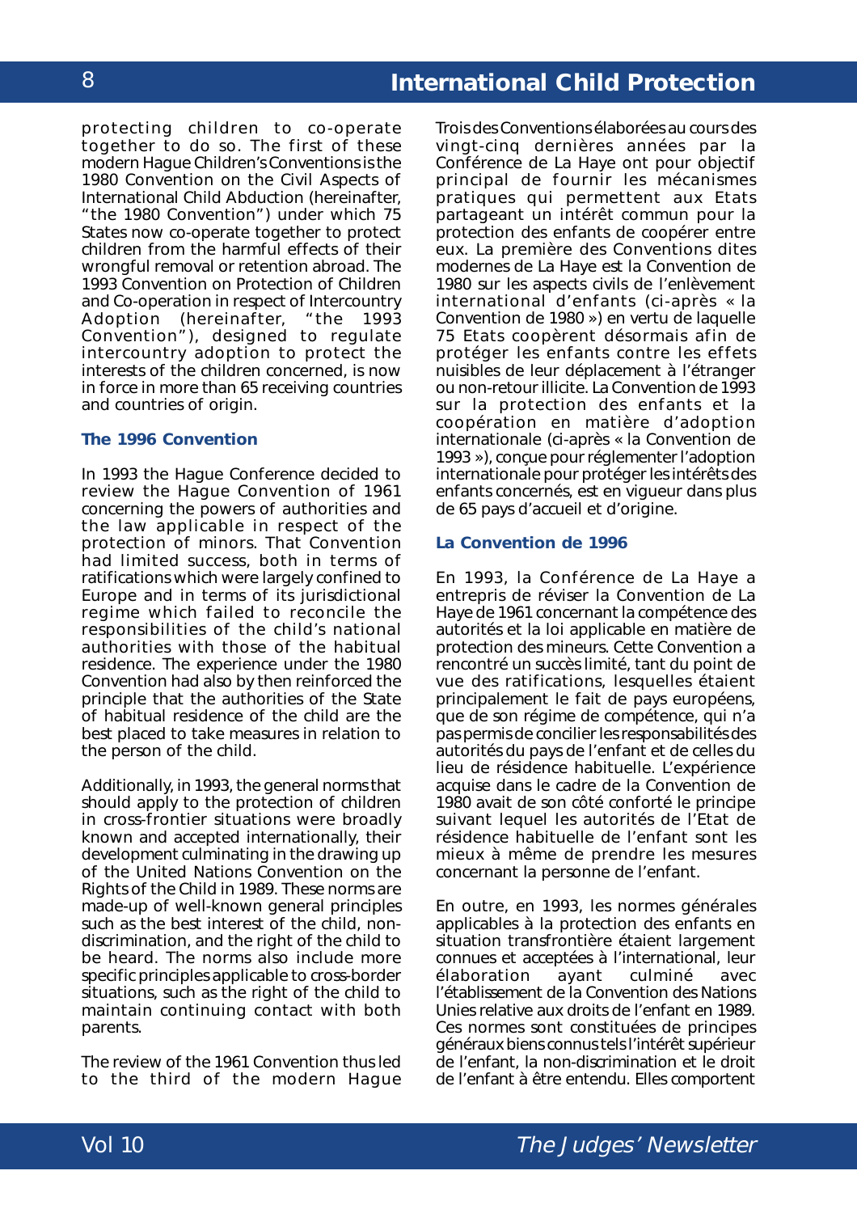protecting children to co-operate together to do so. The first of these modern Hague Children's Conventions is the 1980 Convention on the Civil Aspects of International Child Abduction (hereinafter, "the 1980 Convention") under which 75 States now co-operate together to protect children from the harmful effects of their wrongful removal or retention abroad. The 1993 Convention on Protection of Children and Co-operation in respect of Intercountry Adoption (hereinafter, "the 1993 Convention"), designed to regulate intercountry adoption to protect the interests of the children concerned, is now in force in more than 65 receiving countries and countries of origin.

### The 1996 Convention

In 1993 the Hague Conference decided to review the Hague Convention of 1961 concerning the powers of authorities and the law applicable in respect of the protection of minors. That Convention had limited success, both in terms of ratifications which were largely confined to Europe and in terms of its jurisdictional regime which failed to reconcile the responsibilities of the child's national authorities with those of the habitual residence. The experience under the 1980 Convention had also by then reinforced the principle that the authorities of the State of habitual residence of the child are the best placed to take measures in relation to the person of the child.

Additionally, in 1993, the general norms that should apply to the protection of children in cross-frontier situations were broadly known and accepted internationally, their development culminating in the drawing up of the United Nations Convention on the Rights of the Child in 1989. These norms are made-up of well-known general principles such as the best interest of the child, non-discrimination, and the right of the child to be heard. The norms also include more specific principles applicable to cross-border situations, such as the right of the child to maintain continuing contact with both parents.

The review of the 1961 Convention thus led to the third of the modern Hague

Trois des Conventions élaborées au cours des vingt-cinq dernières années par la Conférence de La Haye ont pour objectif principal de fournir les mécanismes pratiques qui permettent aux Etats partageant un intérêt commun pour la protection des enfants de coopérer entre eux. La première des Conventions dites modernes de La Haye est la Convention de 1980 sur les aspects civils de l'enlèvement international d'enfants (ci-après « la Convention de 1980 ») en vertu de laquelle 75 Etats coopèrent désormais afin de protéger les enfants contre les effets nuisibles de leur déplacement à l'étranger ou non-retour illicite. La Convention de 1993 sur la protection des enfants et la coopération en matière d'adoption internationale (ci-après « la Convention de 1993 »), conçue pour réglementer l'adoption internationale pour protéger les intérêts des enfants concernés, est en vigueur dans plus de 65 pays d'accueil et d'origine.

### La Convention de 1996

En 1993, la Conférence de La Haye a entrepris de réviser la Convention de La Haye de 1961 concernant la compétence des autorités et la loi applicable en matière de protection des mineurs. Cette Convention a rencontré un succès limité, tant du point de vue des ratifications, lesquelles étaient principalement le fait de pays européens, que de son régime de compétence, qui n'a pas permis de concilier les responsabilités des autorités du pays de l'enfant et de celles du lieu de résidence habituelle. L'expérience acquise dans le cadre de la Convention de 1980 avait de son côté conforté le principe suivant lequel les autorités de l'Etat de résidence habituelle de l'enfant sont les mieux à même de prendre les mesures concernant la personne de l'enfant.

En outre, en 1993, les normes générales applicables à la protection des enfants en situation transfrontière étaient largement connues et acceptées à l'international, leur élaboration ayant culminé avec l'établissement de la Convention des Nations Unies relative aux droits de l'enfant en 1989. Ces normes sont constituées de principes généraux biens connus tels l'intérêt supérieur de l'enfant, la non-discrimination et le droit de l'enfant à être entendu. Elles comportent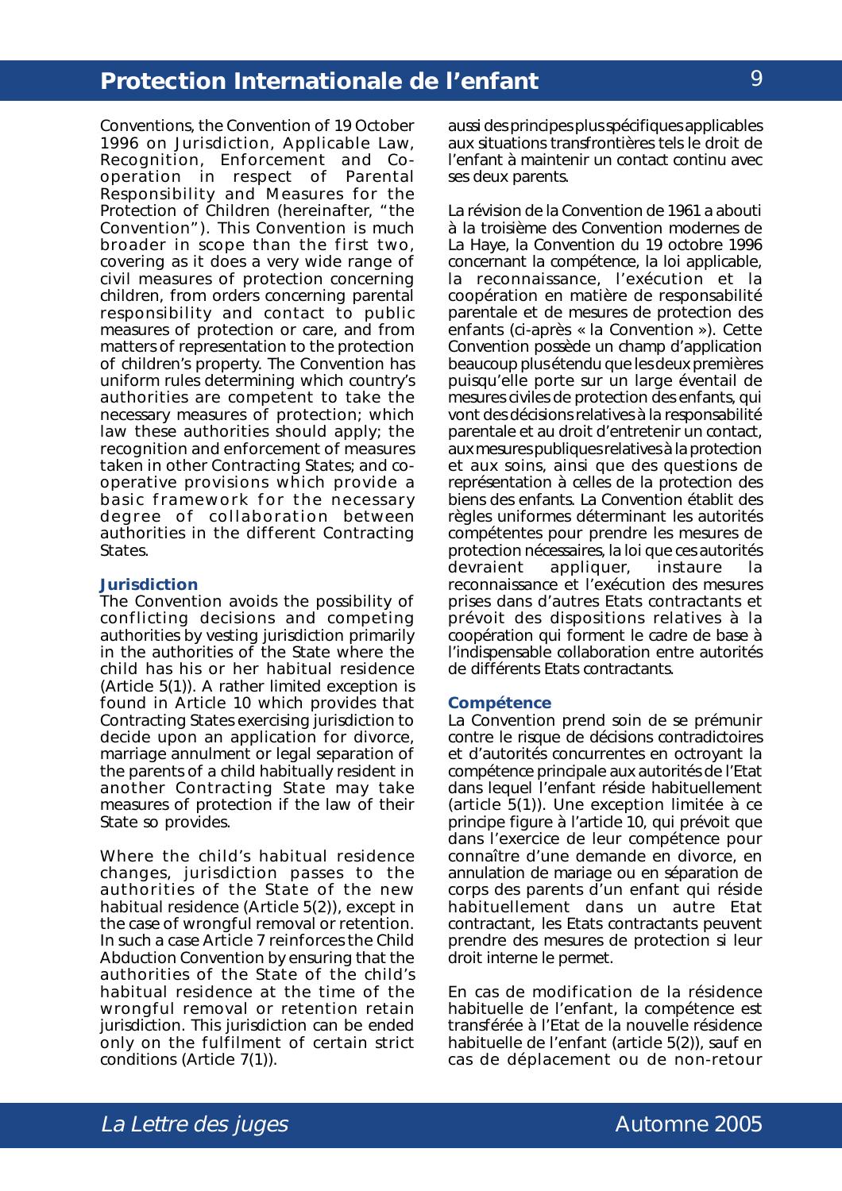Conventions, the Convention of 19 October 1996 on Jurisdiction, Applicable Law, Recognition, Enforcement and Co-operation in respect of Parental Responsibility and Measures for the Protection of Children (hereinafter, "the Convention"). This Convention is much broader in scope than the first two, covering as it does a very wide range of civil measures of protection concerning children, from orders concerning parental responsibility and contact to public measures of protection or care, and from matters of representation to the protection of children's property. The Convention has uniform rules determining which country's authorities are competent to take the necessary measures of protection; which law these authorities should apply; the recognition and enforcement of measures taken in other Contracting States; and co-operative provisions which provide a basic framework for the necessary degree of collaboration between authorities in the different Contracting States.

### Jurisdiction

The Convention avoids the possibility of conflicting decisions and competing authorities by vesting jurisdiction primarily in the authorities of the State where the child has his or her habitual residence (Article 5(1)). A rather limited exception is found in Article 10 which provides that Contracting States exercising jurisdiction to decide upon an application for divorce, marriage annulment or legal separation of the parents of a child habitually resident in another Contracting State may take measures of protection if the law of their State so provides.

Where the child's habitual residence changes, jurisdiction passes to the authorities of the State of the new habitual residence (Article 5(2)), except in the case of wrongful removal or retention. In such a case Article 7 reinforces the Child Abduction Convention by ensuring that the authorities of the State of the child's habitual residence at the time of the wrongful removal or retention retain jurisdiction. This jurisdiction can be ended only on the fulfilment of certain strict conditions (Article 7(1)).

aussi des principes plus spécifiques applicables aux situations transfrontières tels le droit de l'enfant à maintenir un contact continu avec ses deux parents.

La révision de la Convention de 1961 a abouti à la troisième des Convention modernes de La Haye, la Convention du 19 octobre 1996 concernant la compétence, la loi applicable, la reconnaissance, l'exécution et la coopération en matière de responsabilité parentale et de mesures de protection des enfants (ci-après « la Convention »). Cette Convention possède un champ d'application beaucoup plus étendu que les deux premières puisqu'elle porte sur un large éventail de mesures civiles de protection des enfants, qui vont des décisions relatives à la responsabilité parentale et au droit d'entretenir un contact, aux mesures publiques relatives à la protection et aux soins, ainsi que des questions de représentation à celles de la protection des biens des enfants. La Convention établit des règles uniformes déterminant les autorités compétentes pour prendre les mesures de protection nécessaires, la loi que ces autorités devraient appliquer, instaure la reconnaissance et l'exécution des mesures prises dans d'autres Etats contractants et prévoit des dispositions relatives à la coopération qui forment le cadre de base à l'indispensable collaboration entre autorités de différents Etats contractants.

### Compétence

La Convention prend soin de se prémunir contre le risque de décisions contradictoires et d'autorités concurrentes en octroyant la compétence principale aux autorités de l'Etat dans lequel l'enfant réside habituellement (article 5(1)). Une exception limitée à ce principe figure à l'article 10, qui prévoit que dans l'exercice de leur compétence pour connaître d'une demande en divorce, en annulation de mariage ou en séparation de corps des parents d'un enfant qui réside habituellement dans un autre Etat contractant, les Etats contractants peuvent prendre des mesures de protection si leur droit interne le permet.

En cas de modification de la résidence habituelle de l'enfant, la compétence est transférée à l'Etat de la nouvelle résidence habituelle de l'enfant (article 5(2)), sauf en cas de déplacement ou de non-retour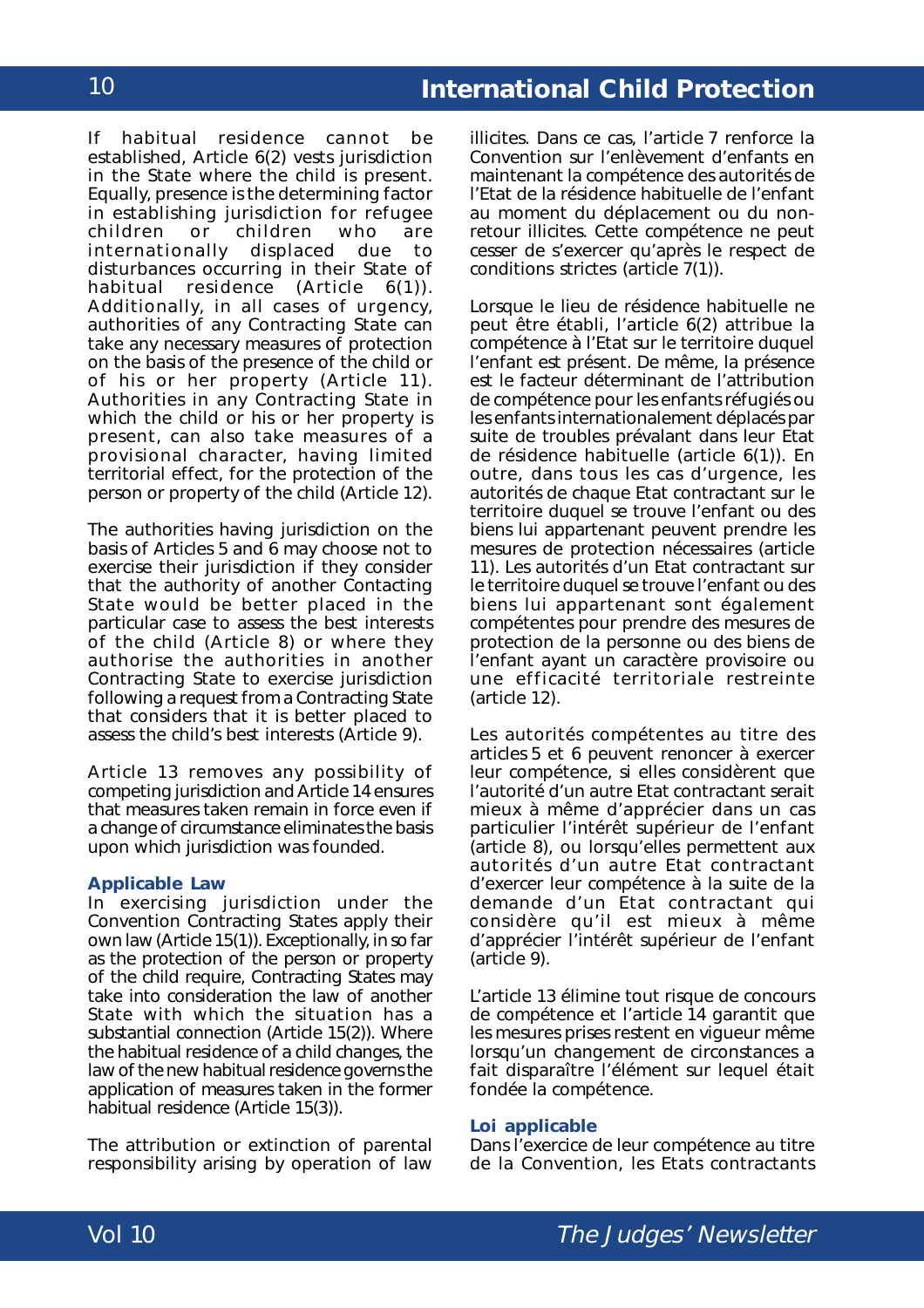If habitual residence cannot be established, Article 6(2) vests jurisdiction in the State where the child is present. Equally, presence is the determining factor in establishing jurisdiction for refugee children or children who are internationally displaced due to disturbances occurring in their State of habitual residence (Article 6(1)). Additionally, in all cases of urgency, authorities of any Contracting State can take any necessary measures of protection on the basis of the presence of the child or of his or her property (Article 11). Authorities in any Contracting State in which the child or his or her property is present, can also take measures of a provisional character, having limited territorial effect, for the protection of the person or property of the child (Article 12).

The authorities having jurisdiction on the basis of Articles 5 and 6 may choose not to exercise their jurisdiction if they consider that the authority of another Contacting State would be better placed in the particular case to assess the best interests of the child (Article 8) or where they authorise the authorities in another Contracting State to exercise jurisdiction following a request from a Contracting State that considers that it is better placed to assess the child's best interests (Article 9).

Article 13 removes any possibility of competing jurisdiction and Article 14 ensures that measures taken remain in force even if a change of circumstance eliminates the basis upon which jurisdiction was founded.

**Applicable Law**

In exercising jurisdiction under the Convention Contracting States apply their own law (Article 15(1)). Exceptionally, in so far as the protection of the person or property of the child require, Contracting States may take into consideration the law of another State with which the situation has a substantial connection (Article 15(2)). Where the habitual residence of a child changes, the law of the new habitual residence governs the application of measures taken in the former habitual residence (Article 15(3)).

The attribution or extinction of parental responsibility arising by operation of law

illicites. Dans ce cas, l'article 7 renforce la Convention sur l'enlèvement d'enfants en maintenant la compétence des autorités de l'Etat de la résidence habituelle de l'enfant au moment du déplacement ou du non-retour illicites. Cette compétence ne peut cesser de s'exercer qu'après le respect de conditions strictes (article 7(1)).

Lorsque le lieu de résidence habituelle ne peut être établi, l'article 6(2) attribue la compétence à l'Etat sur le territoire duquel l'enfant est présent. De même, la présence est le facteur déterminant de l'attribution de compétence pour les enfants réfugiés ou les enfants internationalement déplacés par suite de troubles prévalant dans leur Etat de résidence habituelle (article 6(1)). En outre, dans tous les cas d'urgence, les autorités de chaque Etat contractant sur le territoire duquel se trouve l'enfant ou des biens lui appartenant peuvent prendre les mesures de protection nécessaires (article 11). Les autorités d'un Etat contractant sur le territoire duquel se trouve l'enfant ou des biens lui appartenant sont également compétentes pour prendre des mesures de protection de la personne ou des biens de l'enfant ayant un caractère provisoire ou une efficacité territoriale restreinte (article 12).

Les autorités compétentes au titre des articles 5 et 6 peuvent renoncer à exercer leur compétence, si elles considèrent que l'autorité d'un autre Etat contractant serait mieux à même d'apprécier dans un cas particulier l'intérêt supérieur de l'enfant (article 8), ou lorsqu'elles permettent aux autorités d'un autre Etat contractant d'exercer leur compétence à la suite de la demande d'un Etat contractant qui considère qu'il est mieux à même d'apprécier l'intérêt supérieur de l'enfant (article 9).

L'article 13 élimine tout risque de concours de compétence et l'article 14 garantit que les mesures prises restent en vigueur même lorsqu'un changement de circonstances a fait disparaître l'élément sur lequel était fondée la compétence.

**Loi applicable**

Dans l'exercice de leur compétence au titre de la Convention, les Etats contractants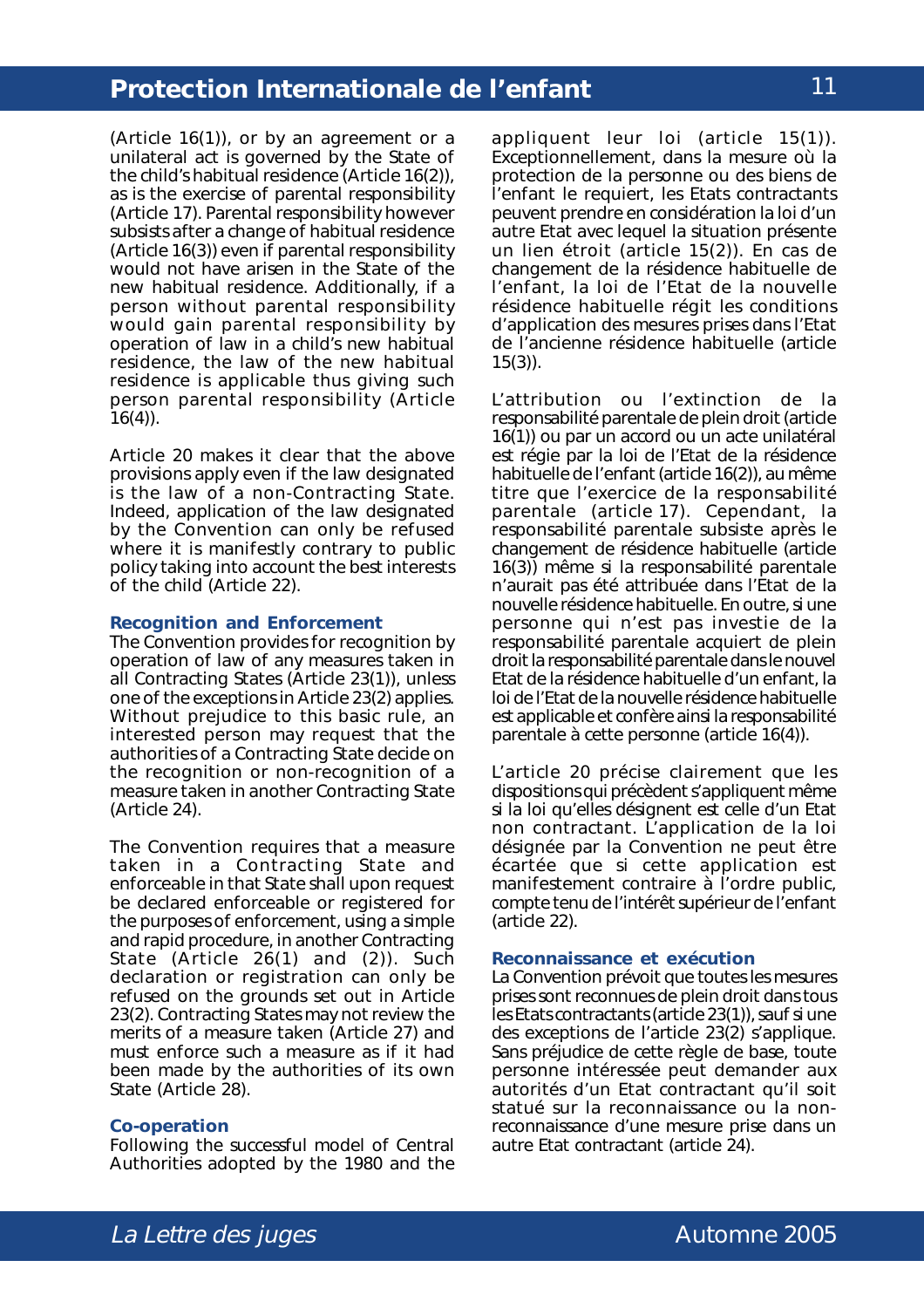(Article 16(1)), or by an agreement or a unilateral act is governed by the State of the child's habitual residence (Article 16(2)), as is the exercise of parental responsibility (Article 17). Parental responsibility however subsists after a change of habitual residence (Article 16(3)) even if parental responsibility would not have arisen in the State of the new habitual residence. Additionally, if a person without parental responsibility would gain parental responsibility by operation of law in a child's new habitual residence, the law of the new habitual residence is applicable thus giving such person parental responsibility (Article 16(4)).

Article 20 makes it clear that the above provisions apply even if the law designated is the law of a non-Contracting State. Indeed, application of the law designated by the Convention can only be refused where it is manifestly contrary to public policy taking into account the best interests of the child (Article 22).

### Recognition and Enforcement

The Convention provides for recognition by operation of law of any measures taken in all Contracting States (Article 23(1)), unless one of the exceptions in Article 23(2) applies. Without prejudice to this basic rule, an interested person may request that the authorities of a Contracting State decide on the recognition or non-recognition of a measure taken in another Contracting State (Article 24).

The Convention requires that a measure taken in a Contracting State and enforceable in that State shall upon request be declared enforceable or registered for the purposes of enforcement, using a simple and rapid procedure, in another Contracting State (Article 26(1) and (2)). Such declaration or registration can only be refused on the grounds set out in Article 23(2). Contracting States may not review the merits of a measure taken (Article 27) and must enforce such a measure as if it had been made by the authorities of its own State (Article 28).

### Co-operation

Following the successful model of Central Authorities adopted by the 1980 and the

appliquent leur loi (article 15(1)). Exceptionnellement, dans la mesure où la protection de la personne ou des biens de l'enfant le requiert, les Etats contractants peuvent prendre en considération la loi d'un autre Etat avec lequel la situation présente un lien étroit (article 15(2)). En cas de changement de la résidence habituelle de l'enfant, la loi de l'Etat de la nouvelle résidence habituelle régit les conditions d'application des mesures prises dans l'Etat de l'ancienne résidence habituelle (article 15(3)).

L'attribution ou l'extinction de la responsabilité parentale de plein droit (article 16(1)) ou par un accord ou un acte unilatéral est régie par la loi de l'Etat de la résidence habituelle de l'enfant (article 16(2)), au même titre que l'exercice de la responsabilité parentale (article 17). Cependant, la responsabilité parentale subsiste après le changement de résidence habituelle (article 16(3)) même si la responsabilité parentale n'aurait pas été attribuée dans l'Etat de la nouvelle résidence habituelle. En outre, si une personne qui n'est pas investie de la responsabilité parentale acquiert de plein droit la responsabilité parentale dans le nouvel Etat de la résidence habituelle d'un enfant, la loi de l'Etat de la nouvelle résidence habituelle est applicable et confère ainsi la responsabilité parentale à cette personne (article 16(4)).

L'article 20 précise clairement que les dispositions qui précèdent s'appliquent même si la loi qu'elles désignent est celle d'un Etat non contractant. L'application de la loi désignée par la Convention ne peut être écartée que si cette application est manifestement contraire à l'ordre public, compte tenu de l'intérêt supérieur de l'enfant (article 22).

### Reconnaissance et exécution

La Convention prévoit que toutes les mesures prises sont reconnues de plein droit dans tous les Etats contractants (article 23(1)), sauf si une des exceptions de l'article 23(2) s'applique. Sans préjudice de cette règle de base, toute personne intéressée peut demander aux autorités d'un Etat contractant qu'il soit statué sur la reconnaissance ou la non-reconnaissance d'une mesure prise dans un autre Etat contractant (article 24).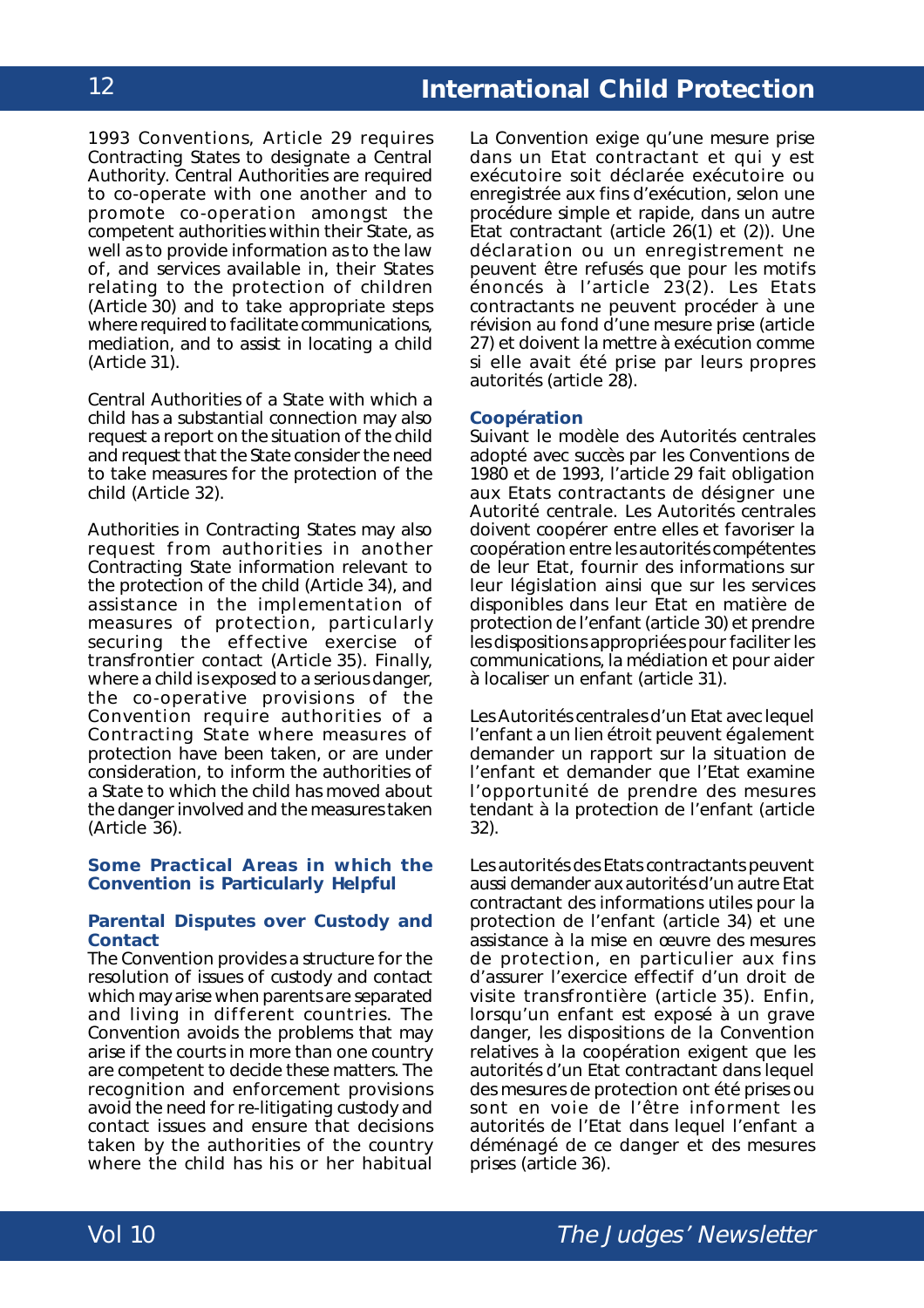1993 Conventions, Article 29 requires Contracting States to designate a Central Authority. Central Authorities are required to co-operate with one another and to promote co-operation amongst the competent authorities within their State, as well as to provide information as to the law of, and services available in, their States relating to the protection of children (Article 30) and to take appropriate steps where required to facilitate communications, mediation, and to assist in locating a child (Article 31).

Central Authorities of a State with which a child has a substantial connection may also request a report on the situation of the child and request that the State consider the need to take measures for the protection of the child (Article 32).

Authorities in Contracting States may also request from authorities in another Contracting State information relevant to the protection of the child (Article 34), and assistance in the implementation of measures of protection, particularly securing the effective exercise of transfrontier contact (Article 35). Finally, where a child is exposed to a serious danger, the co-operative provisions of the Convention require authorities of a Contracting State where measures of protection have been taken, or are under consideration, to inform the authorities of a State to which the child has moved about the danger involved and the measures taken (Article 36).

### Some Practical Areas in which the Convention is Particularly Helpful

#### Parental Disputes over Custody and Contact

The Convention provides a structure for the resolution of issues of custody and contact which may arise when parents are separated and living in different countries. The Convention avoids the problems that may arise if the courts in more than one country are competent to decide these matters. The recognition and enforcement provisions avoid the need for re-litigating custody and contact issues and ensure that decisions taken by the authorities of the country where the child has his or her habitual

La Convention exige qu'une mesure prise dans un Etat contractant et qui y est exécutoire soit déclarée exécutoire ou enregistrée aux fins d'exécution, selon une procédure simple et rapide, dans un autre Etat contractant (article 26(1) et (2)). Une déclaration ou un enregistrement ne peuvent être refusés que pour les motifs énoncés à l'article 23(2). Les Etats contractants ne peuvent procéder à une révision au fond d'une mesure prise (article 27) et doivent la mettre à exécution comme si elle avait été prise par leurs propres autorités (article 28).

#### Coopération

Suivant le modèle des Autorités centrales adopté avec succès par les Conventions de 1980 et de 1993, l'article 29 fait obligation aux Etats contractants de désigner une Autorité centrale. Les Autorités centrales doivent coopérer entre elles et favoriser la coopération entre les autorités compétentes de leur Etat, fournir des informations sur leur législation ainsi que sur les services disponibles dans leur Etat en matière de protection de l'enfant (article 30) et prendre les dispositions appropriées pour faciliter les communications, la médiation et pour aider à localiser un enfant (article 31).

Les Autorités centrales d'un Etat avec lequel l'enfant a un lien étroit peuvent également demander un rapport sur la situation de l'enfant et demander que l'Etat examine l'opportunité de prendre des mesures tendant à la protection de l'enfant (article 32).

Les autorités des Etats contractants peuvent aussi demander aux autorités d'un autre Etat contractant des informations utiles pour la protection de l'enfant (article 34) et une assistance à la mise en œuvre des mesures de protection, en particulier aux fins d'assurer l'exercice effectif d'un droit de visite transfrontière (article 35). Enfin, lorsqu'un enfant est exposé à un grave danger, les dispositions de la Convention relatives à la coopération exigent que les autorités d'un Etat contractant dans lequel des mesures de protection ont été prises ou sont en voie de l'être informent les autorités de l'Etat dans lequel l'enfant a déménagé de ce danger et des mesures prises (article 36).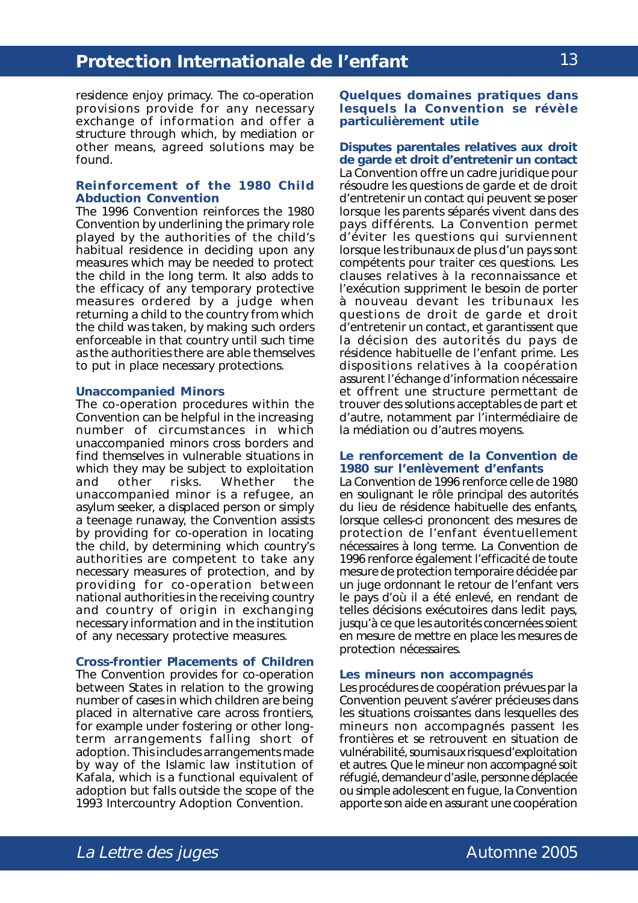residence enjoy primacy. The co-operation provisions provide for any necessary exchange of information and offer a structure through which, by mediation or other means, agreed solutions may be found.

### Reinforcement of the 1980 Child Abduction Convention

The 1996 Convention reinforces the 1980 Convention by underlining the primary role played by the authorities of the child's habitual residence in deciding upon any measures which may be needed to protect the child in the long term. It also adds to the efficacy of any temporary protective measures ordered by a judge when returning a child to the country from which the child was taken, by making such orders enforceable in that country until such time as the authorities there are able themselves to put in place necessary protections.

### Unaccompanied Minors

The co-operation procedures within the Convention can be helpful in the increasing number of circumstances in which unaccompanied minors cross borders and find themselves in vulnerable situations in which they may be subject to exploitation and other risks. Whether the unaccompanied minor is a refugee, an asylum seeker, a displaced person or simply a teenage runaway, the Convention assists by providing for co-operation in locating the child, by determining which country's authorities are competent to take any necessary measures of protection, and by providing for co-operation between national authorities in the receiving country and country of origin in exchanging necessary information and in the institution of any necessary protective measures.

### Cross-frontier Placements of Children

The Convention provides for co-operation between States in relation to the growing number of cases in which children are being placed in alternative care across frontiers, for example under fostering or other long-term arrangements falling short of adoption. This includes arrangements made by way of the Islamic law institution of Kafala, which is a functional equivalent of adoption but falls outside the scope of the 1993 Intercountry Adoption Convention.

## Quelques domaines pratiques dans lesquels la Convention se révèle particulièrement utile

### Disputes parentales relatives aux droit de garde et droit d'entretenir un contact

La Convention offre un cadre juridique pour résoudre les questions de garde et de droit d'entretenir un contact qui peuvent se poser lorsque les parents séparés vivent dans des pays différents. La Convention permet d'éviter les questions qui surviennent lorsque les tribunaux de plus d'un pays sont compétents pour traiter ces questions. Les clauses relatives à la reconnaissance et l'exécution suppriment le besoin de porter à nouveau devant les tribunaux les questions de droit de garde et droit d'entretenir un contact, et garantissent que la décision des autorités du pays de résidence habituelle de l'enfant prime. Les dispositions relatives à la coopération assurent l'échange d'information nécessaire et offrent une structure permettant de trouver des solutions acceptables de part et d'autre, notamment par l'intermédiaire de la médiation ou d'autres moyens.

### Le renforcement de la Convention de 1980 sur l'enlèvement d'enfants

La Convention de 1996 renforce celle de 1980 en soulignant le rôle principal des autorités du lieu de résidence habituelle des enfants, lorsque celles-ci prononcent des mesures de protection de l'enfant éventuellement nécessaires à long terme. La Convention de 1996 renforce également l'efficacité de toute mesure de protection temporaire décidée par un juge ordonnant le retour de l'enfant vers le pays d'où il a été enlevé, en rendant de telles décisions exécutoires dans ledit pays, jusqu'à ce que les autorités concernées soient en mesure de mettre en place les mesures de protection nécessaires.

### Les mineurs non accompagnés

Les procédures de coopération prévues par la Convention peuvent s'avérer précieuses dans les situations croissantes dans lesquelles des mineurs non accompagnés passent les frontières et se retrouvent en situation de vulnérabilité, soumis aux risques d'exploitation et autres. Que le mineur non accompagné soit réfugié, demandeur d'asile, personne déplacée ou simple adolescent en fugue, la Convention apporte son aide en assurant une coopération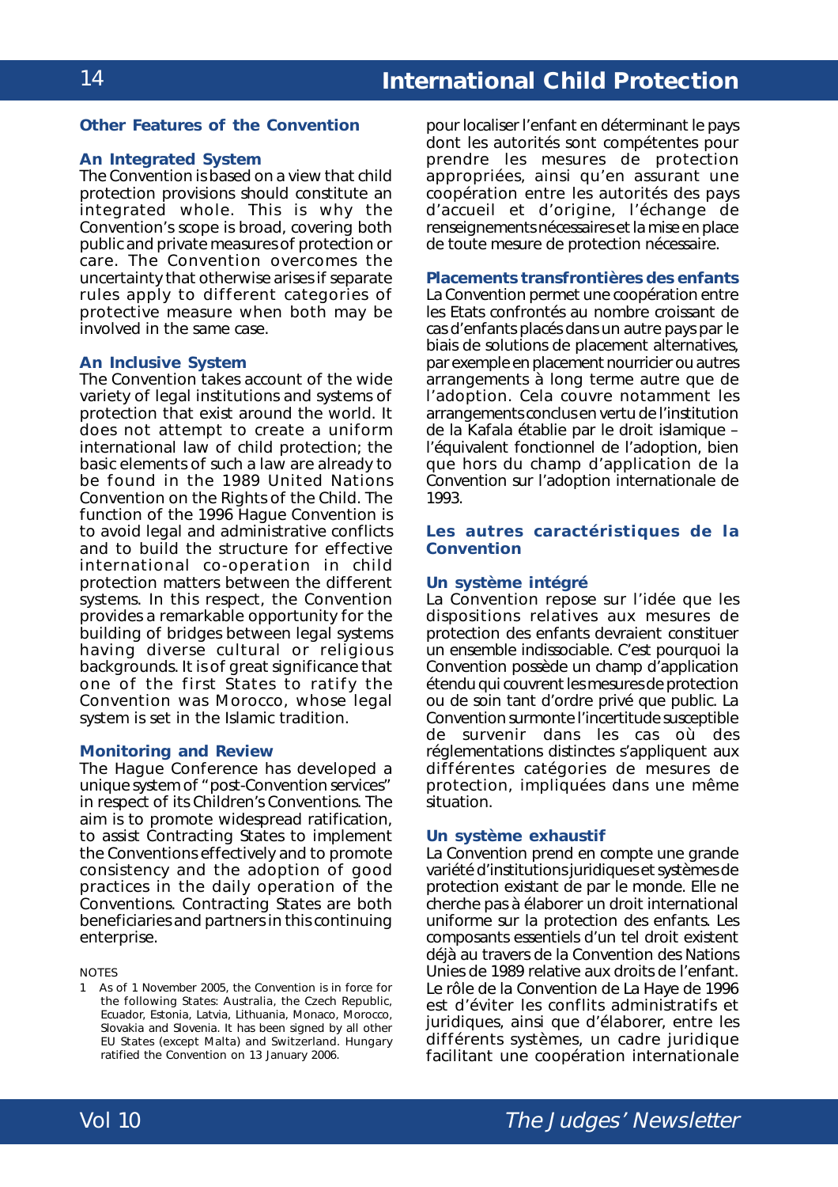## Other Features of the Convention

### An Integrated System

The Convention is based on a view that child protection provisions should constitute an integrated whole. This is why the Convention's scope is broad, covering both public and private measures of protection or care. The Convention overcomes the uncertainty that otherwise arises if separate rules apply to different categories of protective measure when both may be involved in the same case.

### An Inclusive System

The Convention takes account of the wide variety of legal institutions and systems of protection that exist around the world. It does not attempt to create a uniform international law of child protection; the basic elements of such a law are already to be found in the 1989 United Nations Convention on the Rights of the Child. The function of the 1996 Hague Convention is to avoid legal and administrative conflicts and to build the structure for effective international co-operation in child protection matters between the different systems. In this respect, the Convention provides a remarkable opportunity for the building of bridges between legal systems having diverse cultural or religious backgrounds. It is of great significance that one of the first States to ratify the Convention was Morocco, whose legal system is set in the Islamic tradition.

### Monitoring and Review

The Hague Conference has developed a unique system of "post-Convention services" in respect of its Children's Conventions. The aim is to promote widespread ratification, to assist Contracting States to implement the Conventions effectively and to promote consistency and the adoption of good practices in the daily operation of the Conventions. Contracting States are both beneficiaries and partners in this continuing enterprise.

NOTES

1 As of 1 November 2005, the Convention is in force for the following States: Australia, the Czech Republic, Ecuador, Estonia, Latvia, Lithuania, Monaco, Morocco, Slovakia and Slovenia. It has been signed by all other EU States (except Malta) and Switzerland. Hungary ratified the Convention on 13 January 2006.

pour localiser l'enfant en déterminant le pays dont les autorités sont compétentes pour prendre les mesures de protection appropriées, ainsi qu'en assurant une coopération entre les autorités des pays d'accueil et d'origine, l'échange de renseignements nécessaires et la mise en place de toute mesure de protection nécessaire.

### Placements transfrontières des enfants

La Convention permet une coopération entre les Etats confrontés au nombre croissant de cas d'enfants placés dans un autre pays par le biais de solutions de placement alternatives, par exemple en placement nourricier ou autres arrangements à long terme autre que de l'adoption. Cela couvre notamment les arrangements conclus en vertu de l'institution de la Kafala établie par le droit islamique – l'équivalent fonctionnel de l'adoption, bien que hors du champ d'application de la Convention sur l'adoption internationale de 1993.

## Les autres caractéristiques de la Convention

### Un système intégré

La Convention repose sur l'idée que les dispositions relatives aux mesures de protection des enfants devraient constituer un ensemble indissociable. C'est pourquoi la Convention possède un champ d'application étendu qui couvrent les mesures de protection ou de soin tant d'ordre privé que public. La Convention surmonte l'incertitude susceptible de survenir dans les cas où des réglementations distinctes s'appliquent aux différentes catégories de mesures de protection, impliquées dans une même situation.

### Un système exhaustif

La Convention prend en compte une grande variété d'institutions juridiques et systèmes de protection existant de par le monde. Elle ne cherche pas à élaborer un droit international uniforme sur la protection des enfants. Les composants essentiels d'un tel droit existent déjà au travers de la Convention des Nations Unies de 1989 relative aux droits de l'enfant. Le rôle de la Convention de La Haye de 1996 est d'éviter les conflits administratifs et juridiques, ainsi que d'élaborer, entre les différents systèmes, un cadre juridique facilitant une coopération internationale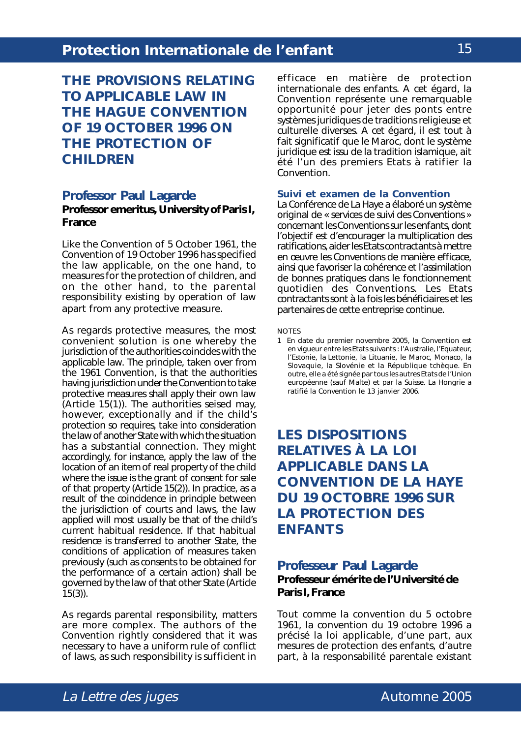# THE PROVISIONS RELATING TO APPLICABLE LAW IN THE HAGUE CONVENTION OF 19 OCTOBER 1996 ON THE PROTECTION OF CHILDREN

## Professor Paul Lagarde

**Professor emeritus, University of Paris I, France**

Like the Convention of 5 October 1961, the Convention of 19 October 1996 has specified the law applicable, on the one hand, to measures for the protection of children, and on the other hand, to the parental responsibility existing by operation of law apart from any protective measure.

As regards protective measures, the most convenient solution is one whereby the jurisdiction of the authorities coincides with the applicable law. The principle, taken over from the 1961 Convention, is that the authorities having jurisdiction under the Convention to take protective measures shall apply their own law (Article 15(1)). The authorities seised may, however, exceptionally and if the child's protection so requires, take into consideration the law of another State with which the situation has a substantial connection. They might accordingly, for instance, apply the law of the location of an item of real property of the child where the issue is the grant of consent for sale of that property (Article 15(2)). In practice, as a result of the coincidence in principle between the jurisdiction of courts and laws, the law applied will most usually be that of the child's current habitual residence. If that habitual residence is transferred to another State, the conditions of application of measures taken previously (such as consents to be obtained for the performance of a certain action) shall be governed by the law of that other State (Article 15(3)).

As regards parental responsibility, matters are more complex. The authors of the Convention rightly considered that it was necessary to have a uniform rule of conflict of laws, as such responsibility is sufficient in

efficace en matière de protection internationale des enfants. A cet égard, la Convention représente une remarquable opportunité pour jeter des ponts entre systèmes juridiques de traditions religieuse et culturelle diverses. A cet égard, il est tout à fait significatif que le Maroc, dont le système juridique est issu de la tradition islamique, ait été l'un des premiers Etats à ratifier la Convention.

### Suivi et examen de la Convention

La Conférence de La Haye a élaboré un système original de « services de suivi des Conventions » concernant les Conventions sur les enfants, dont l'objectif est d'encourager la multiplication des ratifications, aider les Etats contractants à mettre en œuvre les Conventions de manière efficace, ainsi que favoriser la cohérence et l'assimilation de bonnes pratiques dans le fonctionnement quotidien des Conventions. Les Etats contractants sont à la fois les bénéficiaires et les partenaires de cette entreprise continue.

NOTES

1 En date du premier novembre 2005, la Convention est en vigueur entre les Etats suivants : l'Australie, l'Equateur, l'Estonie, la Lettonie, la Lituanie, le Maroc, Monaco, la Slovaquie, la Slovénie et la République tchèque. En outre, elle a été signée par tous les autres Etats de l'Union européenne (sauf Malte) et par la Suisse. La Hongrie a ratifié la Convention le 13 janvier 2006.

# LES DISPOSITIONS RELATIVES À LA LOI APPLICABLE DANS LA CONVENTION DE LA HAYE DU 19 OCTOBRE 1996 SUR LA PROTECTION DES ENFANTS

## Professeur Paul Lagarde

**Professeur émérite de l'Université de Paris I, France**

Tout comme la convention du 5 octobre 1961, la convention du 19 octobre 1996 a précisé la loi applicable, d'une part, aux mesures de protection des enfants, d'autre part, à la responsabilité parentale existant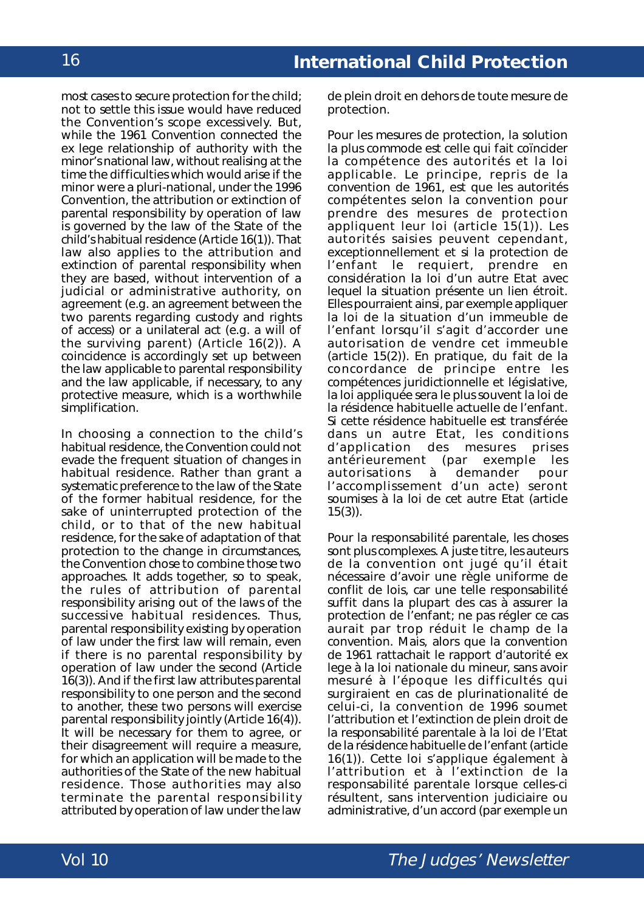most cases to secure protection for the child; not to settle this issue would have reduced the Convention's scope excessively. But, while the 1961 Convention connected the ex lege relationship of authority with the minor's national law, without realising at the time the difficulties which would arise if the minor were a pluri-national, under the 1996 Convention, the attribution or extinction of parental responsibility by operation of law is governed by the law of the State of the child's habitual residence (Article 16(1)). That law also applies to the attribution and extinction of parental responsibility when they are based, without intervention of a judicial or administrative authority, on agreement (e.g. an agreement between the two parents regarding custody and rights of access) or a unilateral act (e.g. a will of the surviving parent) (Article 16(2)). A coincidence is accordingly set up between the law applicable to parental responsibility and the law applicable, if necessary, to any protective measure, which is a worthwhile simplification.

In choosing a connection to the child's habitual residence, the Convention could not evade the frequent situation of changes in habitual residence. Rather than grant a systematic preference to the law of the State of the former habitual residence, for the sake of uninterrupted protection of the child, or to that of the new habitual residence, for the sake of adaptation of that protection to the change in circumstances, the Convention chose to combine those two approaches. It adds together, so to speak, the rules of attribution of parental responsibility arising out of the laws of the successive habitual residences. Thus, parental responsibility existing by operation of law under the first law will remain, even if there is no parental responsibility by operation of law under the second (Article 16(3)). And if the first law attributes parental responsibility to one person and the second to another, these two persons will exercise parental responsibility jointly (Article 16(4)). It will be necessary for them to agree, or their disagreement will require a measure, for which an application will be made to the authorities of the State of the new habitual residence. Those authorities may also terminate the parental responsibility attributed by operation of law under the law

de plein droit en dehors de toute mesure de protection.

Pour les mesures de protection, la solution la plus commode est celle qui fait coïncider la compétence des autorités et la loi applicable. Le principe, repris de la convention de 1961, est que les autorités compétentes selon la convention pour prendre des mesures de protection appliquent leur loi (article 15(1)). Les autorités saisies peuvent cependant, exceptionnellement et si la protection de l'enfant le requiert, prendre en considération la loi d'un autre Etat avec lequel la situation présente un lien étroit. Elles pourraient ainsi, par exemple appliquer la loi de la situation d'un immeuble de l'enfant lorsqu'il s'agit d'accorder une autorisation de vendre cet immeuble (article 15(2)). En pratique, du fait de la concordance de principe entre les compétences juridictionnelle et législative, la loi appliquée sera le plus souvent la loi de la résidence habituelle actuelle de l'enfant. Si cette résidence habituelle est transférée dans un autre Etat, les conditions d'application des mesures prises antérieurement (par exemple les autorisations à demander pour l'accomplissement d'un acte) seront soumises à la loi de cet autre Etat (article 15(3)).

Pour la responsabilité parentale, les choses sont plus complexes. A juste titre, les auteurs de la convention ont jugé qu'il était nécessaire d'avoir une règle uniforme de conflit de lois, car une telle responsabilité suffit dans la plupart des cas à assurer la protection de l'enfant; ne pas régler ce cas aurait par trop réduit le champ de la convention. Mais, alors que la convention de 1961 rattachait le rapport d'autorité ex lege à la loi nationale du mineur, sans avoir mesuré à l'époque les difficultés qui surgiraient en cas de plurinationalité de celui-ci, la convention de 1996 soumet l'attribution et l'extinction de plein droit de la responsabilité parentale à la loi de l'Etat de la résidence habituelle de l'enfant (article 16(1)). Cette loi s'applique également à l'attribution et à l'extinction de la responsabilité parentale lorsque celles-ci résultent, sans intervention judiciaire ou administrative, d'un accord (par exemple un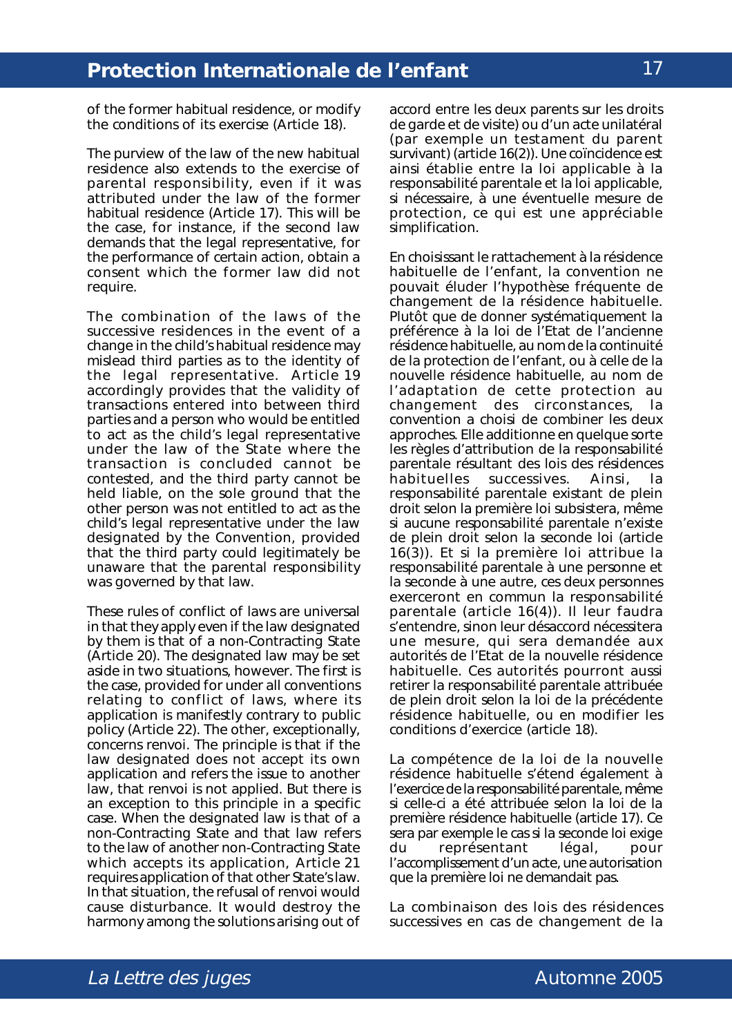of the former habitual residence, or modify the conditions of its exercise (Article 18).

The purview of the law of the new habitual residence also extends to the exercise of parental responsibility, even if it was attributed under the law of the former habitual residence (Article 17). This will be the case, for instance, if the second law demands that the legal representative, for the performance of certain action, obtain a consent which the former law did not require.

The combination of the laws of the successive residences in the event of a change in the child's habitual residence may mislead third parties as to the identity of the legal representative. Article 19 accordingly provides that the validity of transactions entered into between third parties and a person who would be entitled to act as the child's legal representative under the law of the State where the transaction is concluded cannot be contested, and the third party cannot be held liable, on the sole ground that the other person was not entitled to act as the child's legal representative under the law designated by the Convention, provided that the third party could legitimately be unaware that the parental responsibility was governed by that law.

These rules of conflict of laws are universal in that they apply even if the law designated by them is that of a non-Contracting State (Article 20). The designated law may be set aside in two situations, however. The first is the case, provided for under all conventions relating to conflict of laws, where its application is manifestly contrary to public policy (Article 22). The other, exceptionally, concerns renvoi. The principle is that if the law designated does not accept its own application and refers the issue to another law, that renvoi is not applied. But there is an exception to this principle in a specific case. When the designated law is that of a non-Contracting State and that law refers to the law of another non-Contracting State which accepts its application, Article 21 requires application of that other State's law. In that situation, the refusal of renvoi would cause disturbance. It would destroy the harmony among the solutions arising out of

accord entre les deux parents sur les droits de garde et de visite) ou d'un acte unilatéral (par exemple un testament du parent survivant) (article 16(2)). Une coïncidence est ainsi établie entre la loi applicable à la responsabilité parentale et la loi applicable, si nécessaire, à une éventuelle mesure de protection, ce qui est une appréciable simplification.

En choisissant le rattachement à la résidence habituelle de l'enfant, la convention ne pouvait éluder l'hypothèse fréquente de changement de la résidence habituelle. Plutôt que de donner systématiquement la préférence à la loi de l'Etat de l'ancienne résidence habituelle, au nom de la continuité de la protection de l'enfant, ou à celle de la nouvelle résidence habituelle, au nom de l'adaptation de cette protection au changement des circonstances, la convention a choisi de combiner les deux approches. Elle additionne en quelque sorte les règles d'attribution de la responsabilité parentale résultant des lois des résidences habituelles successives. Ainsi, la responsabilité parentale existant de plein droit selon la première loi subsistera, même si aucune responsabilité parentale n'existe de plein droit selon la seconde loi (article 16(3)). Et si la première loi attribue la responsabilité parentale à une personne et la seconde à une autre, ces deux personnes exerceront en commun la responsabilité parentale (article 16(4)). Il leur faudra s'entendre, sinon leur désaccord nécessitera une mesure, qui sera demandée aux autorités de l'Etat de la nouvelle résidence habituelle. Ces autorités pourront aussi retirer la responsabilité parentale attribuée de plein droit selon la loi de la précédente résidence habituelle, ou en modifier les conditions d'exercice (article 18).

La compétence de la loi de la nouvelle résidence habituelle s'étend également à l'exercice de la responsabilité parentale, même si celle-ci a été attribuée selon la loi de la première résidence habituelle (article 17). Ce sera par exemple le cas si la seconde loi exige du représentant légal, pour l'accomplissement d'un acte, une autorisation que la première loi ne demandait pas.

La combinaison des lois des résidences successives en cas de changement de la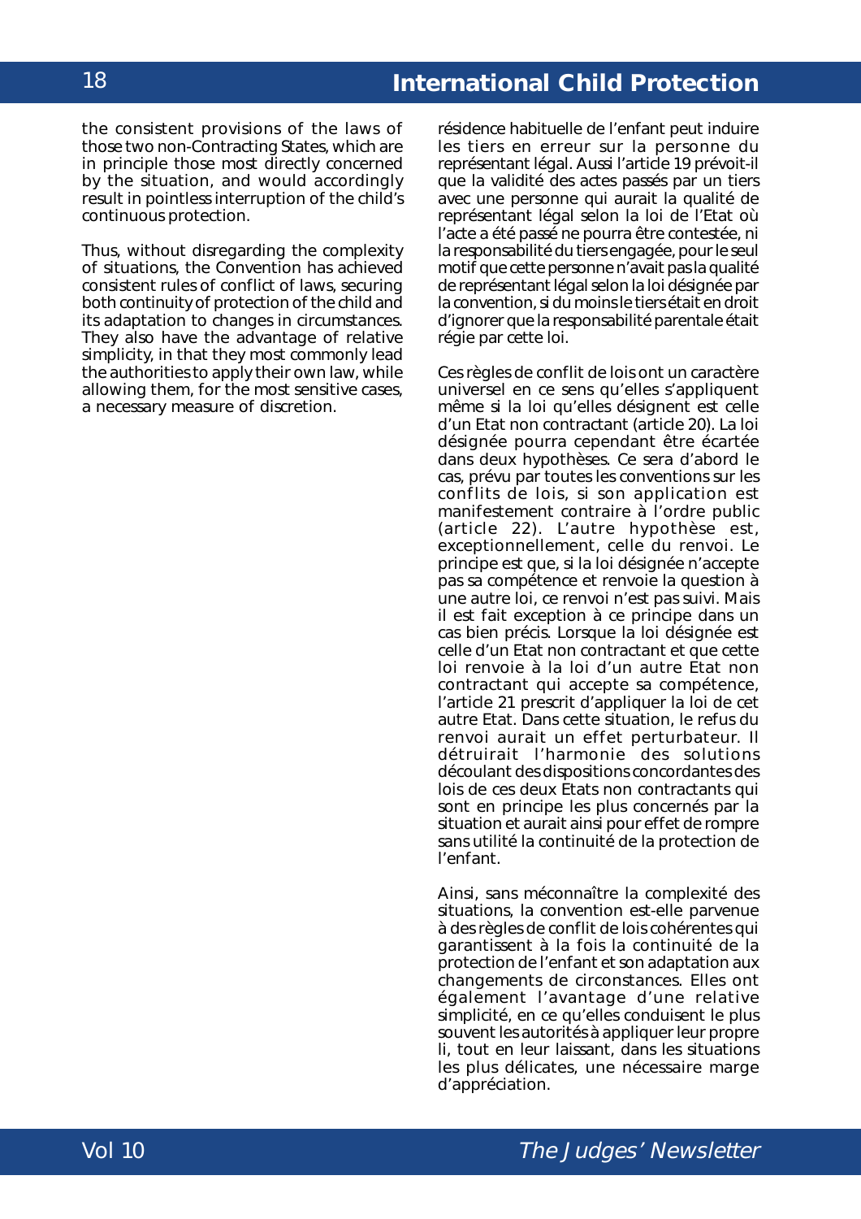the consistent provisions of the laws of those two non-Contracting States, which are in principle those most directly concerned by the situation, and would accordingly result in pointless interruption of the child's continuous protection.

Thus, without disregarding the complexity of situations, the Convention has achieved consistent rules of conflict of laws, securing both continuity of protection of the child and its adaptation to changes in circumstances. They also have the advantage of relative simplicity, in that they most commonly lead the authorities to apply their own law, while allowing them, for the most sensitive cases, a necessary measure of discretion.

résidence habituelle de l'enfant peut induire les tiers en erreur sur la personne du représentant légal. Aussi l'article 19 prévoit-il que la validité des actes passés par un tiers avec une personne qui aurait la qualité de représentant légal selon la loi de l'Etat où l'acte a été passé ne pourra être contestée, ni la responsabilité du tiers engagée, pour le seul motif que cette personne n'avait pas la qualité de représentant légal selon la loi désignée par la convention, si du moins le tiers était en droit d'ignorer que la responsabilité parentale était régie par cette loi.

Ces règles de conflit de lois ont un caractère universel en ce sens qu'elles s'appliquent même si la loi qu'elles désignent est celle d'un Etat non contractant (article 20). La loi désignée pourra cependant être écartée dans deux hypothèses. Ce sera d'abord le cas, prévu par toutes les conventions sur les conflits de lois, si son application est manifestement contraire à l'ordre public (article 22). L'autre hypothèse est, exceptionnellement, celle du renvoi. Le principe est que, si la loi désignée n'accepte pas sa compétence et renvoie la question à une autre loi, ce renvoi n'est pas suivi. Mais il est fait exception à ce principe dans un cas bien précis. Lorsque la loi désignée est celle d'un Etat non contractant et que cette loi renvoie à la loi d'un autre Etat non contractant qui accepte sa compétence, l'article 21 prescrit d'appliquer la loi de cet autre Etat. Dans cette situation, le refus du renvoi aurait un effet perturbateur. Il détruirait l'harmonie des solutions découlant des dispositions concordantes des lois de ces deux Etats non contractants qui sont en principe les plus concernés par la situation et aurait ainsi pour effet de rompre sans utilité la continuité de la protection de l'enfant.

Ainsi, sans méconnaître la complexité des situations, la convention est-elle parvenue à des règles de conflit de lois cohérentes qui garantissent à la fois la continuité de la protection de l'enfant et son adaptation aux changements de circonstances. Elles ont également l'avantage d'une relative simplicité, en ce qu'elles conduisent le plus souvent les autorités à appliquer leur propre li, tout en leur laissant, dans les situations les plus délicates, une nécessaire marge d'appréciation.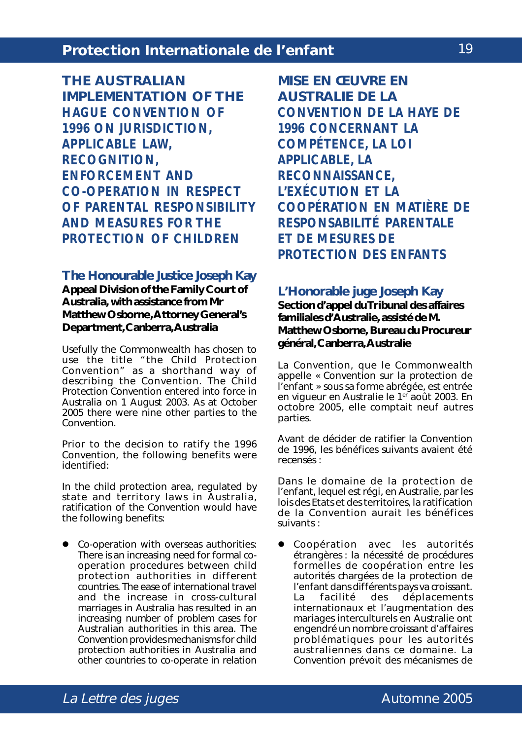## THE AUSTRALIAN IMPLEMENTATION OF THE HAGUE CONVENTION OF 1996 ON JURISDICTION, APPLICABLE LAW, RECOGNITION, ENFORCEMENT AND CO-OPERATION IN RESPECT OF PARENTAL RESPONSIBILITY AND MEASURES FOR THE PROTECTION OF CHILDREN

### The Honourable Justice Joseph Kay

**Appeal Division of the Family Court of Australia, with assistance from Mr Matthew Osborne, Attorney General's Department, Canberra, Australia**

Usefully the Commonwealth has chosen to use the title "the Child Protection Convention" as a shorthand way of describing the Convention. The Child Protection Convention entered into force in Australia on 1 August 2003. As at October 2005 there were nine other parties to the Convention.

Prior to the decision to ratify the 1996 Convention, the following benefits were identified:

In the child protection area, regulated by state and territory laws in Australia, ratification of the Convention would have the following benefits:

- Co-operation with overseas authorities: There is an increasing need for formal co-operation procedures between child protection authorities in different countries. The ease of international travel and the increase in cross-cultural marriages in Australia has resulted in an increasing number of problem cases for Australian authorities in this area. The Convention provides mechanisms for child protection authorities in Australia and other countries to co-operate in relation

## MISE EN ŒUVRE EN AUSTRALIE DE LA CONVENTION DE LA HAYE DE 1996 CONCERNANT LA COMPÉTENCE, LA LOI APPLICABLE, LA RECONNAISSANCE, L'EXÉCUTION ET LA COOPÉRATION EN MATIÈRE DE RESPONSABILITÉ PARENTALE ET DE MESURES DE PROTECTION DES ENFANTS

### L'Honorable juge Joseph Kay

**Section d'appel du Tribunal des affaires familiales d'Australie, assisté de M. Matthew Osborne, Bureau du Procureur général, Canberra, Australie**

La Convention, que le Commonwealth appelle « Convention sur la protection de l'enfant » sous sa forme abrégée, est entrée en vigueur en Australie le 1er août 2003. En octobre 2005, elle comptait neuf autres parties.

Avant de décider de ratifier la Convention de 1996, les bénéfices suivants avaient été recensés :

Dans le domaine de la protection de l'enfant, lequel est régi, en Australie, par les lois des Etats et des territoires, la ratification de la Convention aurait les bénéfices suivants :

- Coopération avec les autorités étrangères : la nécessité de procédures formelles de coopération entre les autorités chargées de la protection de l'enfant dans différents pays va croissant. La facilité des déplacements internationaux et l'augmentation des mariages interculturels en Australie ont engendré un nombre croissant d'affaires problématiques pour les autorités australiennes dans ce domaine. La Convention prévoit des mécanismes de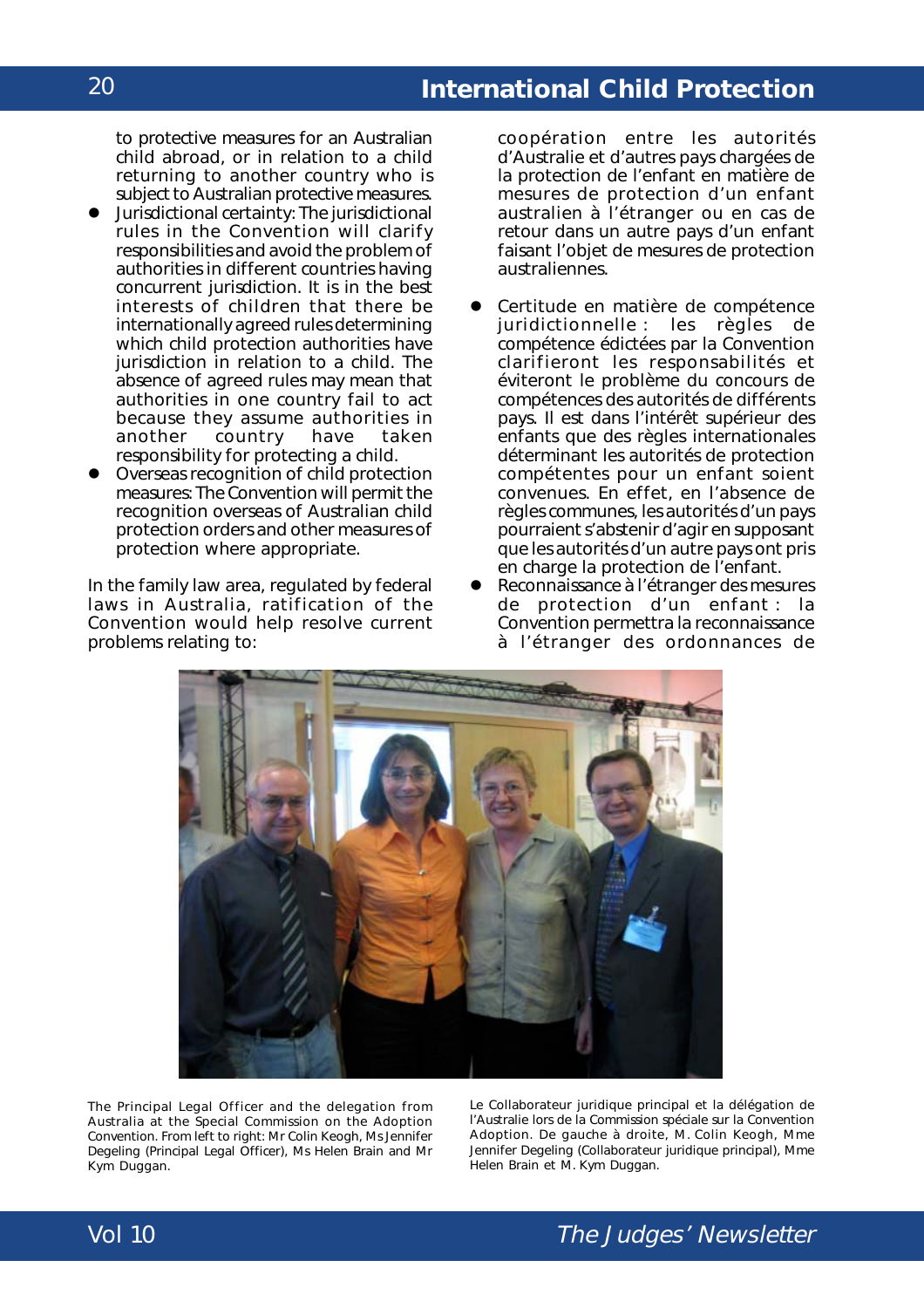to protective measures for an Australian child abroad, or in relation to a child returning to another country who is subject to Australian protective measures.

- Jurisdictional certainty: The jurisdictional rules in the Convention will clarify responsibilities and avoid the problem of authorities in different countries having concurrent jurisdiction. It is in the best interests of children that there be internationally agreed rules determining which child protection authorities have jurisdiction in relation to a child. The absence of agreed rules may mean that authorities in one country fail to act because they assume authorities in another country have taken responsibility for protecting a child.
- Overseas recognition of child protection measures: The Convention will permit the recognition overseas of Australian child protection orders and other measures of protection where appropriate.

In the family law area, regulated by federal laws in Australia, ratification of the Convention would help resolve current problems relating to:

coopération entre les autorités d'Australie et d'autres pays chargées de la protection de l'enfant en matière de mesures de protection d'un enfant australien à l'étranger ou en cas de retour dans un autre pays d'un enfant faisant l'objet de mesures de protection australiennes.

- Certitude en matière de compétence juridictionnelle : les règles de compétence édictées par la Convention clarifieront les responsabilités et éviteront le problème du concours de compétences des autorités de différents pays. Il est dans l'intérêt supérieur des enfants que des règles internationales déterminant les autorités de protection compétentes pour un enfant soient convenues. En effet, en l'absence de règles communes, les autorités d'un pays pourraient s'abstenir d'agir en supposant que les autorités d'un autre pays ont pris en charge la protection de l'enfant.
- Reconnaissance à l'étranger des mesures de protection d'un enfant : la Convention permettra la reconnaissance à l'étranger des ordonnances de

The Principal Legal Officer and the delegation from Australia at the Special Commission on the Adoption Convention. From left to right: Mr Colin Keogh, Ms Jennifer Degeling (Principal Legal Officer), Ms Helen Brain and Mr Kym Duggan.

Le Collaborateur juridique principal et la délégation de l'Australie lors de la Commission spéciale sur la Convention Adoption. De gauche à droite, M. Colin Keogh, Mme Jennifer Degeling (Collaborateur juridique principal), Mme Helen Brain et M. Kym Duggan.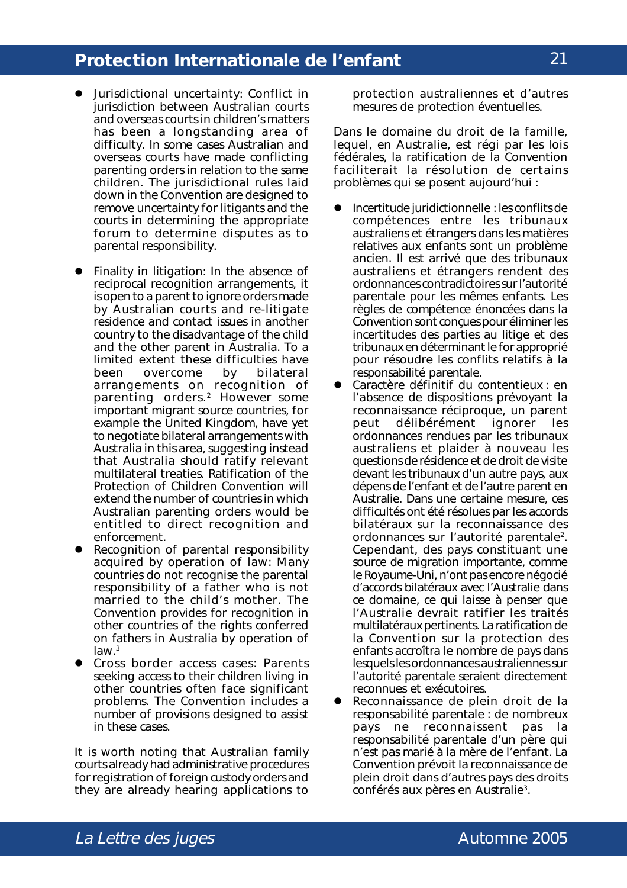- Jurisdictional uncertainty: Conflict in jurisdiction between Australian courts and overseas courts in children's matters has been a longstanding area of difficulty. In some cases Australian and overseas courts have made conflicting parenting orders in relation to the same children. The jurisdictional rules laid down in the Convention are designed to remove uncertainty for litigants and the courts in determining the appropriate forum to determine disputes as to parental responsibility.

- Finality in litigation: In the absence of reciprocal recognition arrangements, it is open to a parent to ignore orders made by Australian courts and re-litigate residence and contact issues in another country to the disadvantage of the child and the other parent in Australia. To a limited extent these difficulties have been overcome by bilateral arrangements on recognition of parenting orders.[2] However some important migrant source countries, for example the United Kingdom, have yet to negotiate bilateral arrangements with Australia in this area, suggesting instead that Australia should ratify relevant multilateral treaties. Ratification of the Protection of Children Convention will extend the number of countries in which Australian parenting orders would be entitled to direct recognition and enforcement.
- Recognition of parental responsibility acquired by operation of law: Many countries do not recognise the parental responsibility of a father who is not married to the child's mother. The Convention provides for recognition in other countries of the rights conferred on fathers in Australia by operation of law.[3]
- Cross border access cases: Parents seeking access to their children living in other countries often face significant problems. The Convention includes a number of provisions designed to assist in these cases.

It is worth noting that Australian family courts already had administrative procedures for registration of foreign custody orders and they are already hearing applications to protection australiennes et d'autres mesures de protection éventuelles.

Dans le domaine du droit de la famille, lequel, en Australie, est régi par les lois fédérales, la ratification de la Convention faciliterait la résolution de certains problèmes qui se posent aujourd'hui :

- Incertitude juridictionnelle : les conflits de compétences entre les tribunaux australiens et étrangers dans les matières relatives aux enfants sont un problème ancien. Il est arrivé que des tribunaux australiens et étrangers rendent des ordonnances contradictoires sur l'autorité parentale pour les mêmes enfants. Les règles de compétence énoncées dans la Convention sont conçues pour éliminer les incertitudes des parties au litige et des tribunaux en déterminant le for approprié pour résoudre les conflits relatifs à la responsabilité parentale.
- Caractère définitif du contentieux : en l'absence de dispositions prévoyant la reconnaissance réciproque, un parent peut délibérément ignorer les ordonnances rendues par les tribunaux australiens et plaider à nouveau les questions de résidence et de droit de visite devant les tribunaux d'un autre pays, aux dépens de l'enfant et de l'autre parent en Australie. Dans une certaine mesure, ces difficultés ont été résolues par les accords bilatéraux sur la reconnaissance des ordonnances sur l'autorité parentale[2]. Cependant, des pays constituant une source de migration importante, comme le Royaume-Uni, n'ont pas encore négocié d'accords bilatéraux avec l'Australie dans ce domaine, ce qui laisse à penser que l'Australie devrait ratifier les traités multilatéraux pertinents. La ratification de la Convention sur la protection des enfants accroîtra le nombre de pays dans lesquels les ordonnances australiennes sur l'autorité parentale seraient directement reconnues et exécutoires.
- Reconnaissance de plein droit de la responsabilité parentale : de nombreux pays ne reconnaissent pas la responsabilité parentale d'un père qui n'est pas marié à la mère de l'enfant. La Convention prévoit la reconnaissance de plein droit dans d'autres pays des droits conférés aux pères en Australie[3].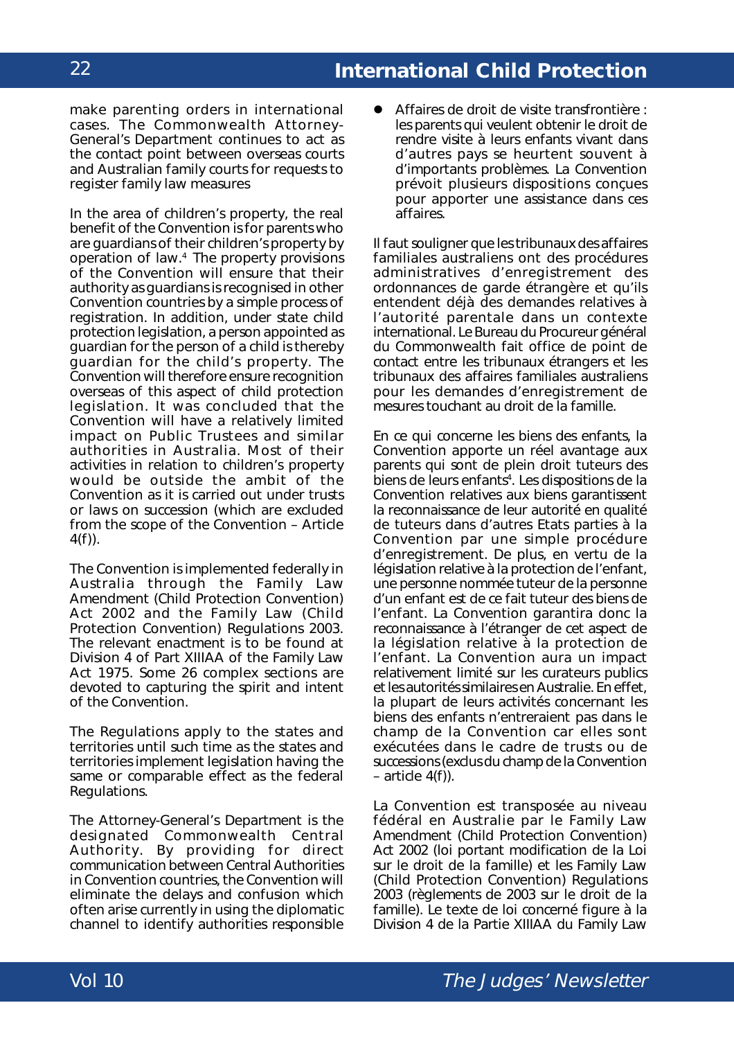make parenting orders in international cases. The Commonwealth Attorney-General's Department continues to act as the contact point between overseas courts and Australian family courts for requests to register family law measures

In the area of children's property, the real benefit of the Convention is for parents who are guardians of their children's property by operation of law.[4] The property provisions of the Convention will ensure that their authority as guardians is recognised in other Convention countries by a simple process of registration. In addition, under state child protection legislation, a person appointed as guardian for the person of a child is thereby guardian for the child's property. The Convention will therefore ensure recognition overseas of this aspect of child protection legislation. It was concluded that the Convention will have a relatively limited impact on Public Trustees and similar authorities in Australia. Most of their activities in relation to children's property would be outside the ambit of the Convention as it is carried out under trusts or laws on succession (which are excluded from the scope of the Convention – Article 4(f)).

The Convention is implemented federally in Australia through the Family Law Amendment (Child Protection Convention) Act 2002 and the Family Law (Child Protection Convention) Regulations 2003. The relevant enactment is to be found at Division 4 of Part XIIIAA of the Family Law Act 1975. Some 26 complex sections are devoted to capturing the spirit and intent of the Convention.

The Regulations apply to the states and territories until such time as the states and territories implement legislation having the same or comparable effect as the federal Regulations.

The Attorney-General's Department is the designated Commonwealth Central Authority. By providing for direct communication between Central Authorities in Convention countries, the Convention will eliminate the delays and confusion which often arise currently in using the diplomatic channel to identify authorities responsible

- Affaires de droit de visite transfrontière : les parents qui veulent obtenir le droit de rendre visite à leurs enfants vivant dans d'autres pays se heurtent souvent à d'importants problèmes. La Convention prévoit plusieurs dispositions conçues pour apporter une assistance dans ces affaires.

Il faut souligner que les tribunaux des affaires familiales australiens ont des procédures administratives d'enregistrement des ordonnances de garde étrangère et qu'ils entendent déjà des demandes relatives à l'autorité parentale dans un contexte international. Le Bureau du Procureur général du Commonwealth fait office de point de contact entre les tribunaux étrangers et les tribunaux des affaires familiales australiens pour les demandes d'enregistrement de mesures touchant au droit de la famille.

En ce qui concerne les biens des enfants, la Convention apporte un réel avantage aux parents qui sont de plein droit tuteurs des biens de leurs enfants[4]. Les dispositions de la Convention relatives aux biens garantissent la reconnaissance de leur autorité en qualité de tuteurs dans d'autres Etats parties à la Convention par une simple procédure d'enregistrement. De plus, en vertu de la législation relative à la protection de l'enfant, une personne nommée tuteur de la personne d'un enfant est de ce fait tuteur des biens de l'enfant. La Convention garantira donc la reconnaissance à l'étranger de cet aspect de la législation relative à la protection de l'enfant. La Convention aura un impact relativement limité sur les curateurs publics et les autorités similaires en Australie. En effet, la plupart de leurs activités concernant les biens des enfants n'entreraient pas dans le champ de la Convention car elles sont exécutées dans le cadre de trusts ou de successions (exclus du champ de la Convention – article 4(f)).

La Convention est transposée au niveau fédéral en Australie par le Family Law Amendment (Child Protection Convention) Act 2002 (loi portant modification de la Loi sur le droit de la famille) et les Family Law (Child Protection Convention) Regulations 2003 (règlements de 2003 sur le droit de la famille). Le texte de loi concerné figure à la Division 4 de la Partie XIIIAA du Family Law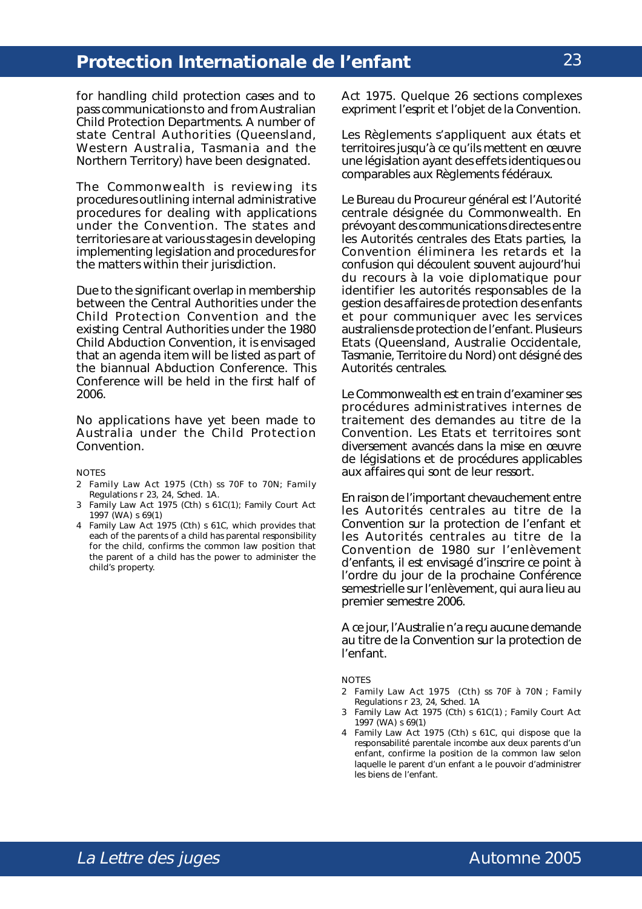for handling child protection cases and to pass communications to and from Australian Child Protection Departments. A number of state Central Authorities (Queensland, Western Australia, Tasmania and the Northern Territory) have been designated.

The Commonwealth is reviewing its procedures outlining internal administrative procedures for dealing with applications under the Convention. The states and territories are at various stages in developing implementing legislation and procedures for the matters within their jurisdiction.

Due to the significant overlap in membership between the Central Authorities under the Child Protection Convention and the existing Central Authorities under the 1980 Child Abduction Convention, it is envisaged that an agenda item will be listed as part of the biannual Abduction Conference. This Conference will be held in the first half of 2006.

No applications have yet been made to Australia under the Child Protection Convention.

NOTES

2 Family Law Act 1975 (Cth) ss 70F to 70N; Family Regulations r 23, 24, Sched. 1A.
3 Family Law Act 1975 (Cth) s 61C(1); Family Court Act 1997 (WA) s 69(1)
4 Family Law Act 1975 (Cth) s 61C, which provides that each of the parents of a child has parental responsibility for the child, confirms the common law position that the parent of a child has the power to administer the child's property.

Act 1975. Quelque 26 sections complexes expriment l'esprit et l'objet de la Convention.

Les Règlements s'appliquent aux états et territoires jusqu'à ce qu'ils mettent en œuvre une législation ayant des effets identiques ou comparables aux Règlements fédéraux.

Le Bureau du Procureur général est l'Autorité centrale désignée du Commonwealth. En prévoyant des communications directes entre les Autorités centrales des Etats parties, la Convention éliminera les retards et la confusion qui découlent souvent aujourd'hui du recours à la voie diplomatique pour identifier les autorités responsables de la gestion des affaires de protection des enfants et pour communiquer avec les services australiens de protection de l'enfant. Plusieurs Etats (Queensland, Australie Occidentale, Tasmanie, Territoire du Nord) ont désigné des Autorités centrales.

Le Commonwealth est en train d'examiner ses procédures administratives internes de traitement des demandes au titre de la Convention. Les Etats et territoires sont diversement avancés dans la mise en œuvre de législations et de procédures applicables aux affaires qui sont de leur ressort.

En raison de l'important chevauchement entre les Autorités centrales au titre de la Convention sur la protection de l'enfant et les Autorités centrales au titre de la Convention de 1980 sur l'enlèvement d'enfants, il est envisagé d'inscrire ce point à l'ordre du jour de la prochaine Conférence semestrielle sur l'enlèvement, qui aura lieu au premier semestre 2006.

A ce jour, l'Australie n'a reçu aucune demande au titre de la Convention sur la protection de l'enfant.

NOTES

2 Family Law Act 1975 (Cth) ss 70F à 70N ; Family Regulations r 23, 24, Sched. 1A
3 Family Law Act 1975 (Cth) s 61C(1) ; Family Court Act 1997 (WA) s 69(1)
4 Family Law Act 1975 (Cth) s 61C, qui dispose que la responsabilité parentale incombe aux deux parents d'un enfant, confirme la position de la common law selon laquelle le parent d'un enfant a le pouvoir d'administrer les biens de l'enfant.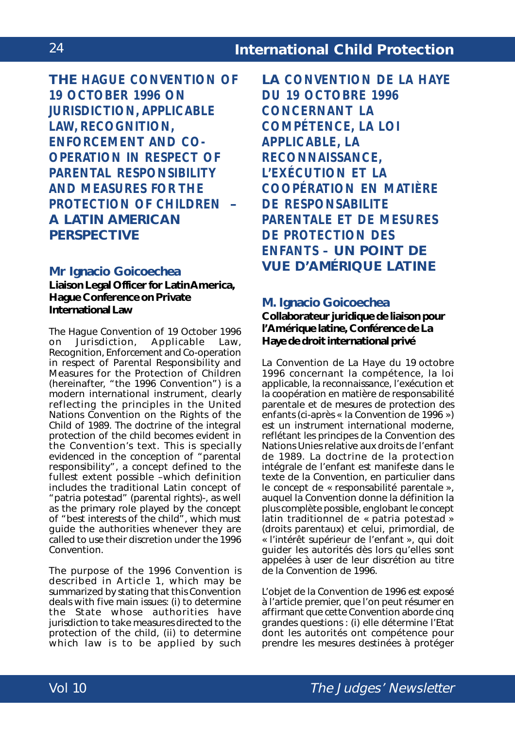## THE HAGUE CONVENTION OF 19 OCTOBER 1996 ON JURISDICTION, APPLICABLE LAW, RECOGNITION, ENFORCEMENT AND CO-OPERATION IN RESPECT OF PARENTAL RESPONSIBILITY AND MEASURES FOR THE PROTECTION OF CHILDREN – A LATIN AMERICAN PERSPECTIVE

### Mr Ignacio Goicoechea

**Liaison Legal Officer for Latin America, Hague Conference on Private International Law**

The Hague Convention of 19 October 1996 on Jurisdiction, Applicable Law, Recognition, Enforcement and Co-operation in respect of Parental Responsibility and Measures for the Protection of Children (hereinafter, "the 1996 Convention") is a modern international instrument, clearly reflecting the principles in the United Nations Convention on the Rights of the Child of 1989. The doctrine of the integral protection of the child becomes evident in the Convention's text. This is specially evidenced in the conception of "parental responsibility", a concept defined to the fullest extent possible –which definition includes the traditional Latin concept of "patria potestad" (parental rights)-, as well as the primary role played by the concept of "best interests of the child", which must guide the authorities whenever they are called to use their discretion under the 1996 Convention.

The purpose of the 1996 Convention is described in Article 1, which may be summarized by stating that this Convention deals with five main issues: (i) to determine the State whose authorities have jurisdiction to take measures directed to the protection of the child, (ii) to determine which law is to be applied by such

## LA CONVENTION DE LA HAYE DU 19 OCTOBRE 1996 CONCERNANT LA COMPÉTENCE, LA LOI APPLICABLE, LA RECONNAISSANCE, L'EXÉCUTION ET LA COOPÉRATION EN MATIÈRE DE RESPONSABILITE PARENTALE ET DE MESURES DE PROTECTION DES ENFANTS – UN POINT DE VUE D'AMÉRIQUE LATINE

### M. Ignacio Goicoechea

**Collaborateur juridique de liaison pour l'Amérique latine, Conférence de La Haye de droit international privé**

La Convention de La Haye du 19 octobre 1996 concernant la compétence, la loi applicable, la reconnaissance, l'exécution et la coopération en matière de responsabilité parentale et de mesures de protection des enfants (ci-après « la Convention de 1996 ») est un instrument international moderne, reflétant les principes de la Convention des Nations Unies relative aux droits de l'enfant de 1989. La doctrine de la protection intégrale de l'enfant est manifeste dans le texte de la Convention, en particulier dans le concept de « responsabilité parentale », auquel la Convention donne la définition la plus complète possible, englobant le concept latin traditionnel de « patria potestad » (droits parentaux) et celui, primordial, de « l'intérêt supérieur de l'enfant », qui doit guider les autorités dès lors qu'elles sont appelées à user de leur discrétion au titre de la Convention de 1996.

L'objet de la Convention de 1996 est exposé à l'article premier, que l'on peut résumer en affirmant que cette Convention aborde cinq grandes questions : (i) elle détermine l'Etat dont les autorités ont compétence pour prendre les mesures destinées à protéger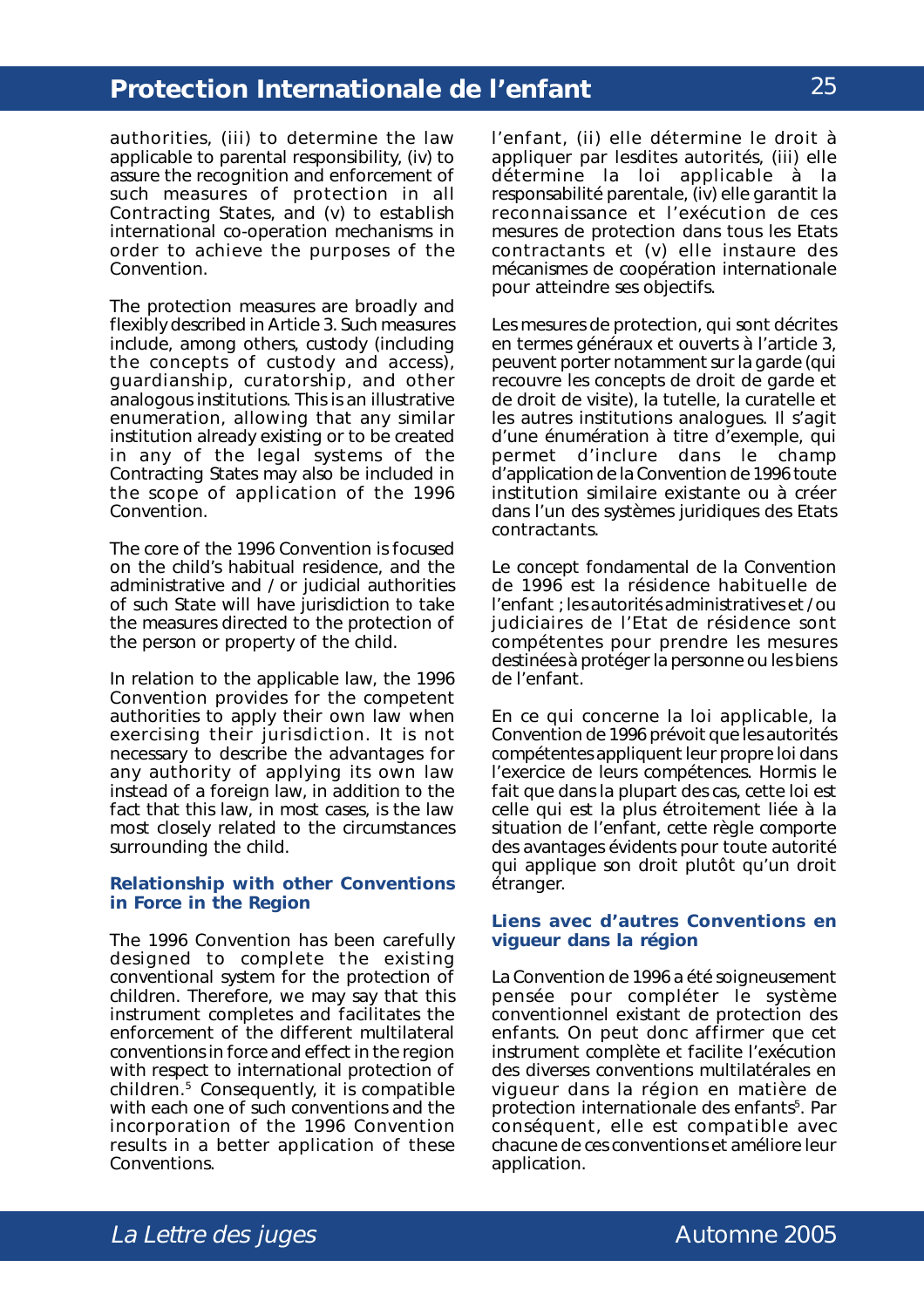authorities, (iii) to determine the law applicable to parental responsibility, (iv) to assure the recognition and enforcement of such measures of protection in all Contracting States, and (v) to establish international co-operation mechanisms in order to achieve the purposes of the Convention.

The protection measures are broadly and flexibly described in Article 3. Such measures include, among others, custody (including the concepts of custody and access), guardianship, curatorship, and other analogous institutions. This is an illustrative enumeration, allowing that any similar institution already existing or to be created in any of the legal systems of the Contracting States may also be included in the scope of application of the 1996 Convention.

The core of the 1996 Convention is focused on the child's habitual residence, and the administrative and / or judicial authorities of such State will have jurisdiction to take the measures directed to the protection of the person or property of the child.

In relation to the applicable law, the 1996 Convention provides for the competent authorities to apply their own law when exercising their jurisdiction. It is not necessary to describe the advantages for any authority of applying its own law instead of a foreign law, in addition to the fact that this law, in most cases, is the law most closely related to the circumstances surrounding the child.

### Relationship with other Conventions in Force in the Region

The 1996 Convention has been carefully designed to complete the existing conventional system for the protection of children. Therefore, we may say that this instrument completes and facilitates the enforcement of the different multilateral conventions in force and effect in the region with respect to international protection of children.[5] Consequently, it is compatible with each one of such conventions and the incorporation of the 1996 Convention results in a better application of these Conventions.

l'enfant, (ii) elle détermine le droit à appliquer par lesdites autorités, (iii) elle détermine la loi applicable à la responsabilité parentale, (iv) elle garantit la reconnaissance et l'exécution de ces mesures de protection dans tous les Etats contractants et (v) elle instaure des mécanismes de coopération internationale pour atteindre ses objectifs.

Les mesures de protection, qui sont décrites en termes généraux et ouverts à l'article 3, peuvent porter notamment sur la garde (qui recouvre les concepts de droit de garde et de droit de visite), la tutelle, la curatelle et les autres institutions analogues. Il s'agit d'une énumération à titre d'exemple, qui permet d'inclure dans le champ d'application de la Convention de 1996 toute institution similaire existante ou à créer dans l'un des systèmes juridiques des Etats contractants.

Le concept fondamental de la Convention de 1996 est la résidence habituelle de l'enfant ; les autorités administratives et / ou judiciaires de l'Etat de résidence sont compétentes pour prendre les mesures destinées à protéger la personne ou les biens de l'enfant.

En ce qui concerne la loi applicable, la Convention de 1996 prévoit que les autorités compétentes appliquent leur propre loi dans l'exercice de leurs compétences. Hormis le fait que dans la plupart des cas, cette loi est celle qui est la plus étroitement liée à la situation de l'enfant, cette règle comporte des avantages évidents pour toute autorité qui applique son droit plutôt qu'un droit étranger.

### Liens avec d'autres Conventions en vigueur dans la région

La Convention de 1996 a été soigneusement pensée pour compléter le système conventionnel existant de protection des enfants. On peut donc affirmer que cet instrument complète et facilite l'exécution des diverses conventions multilatérales en vigueur dans la région en matière de protection internationale des enfants[5]. Par conséquent, elle est compatible avec chacune de ces conventions et améliore leur application.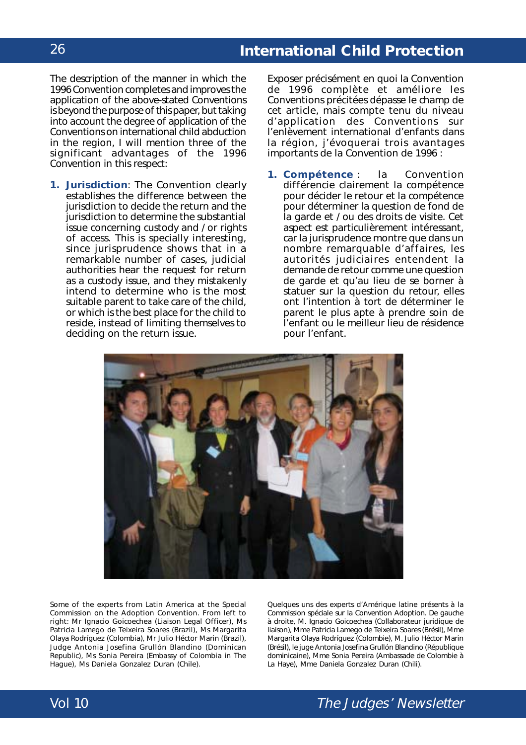The description of the manner in which the 1996 Convention completes and improves the application of the above-stated Conventions is beyond the purpose of this paper, but taking into account the degree of application of the Conventions on international child abduction in the region, I will mention three of the significant advantages of the 1996 Convention in this respect:

1. **Jurisdiction**: The Convention clearly establishes the difference between the jurisdiction to decide the return and the jurisdiction to determine the substantial issue concerning custody and / or rights of access. This is specially interesting, since jurisprudence shows that in a remarkable number of cases, judicial authorities hear the request for return as a custody issue, and they mistakenly intend to determine who is the most suitable parent to take care of the child, or which is the best place for the child to reside, instead of limiting themselves to deciding on the return issue.

Exposer précisément en quoi la Convention de 1996 complète et améliore les Conventions précitées dépasse le champ de cet article, mais compte tenu du niveau d'application des Conventions sur l'enlèvement international d'enfants dans la région, j'évoquerai trois avantages importants de la Convention de 1996 :

1. **Compétence** : la Convention différencie clairement la compétence pour décider le retour et la compétence pour déterminer la question de fond de la garde et / ou des droits de visite. Cet aspect est particulièrement intéressant, car la jurisprudence montre que dans un nombre remarquable d'affaires, les autorités judiciaires entendent la demande de retour comme une question de garde et qu'au lieu de se borner à statuer sur la question du retour, elles ont l'intention à tort de déterminer le parent le plus apte à prendre soin de l'enfant ou le meilleur lieu de résidence pour l'enfant.

Some of the experts from Latin America at the Special Commission on the Adoption Convention. From left to right: Mr Ignacio Goicoechea (Liaison Legal Officer), Ms Patricia Lamego de Teixeira Soares (Brazil), Ms Margarita Olaya Rodríguez (Colombia), Mr Julio Héctor Marin (Brazil), Judge Antonia Josefina Grullón Blandino (Dominican Republic), Ms Sonia Pereira (Embassy of Colombia in The Hague), Ms Daniela Gonzalez Duran (Chile).

Quelques uns des experts d'Amérique latine présents à la Commission spéciale sur la Convention Adoption. De gauche à droite, M. Ignacio Goicoechea (Collaborateur juridique de liaison), Mme Patricia Lamego de Teixeira Soares (Brésil), Mme Margarita Olaya Rodríguez (Colombie), M. Julio Héctor Marin (Brésil), le juge Antonia Josefina Grullón Blandino (République dominicaine), Mme Sonia Pereira (Ambassade de Colombie à La Haye), Mme Daniela Gonzalez Duran (Chili).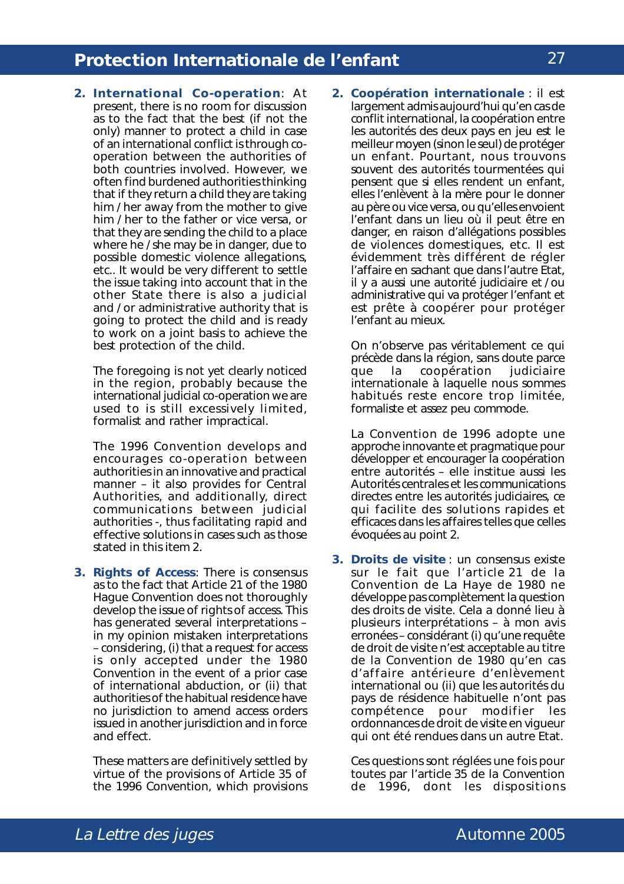2. **International Co-operation**: At present, there is no room for discussion as to the fact that the best (if not the only) manner to protect a child in case of an international conflict is through co-operation between the authorities of both countries involved. However, we often find burdened authorities thinking that if they return a child they are taking him / her away from the mother to give him / her to the father or vice versa, or that they are sending the child to a place where he / she may be in danger, due to possible domestic violence allegations, etc.. It would be very different to settle the issue taking into account that in the other State there is also a judicial and / or administrative authority that is going to protect the child and is ready to work on a joint basis to achieve the best protection of the child.

   The foregoing is not yet clearly noticed in the region, probably because the international judicial co-operation we are used to is still excessively limited, formalist and rather impractical.

   The 1996 Convention develops and encourages co-operation between authorities in an innovative and practical manner – it also provides for Central Authorities, and additionally, direct communications between judicial authorities -, thus facilitating rapid and effective solutions in cases such as those stated in this item 2.

3. **Rights of Access**: There is consensus as to the fact that Article 21 of the 1980 Hague Convention does not thoroughly develop the issue of rights of access. This has generated several interpretations – in my opinion mistaken interpretations – considering, (i) that a request for access is only accepted under the 1980 Convention in the event of a prior case of international abduction, or (ii) that authorities of the habitual residence have no jurisdiction to amend access orders issued in another jurisdiction and in force and effect.

   These matters are definitively settled by virtue of the provisions of Article 35 of the 1996 Convention, which provisions

2. **Coopération internationale** : il est largement admis aujourd'hui qu'en cas de conflit international, la coopération entre les autorités des deux pays en jeu est le meilleur moyen (sinon le seul) de protéger un enfant. Pourtant, nous trouvons souvent des autorités tourmentées qui pensent que si elles rendent un enfant, elles l'enlèvent à la mère pour le donner au père ou vice versa, ou qu'elles envoient l'enfant dans un lieu où il peut être en danger, en raison d'allégations possibles de violences domestiques, etc. Il est évidemment très différent de régler l'affaire en sachant que dans l'autre Etat, il y a aussi une autorité judiciaire et / ou administrative qui va protéger l'enfant et est prête à coopérer pour protéger l'enfant au mieux.

   On n'observe pas véritablement ce qui précède dans la région, sans doute parce que la coopération judiciaire internationale à laquelle nous sommes habitués reste encore trop limitée, formaliste et assez peu commode.

   La Convention de 1996 adopte une approche innovante et pragmatique pour développer et encourager la coopération entre autorités – elle institue aussi les Autorités centrales et les communications directes entre les autorités judiciaires, ce qui facilite des solutions rapides et efficaces dans les affaires telles que celles évoquées au point 2.

3. **Droits de visite** : un consensus existe sur le fait que l'article 21 de la Convention de La Haye de 1980 ne développe pas complètement la question des droits de visite. Cela a donné lieu à plusieurs interprétations – à mon avis erronées – considérant (i) qu'une requête de droit de visite n'est acceptable au titre de la Convention de 1980 qu'en cas d'affaire antérieure d'enlèvement international ou (ii) que les autorités du pays de résidence habituelle n'ont pas compétence pour modifier les ordonnances de droit de visite en vigueur qui ont été rendues dans un autre Etat.

   Ces questions sont réglées une fois pour toutes par l'article 35 de la Convention de 1996, dont les dispositions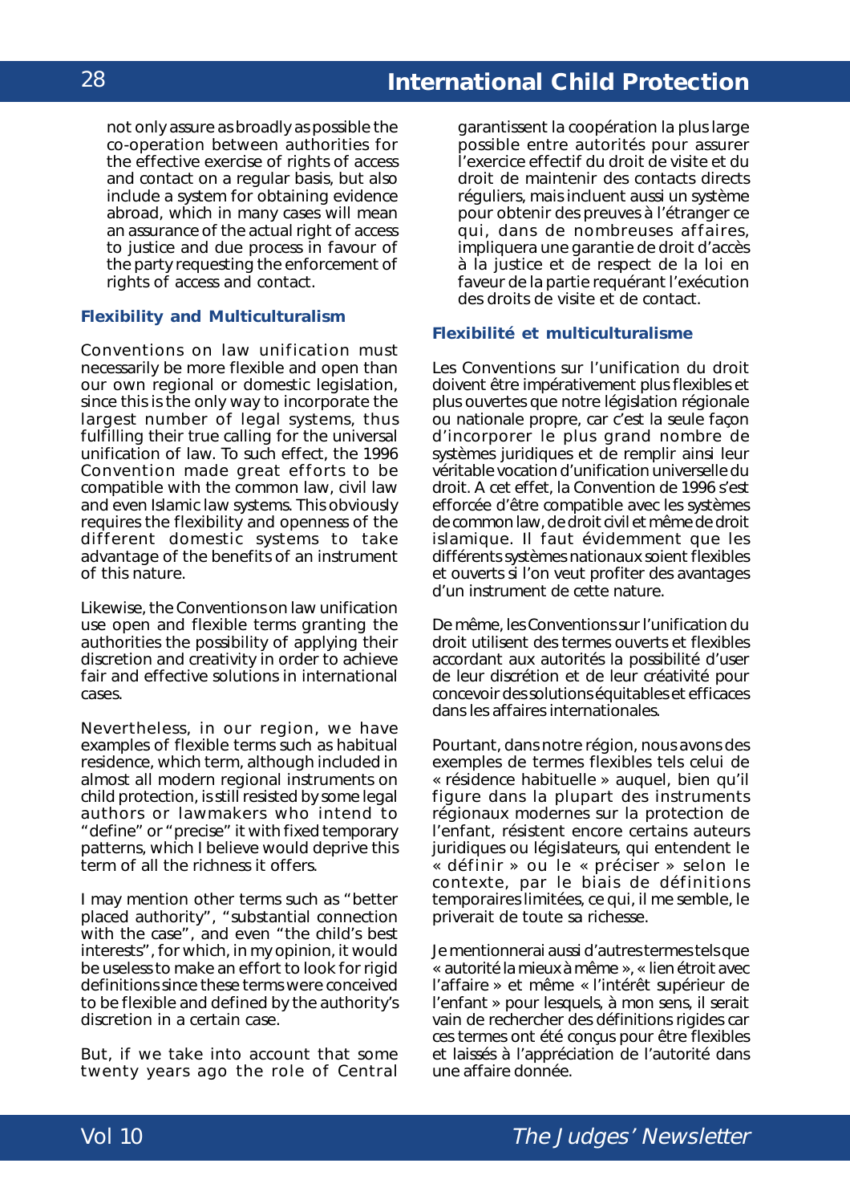not only assure as broadly as possible the co-operation between authorities for the effective exercise of rights of access and contact on a regular basis, but also include a system for obtaining evidence abroad, which in many cases will mean an assurance of the actual right of access to justice and due process in favour of the party requesting the enforcement of rights of access and contact.

### Flexibility and Multiculturalism

Conventions on law unification must necessarily be more flexible and open than our own regional or domestic legislation, since this is the only way to incorporate the largest number of legal systems, thus fulfilling their true calling for the universal unification of law. To such effect, the 1996 Convention made great efforts to be compatible with the common law, civil law and even Islamic law systems. This obviously requires the flexibility and openness of the different domestic systems to take advantage of the benefits of an instrument of this nature.

Likewise, the Conventions on law unification use open and flexible terms granting the authorities the possibility of applying their discretion and creativity in order to achieve fair and effective solutions in international cases.

Nevertheless, in our region, we have examples of flexible terms such as habitual residence, which term, although included in almost all modern regional instruments on child protection, is still resisted by some legal authors or lawmakers who intend to "define" or "precise" it with fixed temporary patterns, which I believe would deprive this term of all the richness it offers.

I may mention other terms such as "better placed authority", "substantial connection with the case", and even "the child's best interests", for which, in my opinion, it would be useless to make an effort to look for rigid definitions since these terms were conceived to be flexible and defined by the authority's discretion in a certain case.

But, if we take into account that some twenty years ago the role of Central

garantissent la coopération la plus large possible entre autorités pour assurer l'exercice effectif du droit de visite et du droit de maintenir des contacts directs réguliers, mais incluent aussi un système pour obtenir des preuves à l'étranger ce qui, dans de nombreuses affaires, impliquera une garantie de droit d'accès à la justice et de respect de la loi en faveur de la partie requérant l'exécution des droits de visite et de contact.

### Flexibilité et multiculturalisme

Les Conventions sur l'unification du droit doivent être impérativement plus flexibles et plus ouvertes que notre législation régionale ou nationale propre, car c'est la seule façon d'incorporer le plus grand nombre de systèmes juridiques et de remplir ainsi leur véritable vocation d'unification universelle du droit. A cet effet, la Convention de 1996 s'est efforcée d'être compatible avec les systèmes de common law, de droit civil et même de droit islamique. Il faut évidemment que les différents systèmes nationaux soient flexibles et ouverts si l'on veut profiter des avantages d'un instrument de cette nature.

De même, les Conventions sur l'unification du droit utilisent des termes ouverts et flexibles accordant aux autorités la possibilité d'user de leur discrétion et de leur créativité pour concevoir des solutions équitables et efficaces dans les affaires internationales.

Pourtant, dans notre région, nous avons des exemples de termes flexibles tels celui de « résidence habituelle » auquel, bien qu'il figure dans la plupart des instruments régionaux modernes sur la protection de l'enfant, résistent encore certains auteurs juridiques ou législateurs, qui entendent le « définir » ou le « préciser » selon le contexte, par le biais de définitions temporaires limitées, ce qui, il me semble, le priverait de toute sa richesse.

Je mentionnerai aussi d'autres termes tels que « autorité la mieux à même », « lien étroit avec l'affaire » et même « l'intérêt supérieur de l'enfant » pour lesquels, à mon sens, il serait vain de rechercher des définitions rigides car ces termes ont été conçus pour être flexibles et laissés à l'appréciation de l'autorité dans une affaire donnée.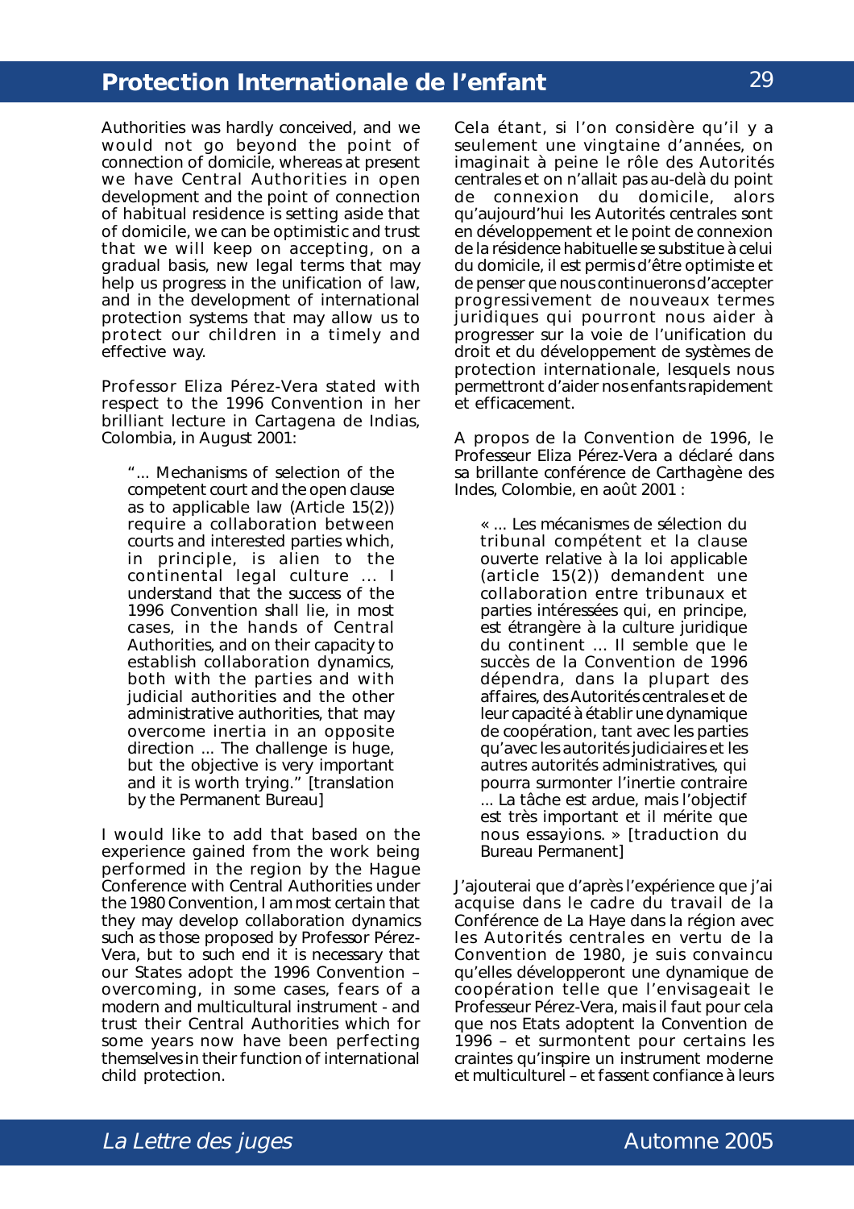Authorities was hardly conceived, and we would not go beyond the point of connection of domicile, whereas at present we have Central Authorities in open development and the point of connection of habitual residence is setting aside that of domicile, we can be optimistic and trust that we will keep on accepting, on a gradual basis, new legal terms that may help us progress in the unification of law, and in the development of international protection systems that may allow us to protect our children in a timely and effective way.

Professor Eliza Pérez-Vera stated with respect to the 1996 Convention in her brilliant lecture in Cartagena de Indias, Colombia, in August 2001:

> "... Mechanisms of selection of the competent court and the open clause as to applicable law (Article 15(2)) require a collaboration between courts and interested parties which, in principle, is alien to the continental legal culture ... I understand that the success of the 1996 Convention shall lie, in most cases, in the hands of Central Authorities, and on their capacity to establish collaboration dynamics, both with the parties and with judicial authorities and the other administrative authorities, that may overcome inertia in an opposite direction ... The challenge is huge, but the objective is very important and it is worth trying." [translation by the Permanent Bureau]

I would like to add that based on the experience gained from the work being performed in the region by the Hague Conference with Central Authorities under the 1980 Convention, I am most certain that they may develop collaboration dynamics such as those proposed by Professor Pérez-Vera, but to such end it is necessary that our States adopt the 1996 Convention – overcoming, in some cases, fears of a modern and multicultural instrument - and trust their Central Authorities which for some years now have been perfecting themselves in their function of international child protection.

Cela étant, si l'on considère qu'il y a seulement une vingtaine d'années, on imaginait à peine le rôle des Autorités centrales et on n'allait pas au-delà du point de connexion du domicile, alors qu'aujourd'hui les Autorités centrales sont en développement et le point de connexion de la résidence habituelle se substitue à celui du domicile, il est permis d'être optimiste et de penser que nous continuerons d'accepter progressivement de nouveaux termes juridiques qui pourront nous aider à progresser sur la voie de l'unification du droit et du développement de systèmes de protection internationale, lesquels nous permettront d'aider nos enfants rapidement et efficacement.

A propos de la Convention de 1996, le Professeur Eliza Pérez-Vera a déclaré dans sa brillante conférence de Carthagène des Indes, Colombie, en août 2001 :

> « ... Les mécanismes de sélection du tribunal compétent et la clause ouverte relative à la loi applicable (article 15(2)) demandent une collaboration entre tribunaux et parties intéressées qui, en principe, est étrangère à la culture juridique du continent ... Il semble que le succès de la Convention de 1996 dépendra, dans la plupart des affaires, des Autorités centrales et de leur capacité à établir une dynamique de coopération, tant avec les parties qu'avec les autorités judiciaires et les autres autorités administratives, qui pourra surmonter l'inertie contraire ... La tâche est ardue, mais l'objectif est très important et il mérite que nous essayions. » [traduction du Bureau Permanent]

J'ajouterai que d'après l'expérience que j'ai acquise dans le cadre du travail de la Conférence de La Haye dans la région avec les Autorités centrales en vertu de la Convention de 1980, je suis convaincu qu'elles développeront une dynamique de coopération telle que l'envisageait le Professeur Pérez-Vera, mais il faut pour cela que nos Etats adoptent la Convention de 1996 – et surmontent pour certains les craintes qu'inspire un instrument moderne et multiculturel – et fassent confiance à leurs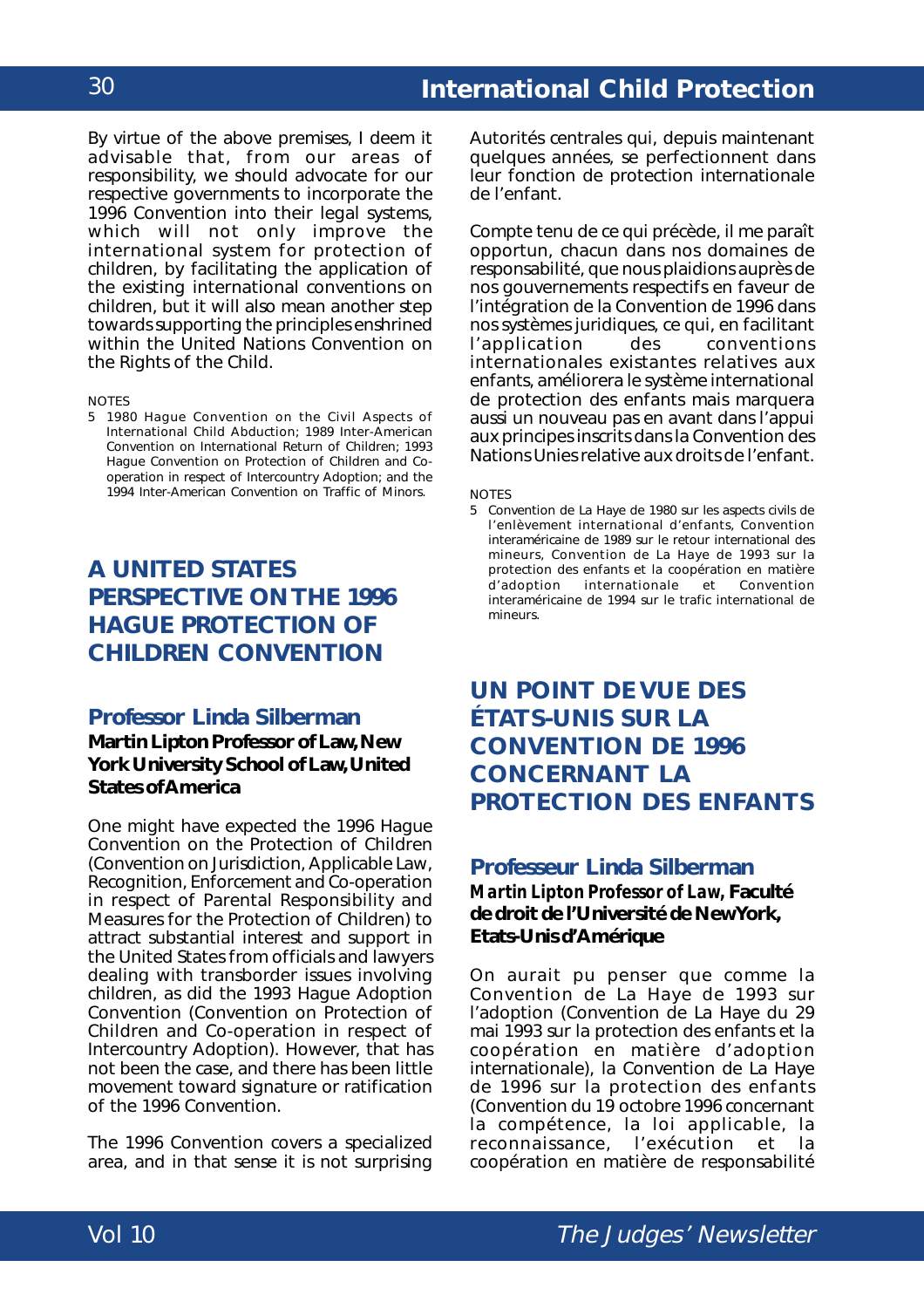By virtue of the above premises, I deem it advisable that, from our areas of responsibility, we should advocate for our respective governments to incorporate the 1996 Convention into their legal systems, which will not only improve the international system for protection of children, by facilitating the application of the existing international conventions on children, but it will also mean another step towards supporting the principles enshrined within the United Nations Convention on the Rights of the Child.

NOTES

5 1980 Hague Convention on the Civil Aspects of International Child Abduction; 1989 Inter-American Convention on International Return of Children; 1993 Hague Convention on Protection of Children and Co-operation in respect of Intercountry Adoption; and the 1994 Inter-American Convention on Traffic of Minors.

# A UNITED STATES PERSPECTIVE ON THE 1996 HAGUE PROTECTION OF CHILDREN CONVENTION

## Professor Linda Silberman

**Martin Lipton Professor of Law, New York University School of Law, United States of America**

One might have expected the 1996 Hague Convention on the Protection of Children (Convention on Jurisdiction, Applicable Law, Recognition, Enforcement and Co-operation in respect of Parental Responsibility and Measures for the Protection of Children) to attract substantial interest and support in the United States from officials and lawyers dealing with transborder issues involving children, as did the 1993 Hague Adoption Convention (Convention on Protection of Children and Co-operation in respect of Intercountry Adoption). However, that has not been the case, and there has been little movement toward signature or ratification of the 1996 Convention.

The 1996 Convention covers a specialized area, and in that sense it is not surprising

Autorités centrales qui, depuis maintenant quelques années, se perfectionnent dans leur fonction de protection internationale de l'enfant.

Compte tenu de ce qui précède, il me paraît opportun, chacun dans nos domaines de responsabilité, que nous plaidions auprès de nos gouvernements respectifs en faveur de l'intégration de la Convention de 1996 dans nos systèmes juridiques, ce qui, en facilitant l'application des conventions internationales existantes relatives aux enfants, améliorera le système international de protection des enfants mais marquera aussi un nouveau pas en avant dans l'appui aux principes inscrits dans la Convention des Nations Unies relative aux droits de l'enfant.

NOTES

5 Convention de La Haye de 1980 sur les aspects civils de l'enlèvement international d'enfants, Convention interaméricaine de 1989 sur le retour international des mineurs, Convention de La Haye de 1993 sur la protection des enfants et la coopération en matière d'adoption internationale et Convention interaméricaine de 1994 sur le trafic international de mineurs.

# UN POINT DE VUE DES ÉTATS-UNIS SUR LA CONVENTION DE 1996 CONCERNANT LA PROTECTION DES ENFANTS

## Professeur Linda Silberman

***Martin Lipton Professor of Law*, Faculté de droit de l'Université de New York, Etats-Unis d'Amérique**

On aurait pu penser que comme la Convention de La Haye de 1993 sur l'adoption (Convention de La Haye du 29 mai 1993 sur la protection des enfants et la coopération en matière d'adoption internationale), la Convention de La Haye de 1996 sur la protection des enfants (Convention du 19 octobre 1996 concernant la compétence, la loi applicable, la reconnaissance, l'exécution et la coopération en matière de responsabilité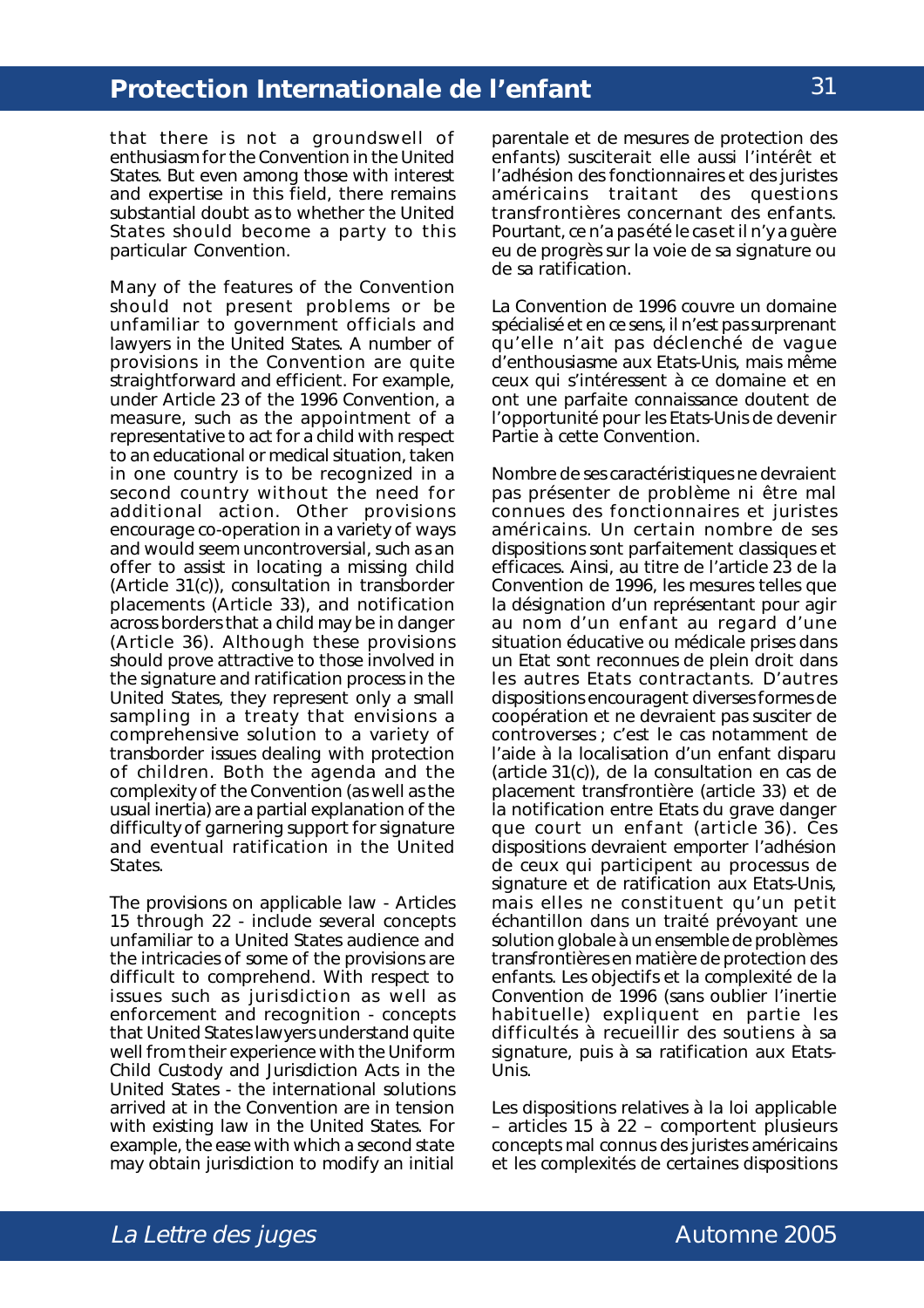that there is not a groundswell of enthusiasm for the Convention in the United States. But even among those with interest and expertise in this field, there remains substantial doubt as to whether the United States should become a party to this particular Convention.

Many of the features of the Convention should not present problems or be unfamiliar to government officials and lawyers in the United States. A number of provisions in the Convention are quite straightforward and efficient. For example, under Article 23 of the 1996 Convention, a measure, such as the appointment of a representative to act for a child with respect to an educational or medical situation, taken in one country is to be recognized in a second country without the need for additional action. Other provisions encourage co-operation in a variety of ways and would seem uncontroversial, such as an offer to assist in locating a missing child (Article 31(c)), consultation in transborder placements (Article 33), and notification across borders that a child may be in danger (Article 36). Although these provisions should prove attractive to those involved in the signature and ratification process in the United States, they represent only a small sampling in a treaty that envisions a comprehensive solution to a variety of transborder issues dealing with protection of children. Both the agenda and the complexity of the Convention (as well as the usual inertia) are a partial explanation of the difficulty of garnering support for signature and eventual ratification in the United States.

The provisions on applicable law - Articles 15 through 22 - include several concepts unfamiliar to a United States audience and the intricacies of some of the provisions are difficult to comprehend. With respect to issues such as jurisdiction as well as enforcement and recognition - concepts that United States lawyers understand quite well from their experience with the Uniform Child Custody and Jurisdiction Acts in the United States - the international solutions arrived at in the Convention are in tension with existing law in the United States. For example, the ease with which a second state may obtain jurisdiction to modify an initial

parentale et de mesures de protection des enfants) susciterait elle aussi l'intérêt et l'adhésion des fonctionnaires et des juristes américains traitant des questions transfrontières concernant des enfants. Pourtant, ce n'a pas été le cas et il n'y a guère eu de progrès sur la voie de sa signature ou de sa ratification.

La Convention de 1996 couvre un domaine spécialisé et en ce sens, il n'est pas surprenant qu'elle n'ait pas déclenché de vague d'enthousiasme aux Etats-Unis, mais même ceux qui s'intéressent à ce domaine et en ont une parfaite connaissance doutent de l'opportunité pour les Etats-Unis de devenir Partie à cette Convention.

Nombre de ses caractéristiques ne devraient pas présenter de problème ni être mal connues des fonctionnaires et juristes américains. Un certain nombre de ses dispositions sont parfaitement classiques et efficaces. Ainsi, au titre de l'article 23 de la Convention de 1996, les mesures telles que la désignation d'un représentant pour agir au nom d'un enfant au regard d'une situation éducative ou médicale prises dans un Etat sont reconnues de plein droit dans les autres Etats contractants. D'autres dispositions encouragent diverses formes de coopération et ne devraient pas susciter de controverses ; c'est le cas notamment de l'aide à la localisation d'un enfant disparu (article 31(c)), de la consultation en cas de placement transfrontière (article 33) et de la notification entre Etats du grave danger que court un enfant (article 36). Ces dispositions devraient emporter l'adhésion de ceux qui participent au processus de signature et de ratification aux Etats-Unis, mais elles ne constituent qu'un petit échantillon dans un traité prévoyant une solution globale à un ensemble de problèmes transfrontières en matière de protection des enfants. Les objectifs et la complexité de la Convention de 1996 (sans oublier l'inertie habituelle) expliquent en partie les difficultés à recueillir des soutiens à sa signature, puis à sa ratification aux Etats-Unis.

Les dispositions relatives à la loi applicable – articles 15 à 22 – comportent plusieurs concepts mal connus des juristes américains et les complexités de certaines dispositions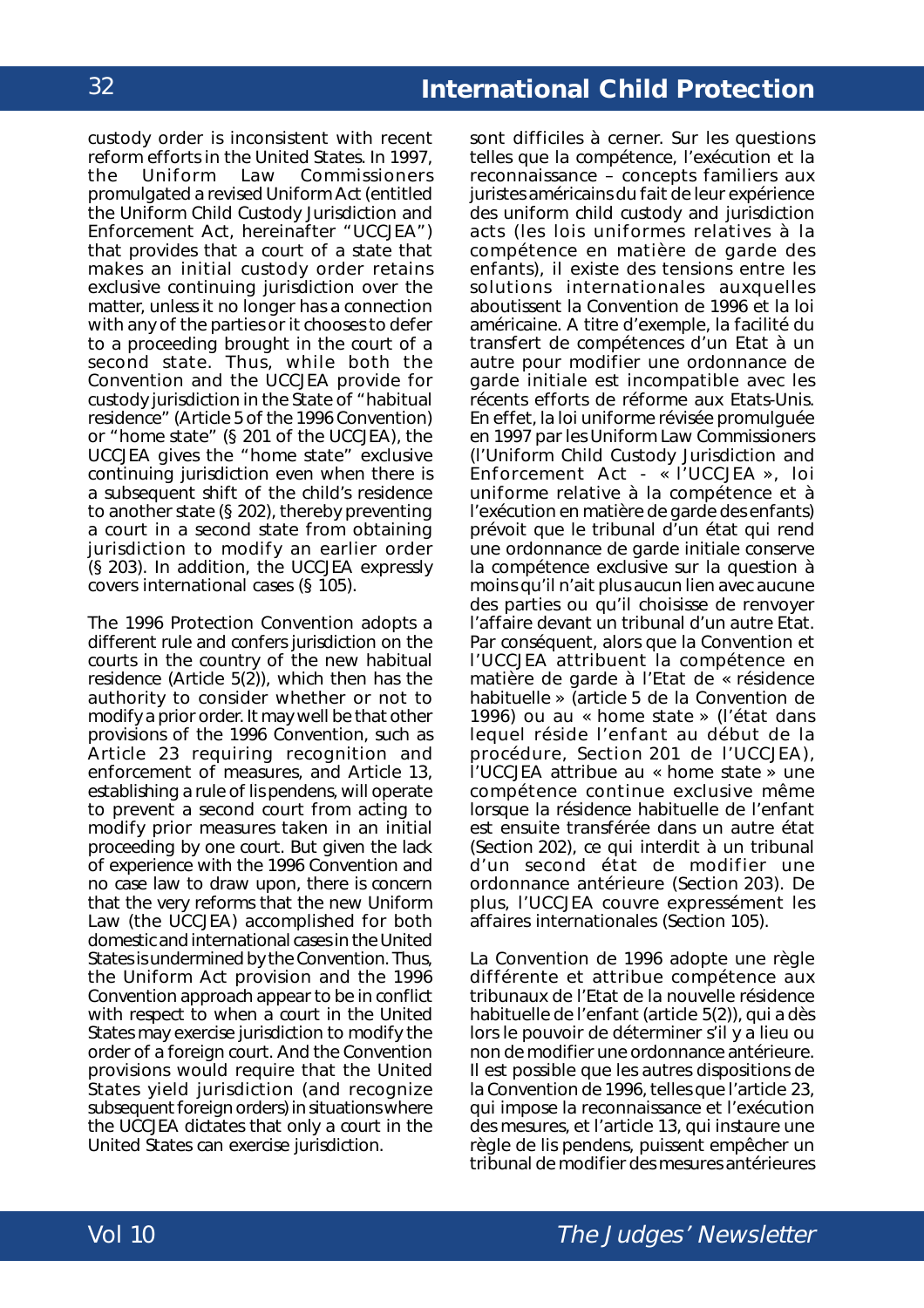custody order is inconsistent with recent reform efforts in the United States. In 1997, the Uniform Law Commissioners promulgated a revised Uniform Act (entitled the Uniform Child Custody Jurisdiction and Enforcement Act, hereinafter "UCCJEA") that provides that a court of a state that makes an initial custody order retains exclusive continuing jurisdiction over the matter, unless it no longer has a connection with any of the parties or it chooses to defer to a proceeding brought in the court of a second state. Thus, while both the Convention and the UCCJEA provide for custody jurisdiction in the State of "habitual residence" (Article 5 of the 1996 Convention) or "home state" (§ 201 of the UCCJEA), the UCCJEA gives the "home state" exclusive continuing jurisdiction even when there is a subsequent shift of the child's residence to another state (§ 202), thereby preventing a court in a second state from obtaining jurisdiction to modify an earlier order (§ 203). In addition, the UCCJEA expressly covers international cases (§ 105).

The 1996 Protection Convention adopts a different rule and confers jurisdiction on the courts in the country of the new habitual residence (Article 5(2)), which then has the authority to consider whether or not to modify a prior order. It may well be that other provisions of the 1996 Convention, such as Article 23 requiring recognition and enforcement of measures, and Article 13, establishing a rule of lis pendens, will operate to prevent a second court from acting to modify prior measures taken in an initial proceeding by one court. But given the lack of experience with the 1996 Convention and no case law to draw upon, there is concern that the very reforms that the new Uniform Law (the UCCJEA) accomplished for both domestic and international cases in the United States is undermined by the Convention. Thus, the Uniform Act provision and the 1996 Convention approach appear to be in conflict with respect to when a court in the United States may exercise jurisdiction to modify the order of a foreign court. And the Convention provisions would require that the United States yield jurisdiction (and recognize subsequent foreign orders) in situations where the UCCJEA dictates that only a court in the United States can exercise jurisdiction.

sont difficiles à cerner. Sur les questions telles que la compétence, l'exécution et la reconnaissance – concepts familiers aux juristes américains du fait de leur expérience des uniform child custody and jurisdiction acts (les lois uniformes relatives à la compétence en matière de garde des enfants), il existe des tensions entre les solutions internationales auxquelles aboutissent la Convention de 1996 et la loi américaine. A titre d'exemple, la facilité du transfert de compétences d'un Etat à un autre pour modifier une ordonnance de garde initiale est incompatible avec les récents efforts de réforme aux Etats-Unis. En effet, la loi uniforme révisée promulguée en 1997 par les Uniform Law Commissioners (l'Uniform Child Custody Jurisdiction and Enforcement Act - « l'UCCJEA », loi uniforme relative à la compétence et à l'exécution en matière de garde des enfants) prévoit que le tribunal d'un état qui rend une ordonnance de garde initiale conserve la compétence exclusive sur la question à moins qu'il n'ait plus aucun lien avec aucune des parties ou qu'il choisisse de renvoyer l'affaire devant un tribunal d'un autre Etat. Par conséquent, alors que la Convention et l'UCCJEA attribuent la compétence en matière de garde à l'Etat de « résidence habituelle » (article 5 de la Convention de 1996) ou au « home state » (l'état dans lequel réside l'enfant au début de la procédure, Section 201 de l'UCCJEA), l'UCCJEA attribue au « home state » une compétence continue exclusive même lorsque la résidence habituelle de l'enfant est ensuite transférée dans un autre état (Section 202), ce qui interdit à un tribunal d'un second état de modifier une ordonnance antérieure (Section 203). De plus, l'UCCJEA couvre expressément les affaires internationales (Section 105).

La Convention de 1996 adopte une règle différente et attribue compétence aux tribunaux de l'Etat de la nouvelle résidence habituelle de l'enfant (article 5(2)), qui a dès lors le pouvoir de déterminer s'il y a lieu ou non de modifier une ordonnance antérieure. Il est possible que les autres dispositions de la Convention de 1996, telles que l'article 23, qui impose la reconnaissance et l'exécution des mesures, et l'article 13, qui instaure une règle de lis pendens, puissent empêcher un tribunal de modifier des mesures antérieures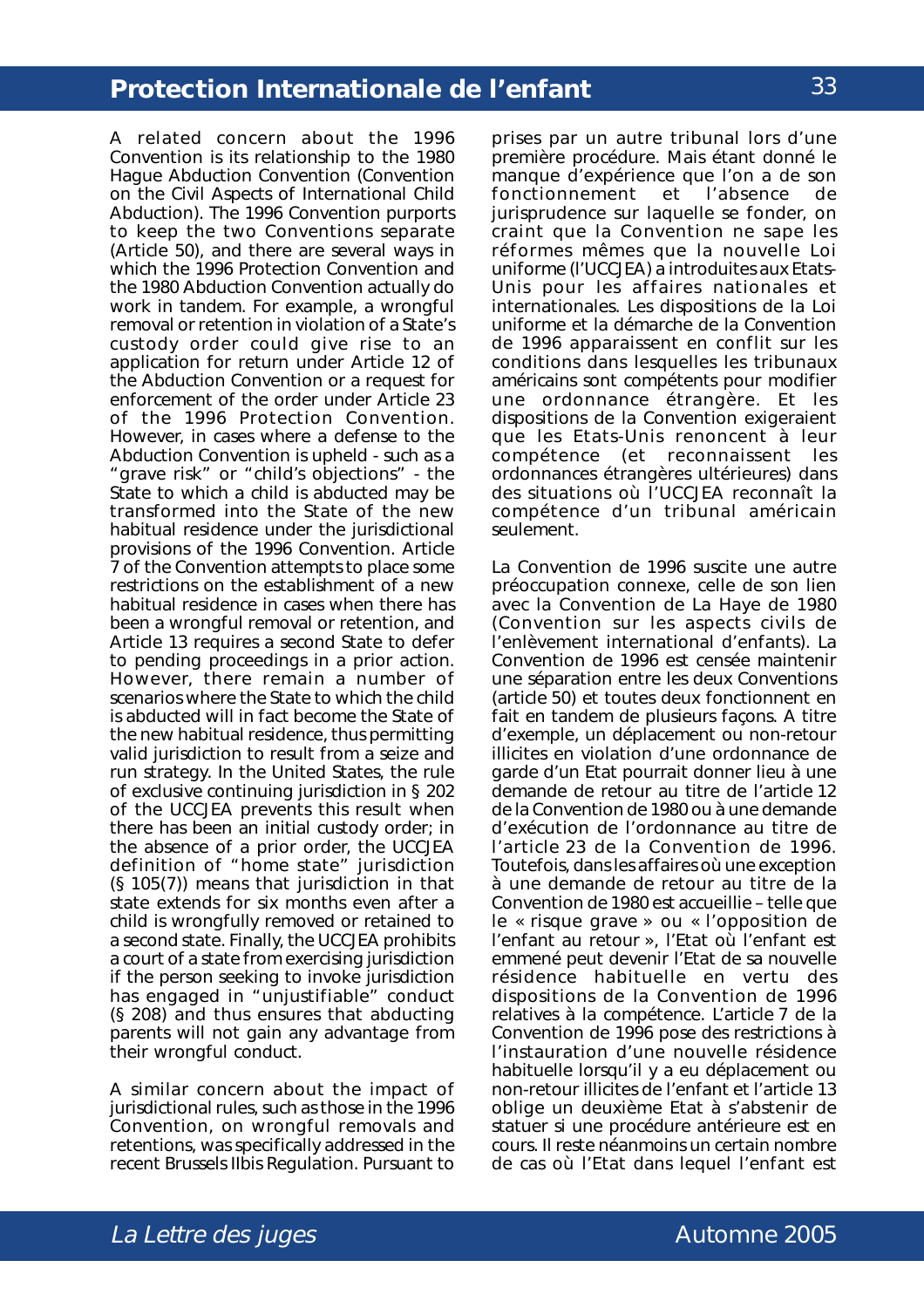A related concern about the 1996 Convention is its relationship to the 1980 Hague Abduction Convention (Convention on the Civil Aspects of International Child Abduction). The 1996 Convention purports to keep the two Conventions separate (Article 50), and there are several ways in which the 1996 Protection Convention and the 1980 Abduction Convention actually do work in tandem. For example, a wrongful removal or retention in violation of a State's custody order could give rise to an application for return under Article 12 of the Abduction Convention or a request for enforcement of the order under Article 23 of the 1996 Protection Convention. However, in cases where a defense to the Abduction Convention is upheld - such as a "grave risk" or "child's objections" - the State to which a child is abducted may be transformed into the State of the new habitual residence under the jurisdictional provisions of the 1996 Convention. Article 7 of the Convention attempts to place some restrictions on the establishment of a new habitual residence in cases when there has been a wrongful removal or retention, and Article 13 requires a second State to defer to pending proceedings in a prior action. However, there remain a number of scenarios where the State to which the child is abducted will in fact become the State of the new habitual residence, thus permitting valid jurisdiction to result from a seize and run strategy. In the United States, the rule of exclusive continuing jurisdiction in § 202 of the UCCJEA prevents this result when there has been an initial custody order; in the absence of a prior order, the UCCJEA definition of "home state" jurisdiction (§ 105(7)) means that jurisdiction in that state extends for six months even after a child is wrongfully removed or retained to a second state. Finally, the UCCJEA prohibits a court of a state from exercising jurisdiction if the person seeking to invoke jurisdiction has engaged in "unjustifiable" conduct (§ 208) and thus ensures that abducting parents will not gain any advantage from their wrongful conduct.

A similar concern about the impact of jurisdictional rules, such as those in the 1996 Convention, on wrongful removals and retentions, was specifically addressed in the recent Brussels IIbis Regulation. Pursuant to

prises par un autre tribunal lors d'une première procédure. Mais étant donné le manque d'expérience que l'on a de son fonctionnement et l'absence de jurisprudence sur laquelle se fonder, on craint que la Convention ne sape les réformes mêmes que la nouvelle Loi uniforme (l'UCCJEA) a introduites aux Etats-Unis pour les affaires nationales et internationales. Les dispositions de la Loi uniforme et la démarche de la Convention de 1996 apparaissent en conflit sur les conditions dans lesquelles les tribunaux américains sont compétents pour modifier une ordonnance étrangère. Et les dispositions de la Convention exigeraient que les Etats-Unis renoncent à leur compétence (et reconnaissent les ordonnances étrangères ultérieures) dans des situations où l'UCCJEA reconnaît la compétence d'un tribunal américain seulement.

La Convention de 1996 suscite une autre préoccupation connexe, celle de son lien avec la Convention de La Haye de 1980 (Convention sur les aspects civils de l'enlèvement international d'enfants). La Convention de 1996 est censée maintenir une séparation entre les deux Conventions (article 50) et toutes deux fonctionnent en fait en tandem de plusieurs façons. A titre d'exemple, un déplacement ou non-retour illicites en violation d'une ordonnance de garde d'un Etat pourrait donner lieu à une demande de retour au titre de l'article 12 de la Convention de 1980 ou à une demande d'exécution de l'ordonnance au titre de l'article 23 de la Convention de 1996. Toutefois, dans les affaires où une exception à une demande de retour au titre de la Convention de 1980 est accueillie – telle que le « risque grave » ou « l'opposition de l'enfant au retour », l'Etat où l'enfant est emmené peut devenir l'Etat de sa nouvelle résidence habituelle en vertu des dispositions de la Convention de 1996 relatives à la compétence. L'article 7 de la Convention de 1996 pose des restrictions à l'instauration d'une nouvelle résidence habituelle lorsqu'il y a eu déplacement ou non-retour illicites de l'enfant et l'article 13 oblige un deuxième Etat à s'abstenir de statuer si une procédure antérieure est en cours. Il reste néanmoins un certain nombre de cas où l'Etat dans lequel l'enfant est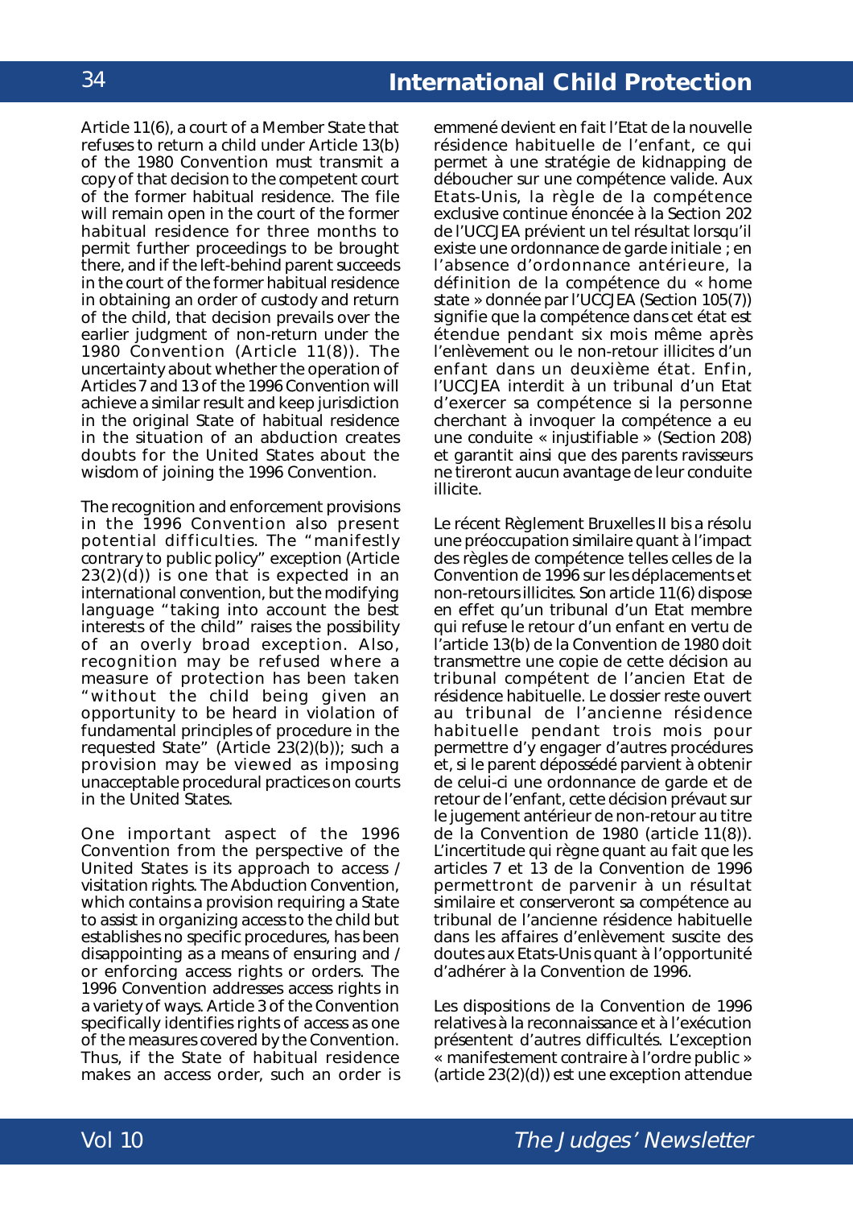Article 11(6), a court of a Member State that refuses to return a child under Article 13(b) of the 1980 Convention must transmit a copy of that decision to the competent court of the former habitual residence. The file will remain open in the court of the former habitual residence for three months to permit further proceedings to be brought there, and if the left-behind parent succeeds in the court of the former habitual residence in obtaining an order of custody and return of the child, that decision prevails over the earlier judgment of non-return under the 1980 Convention (Article 11(8)). The uncertainty about whether the operation of Articles 7 and 13 of the 1996 Convention will achieve a similar result and keep jurisdiction in the original State of habitual residence in the situation of an abduction creates doubts for the United States about the wisdom of joining the 1996 Convention.

The recognition and enforcement provisions in the 1996 Convention also present potential difficulties. The "manifestly contrary to public policy" exception (Article 23(2)(d)) is one that is expected in an international convention, but the modifying language "taking into account the best interests of the child" raises the possibility of an overly broad exception. Also, recognition may be refused where a measure of protection has been taken "without the child being given an opportunity to be heard in violation of fundamental principles of procedure in the requested State" (Article 23(2)(b)); such a provision may be viewed as imposing unacceptable procedural practices on courts in the United States.

One important aspect of the 1996 Convention from the perspective of the United States is its approach to access / visitation rights. The Abduction Convention, which contains a provision requiring a State to assist in organizing access to the child but establishes no specific procedures, has been disappointing as a means of ensuring and / or enforcing access rights or orders. The 1996 Convention addresses access rights in a variety of ways. Article 3 of the Convention specifically identifies rights of access as one of the measures covered by the Convention. Thus, if the State of habitual residence makes an access order, such an order is

emmené devient en fait l'Etat de la nouvelle résidence habituelle de l'enfant, ce qui permet à une stratégie de kidnapping de déboucher sur une compétence valide. Aux Etats-Unis, la règle de la compétence exclusive continue énoncée à la Section 202 de l'UCCJEA prévient un tel résultat lorsqu'il existe une ordonnance de garde initiale ; en l'absence d'ordonnance antérieure, la définition de la compétence du « home state » donnée par l'UCCJEA (Section 105(7)) signifie que la compétence dans cet état est étendue pendant six mois même après l'enlèvement ou le non-retour illicites d'un enfant dans un deuxième état. Enfin, l'UCCJEA interdit à un tribunal d'un Etat d'exercer sa compétence si la personne cherchant à invoquer la compétence a eu une conduite « injustifiable » (Section 208) et garantit ainsi que des parents ravisseurs ne tireront aucun avantage de leur conduite illicite.

Le récent Règlement Bruxelles II bis a résolu une préoccupation similaire quant à l'impact des règles de compétence telles celles de la Convention de 1996 sur les déplacements et non-retours illicites. Son article 11(6) dispose en effet qu'un tribunal d'un Etat membre qui refuse le retour d'un enfant en vertu de l'article 13(b) de la Convention de 1980 doit transmettre une copie de cette décision au tribunal compétent de l'ancien Etat de résidence habituelle. Le dossier reste ouvert au tribunal de l'ancienne résidence habituelle pendant trois mois pour permettre d'y engager d'autres procédures et, si le parent dépossédé parvient à obtenir de celui-ci une ordonnance de garde et de retour de l'enfant, cette décision prévaut sur le jugement antérieur de non-retour au titre de la Convention de 1980 (article 11(8)). L'incertitude qui règne quant au fait que les articles 7 et 13 de la Convention de 1996 permettront de parvenir à un résultat similaire et conserveront sa compétence au tribunal de l'ancienne résidence habituelle dans les affaires d'enlèvement suscite des doutes aux Etats-Unis quant à l'opportunité d'adhérer à la Convention de 1996.

Les dispositions de la Convention de 1996 relatives à la reconnaissance et à l'exécution présentent d'autres difficultés. L'exception « manifestement contraire à l'ordre public » (article 23(2)(d)) est une exception attendue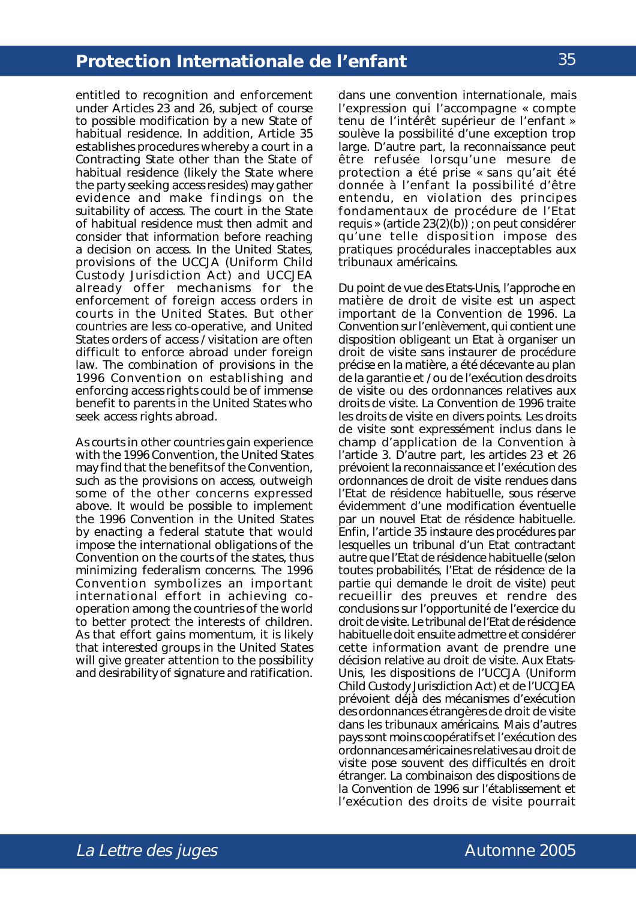entitled to recognition and enforcement under Articles 23 and 26, subject of course to possible modification by a new State of habitual residence. In addition, Article 35 establishes procedures whereby a court in a Contracting State other than the State of habitual residence (likely the State where the party seeking access resides) may gather evidence and make findings on the suitability of access. The court in the State of habitual residence must then admit and consider that information before reaching a decision on access. In the United States, provisions of the UCCJA (Uniform Child Custody Jurisdiction Act) and UCCJEA already offer mechanisms for the enforcement of foreign access orders in courts in the United States. But other countries are less co-operative, and United States orders of access / visitation are often difficult to enforce abroad under foreign law. The combination of provisions in the 1996 Convention on establishing and enforcing access rights could be of immense benefit to parents in the United States who seek access rights abroad.

As courts in other countries gain experience with the 1996 Convention, the United States may find that the benefits of the Convention, such as the provisions on access, outweigh some of the other concerns expressed above. It would be possible to implement the 1996 Convention in the United States by enacting a federal statute that would impose the international obligations of the Convention on the courts of the states, thus minimizing federalism concerns. The 1996 Convention symbolizes an important international effort in achieving co-operation among the countries of the world to better protect the interests of children. As that effort gains momentum, it is likely that interested groups in the United States will give greater attention to the possibility and desirability of signature and ratification.

dans une convention internationale, mais l'expression qui l'accompagne « compte tenu de l'intérêt supérieur de l'enfant » soulève la possibilité d'une exception trop large. D'autre part, la reconnaissance peut être refusée lorsqu'une mesure de protection a été prise « sans qu'ait été donnée à l'enfant la possibilité d'être entendu, en violation des principes fondamentaux de procédure de l'Etat requis » (article 23(2)(b)) ; on peut considérer qu'une telle disposition impose des pratiques procédurales inacceptables aux tribunaux américains.

Du point de vue des Etats-Unis, l'approche en matière de droit de visite est un aspect important de la Convention de 1996. La Convention sur l'enlèvement, qui contient une disposition obligeant un Etat à organiser un droit de visite sans instaurer de procédure précise en la matière, a été décevante au plan de la garantie et / ou de l'exécution des droits de visite ou des ordonnances relatives aux droits de visite. La Convention de 1996 traite les droits de visite en divers points. Les droits de visite sont expressément inclus dans le champ d'application de la Convention à l'article 3. D'autre part, les articles 23 et 26 prévoient la reconnaissance et l'exécution des ordonnances de droit de visite rendues dans l'Etat de résidence habituelle, sous réserve évidemment d'une modification éventuelle par un nouvel Etat de résidence habituelle. Enfin, l'article 35 instaure des procédures par lesquelles un tribunal d'un Etat contractant autre que l'Etat de résidence habituelle (selon toutes probabilités, l'Etat de résidence de la partie qui demande le droit de visite) peut recueillir des preuves et rendre des conclusions sur l'opportunité de l'exercice du droit de visite. Le tribunal de l'Etat de résidence habituelle doit ensuite admettre et considérer cette information avant de prendre une décision relative au droit de visite. Aux Etats-Unis, les dispositions de l'UCCJA (Uniform Child Custody Jurisdiction Act) et de l'UCCJEA prévoient déjà des mécanismes d'exécution des ordonnances étrangères de droit de visite dans les tribunaux américains. Mais d'autres pays sont moins coopératifs et l'exécution des ordonnances américaines relatives au droit de visite pose souvent des difficultés en droit étranger. La combinaison des dispositions de la Convention de 1996 sur l'établissement et l'exécution des droits de visite pourrait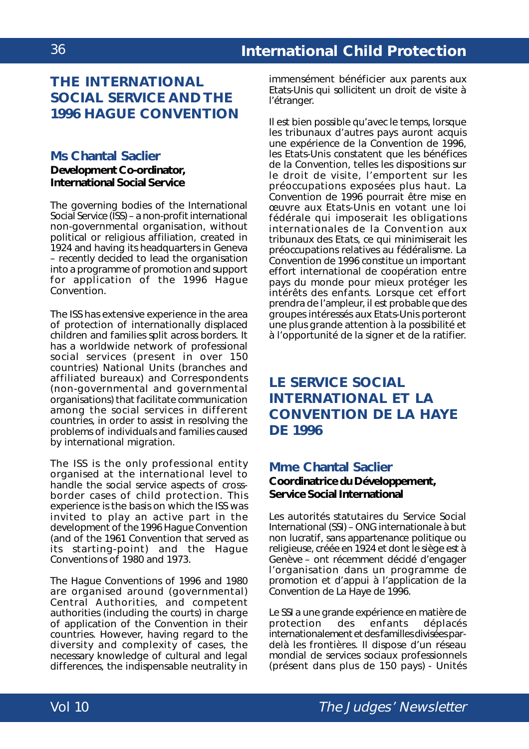## THE INTERNATIONAL SOCIAL SERVICE AND THE 1996 HAGUE CONVENTION

### Ms Chantal Saclier

**Development Co-ordinator, International Social Service**

The governing bodies of the International Social Service (ISS) – a non-profit international non-governmental organisation, without political or religious affiliation, created in 1924 and having its headquarters in Geneva – recently decided to lead the organisation into a programme of promotion and support for application of the 1996 Hague Convention.

The ISS has extensive experience in the area of protection of internationally displaced children and families split across borders. It has a worldwide network of professional social services (present in over 150 countries) National Units (branches and affiliated bureaux) and Correspondents (non-governmental and governmental organisations) that facilitate communication among the social services in different countries, in order to assist in resolving the problems of individuals and families caused by international migration.

The ISS is the only professional entity organised at the international level to handle the social service aspects of cross-border cases of child protection. This experience is the basis on which the ISS was invited to play an active part in the development of the 1996 Hague Convention (and of the 1961 Convention that served as its starting-point) and the Hague Conventions of 1980 and 1973.

The Hague Conventions of 1996 and 1980 are organised around (governmental) Central Authorities, and competent authorities (including the courts) in charge of application of the Convention in their countries. However, having regard to the diversity and complexity of cases, the necessary knowledge of cultural and legal differences, the indispensable neutrality in

immensément bénéficier aux parents aux Etats-Unis qui sollicitent un droit de visite à l'étranger.

Il est bien possible qu'avec le temps, lorsque les tribunaux d'autres pays auront acquis une expérience de la Convention de 1996, les Etats-Unis constatent que les bénéfices de la Convention, telles les dispositions sur le droit de visite, l'emportent sur les préoccupations exposées plus haut. La Convention de 1996 pourrait être mise en œuvre aux Etats-Unis en votant une loi fédérale qui imposerait les obligations internationales de la Convention aux tribunaux des Etats, ce qui minimiserait les préoccupations relatives au fédéralisme. La Convention de 1996 constitue un important effort international de coopération entre pays du monde pour mieux protéger les intérêts des enfants. Lorsque cet effort prendra de l'ampleur, il est probable que des groupes intéressés aux Etats-Unis porteront une plus grande attention à la possibilité et à l'opportunité de la signer et de la ratifier.

## LE SERVICE SOCIAL INTERNATIONAL ET LA CONVENTION DE LA HAYE DE 1996

### Mme Chantal Saclier

**Coordinatrice du Développement, Service Social International**

Les autorités statutaires du Service Social International (SSI) – ONG internationale à but non lucratif, sans appartenance politique ou religieuse, créée en 1924 et dont le siège est à Genève – ont récemment décidé d'engager l'organisation dans un programme de promotion et d'appui à l'application de la Convention de La Haye de 1996.

Le SSI a une grande expérience en matière de protection des enfants déplacés internationalement et des familles divisées par-delà les frontières. Il dispose d'un réseau mondial de services sociaux professionnels (présent dans plus de 150 pays) - Unités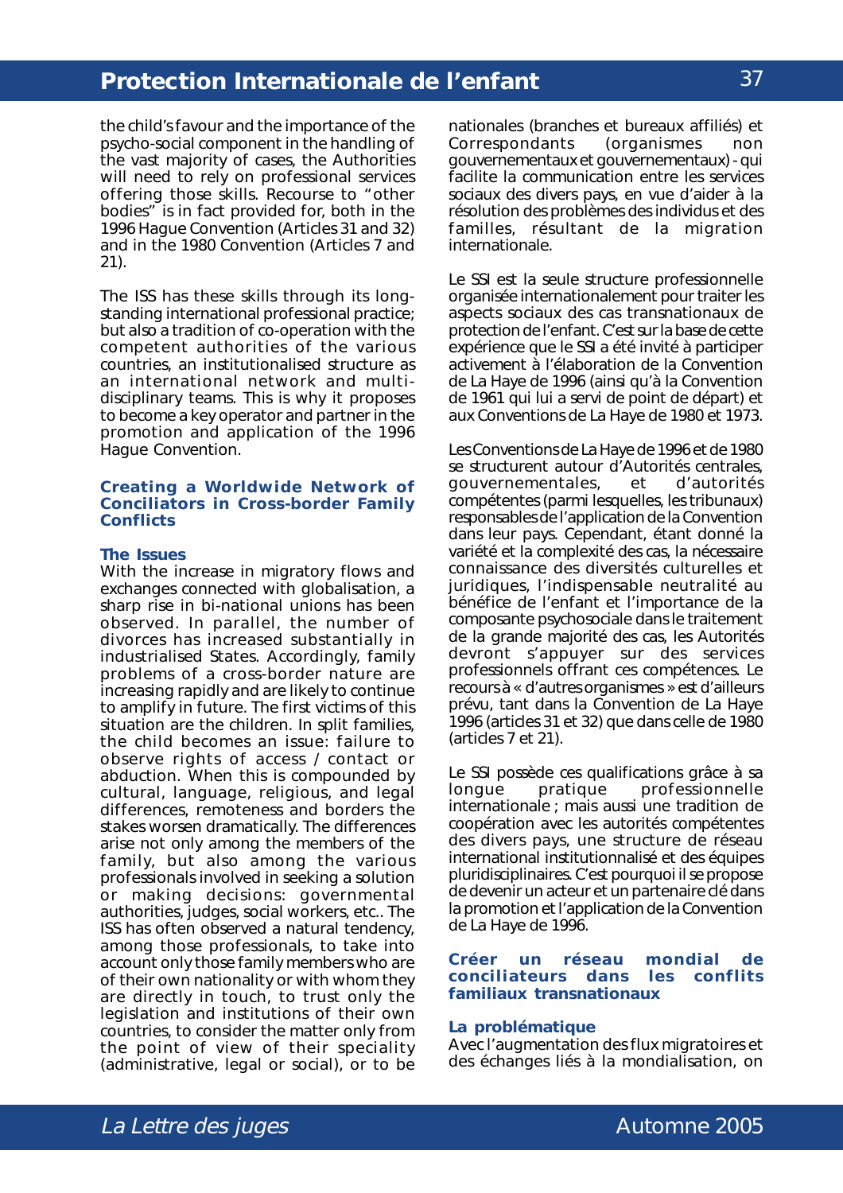the child's favour and the importance of the psycho-social component in the handling of the vast majority of cases, the Authorities will need to rely on professional services offering those skills. Recourse to "other bodies" is in fact provided for, both in the 1996 Hague Convention (Articles 31 and 32) and in the 1980 Convention (Articles 7 and 21).

The ISS has these skills through its long-standing international professional practice; but also a tradition of co-operation with the competent authorities of the various countries, an institutionalised structure as an international network and multi-disciplinary teams. This is why it proposes to become a key operator and partner in the promotion and application of the 1996 Hague Convention.

### Creating a Worldwide Network of Conciliators in Cross-border Family Conflicts

#### The Issues

With the increase in migratory flows and exchanges connected with globalisation, a sharp rise in bi-national unions has been observed. In parallel, the number of divorces has increased substantially in industrialised States. Accordingly, family problems of a cross-border nature are increasing rapidly and are likely to continue to amplify in future. The first victims of this situation are the children. In split families, the child becomes an issue: failure to observe rights of access / contact or abduction. When this is compounded by cultural, language, religious, and legal differences, remoteness and borders the stakes worsen dramatically. The differences arise not only among the members of the family, but also among the various professionals involved in seeking a solution or making decisions: governmental authorities, judges, social workers, etc.. The ISS has often observed a natural tendency, among those professionals, to take into account only those family members who are of their own nationality or with whom they are directly in touch, to trust only the legislation and institutions of their own countries, to consider the matter only from the point of view of their speciality (administrative, legal or social), or to be

nationales (branches et bureaux affiliés) et Correspondants (organismes non gouvernementaux et gouvernementaux) - qui facilite la communication entre les services sociaux des divers pays, en vue d'aider à la résolution des problèmes des individus et des familles, résultant de la migration internationale.

Le SSI est la seule structure professionnelle organisée internationalement pour traiter les aspects sociaux des cas transnationaux de protection de l'enfant. C'est sur la base de cette expérience que le SSI a été invité à participer activement à l'élaboration de la Convention de La Haye de 1996 (ainsi qu'à la Convention de 1961 qui lui a servi de point de départ) et aux Conventions de La Haye de 1980 et 1973.

Les Conventions de La Haye de 1996 et de 1980 se structurent autour d'Autorités centrales, gouvernementales, et d'autorités compétentes (parmi lesquelles, les tribunaux) responsables de l'application de la Convention dans leur pays. Cependant, étant donné la variété et la complexité des cas, la nécessaire connaissance des diversités culturelles et juridiques, l'indispensable neutralité au bénéfice de l'enfant et l'importance de la composante psychosociale dans le traitement de la grande majorité des cas, les Autorités devront s'appuyer sur des services professionnels offrant ces compétences. Le recours à « d'autres organismes » est d'ailleurs prévu, tant dans la Convention de La Haye 1996 (articles 31 et 32) que dans celle de 1980 (articles 7 et 21).

Le SSI possède ces qualifications grâce à sa longue pratique professionnelle internationale ; mais aussi une tradition de coopération avec les autorités compétentes des divers pays, une structure de réseau international institutionnalisé et des équipes pluridisciplinaires. C'est pourquoi il se propose de devenir un acteur et un partenaire clé dans la promotion et l'application de la Convention de La Haye de 1996.

### Créer un réseau mondial de conciliateurs dans les conflits familiaux transnationaux

#### La problématique

Avec l'augmentation des flux migratoires et des échanges liés à la mondialisation, on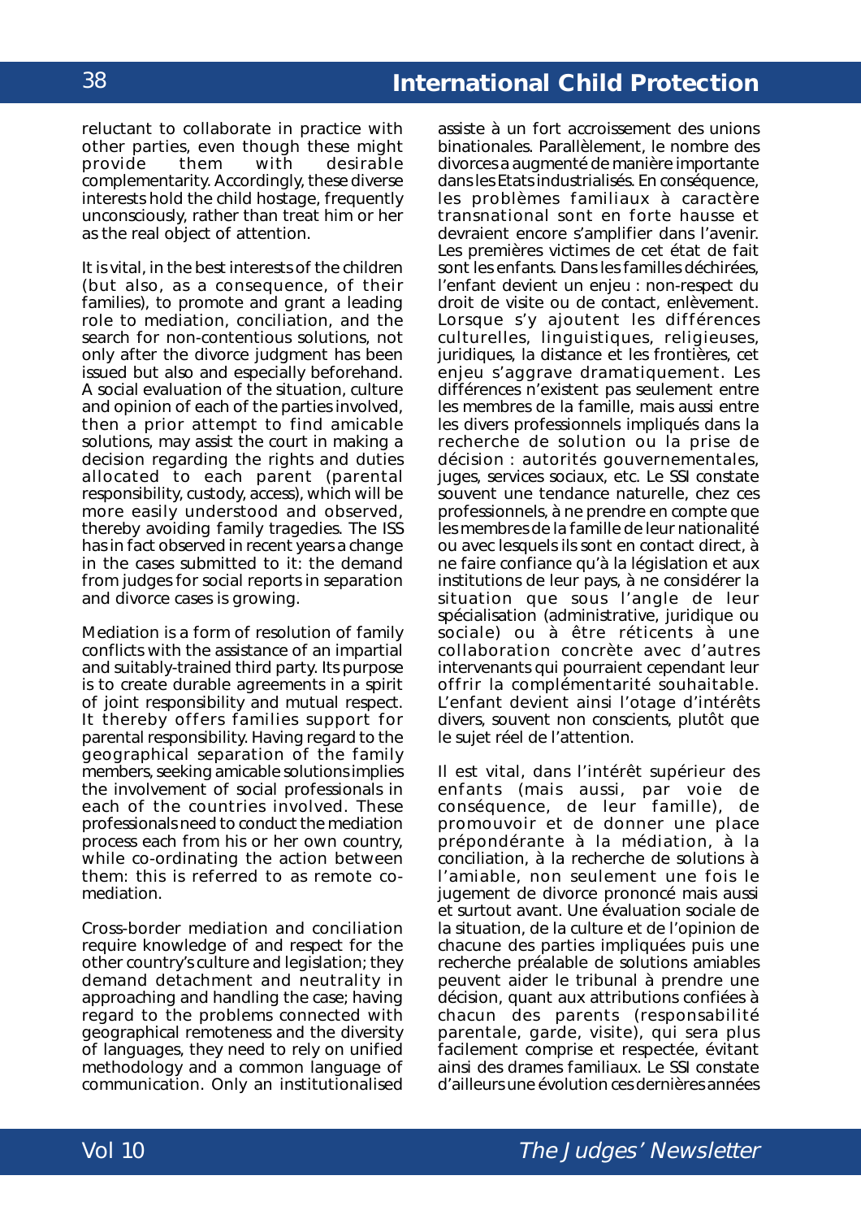reluctant to collaborate in practice with other parties, even though these might provide them with desirable complementarity. Accordingly, these diverse interests hold the child hostage, frequently unconsciously, rather than treat him or her as the real object of attention.

It is vital, in the best interests of the children (but also, as a consequence, of their families), to promote and grant a leading role to mediation, conciliation, and the search for non-contentious solutions, not only after the divorce judgment has been issued but also and especially beforehand. A social evaluation of the situation, culture and opinion of each of the parties involved, then a prior attempt to find amicable solutions, may assist the court in making a decision regarding the rights and duties allocated to each parent (parental responsibility, custody, access), which will be more easily understood and observed, thereby avoiding family tragedies. The ISS has in fact observed in recent years a change in the cases submitted to it: the demand from judges for social reports in separation and divorce cases is growing.

Mediation is a form of resolution of family conflicts with the assistance of an impartial and suitably-trained third party. Its purpose is to create durable agreements in a spirit of joint responsibility and mutual respect. It thereby offers families support for parental responsibility. Having regard to the geographical separation of the family members, seeking amicable solutions implies the involvement of social professionals in each of the countries involved. These professionals need to conduct the mediation process each from his or her own country, while co-ordinating the action between them: this is referred to as remote co-mediation.

Cross-border mediation and conciliation require knowledge of and respect for the other country's culture and legislation; they demand detachment and neutrality in approaching and handling the case; having regard to the problems connected with geographical remoteness and the diversity of languages, they need to rely on unified methodology and a common language of communication. Only an institutionalised

assiste à un fort accroissement des unions binationales. Parallèlement, le nombre des divorces a augmenté de manière importante dans les Etats industrialisés. En conséquence, les problèmes familiaux à caractère transnational sont en forte hausse et devraient encore s'amplifier dans l'avenir. Les premières victimes de cet état de fait sont les enfants. Dans les familles déchirées, l'enfant devient un enjeu : non-respect du droit de visite ou de contact, enlèvement. Lorsque s'y ajoutent les différences culturelles, linguistiques, religieuses, juridiques, la distance et les frontières, cet enjeu s'aggrave dramatiquement. Les différences n'existent pas seulement entre les membres de la famille, mais aussi entre les divers professionnels impliqués dans la recherche de solution ou la prise de décision : autorités gouvernementales, juges, services sociaux, etc. Le SSI constate souvent une tendance naturelle, chez ces professionnels, à ne prendre en compte que les membres de la famille de leur nationalité ou avec lesquels ils sont en contact direct, à ne faire confiance qu'à la législation et aux institutions de leur pays, à ne considérer la situation que sous l'angle de leur spécialisation (administrative, juridique ou sociale) ou à être réticents à une collaboration concrète avec d'autres intervenants qui pourraient cependant leur offrir la complémentarité souhaitable. L'enfant devient ainsi l'otage d'intérêts divers, souvent non conscients, plutôt que le sujet réel de l'attention.

Il est vital, dans l'intérêt supérieur des enfants (mais aussi, par voie de conséquence, de leur famille), de promouvoir et de donner une place prépondérante à la médiation, à la conciliation, à la recherche de solutions à l'amiable, non seulement une fois le jugement de divorce prononcé mais aussi et surtout avant. Une évaluation sociale de la situation, de la culture et de l'opinion de chacune des parties impliquées puis une recherche préalable de solutions amiables peuvent aider le tribunal à prendre une décision, quant aux attributions confiées à chacun des parents (responsabilité parentale, garde, visite), qui sera plus facilement comprise et respectée, évitant ainsi des drames familiaux. Le SSI constate d'ailleurs une évolution ces dernières années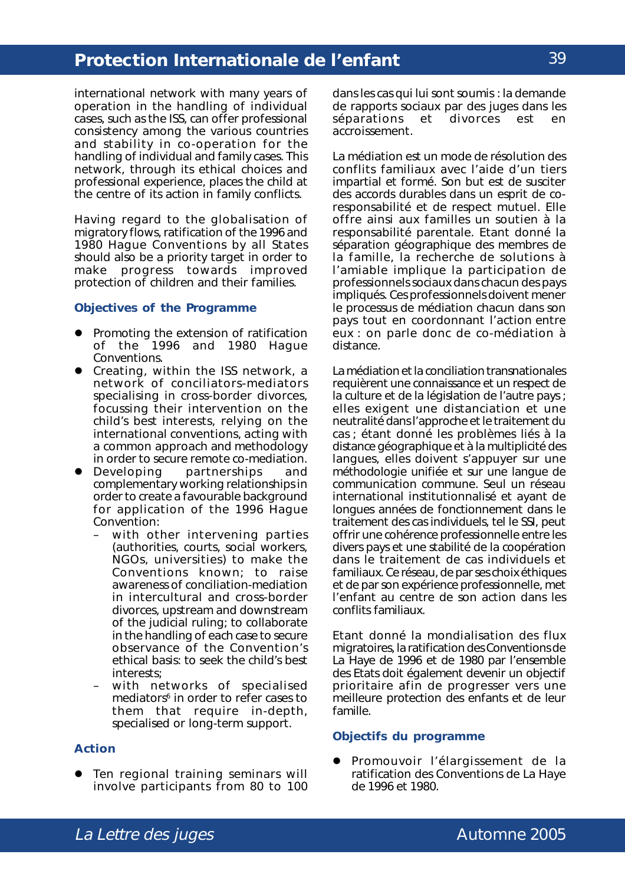international network with many years of operation in the handling of individual cases, such as the ISS, can offer professional consistency among the various countries and stability in co-operation for the handling of individual and family cases. This network, through its ethical choices and professional experience, places the child at the centre of its action in family conflicts.

Having regard to the globalisation of migratory flows, ratification of the 1996 and 1980 Hague Conventions by all States should also be a priority target in order to make progress towards improved protection of children and their families.

### Objectives of the Programme

- Promoting the extension of ratification of the 1996 and 1980 Hague Conventions.
- Creating, within the ISS network, a network of conciliators-mediators specialising in cross-border divorces, focussing their intervention on the child's best interests, relying on the international conventions, acting with a common approach and methodology in order to secure remote co-mediation.
- Developing partnerships and complementary working relationships in order to create a favourable background for application of the 1996 Hague Convention:
  - with other intervening parties (authorities, courts, social workers, NGOs, universities) to make the Conventions known; to raise awareness of conciliation-mediation in intercultural and cross-border divorces, upstream and downstream of the judicial ruling; to collaborate in the handling of each case to secure observance of the Convention's ethical basis: to seek the child's best interests;
  - with networks of specialised mediators[6] in order to refer cases to them that require in-depth, specialised or long-term support.

### Action

- Ten regional training seminars will involve participants from 80 to 100

dans les cas qui lui sont soumis : la demande de rapports sociaux par des juges dans les séparations et divorces est en accroissement.

La médiation est un mode de résolution des conflits familiaux avec l'aide d'un tiers impartial et formé. Son but est de susciter des accords durables dans un esprit de co-responsabilité et de respect mutuel. Elle offre ainsi aux familles un soutien à la responsabilité parentale. Etant donné la séparation géographique des membres de la famille, la recherche de solutions à l'amiable implique la participation de professionnels sociaux dans chacun des pays impliqués. Ces professionnels doivent mener le processus de médiation chacun dans son pays tout en coordonnant l'action entre eux : on parle donc de co-médiation à distance.

La médiation et la conciliation transnationales requièrent une connaissance et un respect de la culture et de la législation de l'autre pays ; elles exigent une distanciation et une neutralité dans l'approche et le traitement du cas ; étant donné les problèmes liés à la distance géographique et à la multiplicité des langues, elles doivent s'appuyer sur une méthodologie unifiée et sur une langue de communication commune. Seul un réseau international institutionnalisé et ayant de longues années de fonctionnement dans le traitement des cas individuels, tel le SSI, peut offrir une cohérence professionnelle entre les divers pays et une stabilité de la coopération dans le traitement de cas individuels et familiaux. Ce réseau, de par ses choix éthiques et de par son expérience professionnelle, met l'enfant au centre de son action dans les conflits familiaux.

Etant donné la mondialisation des flux migratoires, la ratification des Conventions de La Haye de 1996 et de 1980 par l'ensemble des Etats doit également devenir un objectif prioritaire afin de progresser vers une meilleure protection des enfants et de leur famille.

### Objectifs du programme

- Promouvoir l'élargissement de la ratification des Conventions de La Haye de 1996 et 1980.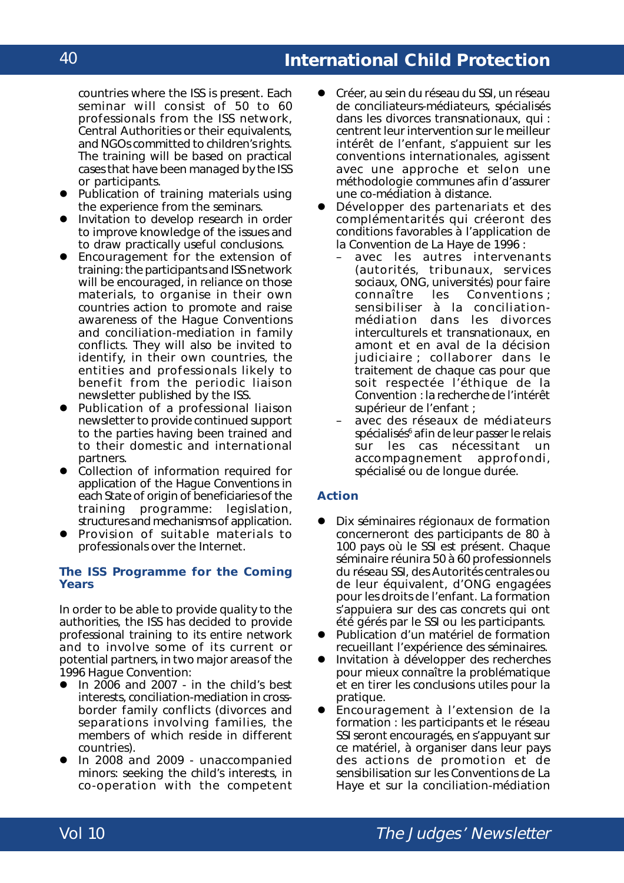countries where the ISS is present. Each seminar will consist of 50 to 60 professionals from the ISS network, Central Authorities or their equivalents, and NGOs committed to children's rights. The training will be based on practical cases that have been managed by the ISS or participants.

- Publication of training materials using the experience from the seminars.
- Invitation to develop research in order to improve knowledge of the issues and to draw practically useful conclusions.
- Encouragement for the extension of training: the participants and ISS network will be encouraged, in reliance on those materials, to organise in their own countries action to promote and raise awareness of the Hague Conventions and conciliation-mediation in family conflicts. They will also be invited to identify, in their own countries, the entities and professionals likely to benefit from the periodic liaison newsletter published by the ISS.
- Publication of a professional liaison newsletter to provide continued support to the parties having been trained and to their domestic and international partners.
- Collection of information required for application of the Hague Conventions in each State of origin of beneficiaries of the training programme: legislation, structures and mechanisms of application.
- Provision of suitable materials to professionals over the Internet.

### The ISS Programme for the Coming Years

In order to be able to provide quality to the authorities, the ISS has decided to provide professional training to its entire network and to involve some of its current or potential partners, in two major areas of the 1996 Hague Convention:

- In 2006 and 2007 - in the child's best interests, conciliation-mediation in cross-border family conflicts (divorces and separations involving families, the members of which reside in different countries).
- In 2008 and 2009 - unaccompanied minors: seeking the child's interests, in co-operation with the competent

- Créer, au sein du réseau du SSI, un réseau de conciliateurs-médiateurs, spécialisés dans les divorces transnationaux, qui : centrent leur intervention sur le meilleur intérêt de l'enfant, s'appuient sur les conventions internationales, agissent avec une approche et selon une méthodologie communes afin d'assurer une co-médiation à distance.
- Développer des partenariats et des complémentarités qui créeront des conditions favorables à l'application de la Convention de La Haye de 1996 :
  - avec les autres intervenants (autorités, tribunaux, services sociaux, ONG, universités) pour faire connaître les Conventions ; sensibiliser à la conciliation-médiation dans les divorces interculturels et transnationaux, en amont et en aval de la décision judiciaire ; collaborer dans le traitement de chaque cas pour que soit respectée l'éthique de la Convention : la recherche de l'intérêt supérieur de l'enfant ;
  - avec des réseaux de médiateurs spécialisés[6] afin de leur passer le relais sur les cas nécessitant un accompagnement approfondi, spécialisé ou de longue durée.

### Action

- Dix séminaires régionaux de formation concerneront des participants de 80 à 100 pays où le SSI est présent. Chaque séminaire réunira 50 à 60 professionnels du réseau SSI, des Autorités centrales ou de leur équivalent, d'ONG engagées pour les droits de l'enfant. La formation s'appuiera sur des cas concrets qui ont été gérés par le SSI ou les participants.
- Publication d'un matériel de formation recueillant l'expérience des séminaires.
- Invitation à développer des recherches pour mieux connaître la problématique et en tirer les conclusions utiles pour la pratique.
- Encouragement à l'extension de la formation : les participants et le réseau SSI seront encouragés, en s'appuyant sur ce matériel, à organiser dans leur pays des actions de promotion et de sensibilisation sur les Conventions de La Haye et sur la conciliation-médiation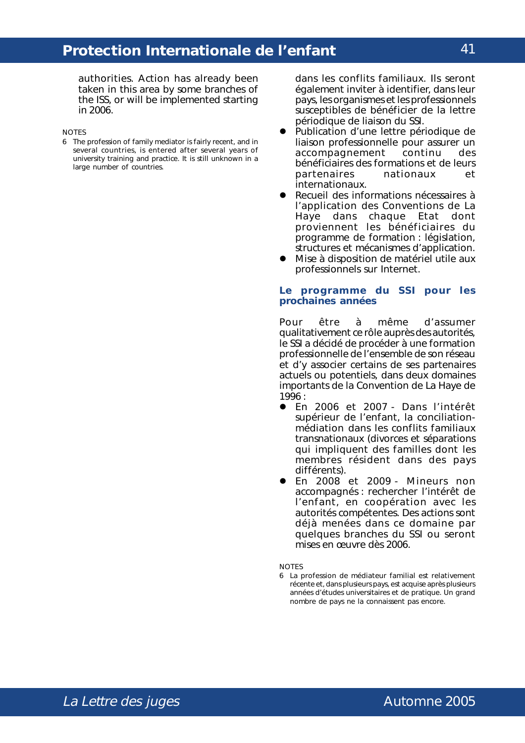authorities. Action has already been taken in this area by some branches of the ISS, or will be implemented starting in 2006.

NOTES

6 The profession of family mediator is fairly recent, and in several countries, is entered after several years of university training and practice. It is still unknown in a large number of countries.

dans les conflits familiaux. Ils seront également inviter à identifier, dans leur pays, les organismes et les professionnels susceptibles de bénéficier de la lettre périodique de liaison du SSI.

- Publication d'une lettre périodique de liaison professionnelle pour assurer un accompagnement continu des bénéficiaires des formations et de leurs partenaires nationaux et internationaux.
- Recueil des informations nécessaires à l'application des Conventions de La Haye dans chaque Etat dont proviennent les bénéficiaires du programme de formation : législation, structures et mécanismes d'application.
- Mise à disposition de matériel utile aux professionnels sur Internet.

### Le programme du SSI pour les prochaines années

Pour être à même d'assumer qualitativement ce rôle auprès des autorités, le SSI a décidé de procéder à une formation professionnelle de l'ensemble de son réseau et d'y associer certains de ses partenaires actuels ou potentiels, dans deux domaines importants de la Convention de La Haye de 1996 :

- En 2006 et 2007 - Dans l'intérêt supérieur de l'enfant, la conciliation-médiation dans les conflits familiaux transnationaux (divorces et séparations qui impliquent des familles dont les membres résident dans des pays différents).
- En 2008 et 2009 - Mineurs non accompagnés : rechercher l'intérêt de l'enfant, en coopération avec les autorités compétentes. Des actions sont déjà menées dans ce domaine par quelques branches du SSI ou seront mises en œuvre dès 2006.

NOTES

6 La profession de médiateur familial est relativement récente et, dans plusieurs pays, est acquise après plusieurs années d'études universitaires et de pratique. Un grand nombre de pays ne la connaissent pas encore.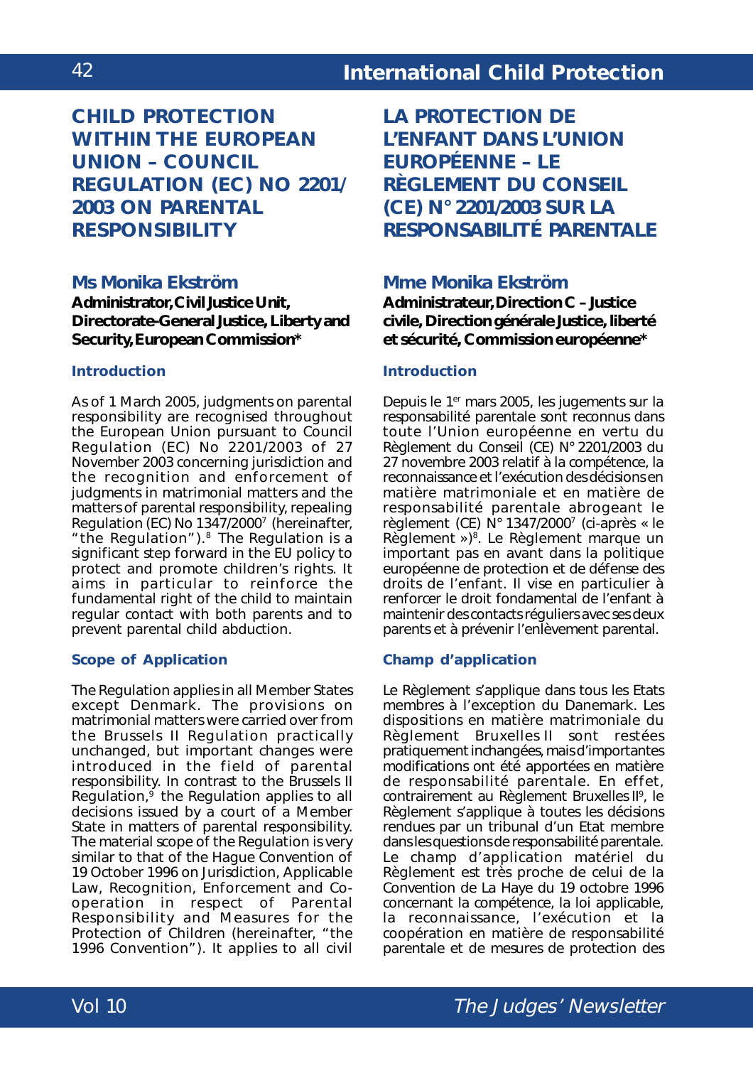# CHILD PROTECTION WITHIN THE EUROPEAN UNION – COUNCIL REGULATION (EC) NO 2201/2003 ON PARENTAL RESPONSIBILITY

## Ms Monika Ekström

**Administrator, Civil Justice Unit, Directorate-General Justice, Liberty and Security, European Commission***

### Introduction

As of 1 March 2005, judgments on parental responsibility are recognised throughout the European Union pursuant to Council Regulation (EC) No 2201/2003 of 27 November 2003 concerning jurisdiction and the recognition and enforcement of judgments in matrimonial matters and the matters of parental responsibility, repealing Regulation (EC) No 1347/2000[7] (hereinafter, "the Regulation").[8] The Regulation is a significant step forward in the EU policy to protect and promote children's rights. It aims in particular to reinforce the fundamental right of the child to maintain regular contact with both parents and to prevent parental child abduction.

### Scope of Application

The Regulation applies in all Member States except Denmark. The provisions on matrimonial matters were carried over from the Brussels II Regulation practically unchanged, but important changes were introduced in the field of parental responsibility. In contrast to the Brussels II Regulation,[9] the Regulation applies to all decisions issued by a court of a Member State in matters of parental responsibility. The material scope of the Regulation is very similar to that of the Hague Convention of 19 October 1996 on Jurisdiction, Applicable Law, Recognition, Enforcement and Co-operation in respect of Parental Responsibility and Measures for the Protection of Children (hereinafter, "the 1996 Convention"). It applies to all civil

# LA PROTECTION DE L'ENFANT DANS L'UNION EUROPÉENNE – LE RÈGLEMENT DU CONSEIL (CE) N° 2201/2003 SUR LA RESPONSABILITÉ PARENTALE

## Mme Monika Ekström

**Administrateur, Direction C – Justice civile, Direction générale Justice, liberté et sécurité, Commission européenne***

### Introduction

Depuis le 1er mars 2005, les jugements sur la responsabilité parentale sont reconnus dans toute l'Union européenne en vertu du Règlement du Conseil (CE) N° 2201/2003 du 27 novembre 2003 relatif à la compétence, la reconnaissance et l'exécution des décisions en matière matrimoniale et en matière de responsabilité parentale abrogeant le règlement (CE) N° 1347/2000[7] (ci-après « le Règlement »)[8]. Le Règlement marque un important pas en avant dans la politique européenne de protection et de défense des droits de l'enfant. Il vise en particulier à renforcer le droit fondamental de l'enfant à maintenir des contacts réguliers avec ses deux parents et à prévenir l'enlèvement parental.

### Champ d'application

Le Règlement s'applique dans tous les Etats membres à l'exception du Danemark. Les dispositions en matière matrimoniale du Règlement Bruxelles II sont restées pratiquement inchangées, mais d'importantes modifications ont été apportées en matière de responsabilité parentale. En effet, contrairement au Règlement Bruxelles II[9], le Règlement s'applique à toutes les décisions rendues par un tribunal d'un Etat membre dans les questions de responsabilité parentale. Le champ d'application matériel du Règlement est très proche de celui de la Convention de La Haye du 19 octobre 1996 concernant la compétence, la loi applicable, la reconnaissance, l'exécution et la coopération en matière de responsabilité parentale et de mesures de protection des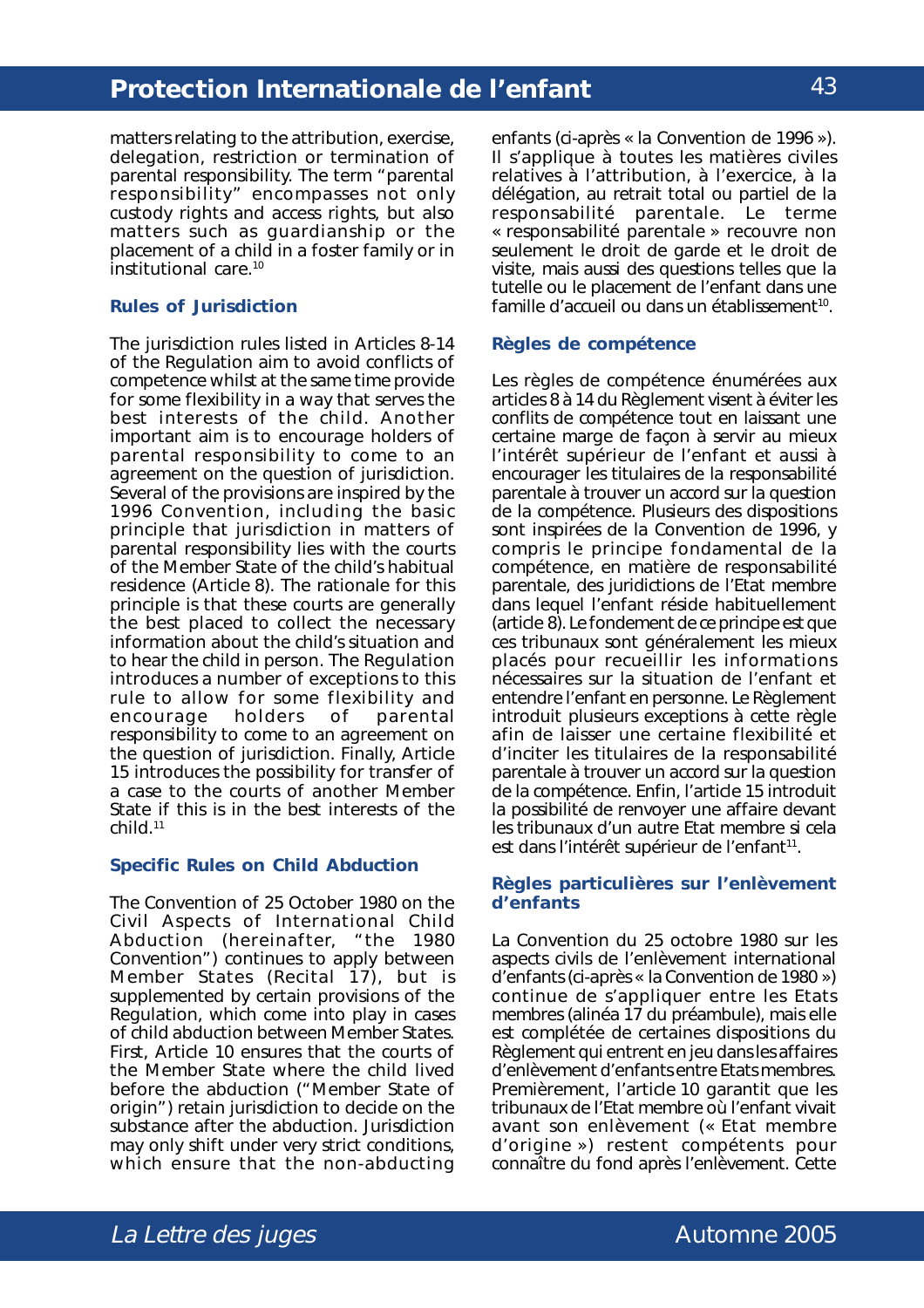matters relating to the attribution, exercise, delegation, restriction or termination of parental responsibility. The term "parental responsibility" encompasses not only custody rights and access rights, but also matters such as guardianship or the placement of a child in a foster family or in institutional care.[10]

### Rules of Jurisdiction

The jurisdiction rules listed in Articles 8-14 of the Regulation aim to avoid conflicts of competence whilst at the same time provide for some flexibility in a way that serves the best interests of the child. Another important aim is to encourage holders of parental responsibility to come to an agreement on the question of jurisdiction. Several of the provisions are inspired by the 1996 Convention, including the basic principle that jurisdiction in matters of parental responsibility lies with the courts of the Member State of the child's habitual residence (Article 8). The rationale for this principle is that these courts are generally the best placed to collect the necessary information about the child's situation and to hear the child in person. The Regulation introduces a number of exceptions to this rule to allow for some flexibility and encourage holders of parental responsibility to come to an agreement on the question of jurisdiction. Finally, Article 15 introduces the possibility for transfer of a case to the courts of another Member State if this is in the best interests of the child.[11]

### Specific Rules on Child Abduction

The Convention of 25 October 1980 on the Civil Aspects of International Child Abduction (hereinafter, "the 1980 Convention") continues to apply between Member States (Recital 17), but is supplemented by certain provisions of the Regulation, which come into play in cases of child abduction between Member States. First, Article 10 ensures that the courts of the Member State where the child lived before the abduction ("Member State of origin") retain jurisdiction to decide on the substance after the abduction. Jurisdiction may only shift under very strict conditions, which ensure that the non-abducting

enfants (ci-après « la Convention de 1996 »). Il s'applique à toutes les matières civiles relatives à l'attribution, à l'exercice, à la délégation, au retrait total ou partiel de la responsabilité parentale. Le terme « responsabilité parentale » recouvre non seulement le droit de garde et le droit de visite, mais aussi des questions telles que la tutelle ou le placement de l'enfant dans une famille d'accueil ou dans un établissement[10].

### Règles de compétence

Les règles de compétence énumérées aux articles 8 à 14 du Règlement visent à éviter les conflits de compétence tout en laissant une certaine marge de façon à servir au mieux l'intérêt supérieur de l'enfant et aussi à encourager les titulaires de la responsabilité parentale à trouver un accord sur la question de la compétence. Plusieurs des dispositions sont inspirées de la Convention de 1996, y compris le principe fondamental de la compétence, en matière de responsabilité parentale, des juridictions de l'Etat membre dans lequel l'enfant réside habituellement (article 8). Le fondement de ce principe est que ces tribunaux sont généralement les mieux placés pour recueillir les informations nécessaires sur la situation de l'enfant et entendre l'enfant en personne. Le Règlement introduit plusieurs exceptions à cette règle afin de laisser une certaine flexibilité et d'inciter les titulaires de la responsabilité parentale à trouver un accord sur la question de la compétence. Enfin, l'article 15 introduit la possibilité de renvoyer une affaire devant les tribunaux d'un autre Etat membre si cela est dans l'intérêt supérieur de l'enfant[11].

### Règles particulières sur l'enlèvement d'enfants

La Convention du 25 octobre 1980 sur les aspects civils de l'enlèvement international d'enfants (ci-après « la Convention de 1980 ») continue de s'appliquer entre les Etats membres (alinéa 17 du préambule), mais elle est complétée de certaines dispositions du Règlement qui entrent en jeu dans les affaires d'enlèvement d'enfants entre Etats membres. Premièrement, l'article 10 garantit que les tribunaux de l'Etat membre où l'enfant vivait avant son enlèvement (« Etat membre d'origine ») restent compétents pour connaître du fond après l'enlèvement. Cette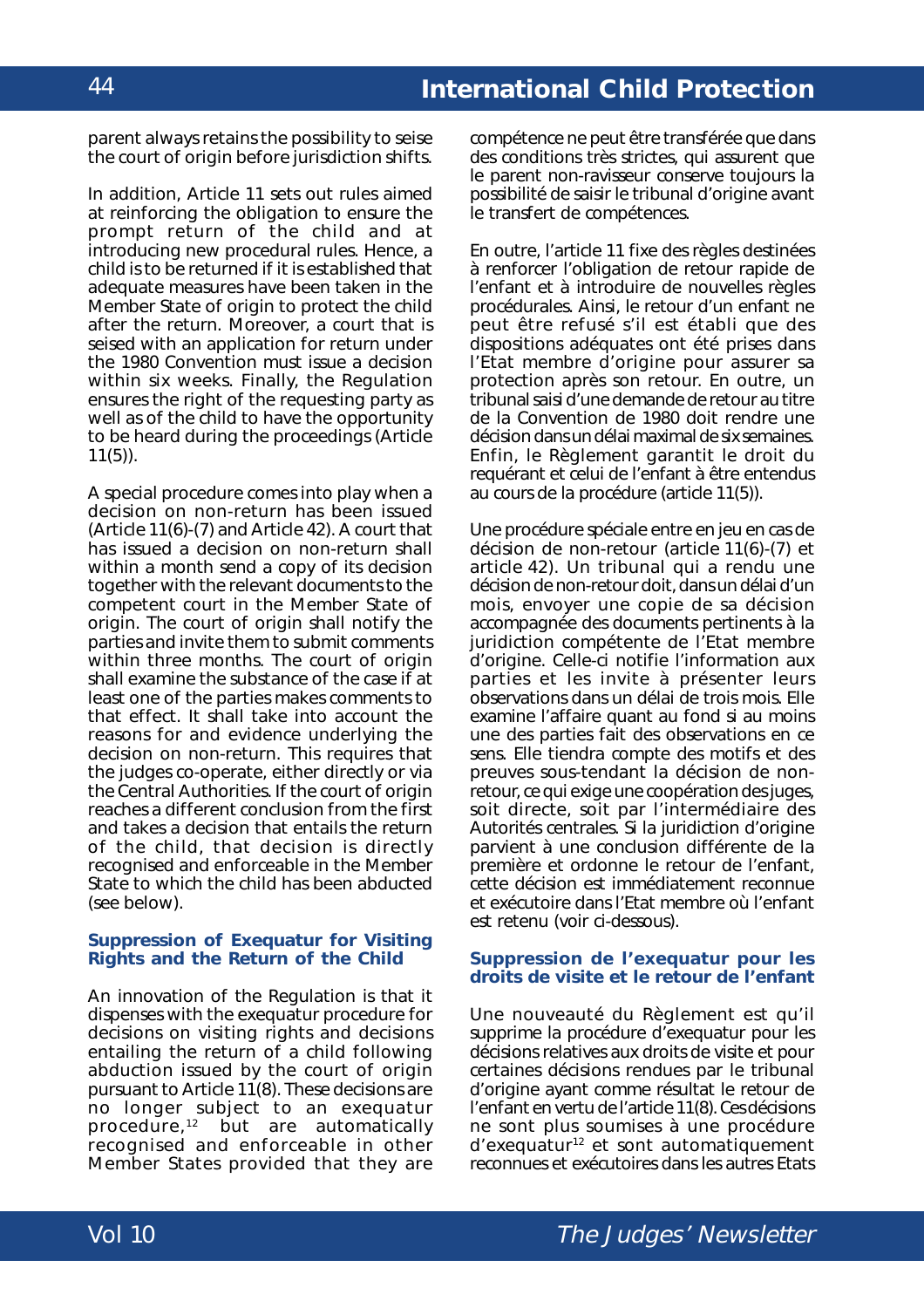parent always retains the possibility to seise the court of origin before jurisdiction shifts.

In addition, Article 11 sets out rules aimed at reinforcing the obligation to ensure the prompt return of the child and at introducing new procedural rules. Hence, a child is to be returned if it is established that adequate measures have been taken in the Member State of origin to protect the child after the return. Moreover, a court that is seised with an application for return under the 1980 Convention must issue a decision within six weeks. Finally, the Regulation ensures the right of the requesting party as well as of the child to have the opportunity to be heard during the proceedings (Article 11(5)).

A special procedure comes into play when a decision on non-return has been issued (Article 11(6)-(7) and Article 42). A court that has issued a decision on non-return shall within a month send a copy of its decision together with the relevant documents to the competent court in the Member State of origin. The court of origin shall notify the parties and invite them to submit comments within three months. The court of origin shall examine the substance of the case if at least one of the parties makes comments to that effect. It shall take into account the reasons for and evidence underlying the decision on non-return. This requires that the judges co-operate, either directly or via the Central Authorities. If the court of origin reaches a different conclusion from the first and takes a decision that entails the return of the child, that decision is directly recognised and enforceable in the Member State to which the child has been abducted (see below).

### Suppression of Exequatur for Visiting Rights and the Return of the Child

An innovation of the Regulation is that it dispenses with the exequatur procedure for decisions on visiting rights and decisions entailing the return of a child following abduction issued by the court of origin pursuant to Article 11(8). These decisions are no longer subject to an exequatur procedure,[12] but are automatically recognised and enforceable in other Member States provided that they are

compétence ne peut être transférée que dans des conditions très strictes, qui assurent que le parent non-ravisseur conserve toujours la possibilité de saisir le tribunal d'origine avant le transfert de compétences.

En outre, l'article 11 fixe des règles destinées à renforcer l'obligation de retour rapide de l'enfant et à introduire de nouvelles règles procédurales. Ainsi, le retour d'un enfant ne peut être refusé s'il est établi que des dispositions adéquates ont été prises dans l'Etat membre d'origine pour assurer sa protection après son retour. En outre, un tribunal saisi d'une demande de retour au titre de la Convention de 1980 doit rendre une décision dans un délai maximal de six semaines. Enfin, le Règlement garantit le droit du requérant et celui de l'enfant à être entendus au cours de la procédure (article 11(5)).

Une procédure spéciale entre en jeu en cas de décision de non-retour (article 11(6)-(7) et article 42). Un tribunal qui a rendu une décision de non-retour doit, dans un délai d'un mois, envoyer une copie de sa décision accompagnée des documents pertinents à la juridiction compétente de l'Etat membre d'origine. Celle-ci notifie l'information aux parties et les invite à présenter leurs observations dans un délai de trois mois. Elle examine l'affaire quant au fond si au moins une des parties fait des observations en ce sens. Elle tiendra compte des motifs et des preuves sous-tendant la décision de non-retour, ce qui exige une coopération des juges, soit directe, soit par l'intermédiaire des Autorités centrales. Si la juridiction d'origine parvient à une conclusion différente de la première et ordonne le retour de l'enfant, cette décision est immédiatement reconnue et exécutoire dans l'Etat membre où l'enfant est retenu (voir ci-dessous).

### Suppression de l'exequatur pour les droits de visite et le retour de l'enfant

Une nouveauté du Règlement est qu'il supprime la procédure d'exequatur pour les décisions relatives aux droits de visite et pour certaines décisions rendues par le tribunal d'origine ayant comme résultat le retour de l'enfant en vertu de l'article 11(8). Ces décisions ne sont plus soumises à une procédure d'exequatur[12] et sont automatiquement reconnues et exécutoires dans les autres Etats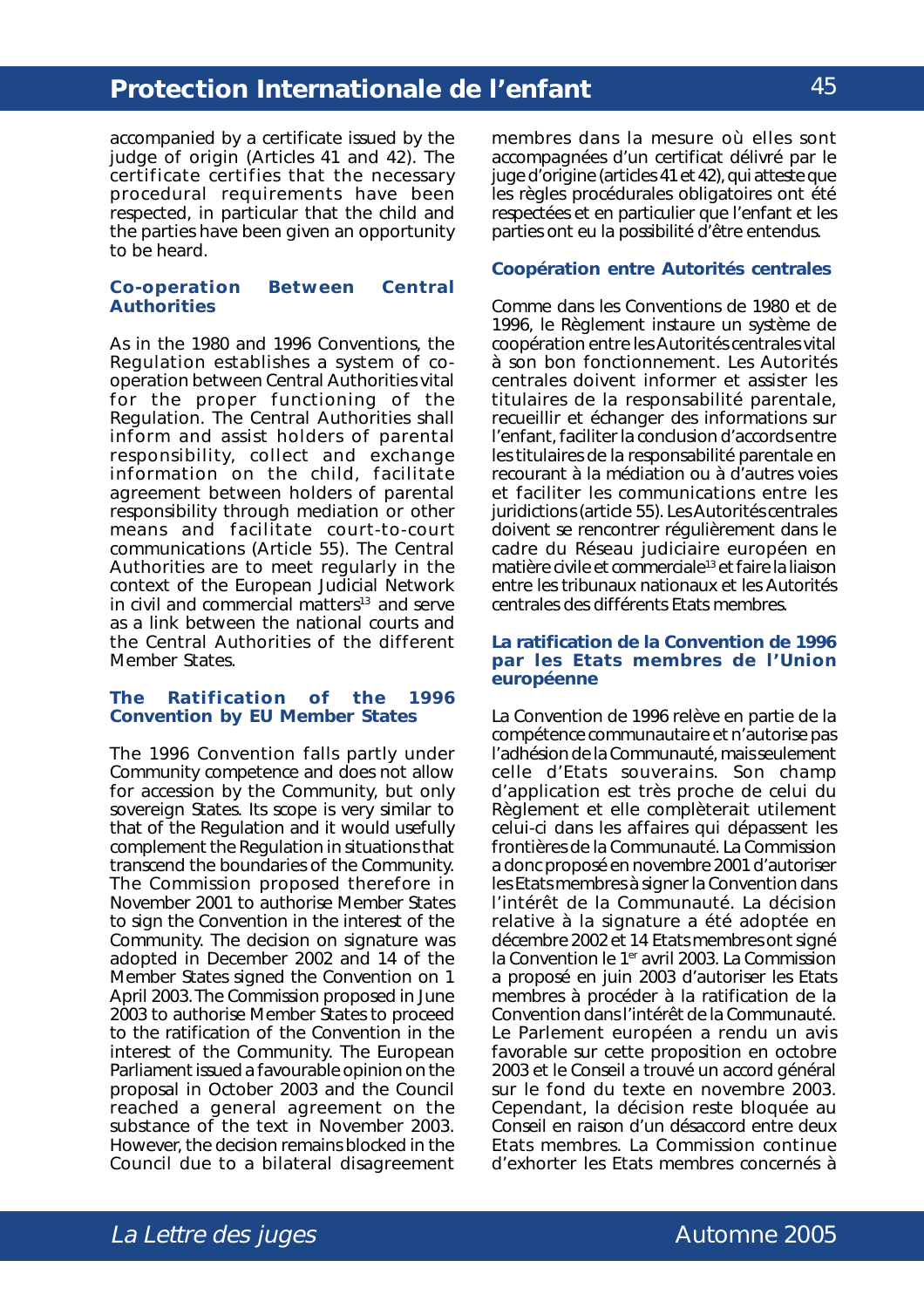accompanied by a certificate issued by the judge of origin (Articles 41 and 42). The certificate certifies that the necessary procedural requirements have been respected, in particular that the child and the parties have been given an opportunity to be heard.

### Co-operation Between Central Authorities

As in the 1980 and 1996 Conventions, the Regulation establishes a system of co-operation between Central Authorities vital for the proper functioning of the Regulation. The Central Authorities shall inform and assist holders of parental responsibility, collect and exchange information on the child, facilitate agreement between holders of parental responsibility through mediation or other means and facilitate court-to-court communications (Article 55). The Central Authorities are to meet regularly in the context of the European Judicial Network in civil and commercial matters[13] and serve as a link between the national courts and the Central Authorities of the different Member States.

### The Ratification of the 1996 Convention by EU Member States

The 1996 Convention falls partly under Community competence and does not allow for accession by the Community, but only sovereign States. Its scope is very similar to that of the Regulation and it would usefully complement the Regulation in situations that transcend the boundaries of the Community. The Commission proposed therefore in November 2001 to authorise Member States to sign the Convention in the interest of the Community. The decision on signature was adopted in December 2002 and 14 of the Member States signed the Convention on 1 April 2003. The Commission proposed in June 2003 to authorise Member States to proceed to the ratification of the Convention in the interest of the Community. The European Parliament issued a favourable opinion on the proposal in October 2003 and the Council reached a general agreement on the substance of the text in November 2003. However, the decision remains blocked in the Council due to a bilateral disagreement

membres dans la mesure où elles sont accompagnées d'un certificat délivré par le juge d'origine (articles 41 et 42), qui atteste que les règles procédurales obligatoires ont été respectées et en particulier que l'enfant et les parties ont eu la possibilité d'être entendus.

### Coopération entre Autorités centrales

Comme dans les Conventions de 1980 et de 1996, le Règlement instaure un système de coopération entre les Autorités centrales vital à son bon fonctionnement. Les Autorités centrales doivent informer et assister les titulaires de la responsabilité parentale, recueillir et échanger des informations sur l'enfant, faciliter la conclusion d'accords entre les titulaires de la responsabilité parentale en recourant à la médiation ou à d'autres voies et faciliter les communications entre les juridictions (article 55). Les Autorités centrales doivent se rencontrer régulièrement dans le cadre du Réseau judiciaire européen en matière civile et commerciale[13] et faire la liaison entre les tribunaux nationaux et les Autorités centrales des différents Etats membres.

### La ratification de la Convention de 1996 par les Etats membres de l'Union européenne

La Convention de 1996 relève en partie de la compétence communautaire et n'autorise pas l'adhésion de la Communauté, mais seulement celle d'Etats souverains. Son champ d'application est très proche de celui du Règlement et elle complèterait utilement celui-ci dans les affaires qui dépassent les frontières de la Communauté. La Commission a donc proposé en novembre 2001 d'autoriser les Etats membres à signer la Convention dans l'intérêt de la Communauté. La décision relative à la signature a été adoptée en décembre 2002 et 14 Etats membres ont signé la Convention le 1er avril 2003. La Commission a proposé en juin 2003 d'autoriser les Etats membres à procéder à la ratification de la Convention dans l'intérêt de la Communauté. Le Parlement européen a rendu un avis favorable sur cette proposition en octobre 2003 et le Conseil a trouvé un accord général sur le fond du texte en novembre 2003. Cependant, la décision reste bloquée au Conseil en raison d'un désaccord entre deux Etats membres. La Commission continue d'exhorter les Etats membres concernés à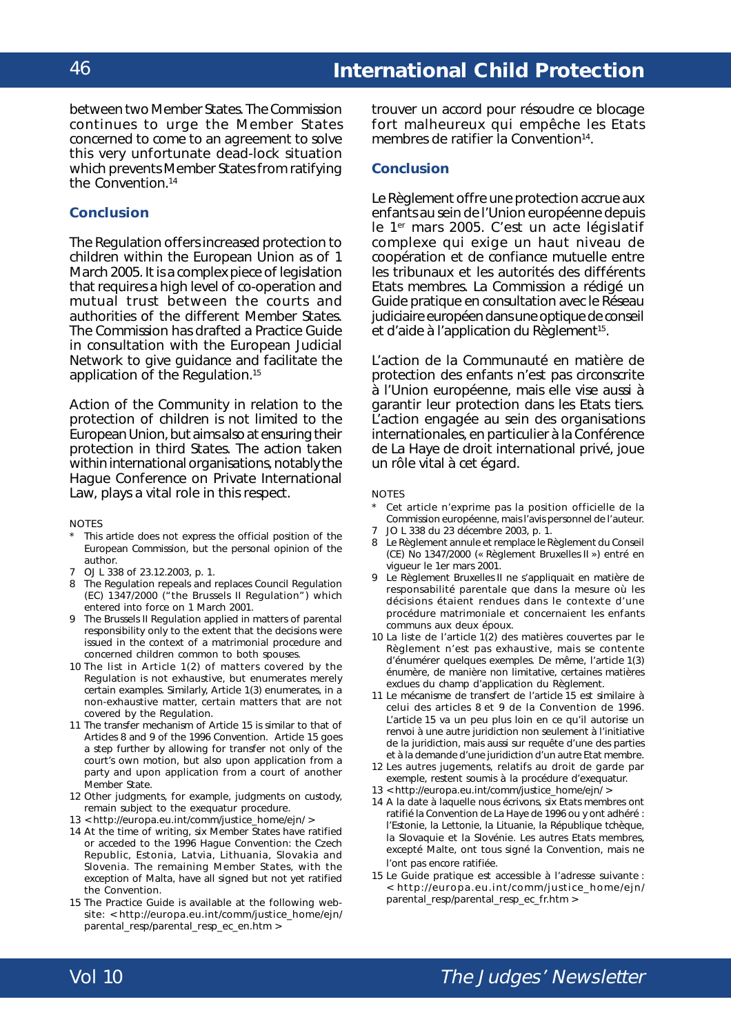between two Member States. The Commission continues to urge the Member States concerned to come to an agreement to solve this very unfortunate dead-lock situation which prevents Member States from ratifying the Convention.[14]

## Conclusion

The Regulation offers increased protection to children within the European Union as of 1 March 2005. It is a complex piece of legislation that requires a high level of co-operation and mutual trust between the courts and authorities of the different Member States. The Commission has drafted a Practice Guide in consultation with the European Judicial Network to give guidance and facilitate the application of the Regulation.[15]

Action of the Community in relation to the protection of children is not limited to the European Union, but aims also at ensuring their protection in third States. The action taken within international organisations, notably the Hague Conference on Private International Law, plays a vital role in this respect.

NOTES

- \* This article does not express the official position of the European Commission, but the personal opinion of the author.
- 7 OJ L 338 of 23.12.2003, p. 1.
- 8 The Regulation repeals and replaces Council Regulation (EC) 1347/2000 ("the Brussels II Regulation") which entered into force on 1 March 2001.
- 9 The Brussels II Regulation applied in matters of parental responsibility only to the extent that the decisions were issued in the context of a matrimonial procedure and concerned children common to both spouses.
- 10 The list in Article 1(2) of matters covered by the Regulation is not exhaustive, but enumerates merely certain examples. Similarly, Article 1(3) enumerates, in a non-exhaustive matter, certain matters that are not covered by the Regulation.
- 11 The transfer mechanism of Article 15 is similar to that of Articles 8 and 9 of the 1996 Convention. Article 15 goes a step further by allowing for transfer not only of the court's own motion, but also upon application from a party and upon application from a court of another Member State.
- 12 Other judgments, for example, judgments on custody, remain subject to the exequatur procedure.
- 13 < http://europa.eu.int/comm/justice_home/ejn/ >
- 14 At the time of writing, six Member States have ratified or acceded to the 1996 Hague Convention: the Czech Republic, Estonia, Latvia, Lithuania, Slovakia and Slovenia. The remaining Member States, with the exception of Malta, have all signed but not yet ratified the Convention.
- 15 The Practice Guide is available at the following website: < http://europa.eu.int/comm/justice_home/ejn/parental_resp/parental_resp_ec_en.htm >

trouver un accord pour résoudre ce blocage fort malheureux qui empêche les Etats membres de ratifier la Convention[14].

## Conclusion

Le Règlement offre une protection accrue aux enfants au sein de l'Union européenne depuis le 1er mars 2005. C'est un acte législatif complexe qui exige un haut niveau de coopération et de confiance mutuelle entre les tribunaux et les autorités des différents Etats membres. La Commission a rédigé un Guide pratique en consultation avec le Réseau judiciaire européen dans une optique de conseil et d'aide à l'application du Règlement[15].

L'action de la Communauté en matière de protection des enfants n'est pas circonscrite à l'Union européenne, mais elle vise aussi à garantir leur protection dans les Etats tiers. L'action engagée au sein des organisations internationales, en particulier à la Conférence de La Haye de droit international privé, joue un rôle vital à cet égard.

NOTES

- \* Cet article n'exprime pas la position officielle de la Commission européenne, mais l'avis personnel de l'auteur.
- 7 JO L 338 du 23 décembre 2003, p. 1.
- 8 Le Règlement annule et remplace le Règlement du Conseil (CE) No 1347/2000 (« Règlement Bruxelles II ») entré en vigueur le 1er mars 2001.
- 9 Le Règlement Bruxelles II ne s'appliquait en matière de responsabilité parentale que dans la mesure où les décisions étaient rendues dans le contexte d'une procédure matrimoniale et concernaient les enfants communs aux deux époux.
- 10 La liste de l'article 1(2) des matières couvertes par le Règlement n'est pas exhaustive, mais se contente d'énumérer quelques exemples. De même, l'article 1(3) énumère, de manière non limitative, certaines matières exclues du champ d'application du Règlement.
- 11 Le mécanisme de transfert de l'article 15 est similaire à celui des articles 8 et 9 de la Convention de 1996. L'article 15 va un peu plus loin en ce qu'il autorise un renvoi à une autre juridiction non seulement à l'initiative de la juridiction, mais aussi sur requête d'une des parties et à la demande d'une juridiction d'un autre Etat membre.
- 12 Les autres jugements, relatifs au droit de garde par exemple, restent soumis à la procédure d'exequatur.
- 13 < http://europa.eu.int/comm/justice_home/ejn/ >
- 14 A la date à laquelle nous écrivons, six Etats membres ont ratifié la Convention de La Haye de 1996 ou y ont adhéré : l'Estonie, la Lettonie, la Lituanie, la République tchèque, la Slovaquie et la Slovénie. Les autres Etats membres, excepté Malte, ont tous signé la Convention, mais ne l'ont pas encore ratifiée.
- 15 Le Guide pratique est accessible à l'adresse suivante : < http://europa.eu.int/comm/justice_home/ejn/parental_resp/parental_resp_ec_fr.htm >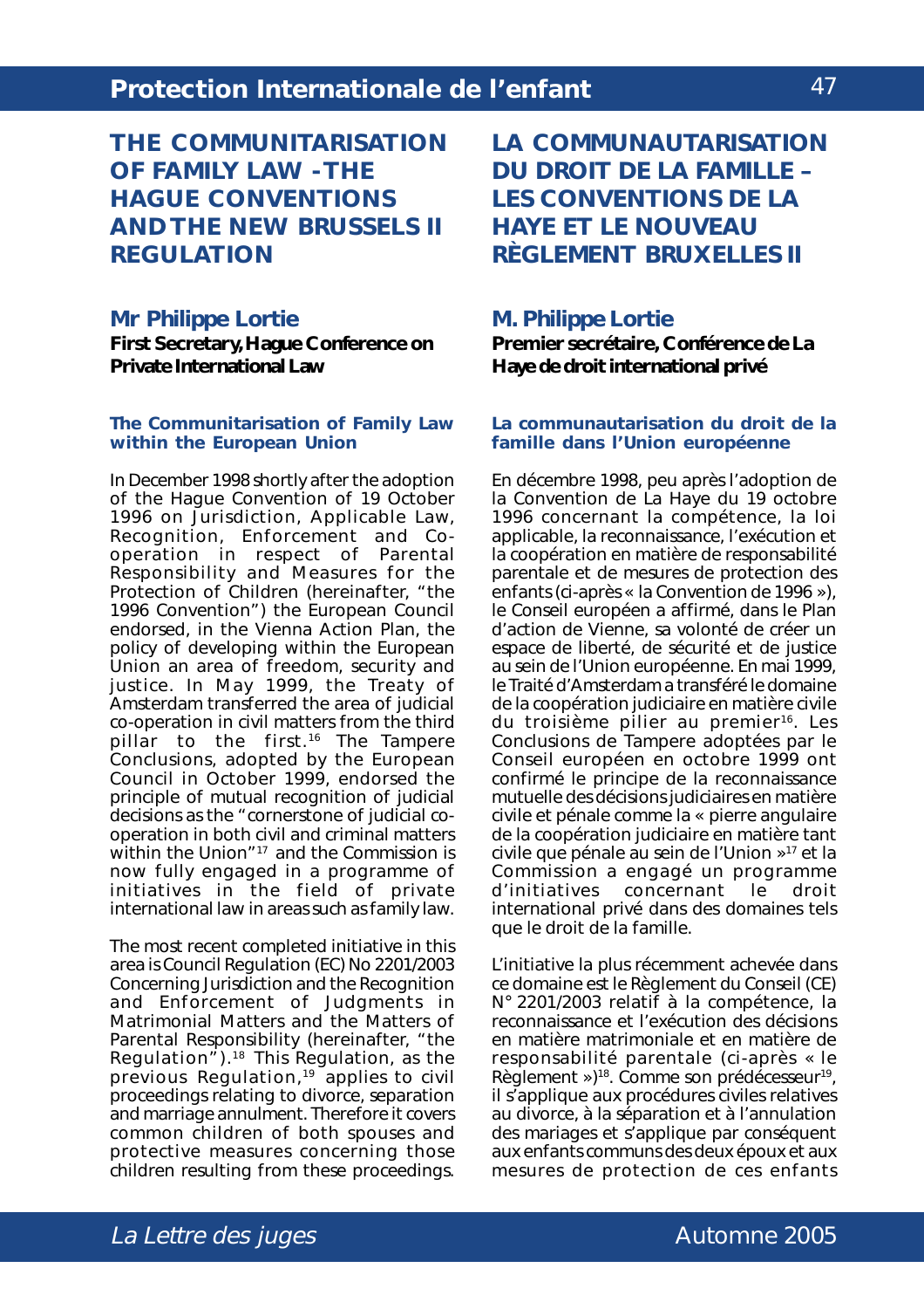# THE COMMUNITARISATION OF FAMILY LAW - THE HAGUE CONVENTIONS AND THE NEW BRUSSELS II REGULATION

## Mr Philippe Lortie

**First Secretary, Hague Conference on Private International Law**

### The Communitarisation of Family Law within the European Union

In December 1998 shortly after the adoption of the Hague Convention of 19 October 1996 on Jurisdiction, Applicable Law, Recognition, Enforcement and Co-operation in respect of Parental Responsibility and Measures for the Protection of Children (hereinafter, "the 1996 Convention") the European Council endorsed, in the Vienna Action Plan, the policy of developing within the European Union an area of freedom, security and justice. In May 1999, the Treaty of Amsterdam transferred the area of judicial co-operation in civil matters from the third pillar to the first.[16] The Tampere Conclusions, adopted by the European Council in October 1999, endorsed the principle of mutual recognition of judicial decisions as the "cornerstone of judicial co-operation in both civil and criminal matters within the Union"[17] and the Commission is now fully engaged in a programme of initiatives in the field of private international law in areas such as family law.

The most recent completed initiative in this area is Council Regulation (EC) No 2201/2003 Concerning Jurisdiction and the Recognition and Enforcement of Judgments in Matrimonial Matters and the Matters of Parental Responsibility (hereinafter, "the Regulation").[18] This Regulation, as the previous Regulation,[19] applies to civil proceedings relating to divorce, separation and marriage annulment. Therefore it covers common children of both spouses and protective measures concerning those children resulting from these proceedings.

# LA COMMUNAUTARISATION DU DROIT DE LA FAMILLE – LES CONVENTIONS DE LA HAYE ET LE NOUVEAU RÈGLEMENT BRUXELLES II

## M. Philippe Lortie

**Premier secrétaire, Conférence de La Haye de droit international privé**

### La communautarisation du droit de la famille dans l'Union européenne

En décembre 1998, peu après l'adoption de la Convention de La Haye du 19 octobre 1996 concernant la compétence, la loi applicable, la reconnaissance, l'exécution et la coopération en matière de responsabilité parentale et de mesures de protection des enfants (ci-après « la Convention de 1996 »), le Conseil européen a affirmé, dans le Plan d'action de Vienne, sa volonté de créer un espace de liberté, de sécurité et de justice au sein de l'Union européenne. En mai 1999, le Traité d'Amsterdam a transféré le domaine de la coopération judiciaire en matière civile du troisième pilier au premier[16]. Les Conclusions de Tampere adoptées par le Conseil européen en octobre 1999 ont confirmé le principe de la reconnaissance mutuelle des décisions judiciaires en matière civile et pénale comme la « pierre angulaire de la coopération judiciaire en matière tant civile que pénale au sein de l'Union »[17] et la Commission a engagé un programme d'initiatives concernant le droit international privé dans des domaines tels que le droit de la famille.

L'initiative la plus récemment achevée dans ce domaine est le Règlement du Conseil (CE) N° 2201/2003 relatif à la compétence, la reconnaissance et l'exécution des décisions en matière matrimoniale et en matière de responsabilité parentale (ci-après « le Règlement »)[18]. Comme son prédécesseur[19], il s'applique aux procédures civiles relatives au divorce, à la séparation et à l'annulation des mariages et s'applique par conséquent aux enfants communs des deux époux et aux mesures de protection de ces enfants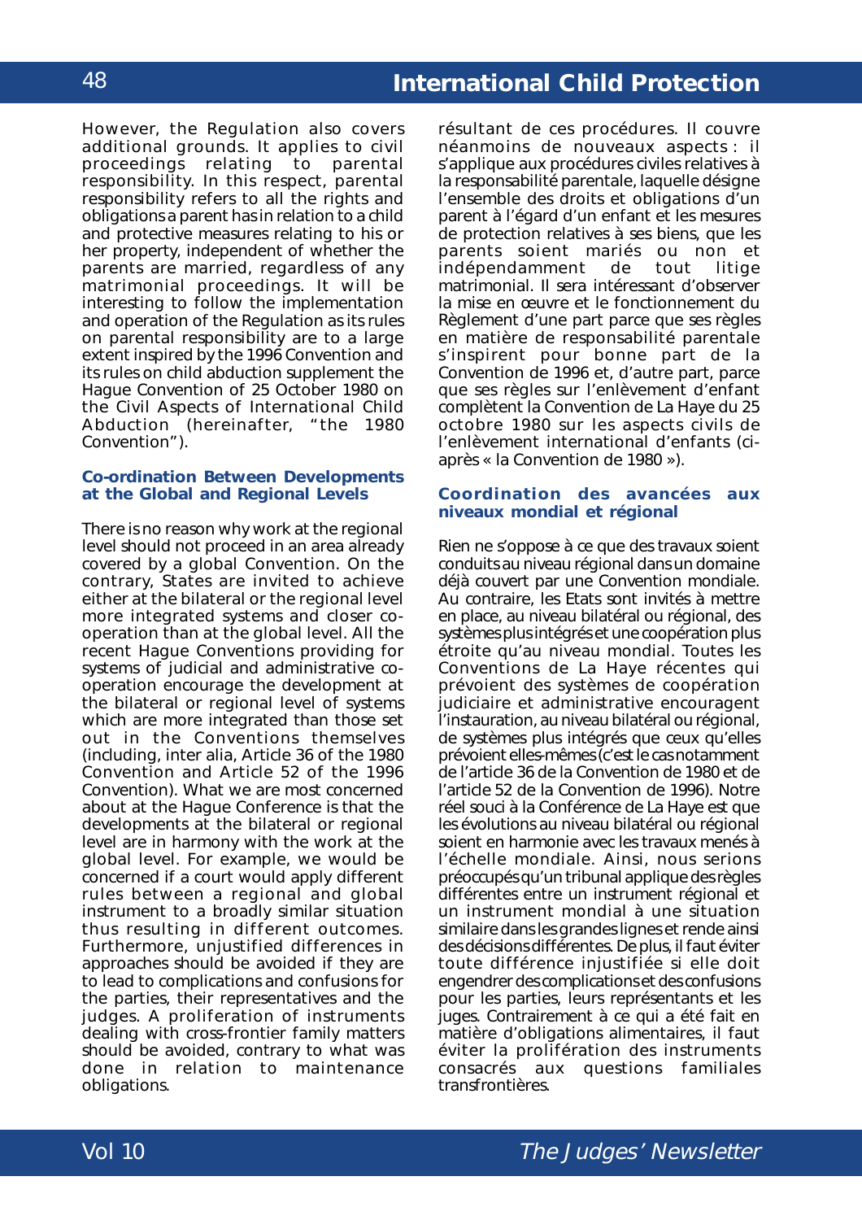However, the Regulation also covers additional grounds. It applies to civil proceedings relating to parental responsibility. In this respect, parental responsibility refers to all the rights and obligations a parent has in relation to a child and protective measures relating to his or her property, independent of whether the parents are married, regardless of any matrimonial proceedings. It will be interesting to follow the implementation and operation of the Regulation as its rules on parental responsibility are to a large extent inspired by the 1996 Convention and its rules on child abduction supplement the Hague Convention of 25 October 1980 on the Civil Aspects of International Child Abduction (hereinafter, "the 1980 Convention").

### Co-ordination Between Developments at the Global and Regional Levels

There is no reason why work at the regional level should not proceed in an area already covered by a global Convention. On the contrary, States are invited to achieve either at the bilateral or the regional level more integrated systems and closer co-operation than at the global level. All the recent Hague Conventions providing for systems of judicial and administrative co-operation encourage the development at the bilateral or regional level of systems which are more integrated than those set out in the Conventions themselves (including, inter alia, Article 36 of the 1980 Convention and Article 52 of the 1996 Convention). What we are most concerned about at the Hague Conference is that the developments at the bilateral or regional level are in harmony with the work at the global level. For example, we would be concerned if a court would apply different rules between a regional and global instrument to a broadly similar situation thus resulting in different outcomes. Furthermore, unjustified differences in approaches should be avoided if they are to lead to complications and confusions for the parties, their representatives and the judges. A proliferation of instruments dealing with cross-frontier family matters should be avoided, contrary to what was done in relation to maintenance obligations.

résultant de ces procédures. Il couvre néanmoins de nouveaux aspects : il s'applique aux procédures civiles relatives à la responsabilité parentale, laquelle désigne l'ensemble des droits et obligations d'un parent à l'égard d'un enfant et les mesures de protection relatives à ses biens, que les parents soient mariés ou non et indépendamment de tout litige matrimonial. Il sera intéressant d'observer la mise en œuvre et le fonctionnement du Règlement d'une part parce que ses règles en matière de responsabilité parentale s'inspirent pour bonne part de la Convention de 1996 et, d'autre part, parce que ses règles sur l'enlèvement d'enfant complètent la Convention de La Haye du 25 octobre 1980 sur les aspects civils de l'enlèvement international d'enfants (ci-après « la Convention de 1980 »).

### Coordination des avancées aux niveaux mondial et régional

Rien ne s'oppose à ce que des travaux soient conduits au niveau régional dans un domaine déjà couvert par une Convention mondiale. Au contraire, les Etats sont invités à mettre en place, au niveau bilatéral ou régional, des systèmes plus intégrés et une coopération plus étroite qu'au niveau mondial. Toutes les Conventions de La Haye récentes qui prévoient des systèmes de coopération judiciaire et administrative encouragent l'instauration, au niveau bilatéral ou régional, de systèmes plus intégrés que ceux qu'elles prévoient elles-mêmes (c'est le cas notamment de l'article 36 de la Convention de 1980 et de l'article 52 de la Convention de 1996). Notre réel souci à la Conférence de La Haye est que les évolutions au niveau bilatéral ou régional soient en harmonie avec les travaux menés à l'échelle mondiale. Ainsi, nous serions préoccupés qu'un tribunal applique des règles différentes entre un instrument régional et un instrument mondial à une situation similaire dans les grandes lignes et rende ainsi des décisions différentes. De plus, il faut éviter toute différence injustifiée si elle doit engendrer des complications et des confusions pour les parties, leurs représentants et les juges. Contrairement à ce qui a été fait en matière d'obligations alimentaires, il faut éviter la prolifération des instruments consacrés aux questions familiales transfrontières.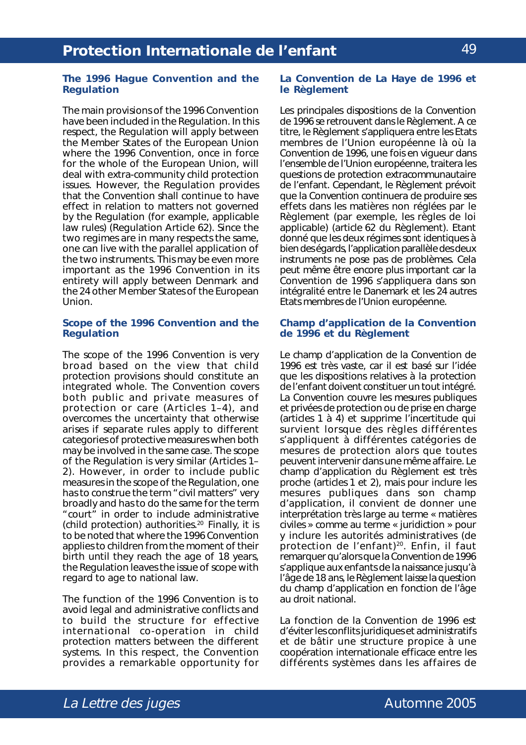### The 1996 Hague Convention and the Regulation

The main provisions of the 1996 Convention have been included in the Regulation. In this respect, the Regulation will apply between the Member States of the European Union where the 1996 Convention, once in force for the whole of the European Union, will deal with extra-community child protection issues. However, the Regulation provides that the Convention shall continue to have effect in relation to matters not governed by the Regulation (for example, applicable law rules) (Regulation Article 62). Since the two regimes are in many respects the same, one can live with the parallel application of the two instruments. This may be even more important as the 1996 Convention in its entirety will apply between Denmark and the 24 other Member States of the European Union.

### Scope of the 1996 Convention and the Regulation

The scope of the 1996 Convention is very broad based on the view that child protection provisions should constitute an integrated whole. The Convention covers both public and private measures of protection or care (Articles 1–4), and overcomes the uncertainty that otherwise arises if separate rules apply to different categories of protective measures when both may be involved in the same case. The scope of the Regulation is very similar (Articles 1–2). However, in order to include public measures in the scope of the Regulation, one has to construe the term "civil matters" very broadly and has to do the same for the term "court" in order to include administrative (child protection) authorities.[20] Finally, it is to be noted that where the 1996 Convention applies to children from the moment of their birth until they reach the age of 18 years, the Regulation leaves the issue of scope with regard to age to national law.

The function of the 1996 Convention is to avoid legal and administrative conflicts and to build the structure for effective international co-operation in child protection matters between the different systems. In this respect, the Convention provides a remarkable opportunity for

### La Convention de La Haye de 1996 et le Règlement

Les principales dispositions de la Convention de 1996 se retrouvent dans le Règlement. A ce titre, le Règlement s'appliquera entre les Etats membres de l'Union européenne là où la Convention de 1996, une fois en vigueur dans l'ensemble de l'Union européenne, traitera les questions de protection extracommunautaire de l'enfant. Cependant, le Règlement prévoit que la Convention continuera de produire ses effets dans les matières non réglées par le Règlement (par exemple, les règles de loi applicable) (article 62 du Règlement). Etant donné que les deux régimes sont identiques à bien des égards, l'application parallèle des deux instruments ne pose pas de problèmes. Cela peut même être encore plus important car la Convention de 1996 s'appliquera dans son intégralité entre le Danemark et les 24 autres Etats membres de l'Union européenne.

### Champ d'application de la Convention de 1996 et du Règlement

Le champ d'application de la Convention de 1996 est très vaste, car il est basé sur l'idée que les dispositions relatives à la protection de l'enfant doivent constituer un tout intégré. La Convention couvre les mesures publiques et privées de protection ou de prise en charge (articles 1 à 4) et supprime l'incertitude qui survient lorsque des règles différentes s'appliquent à différentes catégories de mesures de protection alors que toutes peuvent intervenir dans une même affaire. Le champ d'application du Règlement est très proche (articles 1 et 2), mais pour inclure les mesures publiques dans son champ d'application, il convient de donner une interprétation très large au terme « matières civiles » comme au terme « juridiction » pour y inclure les autorités administratives (de protection de l'enfant)[20]. Enfin, il faut remarquer qu'alors que la Convention de 1996 s'applique aux enfants de la naissance jusqu'à l'âge de 18 ans, le Règlement laisse la question du champ d'application en fonction de l'âge au droit national.

La fonction de la Convention de 1996 est d'éviter les conflits juridiques et administratifs et de bâtir une structure propice à une coopération internationale efficace entre les différents systèmes dans les affaires de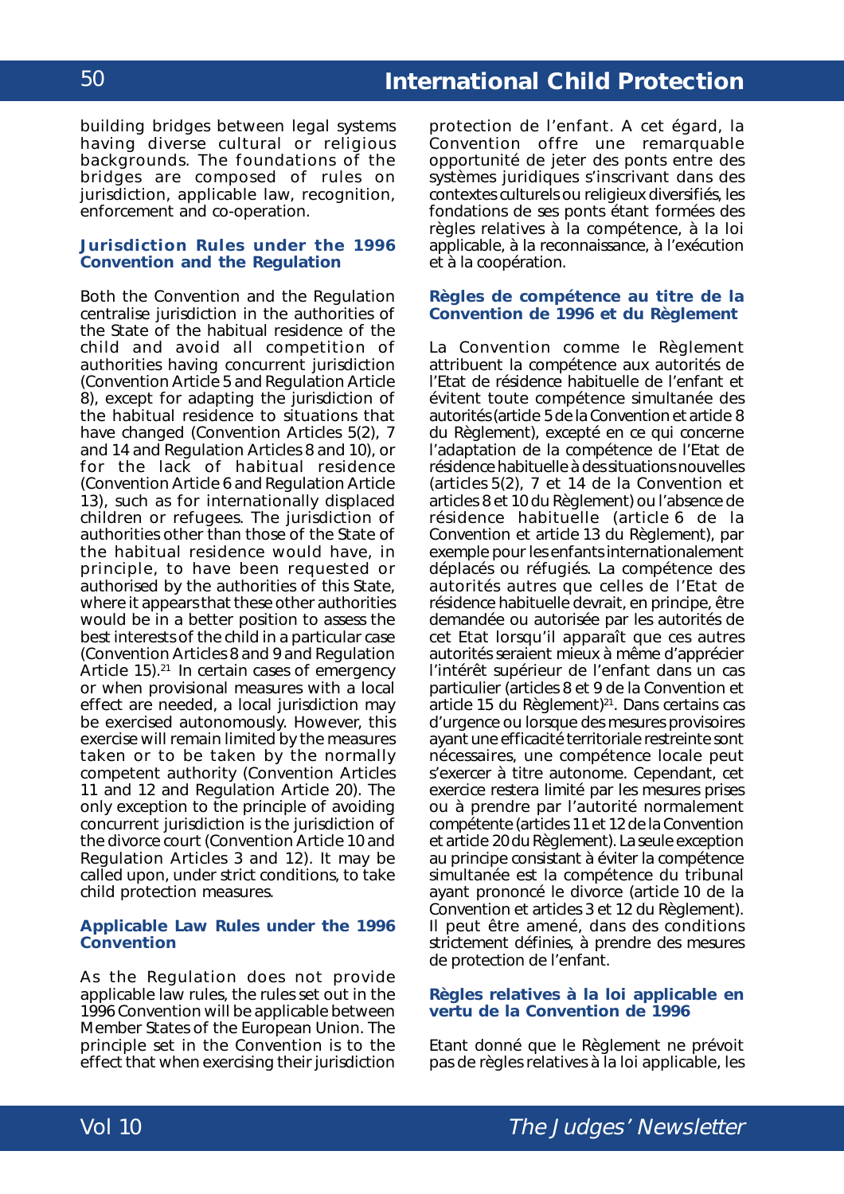building bridges between legal systems having diverse cultural or religious backgrounds. The foundations of the bridges are composed of rules on jurisdiction, applicable law, recognition, enforcement and co-operation.

### Jurisdiction Rules under the 1996 Convention and the Regulation

Both the Convention and the Regulation centralise jurisdiction in the authorities of the State of the habitual residence of the child and avoid all competition of authorities having concurrent jurisdiction (Convention Article 5 and Regulation Article 8), except for adapting the jurisdiction of the habitual residence to situations that have changed (Convention Articles 5(2), 7 and 14 and Regulation Articles 8 and 10), or for the lack of habitual residence (Convention Article 6 and Regulation Article 13), such as for internationally displaced children or refugees. The jurisdiction of authorities other than those of the State of the habitual residence would have, in principle, to have been requested or authorised by the authorities of this State, where it appears that these other authorities would be in a better position to assess the best interests of the child in a particular case (Convention Articles 8 and 9 and Regulation Article 15).[21] In certain cases of emergency or when provisional measures with a local effect are needed, a local jurisdiction may be exercised autonomously. However, this exercise will remain limited by the measures taken or to be taken by the normally competent authority (Convention Articles 11 and 12 and Regulation Article 20). The only exception to the principle of avoiding concurrent jurisdiction is the jurisdiction of the divorce court (Convention Article 10 and Regulation Articles 3 and 12). It may be called upon, under strict conditions, to take child protection measures.

### Applicable Law Rules under the 1996 Convention

As the Regulation does not provide applicable law rules, the rules set out in the 1996 Convention will be applicable between Member States of the European Union. The principle set in the Convention is to the effect that when exercising their jurisdiction

protection de l'enfant. A cet égard, la Convention offre une remarquable opportunité de jeter des ponts entre des systèmes juridiques s'inscrivant dans des contextes culturels ou religieux diversifiés, les fondations de ses ponts étant formées des règles relatives à la compétence, à la loi applicable, à la reconnaissance, à l'exécution et à la coopération.

### Règles de compétence au titre de la Convention de 1996 et du Règlement

La Convention comme le Règlement attribuent la compétence aux autorités de l'Etat de résidence habituelle de l'enfant et évitent toute compétence simultanée des autorités (article 5 de la Convention et article 8 du Règlement), excepté en ce qui concerne l'adaptation de la compétence de l'Etat de résidence habituelle à des situations nouvelles (articles 5(2), 7 et 14 de la Convention et articles 8 et 10 du Règlement) ou l'absence de résidence habituelle (article 6 de la Convention et article 13 du Règlement), par exemple pour les enfants internationalement déplacés ou réfugiés. La compétence des autorités autres que celles de l'Etat de résidence habituelle devrait, en principe, être demandée ou autorisée par les autorités de cet Etat lorsqu'il apparaît que ces autres autorités seraient mieux à même d'apprécier l'intérêt supérieur de l'enfant dans un cas particulier (articles 8 et 9 de la Convention et article 15 du Règlement)[21]. Dans certains cas d'urgence ou lorsque des mesures provisoires ayant une efficacité territoriale restreinte sont nécessaires, une compétence locale peut s'exercer à titre autonome. Cependant, cet exercice restera limité par les mesures prises ou à prendre par l'autorité normalement compétente (articles 11 et 12 de la Convention et article 20 du Règlement). La seule exception au principe consistant à éviter la compétence simultanée est la compétence du tribunal ayant prononcé le divorce (article 10 de la Convention et articles 3 et 12 du Règlement). Il peut être amené, dans des conditions strictement définies, à prendre des mesures de protection de l'enfant.

### Règles relatives à la loi applicable en vertu de la Convention de 1996

Etant donné que le Règlement ne prévoit pas de règles relatives à la loi applicable, les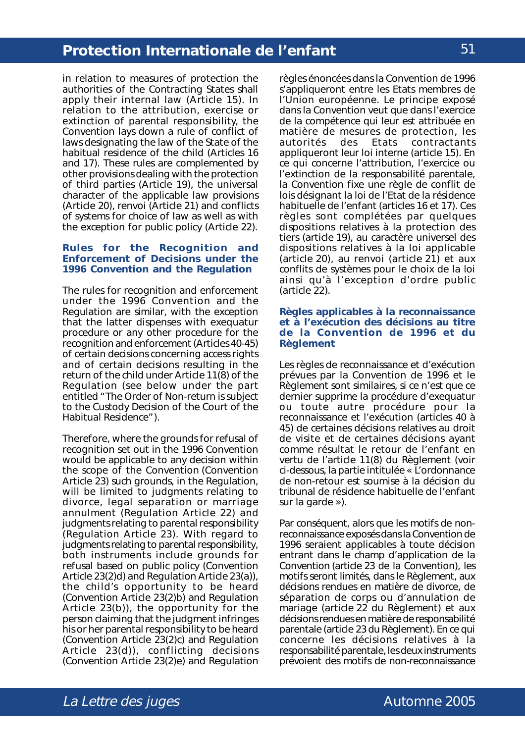in relation to measures of protection the authorities of the Contracting States shall apply their internal law (Article 15). In relation to the attribution, exercise or extinction of parental responsibility, the Convention lays down a rule of conflict of laws designating the law of the State of the habitual residence of the child (Articles 16 and 17). These rules are complemented by other provisions dealing with the protection of third parties (Article 19), the universal character of the applicable law provisions (Article 20), renvoi (Article 21) and conflicts of systems for choice of law as well as with the exception for public policy (Article 22).

### Rules for the Recognition and Enforcement of Decisions under the 1996 Convention and the Regulation

The rules for recognition and enforcement under the 1996 Convention and the Regulation are similar, with the exception that the latter dispenses with exequatur procedure or any other procedure for the recognition and enforcement (Articles 40-45) of certain decisions concerning access rights and of certain decisions resulting in the return of the child under Article 11(8) of the Regulation (see below under the part entitled "The Order of Non-return is subject to the Custody Decision of the Court of the Habitual Residence").

Therefore, where the grounds for refusal of recognition set out in the 1996 Convention would be applicable to any decision within the scope of the Convention (Convention Article 23) such grounds, in the Regulation, will be limited to judgments relating to divorce, legal separation or marriage annulment (Regulation Article 22) and judgments relating to parental responsibility (Regulation Article 23). With regard to judgments relating to parental responsibility, both instruments include grounds for refusal based on public policy (Convention Article 23(2)d) and Regulation Article 23(a)), the child's opportunity to be heard (Convention Article 23(2)b) and Regulation Article 23(b)), the opportunity for the person claiming that the judgment infringes his or her parental responsibility to be heard (Convention Article 23(2)c) and Regulation Article 23(d)), conflicting decisions (Convention Article 23(2)e) and Regulation

règles énoncées dans la Convention de 1996 s'appliqueront entre les Etats membres de l'Union européenne. Le principe exposé dans la Convention veut que dans l'exercice de la compétence qui leur est attribuée en matière de mesures de protection, les autorités des Etats contractants appliqueront leur loi interne (article 15). En ce qui concerne l'attribution, l'exercice ou l'extinction de la responsabilité parentale, la Convention fixe une règle de conflit de lois désignant la loi de l'Etat de la résidence habituelle de l'enfant (articles 16 et 17). Ces règles sont complétées par quelques dispositions relatives à la protection des tiers (article 19), au caractère universel des dispositions relatives à la loi applicable (article 20), au renvoi (article 21) et aux conflits de systèmes pour le choix de la loi ainsi qu'à l'exception d'ordre public (article 22).

### Règles applicables à la reconnaissance et à l'exécution des décisions au titre de la Convention de 1996 et du Règlement

Les règles de reconnaissance et d'exécution prévues par la Convention de 1996 et le Règlement sont similaires, si ce n'est que ce dernier supprime la procédure d'exequatur ou toute autre procédure pour la reconnaissance et l'exécution (articles 40 à 45) de certaines décisions relatives au droit de visite et de certaines décisions ayant comme résultat le retour de l'enfant en vertu de l'article 11(8) du Règlement (voir ci-dessous, la partie intitulée « L'ordonnance de non-retour est soumise à la décision du tribunal de résidence habituelle de l'enfant sur la garde »).

Par conséquent, alors que les motifs de non-reconnaissance exposés dans la Convention de 1996 seraient applicables à toute décision entrant dans le champ d'application de la Convention (article 23 de la Convention), les motifs seront limités, dans le Règlement, aux décisions rendues en matière de divorce, de séparation de corps ou d'annulation de mariage (article 22 du Règlement) et aux décisions rendues en matière de responsabilité parentale (article 23 du Règlement). En ce qui concerne les décisions relatives à la responsabilité parentale, les deux instruments prévoient des motifs de non-reconnaissance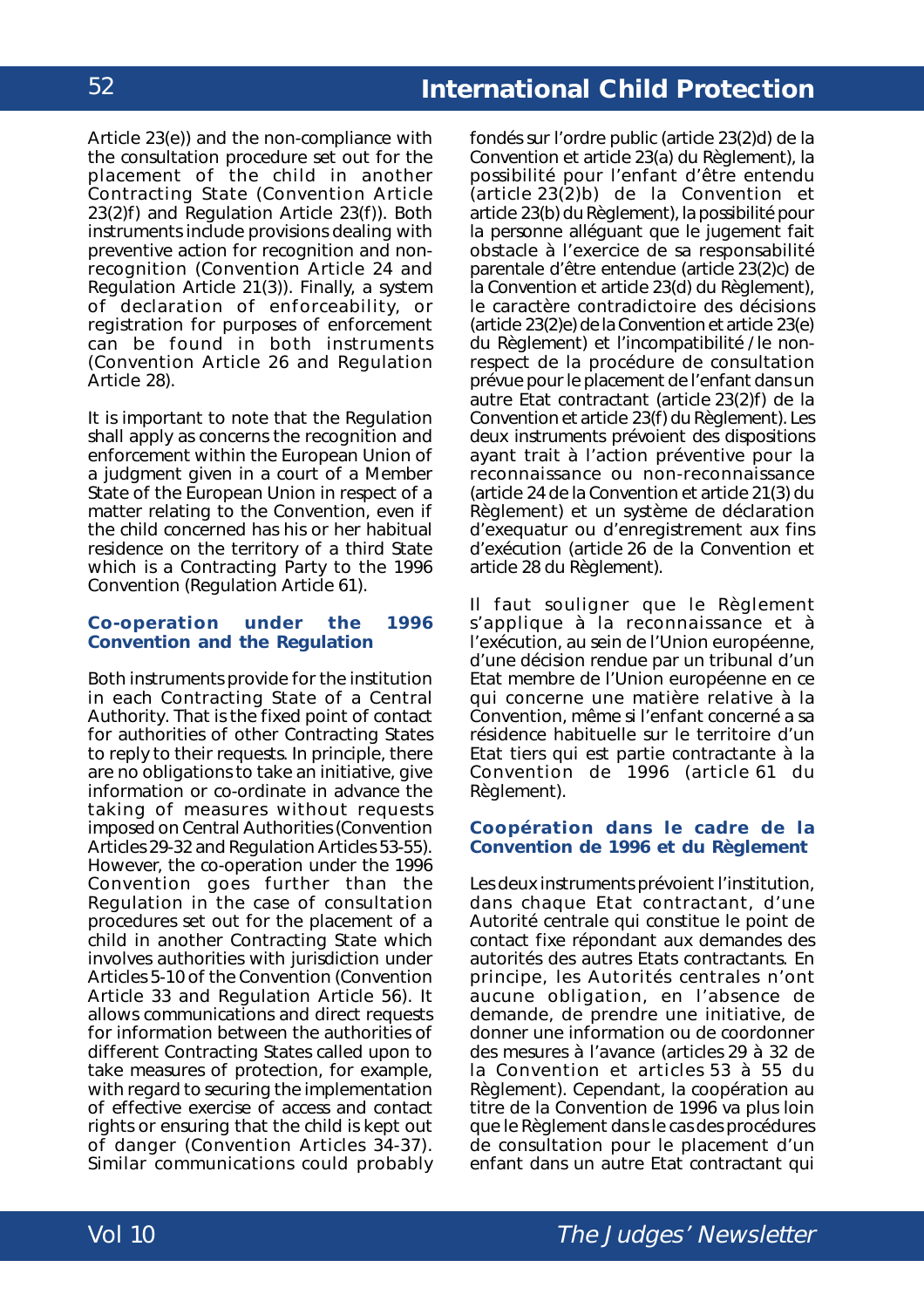Article 23(e)) and the non-compliance with the consultation procedure set out for the placement of the child in another Contracting State (Convention Article 23(2)f) and Regulation Article 23(f)). Both instruments include provisions dealing with preventive action for recognition and non-recognition (Convention Article 24 and Regulation Article 21(3)). Finally, a system of declaration of enforceability, or registration for purposes of enforcement can be found in both instruments (Convention Article 26 and Regulation Article 28).

It is important to note that the Regulation shall apply as concerns the recognition and enforcement within the European Union of a judgment given in a court of a Member State of the European Union in respect of a matter relating to the Convention, even if the child concerned has his or her habitual residence on the territory of a third State which is a Contracting Party to the 1996 Convention (Regulation Article 61).

### Co-operation under the 1996 Convention and the Regulation

Both instruments provide for the institution in each Contracting State of a Central Authority. That is the fixed point of contact for authorities of other Contracting States to reply to their requests. In principle, there are no obligations to take an initiative, give information or co-ordinate in advance the taking of measures without requests imposed on Central Authorities (Convention Articles 29-32 and Regulation Articles 53-55). However, the co-operation under the 1996 Convention goes further than the Regulation in the case of consultation procedures set out for the placement of a child in another Contracting State which involves authorities with jurisdiction under Articles 5-10 of the Convention (Convention Article 33 and Regulation Article 56). It allows communications and direct requests for information between the authorities of different Contracting States called upon to take measures of protection, for example, with regard to securing the implementation of effective exercise of access and contact rights or ensuring that the child is kept out of danger (Convention Articles 34-37). Similar communications could probably

fondés sur l'ordre public (article 23(2)d) de la Convention et article 23(a) du Règlement), la possibilité pour l'enfant d'être entendu (article 23(2)b) de la Convention et article 23(b) du Règlement), la possibilité pour la personne alléguant que le jugement fait obstacle à l'exercice de sa responsabilité parentale d'être entendue (article 23(2)c) de la Convention et article 23(d) du Règlement), le caractère contradictoire des décisions (article 23(2)e) de la Convention et article 23(e) du Règlement) et l'incompatibilité / le non-respect de la procédure de consultation prévue pour le placement de l'enfant dans un autre Etat contractant (article 23(2)f) de la Convention et article 23(f) du Règlement). Les deux instruments prévoient des dispositions ayant trait à l'action préventive pour la reconnaissance ou non-reconnaissance (article 24 de la Convention et article 21(3) du Règlement) et un système de déclaration d'exequatur ou d'enregistrement aux fins d'exécution (article 26 de la Convention et article 28 du Règlement).

Il faut souligner que le Règlement s'applique à la reconnaissance et à l'exécution, au sein de l'Union européenne, d'une décision rendue par un tribunal d'un Etat membre de l'Union européenne en ce qui concerne une matière relative à la Convention, même si l'enfant concerné a sa résidence habituelle sur le territoire d'un Etat tiers qui est partie contractante à la Convention de 1996 (article 61 du Règlement).

### Coopération dans le cadre de la Convention de 1996 et du Règlement

Les deux instruments prévoient l'institution, dans chaque Etat contractant, d'une Autorité centrale qui constitue le point de contact fixe répondant aux demandes des autorités des autres Etats contractants. En principe, les Autorités centrales n'ont aucune obligation, en l'absence de demande, de prendre une initiative, de donner une information ou de coordonner des mesures à l'avance (articles 29 à 32 de la Convention et articles 53 à 55 du Règlement). Cependant, la coopération au titre de la Convention de 1996 va plus loin que le Règlement dans le cas des procédures de consultation pour le placement d'un enfant dans un autre Etat contractant qui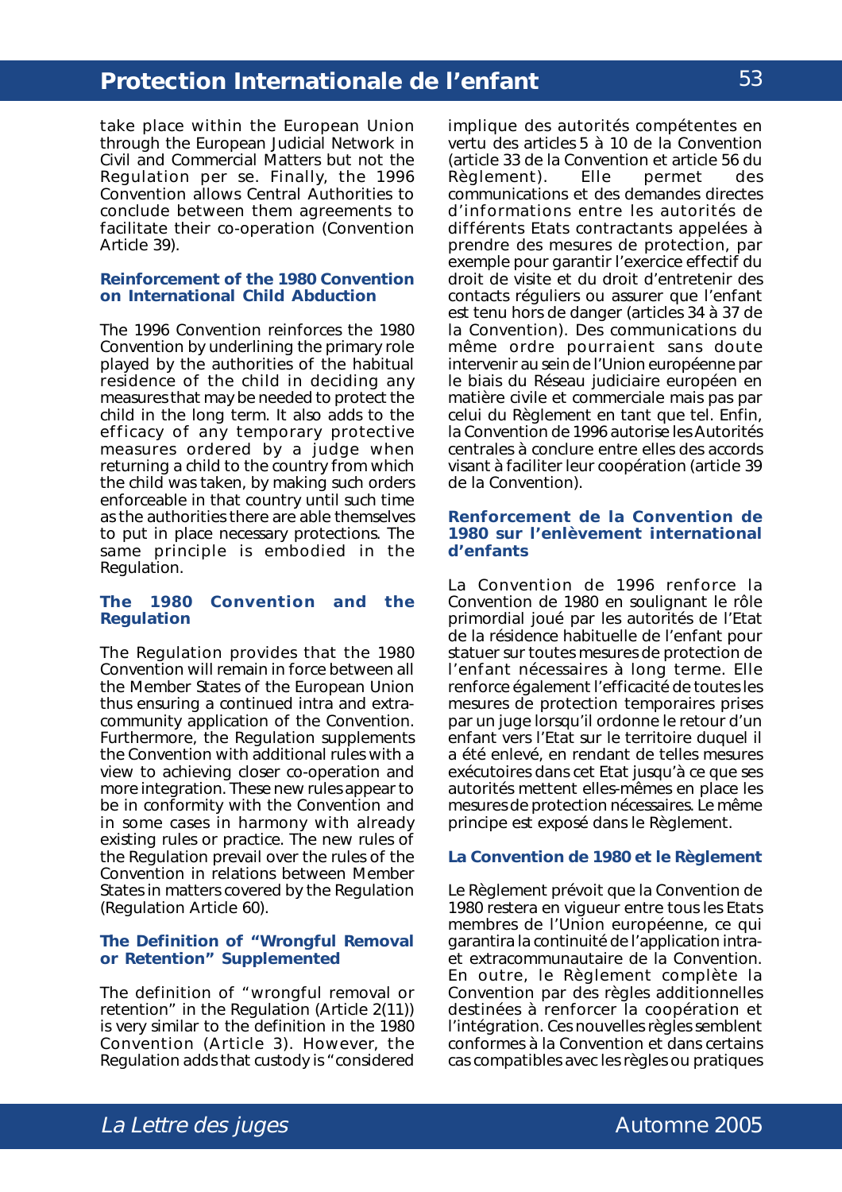take place within the European Union through the European Judicial Network in Civil and Commercial Matters but not the Regulation per se. Finally, the 1996 Convention allows Central Authorities to conclude between them agreements to facilitate their co-operation (Convention Article 39).

### Reinforcement of the 1980 Convention on International Child Abduction

The 1996 Convention reinforces the 1980 Convention by underlining the primary role played by the authorities of the habitual residence of the child in deciding any measures that may be needed to protect the child in the long term. It also adds to the efficacy of any temporary protective measures ordered by a judge when returning a child to the country from which the child was taken, by making such orders enforceable in that country until such time as the authorities there are able themselves to put in place necessary protections. The same principle is embodied in the Regulation.

### The 1980 Convention and the Regulation

The Regulation provides that the 1980 Convention will remain in force between all the Member States of the European Union thus ensuring a continued intra and extra-community application of the Convention. Furthermore, the Regulation supplements the Convention with additional rules with a view to achieving closer co-operation and more integration. These new rules appear to be in conformity with the Convention and in some cases in harmony with already existing rules or practice. The new rules of the Regulation prevail over the rules of the Convention in relations between Member States in matters covered by the Regulation (Regulation Article 60).

### The Definition of "Wrongful Removal or Retention" Supplemented

The definition of "wrongful removal or retention" in the Regulation (Article 2(11)) is very similar to the definition in the 1980 Convention (Article 3). However, the Regulation adds that custody is "considered

implique des autorités compétentes en vertu des articles 5 à 10 de la Convention (article 33 de la Convention et article 56 du Règlement). Elle permet des communications et des demandes directes d'informations entre les autorités de différents Etats contractants appelées à prendre des mesures de protection, par exemple pour garantir l'exercice effectif du droit de visite et du droit d'entretenir des contacts réguliers ou assurer que l'enfant est tenu hors de danger (articles 34 à 37 de la Convention). Des communications du même ordre pourraient sans doute intervenir au sein de l'Union européenne par le biais du Réseau judiciaire européen en matière civile et commerciale mais pas par celui du Règlement en tant que tel. Enfin, la Convention de 1996 autorise les Autorités centrales à conclure entre elles des accords visant à faciliter leur coopération (article 39 de la Convention).

### Renforcement de la Convention de 1980 sur l'enlèvement international d'enfants

La Convention de 1996 renforce la Convention de 1980 en soulignant le rôle primordial joué par les autorités de l'Etat de la résidence habituelle de l'enfant pour statuer sur toutes mesures de protection de l'enfant nécessaires à long terme. Elle renforce également l'efficacité de toutes les mesures de protection temporaires prises par un juge lorsqu'il ordonne le retour d'un enfant vers l'Etat sur le territoire duquel il a été enlevé, en rendant de telles mesures exécutoires dans cet Etat jusqu'à ce que ses autorités mettent elles-mêmes en place les mesures de protection nécessaires. Le même principe est exposé dans le Règlement.

### La Convention de 1980 et le Règlement

Le Règlement prévoit que la Convention de 1980 restera en vigueur entre tous les Etats membres de l'Union européenne, ce qui garantira la continuité de l'application intra- et extracommunautaire de la Convention. En outre, le Règlement complète la Convention par des règles additionnelles destinées à renforcer la coopération et l'intégration. Ces nouvelles règles semblent conformes à la Convention et dans certains cas compatibles avec les règles ou pratiques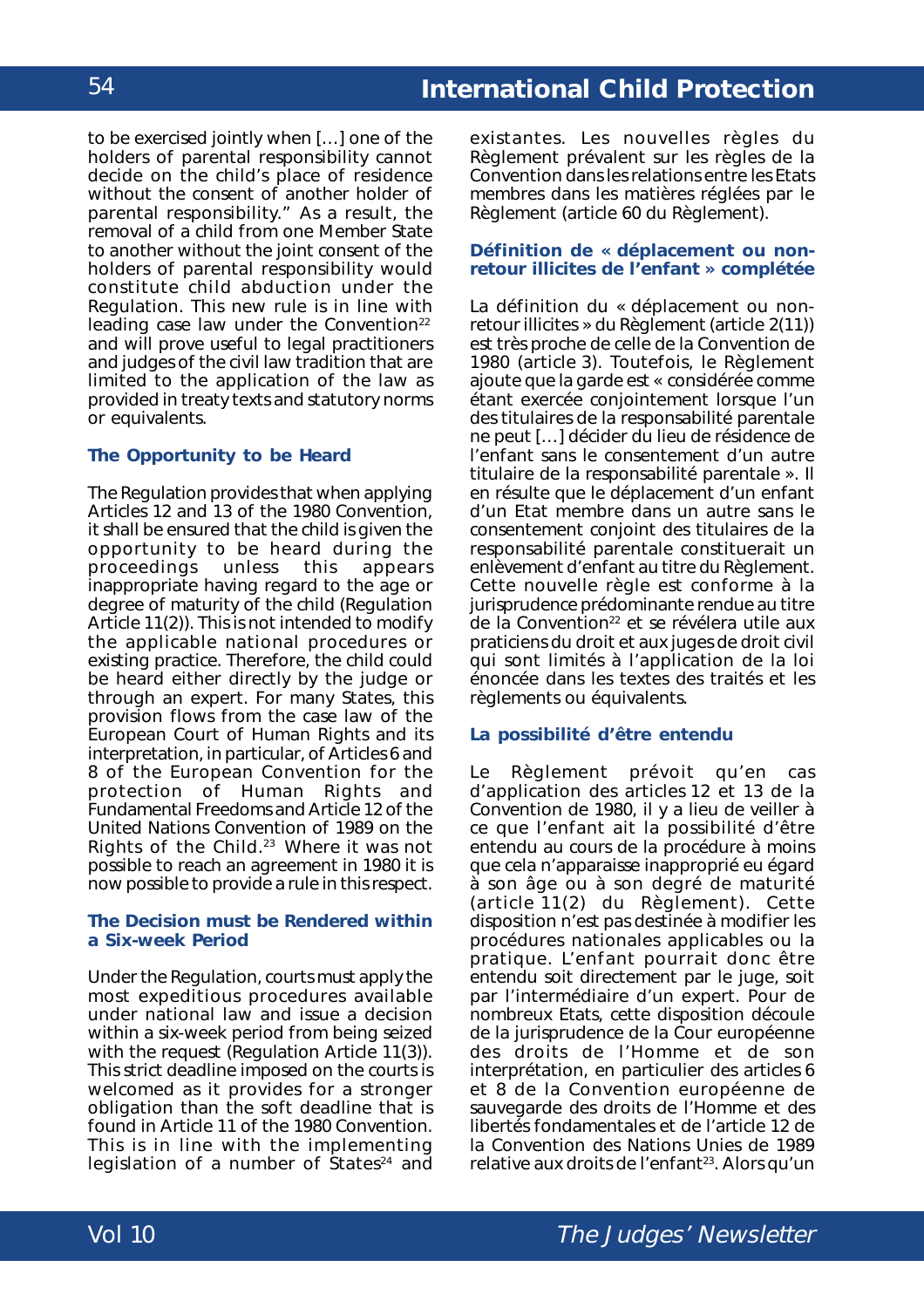to be exercised jointly when […] one of the holders of parental responsibility cannot decide on the child's place of residence without the consent of another holder of parental responsibility." As a result, the removal of a child from one Member State to another without the joint consent of the holders of parental responsibility would constitute child abduction under the Regulation. This new rule is in line with leading case law under the Convention[22] and will prove useful to legal practitioners and judges of the civil law tradition that are limited to the application of the law as provided in treaty texts and statutory norms or equivalents.

### The Opportunity to be Heard

The Regulation provides that when applying Articles 12 and 13 of the 1980 Convention, it shall be ensured that the child is given the opportunity to be heard during the proceedings unless this appears inappropriate having regard to the age or degree of maturity of the child (Regulation Article 11(2)). This is not intended to modify the applicable national procedures or existing practice. Therefore, the child could be heard either directly by the judge or through an expert. For many States, this provision flows from the case law of the European Court of Human Rights and its interpretation, in particular, of Articles 6 and 8 of the European Convention for the protection of Human Rights and Fundamental Freedoms and Article 12 of the United Nations Convention of 1989 on the Rights of the Child.[23] Where it was not possible to reach an agreement in 1980 it is now possible to provide a rule in this respect.

### The Decision must be Rendered within a Six-week Period

Under the Regulation, courts must apply the most expeditious procedures available under national law and issue a decision within a six-week period from being seized with the request (Regulation Article 11(3)). This strict deadline imposed on the courts is welcomed as it provides for a stronger obligation than the soft deadline that is found in Article 11 of the 1980 Convention. This is in line with the implementing legislation of a number of States[24] and

existantes. Les nouvelles règles du Règlement prévalent sur les règles de la Convention dans les relations entre les Etats membres dans les matières réglées par le Règlement (article 60 du Règlement).

### Définition de « déplacement ou non-retour illicites de l'enfant » complétée

La définition du « déplacement ou non-retour illicites » du Règlement (article 2(11)) est très proche de celle de la Convention de 1980 (article 3). Toutefois, le Règlement ajoute que la garde est « considérée comme étant exercée conjointement lorsque l'un des titulaires de la responsabilité parentale ne peut […] décider du lieu de résidence de l'enfant sans le consentement d'un autre titulaire de la responsabilité parentale ». Il en résulte que le déplacement d'un enfant d'un Etat membre dans un autre sans le consentement conjoint des titulaires de la responsabilité parentale constituerait un enlèvement d'enfant au titre du Règlement. Cette nouvelle règle est conforme à la jurisprudence prédominante rendue au titre de la Convention[22] et se révélera utile aux praticiens du droit et aux juges de droit civil qui sont limités à l'application de la loi énoncée dans les textes des traités et les règlements ou équivalents.

### La possibilité d'être entendu

Le Règlement prévoit qu'en cas d'application des articles 12 et 13 de la Convention de 1980, il y a lieu de veiller à ce que l'enfant ait la possibilité d'être entendu au cours de la procédure à moins que cela n'apparaisse inapproprié eu égard à son âge ou à son degré de maturité (article 11(2) du Règlement). Cette disposition n'est pas destinée à modifier les procédures nationales applicables ou la pratique. L'enfant pourrait donc être entendu soit directement par le juge, soit par l'intermédiaire d'un expert. Pour de nombreux Etats, cette disposition découle de la jurisprudence de la Cour européenne des droits de l'Homme et de son interprétation, en particulier des articles 6 et 8 de la Convention européenne de sauvegarde des droits de l'Homme et des libertés fondamentales et de l'article 12 de la Convention des Nations Unies de 1989 relative aux droits de l'enfant[23]. Alors qu'un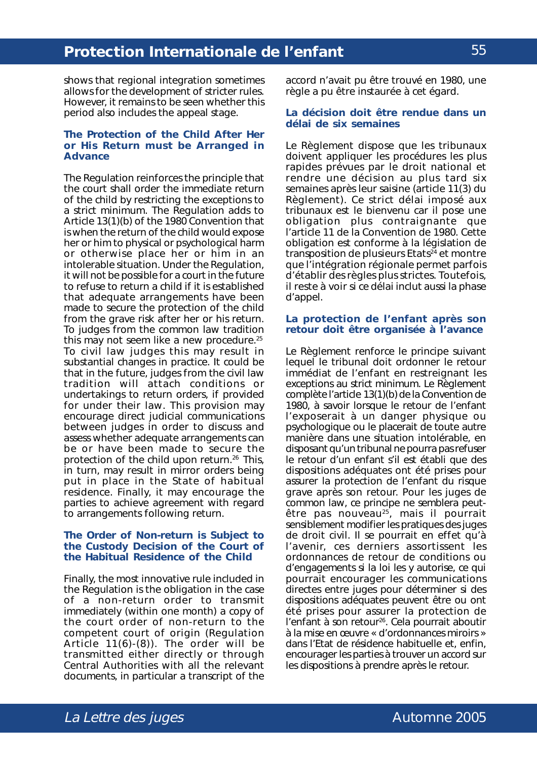shows that regional integration sometimes allows for the development of stricter rules. However, it remains to be seen whether this period also includes the appeal stage.

### The Protection of the Child After Her or His Return must be Arranged in Advance

The Regulation reinforces the principle that the court shall order the immediate return of the child by restricting the exceptions to a strict minimum. The Regulation adds to Article 13(1)(b) of the 1980 Convention that is when the return of the child would expose her or him to physical or psychological harm or otherwise place her or him in an intolerable situation. Under the Regulation, it will not be possible for a court in the future to refuse to return a child if it is established that adequate arrangements have been made to secure the protection of the child from the grave risk after her or his return. To judges from the common law tradition this may not seem like a new procedure.[25] To civil law judges this may result in substantial changes in practice. It could be that in the future, judges from the civil law tradition will attach conditions or undertakings to return orders, if provided for under their law. This provision may encourage direct judicial communications between judges in order to discuss and assess whether adequate arrangements can be or have been made to secure the protection of the child upon return.[26] This, in turn, may result in mirror orders being put in place in the State of habitual residence. Finally, it may encourage the parties to achieve agreement with regard to arrangements following return.

### The Order of Non-return is Subject to the Custody Decision of the Court of the Habitual Residence of the Child

Finally, the most innovative rule included in the Regulation is the obligation in the case of a non-return order to transmit immediately (within one month) a copy of the court order of non-return to the competent court of origin (Regulation Article 11(6)-(8)). The order will be transmitted either directly or through Central Authorities with all the relevant documents, in particular a transcript of the

accord n'avait pu être trouvé en 1980, une règle a pu être instaurée à cet égard.

### La décision doit être rendue dans un délai de six semaines

Le Règlement dispose que les tribunaux doivent appliquer les procédures les plus rapides prévues par le droit national et rendre une décision au plus tard six semaines après leur saisine (article 11(3) du Règlement). Ce strict délai imposé aux tribunaux est le bienvenu car il pose une obligation plus contraignante que l'article 11 de la Convention de 1980. Cette obligation est conforme à la législation de transposition de plusieurs Etats[24] et montre que l'intégration régionale permet parfois d'établir des règles plus strictes. Toutefois, il reste à voir si ce délai inclut aussi la phase d'appel.

### La protection de l'enfant après son retour doit être organisée à l'avance

Le Règlement renforce le principe suivant lequel le tribunal doit ordonner le retour immédiat de l'enfant en restreignant les exceptions au strict minimum. Le Règlement complète l'article 13(1)(b) de la Convention de 1980, à savoir lorsque le retour de l'enfant l'exposerait à un danger physique ou psychologique ou le placerait de toute autre manière dans une situation intolérable, en disposant qu'un tribunal ne pourra pas refuser le retour d'un enfant s'il est établi que des dispositions adéquates ont été prises pour assurer la protection de l'enfant du risque grave après son retour. Pour les juges de common law, ce principe ne semblera peut-être pas nouveau[25], mais il pourrait sensiblement modifier les pratiques des juges de droit civil. Il se pourrait en effet qu'à l'avenir, ces derniers assortissent les ordonnances de retour de conditions ou d'engagements si la loi les y autorise, ce qui pourrait encourager les communications directes entre juges pour déterminer si des dispositions adéquates peuvent être ou ont été prises pour assurer la protection de l'enfant à son retour[26]. Cela pourrait aboutir à la mise en œuvre « d'ordonnances miroirs » dans l'Etat de résidence habituelle et, enfin, encourager les parties à trouver un accord sur les dispositions à prendre après le retour.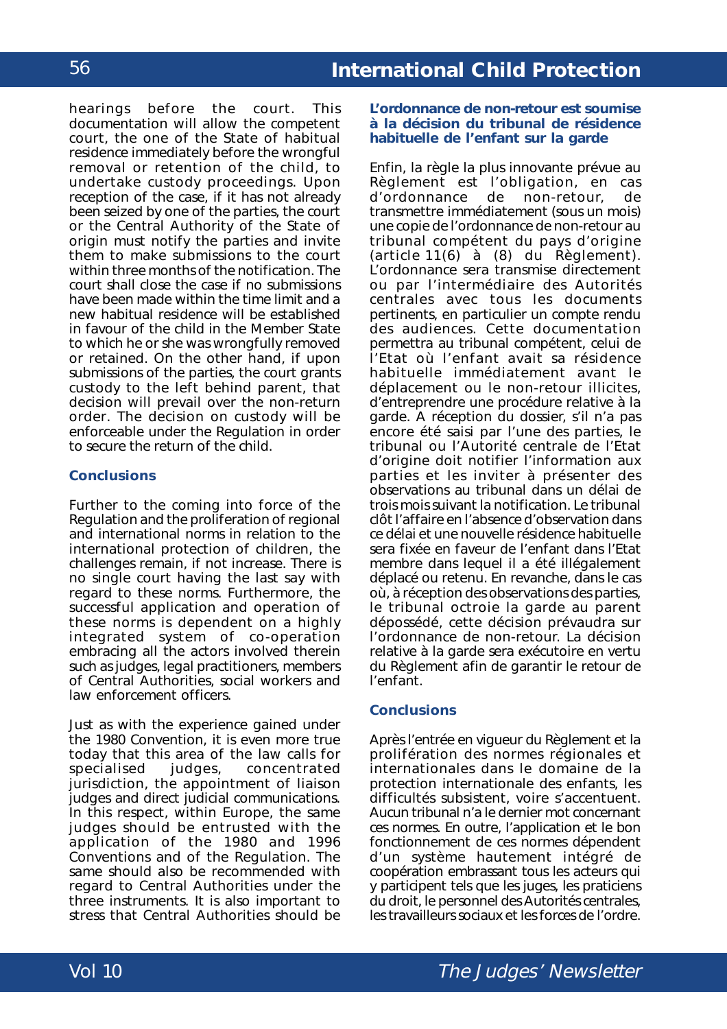hearings before the court. This documentation will allow the competent court, the one of the State of habitual residence immediately before the wrongful removal or retention of the child, to undertake custody proceedings. Upon reception of the case, if it has not already been seized by one of the parties, the court or the Central Authority of the State of origin must notify the parties and invite them to make submissions to the court within three months of the notification. The court shall close the case if no submissions have been made within the time limit and a new habitual residence will be established in favour of the child in the Member State to which he or she was wrongfully removed or retained. On the other hand, if upon submissions of the parties, the court grants custody to the left behind parent, that decision will prevail over the non-return order. The decision on custody will be enforceable under the Regulation in order to secure the return of the child.

### Conclusions

Further to the coming into force of the Regulation and the proliferation of regional and international norms in relation to the international protection of children, the challenges remain, if not increase. There is no single court having the last say with regard to these norms. Furthermore, the successful application and operation of these norms is dependent on a highly integrated system of co-operation embracing all the actors involved therein such as judges, legal practitioners, members of Central Authorities, social workers and law enforcement officers.

Just as with the experience gained under the 1980 Convention, it is even more true today that this area of the law calls for specialised judges, concentrated jurisdiction, the appointment of liaison judges and direct judicial communications. In this respect, within Europe, the same judges should be entrusted with the application of the 1980 and 1996 Conventions and of the Regulation. The same should also be recommended with regard to Central Authorities under the three instruments. It is also important to stress that Central Authorities should be

### L'ordonnance de non-retour est soumise à la décision du tribunal de résidence habituelle de l'enfant sur la garde

Enfin, la règle la plus innovante prévue au Règlement est l'obligation, en cas d'ordonnance de non-retour, de transmettre immédiatement (sous un mois) une copie de l'ordonnance de non-retour au tribunal compétent du pays d'origine (article 11(6) à (8) du Règlement). L'ordonnance sera transmise directement ou par l'intermédiaire des Autorités centrales avec tous les documents pertinents, en particulier un compte rendu des audiences. Cette documentation permettra au tribunal compétent, celui de l'Etat où l'enfant avait sa résidence habituelle immédiatement avant le déplacement ou le non-retour illicites, d'entreprendre une procédure relative à la garde. A réception du dossier, s'il n'a pas encore été saisi par l'une des parties, le tribunal ou l'Autorité centrale de l'Etat d'origine doit notifier l'information aux parties et les inviter à présenter des observations au tribunal dans un délai de trois mois suivant la notification. Le tribunal clôt l'affaire en l'absence d'observation dans ce délai et une nouvelle résidence habituelle sera fixée en faveur de l'enfant dans l'Etat membre dans lequel il a été illégalement déplacé ou retenu. En revanche, dans le cas où, à réception des observations des parties, le tribunal octroie la garde au parent dépossédé, cette décision prévaudra sur l'ordonnance de non-retour. La décision relative à la garde sera exécutoire en vertu du Règlement afin de garantir le retour de l'enfant.

### Conclusions

Après l'entrée en vigueur du Règlement et la prolifération des normes régionales et internationales dans le domaine de la protection internationale des enfants, les difficultés subsistent, voire s'accentuent. Aucun tribunal n'a le dernier mot concernant ces normes. En outre, l'application et le bon fonctionnement de ces normes dépendent d'un système hautement intégré de coopération embrassant tous les acteurs qui y participent tels que les juges, les praticiens du droit, le personnel des Autorités centrales, les travailleurs sociaux et les forces de l'ordre.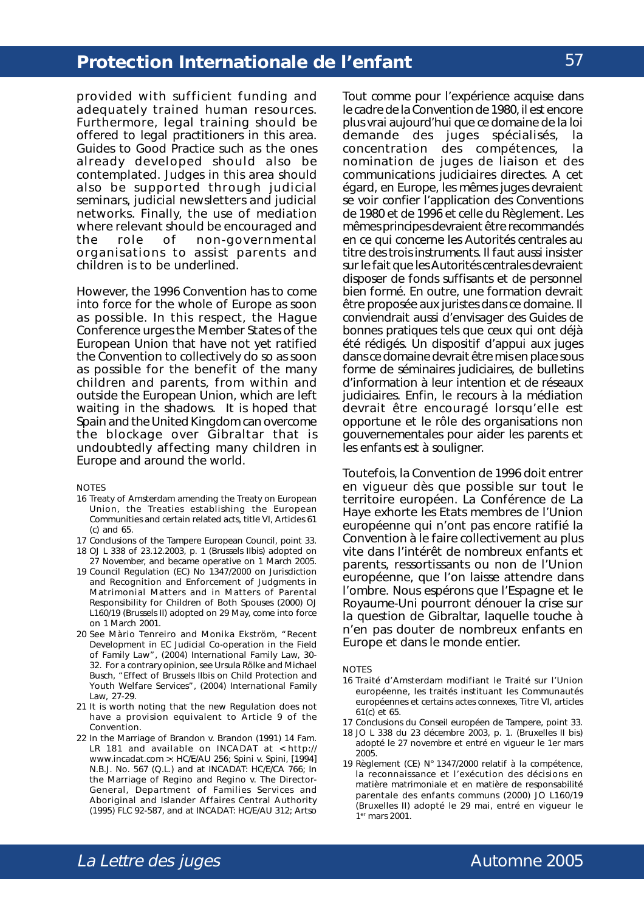provided with sufficient funding and adequately trained human resources. Furthermore, legal training should be offered to legal practitioners in this area. Guides to Good Practice such as the ones already developed should also be contemplated. Judges in this area should also be supported through judicial seminars, judicial newsletters and judicial networks. Finally, the use of mediation where relevant should be encouraged and the role of non-governmental organisations to assist parents and children is to be underlined.

However, the 1996 Convention has to come into force for the whole of Europe as soon as possible. In this respect, the Hague Conference urges the Member States of the European Union that have not yet ratified the Convention to collectively do so as soon as possible for the benefit of the many children and parents, from within and outside the European Union, which are left waiting in the shadows. It is hoped that Spain and the United Kingdom can overcome the blockage over Gibraltar that is undoubtedly affecting many children in Europe and around the world.

NOTES

16 Treaty of Amsterdam amending the Treaty on European Union, the Treaties establishing the European Communities and certain related acts, title VI, Articles 61 (c) and 65.

17 Conclusions of the Tampere European Council, point 33.

18 OJ L 338 of 23.12.2003, p. 1 (Brussels IIbis) adopted on 27 November, and became operative on 1 March 2005.

19 Council Regulation (EC) No 1347/2000 on Jurisdiction and Recognition and Enforcement of Judgments in Matrimonial Matters and in Matters of Parental Responsibility for Children of Both Spouses (2000) OJ L160/19 (Brussels II) adopted on 29 May, come into force on 1 March 2001.

20 See Mário Tenreiro and Monika Ekström, "Recent Development in EC Judicial Co-operation in the Field of Family Law", (2004) International Family Law, 30-32. For a contrary opinion, see Ursula Rölke and Michael Busch, "Effect of Brussels IIbis on Child Protection and Youth Welfare Services", (2004) International Family Law, 27-29.

21 It is worth noting that the new Regulation does not have a provision equivalent to Article 9 of the Convention.

22 In the Marriage of Brandon v. Brandon (1991) 14 Fam. LR 181 and available on INCADAT at <http://www.incadat.com>: HC/E/AU 256; Spini v. Spini, [1994] N.B.J. No. 567 (Q.L.) and at INCADAT: HC/E/CA 766; In the Marriage of Regino and Regino v. The Director-General, Department of Families Services and Aboriginal and Islander Affaires Central Authority (1995) FLC 92-587, and at INCADAT: HC/E/AU 312; Artso

Tout comme pour l'expérience acquise dans le cadre de la Convention de 1980, il est encore plus vrai aujourd'hui que ce domaine de la loi demande des juges spécialisés, la concentration des compétences, la nomination de juges de liaison et des communications judiciaires directes. A cet égard, en Europe, les mêmes juges devraient se voir confier l'application des Conventions de 1980 et de 1996 et celle du Règlement. Les mêmes principes devraient être recommandés en ce qui concerne les Autorités centrales au titre des trois instruments. Il faut aussi insister sur le fait que les Autorités centrales devraient disposer de fonds suffisants et de personnel bien formé. En outre, une formation devrait être proposée aux juristes dans ce domaine. Il conviendrait aussi d'envisager des Guides de bonnes pratiques tels que ceux qui ont déjà été rédigés. Un dispositif d'appui aux juges dans ce domaine devrait être mis en place sous forme de séminaires judiciaires, de bulletins d'information à leur intention et de réseaux judiciaires. Enfin, le recours à la médiation devrait être encouragé lorsqu'elle est opportune et le rôle des organisations non gouvernementales pour aider les parents et les enfants est à souligner.

Toutefois, la Convention de 1996 doit entrer en vigueur dès que possible sur tout le territoire européen. La Conférence de La Haye exhorte les Etats membres de l'Union européenne qui n'ont pas encore ratifié la Convention à le faire collectivement au plus vite dans l'intérêt de nombreux enfants et parents, ressortissants ou non de l'Union européenne, que l'on laisse attendre dans l'ombre. Nous espérons que l'Espagne et le Royaume-Uni pourront dénouer la crise sur la question de Gibraltar, laquelle touche à n'en pas douter de nombreux enfants en Europe et dans le monde entier.

NOTES

16 Traité d'Amsterdam modifiant le Traité sur l'Union européenne, les traités instituant les Communautés européennes et certains actes connexes, Titre VI, articles 61(c) et 65.

17 Conclusions du Conseil européen de Tampere, point 33.

18 JO L 338 du 23 décembre 2003, p. 1. (Bruxelles II bis) adopté le 27 novembre et entré en vigueur le 1er mars 2005.

19 Règlement (CE) N° 1347/2000 relatif à la compétence, la reconnaissance et l'exécution des décisions en matière matrimoniale et en matière de responsabilité parentale des enfants communs (2000) JO L160/19 (Bruxelles II) adopté le 29 mai, entré en vigueur le 1er mars 2001.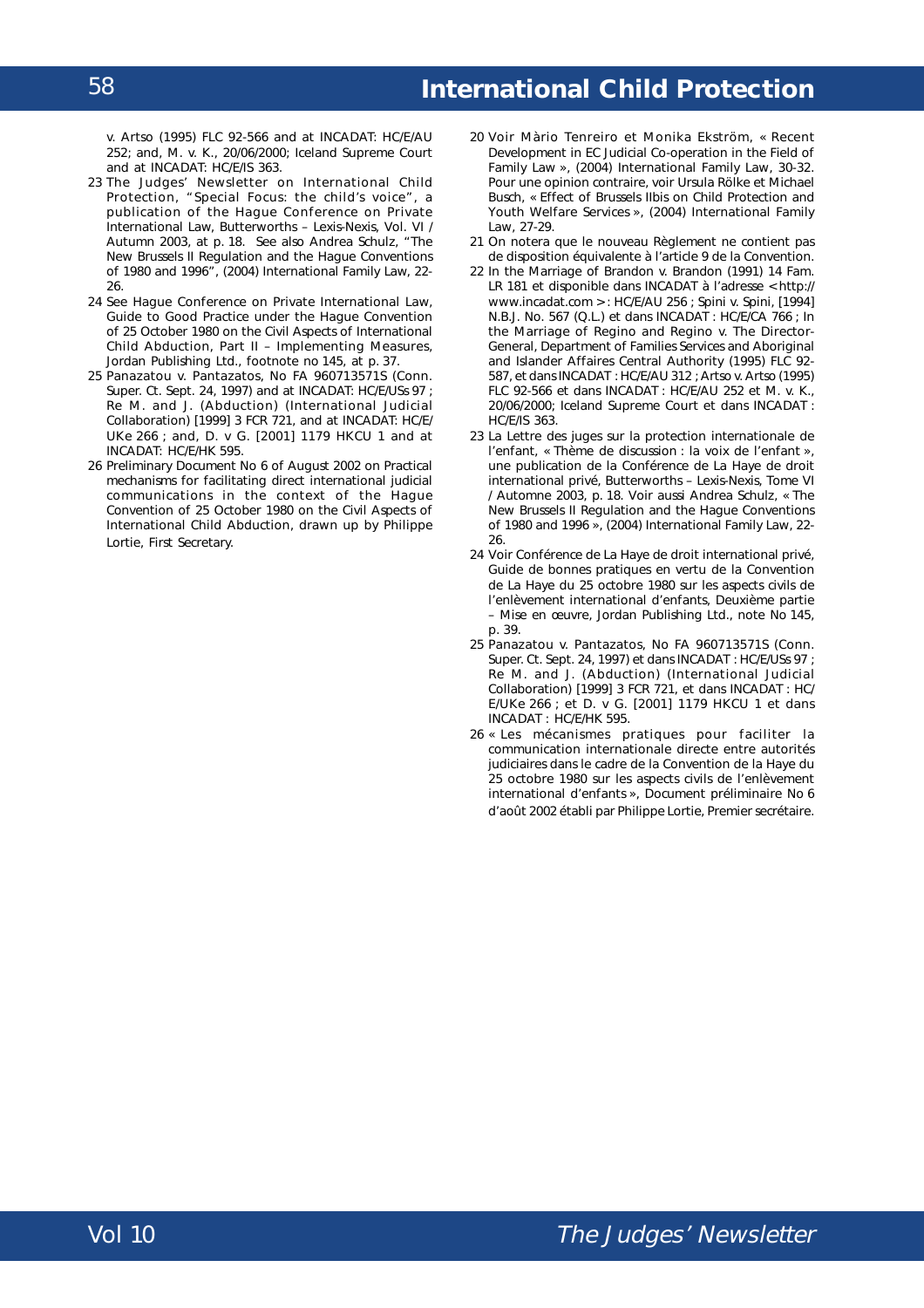v. Artso (1995) FLC 92-566 and at INCADAT: HC/E/AU 252; and, M. v. K., 20/06/2000; Iceland Supreme Court and at INCADAT: HC/E/IS 363.

23 The Judges' Newsletter on International Child Protection, "Special Focus: the child's voice", a publication of the Hague Conference on Private International Law, Butterworths – Lexis-Nexis, Vol. VI / Autumn 2003, at p. 18. See also Andrea Schulz, "The New Brussels II Regulation and the Hague Conventions of 1980 and 1996", (2004) International Family Law, 22-26.

24 See Hague Conference on Private International Law, Guide to Good Practice under the Hague Convention of 25 October 1980 on the Civil Aspects of International Child Abduction, Part II – Implementing Measures, Jordan Publishing Ltd., footnote no 145, at p. 37.

25 Panazatou v. Pantazatos, No FA 960713571S (Conn. Super. Ct. Sept. 24, 1997) and at INCADAT: HC/E/USs 97 ; Re M. and J. (Abduction) (International Judicial Collaboration) [1999] 3 FCR 721, and at INCADAT: HC/E/UKe 266 ; and, D. v G. [2001] 1179 HKCU 1 and at INCADAT: HC/E/HK 595.

26 Preliminary Document No 6 of August 2002 on Practical mechanisms for facilitating direct international judicial communications in the context of the Hague Convention of 25 October 1980 on the Civil Aspects of International Child Abduction, drawn up by Philippe Lortie, First Secretary.

20 Voir Màrio Tenreiro et Monika Ekström, « Recent Development in EC Judicial Co-operation in the Field of Family Law », (2004) International Family Law, 30-32. Pour une opinion contraire, voir Ursula Rölke et Michael Busch, « Effect of Brussels IIbis on Child Protection and Youth Welfare Services », (2004) International Family Law, 27-29.

21 On notera que le nouveau Règlement ne contient pas de disposition équivalente à l'article 9 de la Convention.

22 In the Marriage of Brandon v. Brandon (1991) 14 Fam. LR 181 et disponible dans INCADAT à l'adresse < http://www.incadat.com > : HC/E/AU 256 ; Spini v. Spini, [1994] N.B.J. No. 567 (Q.L.) et dans INCADAT : HC/E/CA 766 ; In the Marriage of Regino and Regino v. The Director-General, Department of Families Services and Aboriginal and Islander Affaires Central Authority (1995) FLC 92-587, et dans INCADAT : HC/E/AU 312 ; Artso v. Artso (1995) FLC 92-566 et dans INCADAT : HC/E/AU 252 et M. v. K., 20/06/2000; Iceland Supreme Court et dans INCADAT : HC/E/IS 363.

23 La Lettre des juges sur la protection internationale de l'enfant, « Thème de discussion : la voix de l'enfant », une publication de la Conférence de La Haye de droit international privé, Butterworths – Lexis-Nexis, Tome VI / Automne 2003, p. 18. Voir aussi Andrea Schulz, « The New Brussels II Regulation and the Hague Conventions of 1980 and 1996 », (2004) International Family Law, 22-26.

24 Voir Conférence de La Haye de droit international privé, Guide de bonnes pratiques en vertu de la Convention de La Haye du 25 octobre 1980 sur les aspects civils de l'enlèvement international d'enfants, Deuxième partie – Mise en œuvre, Jordan Publishing Ltd., note No 145, p. 39.

25 Panazatou v. Pantazatos, No FA 960713571S (Conn. Super. Ct. Sept. 24, 1997) et dans INCADAT : HC/E/USs 97 ; Re M. and J. (Abduction) (International Judicial Collaboration) [1999] 3 FCR 721, et dans INCADAT : HC/E/UKe 266 ; et D. v G. [2001] 1179 HKCU 1 et dans INCADAT : HC/E/HK 595.

26 « Les mécanismes pratiques pour faciliter la communication internationale directe entre autorités judiciaires dans le cadre de la Convention de la Haye du 25 octobre 1980 sur les aspects civils de l'enlèvement international d'enfants », Document préliminaire No 6 d'août 2002 établi par Philippe Lortie, Premier secrétaire.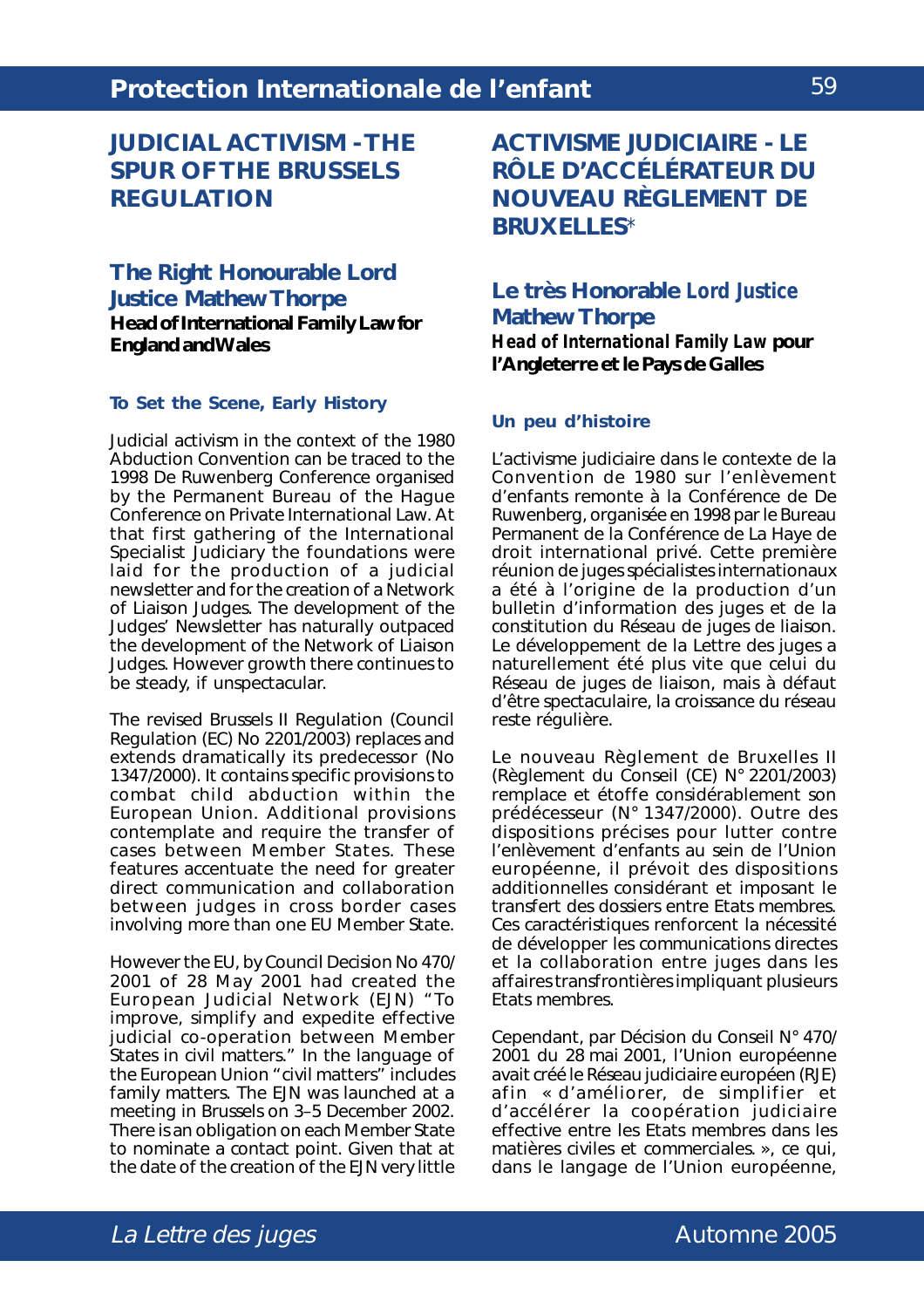# JUDICIAL ACTIVISM - THE SPUR OF THE BRUSSELS REGULATION

## The Right Honourable Lord Justice Mathew Thorpe

**Head of International Family Law for England and Wales**

### To Set the Scene, Early History

Judicial activism in the context of the 1980 Abduction Convention can be traced to the 1998 De Ruwenberg Conference organised by the Permanent Bureau of the Hague Conference on Private International Law. At that first gathering of the International Specialist Judiciary the foundations were laid for the production of a judicial newsletter and for the creation of a Network of Liaison Judges. The development of the Judges' Newsletter has naturally outpaced the development of the Network of Liaison Judges. However growth there continues to be steady, if unspectacular.

The revised Brussels II Regulation (Council Regulation (EC) No 2201/2003) replaces and extends dramatically its predecessor (No 1347/2000). It contains specific provisions to combat child abduction within the European Union. Additional provisions contemplate and require the transfer of cases between Member States. These features accentuate the need for greater direct communication and collaboration between judges in cross border cases involving more than one EU Member State.

However the EU, by Council Decision No 470/2001 of 28 May 2001 had created the European Judicial Network (EJN) "To improve, simplify and expedite effective judicial co-operation between Member States in civil matters." In the language of the European Union "civil matters" includes family matters. The EJN was launched at a meeting in Brussels on 3–5 December 2002. There is an obligation on each Member State to nominate a contact point. Given that at the date of the creation of the EJN very little

# ACTIVISME JUDICIAIRE - LE RÔLE D'ACCÉLÉRATEUR DU NOUVEAU RÈGLEMENT DE BRUXELLES*

## Le très Honorable *Lord Justice* Mathew Thorpe

***Head of International Family Law* pour l'Angleterre et le Pays de Galles**

### Un peu d'histoire

L'activisme judiciaire dans le contexte de la Convention de 1980 sur l'enlèvement d'enfants remonte à la Conférence de De Ruwenberg, organisée en 1998 par le Bureau Permanent de la Conférence de La Haye de droit international privé. Cette première réunion de juges spécialistes internationaux a été à l'origine de la production d'un bulletin d'information des juges et de la constitution du Réseau de juges de liaison. Le développement de la Lettre des juges a naturellement été plus vite que celui du Réseau de juges de liaison, mais à défaut d'être spectaculaire, la croissance du réseau reste régulière.

Le nouveau Règlement de Bruxelles II (Règlement du Conseil (CE) N° 2201/2003) remplace et étoffe considérablement son prédécesseur (N° 1347/2000). Outre des dispositions précises pour lutter contre l'enlèvement d'enfants au sein de l'Union européenne, il prévoit des dispositions additionnelles considérant et imposant le transfert des dossiers entre Etats membres. Ces caractéristiques renforcent la nécessité de développer les communications directes et la collaboration entre juges dans les affaires transfrontières impliquant plusieurs Etats membres.

Cependant, par Décision du Conseil N° 470/2001 du 28 mai 2001, l'Union européenne avait créé le Réseau judiciaire européen (RJE) afin « d'améliorer, de simplifier et d'accélérer la coopération judiciaire effective entre les Etats membres dans les matières civiles et commerciales. », ce qui, dans le langage de l'Union européenne,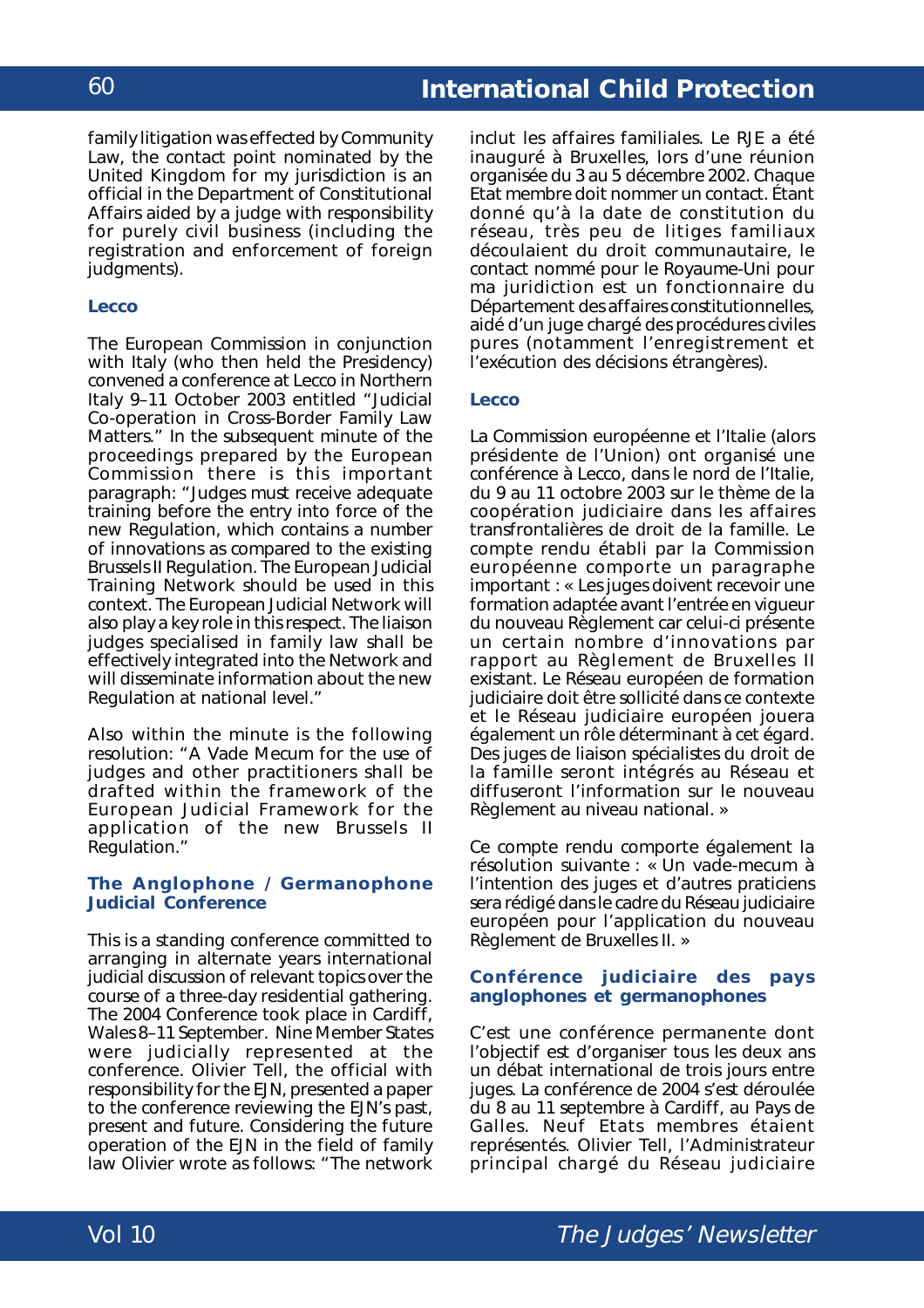family litigation was effected by Community Law, the contact point nominated by the United Kingdom for my jurisdiction is an official in the Department of Constitutional Affairs aided by a judge with responsibility for purely civil business (including the registration and enforcement of foreign judgments).

### Lecco

The European Commission in conjunction with Italy (who then held the Presidency) convened a conference at Lecco in Northern Italy 9–11 October 2003 entitled "Judicial Co-operation in Cross-Border Family Law Matters." In the subsequent minute of the proceedings prepared by the European Commission there is this important paragraph: "Judges must receive adequate training before the entry into force of the new Regulation, which contains a number of innovations as compared to the existing Brussels II Regulation. The European Judicial Training Network should be used in this context. The European Judicial Network will also play a key role in this respect. The liaison judges specialised in family law shall be effectively integrated into the Network and will disseminate information about the new Regulation at national level."

Also within the minute is the following resolution: "A Vade Mecum for the use of judges and other practitioners shall be drafted within the framework of the European Judicial Framework for the application of the new Brussels II Regulation."

### The Anglophone / Germanophone Judicial Conference

This is a standing conference committed to arranging in alternate years international judicial discussion of relevant topics over the course of a three-day residential gathering. The 2004 Conference took place in Cardiff, Wales 8–11 September. Nine Member States were judicially represented at the conference. Olivier Tell, the official with responsibility for the EJN, presented a paper to the conference reviewing the EJN's past, present and future. Considering the future operation of the EJN in the field of family law Olivier wrote as follows: "The network

inclut les affaires familiales. Le RJE a été inauguré à Bruxelles, lors d'une réunion organisée du 3 au 5 décembre 2002. Chaque Etat membre doit nommer un contact. Étant donné qu'à la date de constitution du réseau, très peu de litiges familiaux découlaient du droit communautaire, le contact nommé pour le Royaume-Uni pour ma juridiction est un fonctionnaire du Département des affaires constitutionnelles, aidé d'un juge chargé des procédures civiles pures (notamment l'enregistrement et l'exécution des décisions étrangères).

### Lecco

La Commission européenne et l'Italie (alors présidente de l'Union) ont organisé une conférence à Lecco, dans le nord de l'Italie, du 9 au 11 octobre 2003 sur le thème de la coopération judiciaire dans les affaires transfrontalières de droit de la famille. Le compte rendu établi par la Commission européenne comporte un paragraphe important : « Les juges doivent recevoir une formation adaptée avant l'entrée en vigueur du nouveau Règlement car celui-ci présente un certain nombre d'innovations par rapport au Règlement de Bruxelles II existant. Le Réseau européen de formation judiciaire doit être sollicité dans ce contexte et le Réseau judiciaire européen jouera également un rôle déterminant à cet égard. Des juges de liaison spécialistes du droit de la famille seront intégrés au Réseau et diffuseront l'information sur le nouveau Règlement au niveau national. »

Ce compte rendu comporte également la résolution suivante : « Un vade-mecum à l'intention des juges et d'autres praticiens sera rédigé dans le cadre du Réseau judiciaire européen pour l'application du nouveau Règlement de Bruxelles II. »

### Conférence judiciaire des pays anglophones et germanophones

C'est une conférence permanente dont l'objectif est d'organiser tous les deux ans un débat international de trois jours entre juges. La conférence de 2004 s'est déroulée du 8 au 11 septembre à Cardiff, au Pays de Galles. Neuf Etats membres étaient représentés. Olivier Tell, l'Administrateur principal chargé du Réseau judiciaire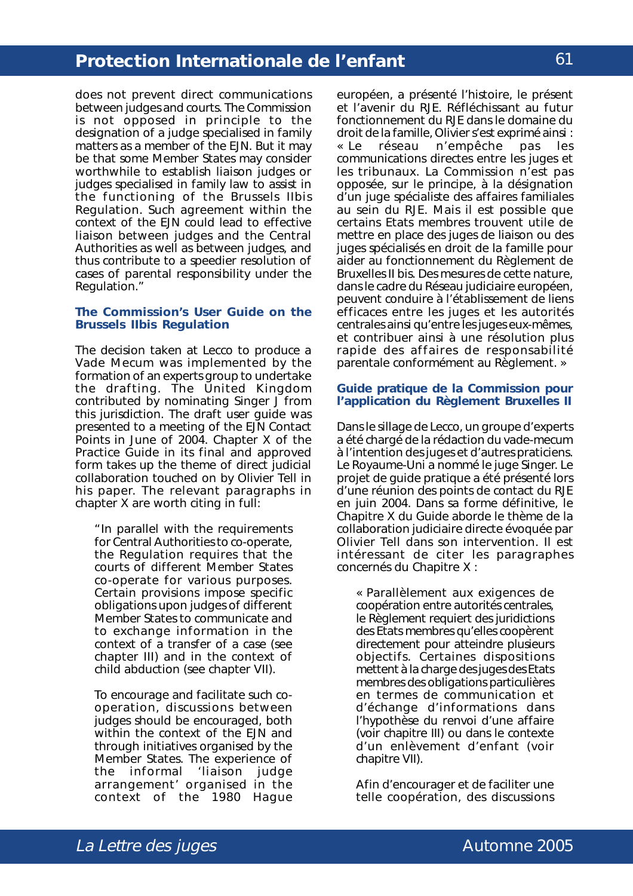does not prevent direct communications between judges and courts. The Commission is not opposed in principle to the designation of a judge specialised in family matters as a member of the EJN. But it may be that some Member States may consider worthwhile to establish liaison judges or judges specialised in family law to assist in the functioning of the Brussels IIbis Regulation. Such agreement within the context of the EJN could lead to effective liaison between judges and the Central Authorities as well as between judges, and thus contribute to a speedier resolution of cases of parental responsibility under the Regulation."

### The Commission's User Guide on the Brussels IIbis Regulation

The decision taken at Lecco to produce a Vade Mecum was implemented by the formation of an experts group to undertake the drafting. The United Kingdom contributed by nominating Singer J from this jurisdiction. The draft user guide was presented to a meeting of the EJN Contact Points in June of 2004. Chapter X of the Practice Guide in its final and approved form takes up the theme of direct judicial collaboration touched on by Olivier Tell in his paper. The relevant paragraphs in chapter X are worth citing in full:

> "In parallel with the requirements for Central Authorities to co-operate, the Regulation requires that the courts of different Member States co-operate for various purposes. Certain provisions impose specific obligations upon judges of different Member States to communicate and to exchange information in the context of a transfer of a case (see chapter III) and in the context of child abduction (see chapter VII).
>
> To encourage and facilitate such co-operation, discussions between judges should be encouraged, both within the context of the EJN and through initiatives organised by the Member States. The experience of the informal 'liaison judge arrangement' organised in the context of the 1980 Hague

européen, a présenté l'histoire, le présent et l'avenir du RJE. Réfléchissant au futur fonctionnement du RJE dans le domaine du droit de la famille, Olivier s'est exprimé ainsi : « Le réseau n'empêche pas les communications directes entre les juges et les tribunaux. La Commission n'est pas opposée, sur le principe, à la désignation d'un juge spécialiste des affaires familiales au sein du RJE. Mais il est possible que certains Etats membres trouvent utile de mettre en place des juges de liaison ou des juges spécialisés en droit de la famille pour aider au fonctionnement du Règlement de Bruxelles II bis. Des mesures de cette nature, dans le cadre du Réseau judiciaire européen, peuvent conduire à l'établissement de liens efficaces entre les juges et les autorités centrales ainsi qu'entre les juges eux-mêmes, et contribuer ainsi à une résolution plus rapide des affaires de responsabilité parentale conformément au Règlement. »

### Guide pratique de la Commission pour l'application du Règlement Bruxelles II

Dans le sillage de Lecco, un groupe d'experts a été chargé de la rédaction du vade-mecum à l'intention des juges et d'autres praticiens. Le Royaume-Uni a nommé le juge Singer. Le projet de guide pratique a été présenté lors d'une réunion des points de contact du RJE en juin 2004. Dans sa forme définitive, le Chapitre X du Guide aborde le thème de la collaboration judiciaire directe évoquée par Olivier Tell dans son intervention. Il est intéressant de citer les paragraphes concernés du Chapitre X :

> « Parallèlement aux exigences de coopération entre autorités centrales, le Règlement requiert des juridictions des Etats membres qu'elles coopèrent directement pour atteindre plusieurs objectifs. Certaines dispositions mettent à la charge des juges des Etats membres des obligations particulières en termes de communication et d'échange d'informations dans l'hypothèse du renvoi d'une affaire (voir chapitre III) ou dans le contexte d'un enlèvement d'enfant (voir chapitre VII).
>
> Afin d'encourager et de faciliter une telle coopération, des discussions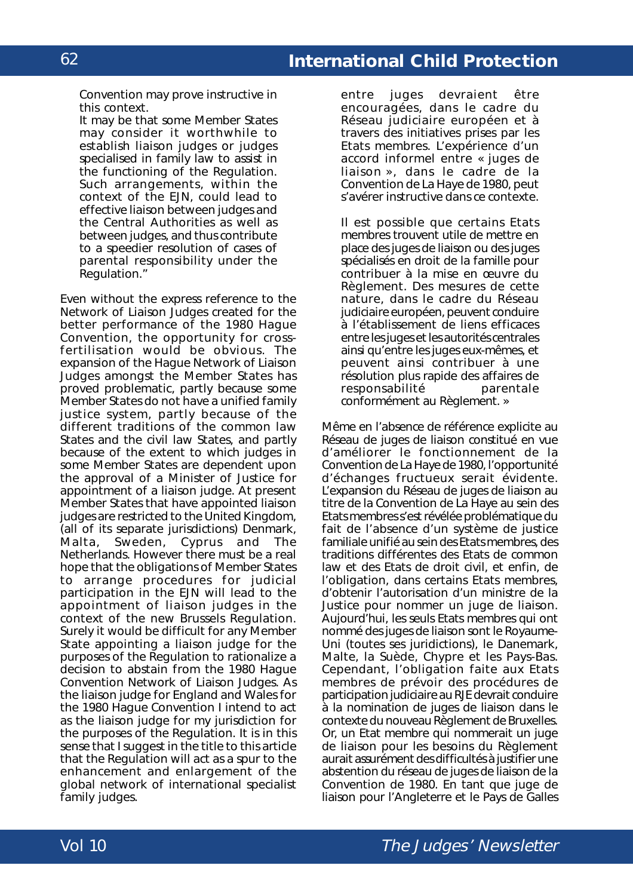Convention may prove instructive in this context.

It may be that some Member States may consider it worthwhile to establish liaison judges or judges specialised in family law to assist in the functioning of the Regulation. Such arrangements, within the context of the EJN, could lead to effective liaison between judges and the Central Authorities as well as between judges, and thus contribute to a speedier resolution of cases of parental responsibility under the Regulation."

Even without the express reference to the Network of Liaison Judges created for the better performance of the 1980 Hague Convention, the opportunity for cross-fertilisation would be obvious. The expansion of the Hague Network of Liaison Judges amongst the Member States has proved problematic, partly because some Member States do not have a unified family justice system, partly because of the different traditions of the common law States and the civil law States, and partly because of the extent to which judges in some Member States are dependent upon the approval of a Minister of Justice for appointment of a liaison judge. At present Member States that have appointed liaison judges are restricted to the United Kingdom, (all of its separate jurisdictions) Denmark, Malta, Sweden, Cyprus and The Netherlands. However there must be a real hope that the obligations of Member States to arrange procedures for judicial participation in the EJN will lead to the appointment of liaison judges in the context of the new Brussels Regulation. Surely it would be difficult for any Member State appointing a liaison judge for the purposes of the Regulation to rationalize a decision to abstain from the 1980 Hague Convention Network of Liaison Judges. As the liaison judge for England and Wales for the 1980 Hague Convention I intend to act as the liaison judge for my jurisdiction for the purposes of the Regulation. It is in this sense that I suggest in the title to this article that the Regulation will act as a spur to the enhancement and enlargement of the global network of international specialist family judges.

entre juges devraient être encouragées, dans le cadre du Réseau judiciaire européen et à travers des initiatives prises par les Etats membres. L'expérience d'un accord informel entre « juges de liaison », dans le cadre de la Convention de La Haye de 1980, peut s'avérer instructive dans ce contexte.

Il est possible que certains Etats membres trouvent utile de mettre en place des juges de liaison ou des juges spécialisés en droit de la famille pour contribuer à la mise en œuvre du Règlement. Des mesures de cette nature, dans le cadre du Réseau judiciaire européen, peuvent conduire à l'établissement de liens efficaces entre les juges et les autorités centrales ainsi qu'entre les juges eux-mêmes, et peuvent ainsi contribuer à une résolution plus rapide des affaires de responsabilité parentale conformément au Règlement. »

Même en l'absence de référence explicite au Réseau de juges de liaison constitué en vue d'améliorer le fonctionnement de la Convention de La Haye de 1980, l'opportunité d'échanges fructueux serait évidente. L'expansion du Réseau de juges de liaison au titre de la Convention de La Haye au sein des Etats membres s'est révélée problématique du fait de l'absence d'un système de justice familiale unifié au sein des Etats membres, des traditions différentes des Etats de common law et des Etats de droit civil, et enfin, de l'obligation, dans certains Etats membres, d'obtenir l'autorisation d'un ministre de la Justice pour nommer un juge de liaison. Aujourd'hui, les seuls Etats membres qui ont nommé des juges de liaison sont le Royaume-Uni (toutes ses juridictions), le Danemark, Malte, la Suède, Chypre et les Pays-Bas. Cependant, l'obligation faite aux Etats membres de prévoir des procédures de participation judiciaire au RJE devrait conduire à la nomination de juges de liaison dans le contexte du nouveau Règlement de Bruxelles. Or, un Etat membre qui nommerait un juge de liaison pour les besoins du Règlement aurait assurément des difficultés à justifier une abstention du réseau de juges de liaison de la Convention de 1980. En tant que juge de liaison pour l'Angleterre et le Pays de Galles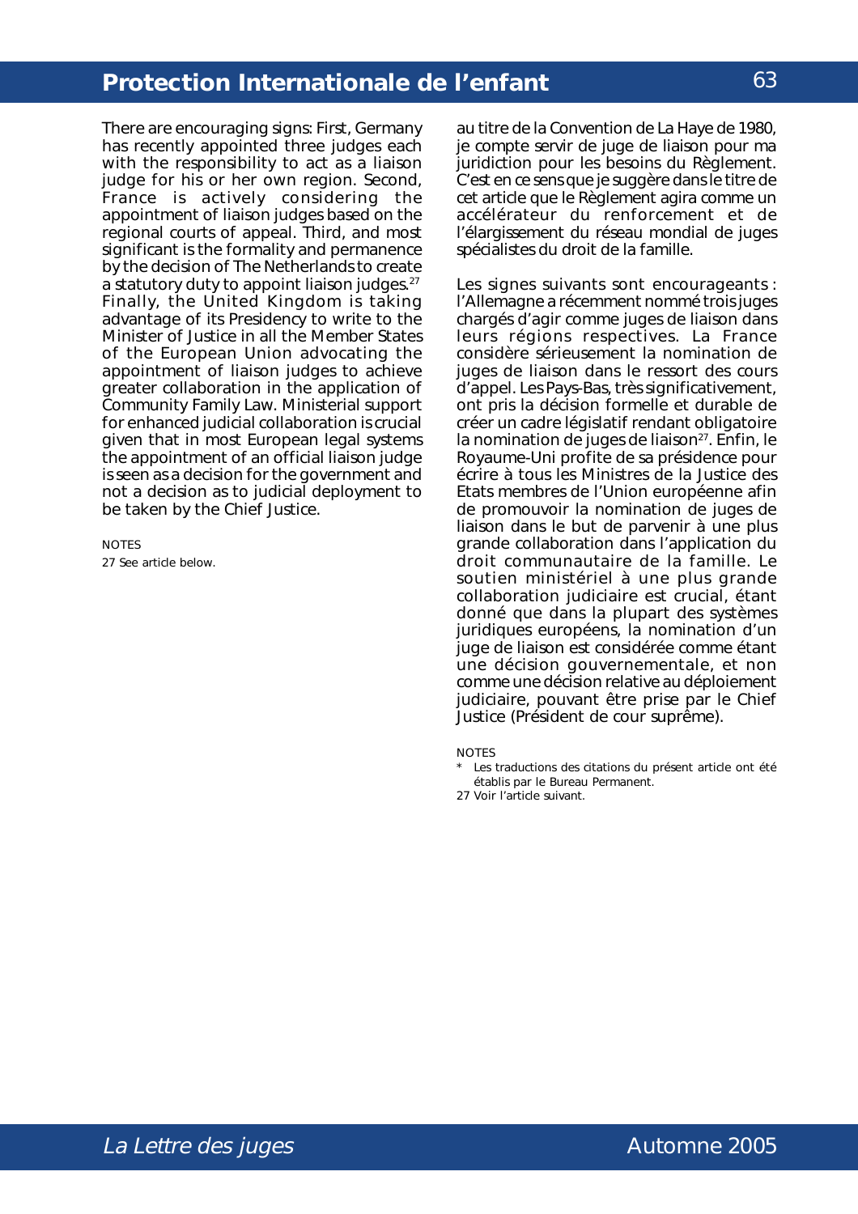There are encouraging signs: First, Germany has recently appointed three judges each with the responsibility to act as a liaison judge for his or her own region. Second, France is actively considering the appointment of liaison judges based on the regional courts of appeal. Third, and most significant is the formality and permanence by the decision of The Netherlands to create a statutory duty to appoint liaison judges.[27] Finally, the United Kingdom is taking advantage of its Presidency to write to the Minister of Justice in all the Member States of the European Union advocating the appointment of liaison judges to achieve greater collaboration in the application of Community Family Law. Ministerial support for enhanced judicial collaboration is crucial given that in most European legal systems the appointment of an official liaison judge is seen as a decision for the government and not a decision as to judicial deployment to be taken by the Chief Justice.

NOTES

27 See article below.

au titre de la Convention de La Haye de 1980, je compte servir de juge de liaison pour ma juridiction pour les besoins du Règlement. C'est en ce sens que je suggère dans le titre de cet article que le Règlement agira comme un accélérateur du renforcement et de l'élargissement du réseau mondial de juges spécialistes du droit de la famille.

Les signes suivants sont encourageants : l'Allemagne a récemment nommé trois juges chargés d'agir comme juges de liaison dans leurs régions respectives. La France considère sérieusement la nomination de juges de liaison dans le ressort des cours d'appel. Les Pays-Bas, très significativement, ont pris la décision formelle et durable de créer un cadre législatif rendant obligatoire la nomination de juges de liaison[27]. Enfin, le Royaume-Uni profite de sa présidence pour écrire à tous les Ministres de la Justice des Etats membres de l'Union européenne afin de promouvoir la nomination de juges de liaison dans le but de parvenir à une plus grande collaboration dans l'application du droit communautaire de la famille. Le soutien ministériel à une plus grande collaboration judiciaire est crucial, étant donné que dans la plupart des systèmes juridiques européens, la nomination d'un juge de liaison est considérée comme étant une décision gouvernementale, et non comme une décision relative au déploiement judiciaire, pouvant être prise par le Chief Justice (Président de cour suprême).

NOTES

\* Les traductions des citations du présent article ont été établis par le Bureau Permanent.

27 Voir l'article suivant.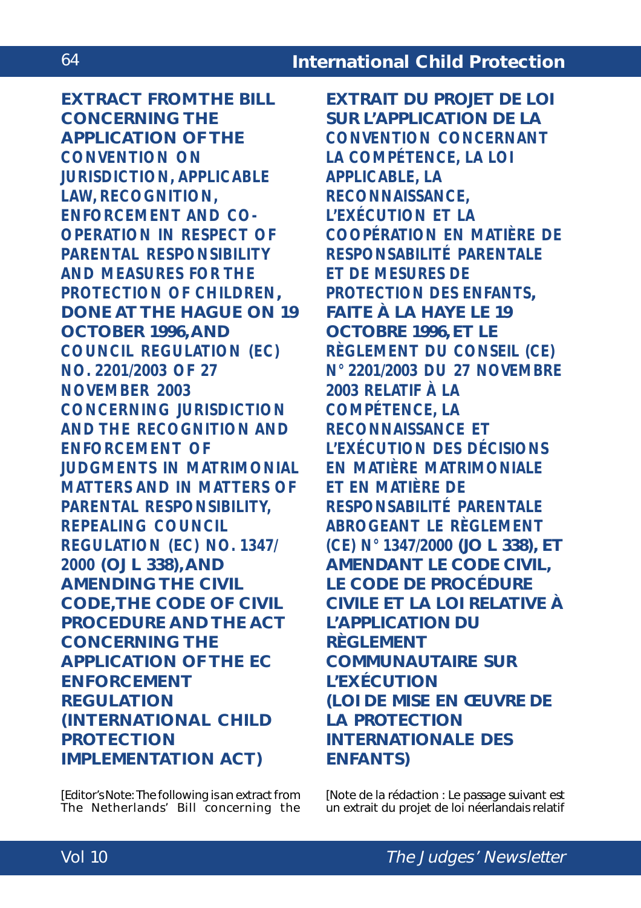## EXTRACT FROM THE BILL CONCERNING THE APPLICATION OF THE CONVENTION ON JURISDICTION, APPLICABLE LAW, RECOGNITION, ENFORCEMENT AND CO-OPERATION IN RESPECT OF PARENTAL RESPONSIBILITY AND MEASURES FOR THE PROTECTION OF CHILDREN, DONE AT THE HAGUE ON 19 OCTOBER 1996, AND COUNCIL REGULATION (EC) NO. 2201/2003 OF 27 NOVEMBER 2003 CONCERNING JURISDICTION AND THE RECOGNITION AND ENFORCEMENT OF JUDGMENTS IN MATRIMONIAL MATTERS AND IN MATTERS OF PARENTAL RESPONSIBILITY, REPEALING COUNCIL REGULATION (EC) NO. 1347/2000 (OJ L 338), AND AMENDING THE CIVIL CODE, THE CODE OF CIVIL PROCEDURE AND THE ACT CONCERNING THE APPLICATION OF THE EC ENFORCEMENT REGULATION (INTERNATIONAL CHILD PROTECTION IMPLEMENTATION ACT)

[Editor's Note: The following is an extract from The Netherlands' Bill concerning the

## EXTRAIT DU PROJET DE LOI SUR L'APPLICATION DE LA CONVENTION CONCERNANT LA COMPÉTENCE, LA LOI APPLICABLE, LA RECONNAISSANCE, L'EXÉCUTION ET LA COOPÉRATION EN MATIÈRE DE RESPONSABILITÉ PARENTALE ET DE MESURES DE PROTECTION DES ENFANTS, FAITE À LA HAYE LE 19 OCTOBRE 1996, ET LE RÈGLEMENT DU CONSEIL (CE) N° 2201/2003 DU 27 NOVEMBRE 2003 RELATIF À LA COMPÉTENCE, LA RECONNAISSANCE ET L'EXÉCUTION DES DÉCISIONS EN MATIÈRE MATRIMONIALE ET EN MATIÈRE DE RESPONSABILITÉ PARENTALE ABROGEANT LE RÈGLEMENT (CE) N° 1347/2000 (JO L 338), ET AMENDANT LE CODE CIVIL, LE CODE DE PROCÉDURE CIVILE ET LA LOI RELATIVE À L'APPLICATION DU RÈGLEMENT COMMUNAUTAIRE SUR L'EXÉCUTION (LOI DE MISE EN ŒUVRE DE LA PROTECTION INTERNATIONALE DES ENFANTS)

[Note de la rédaction : Le passage suivant est un extrait du projet de loi néerlandais relatif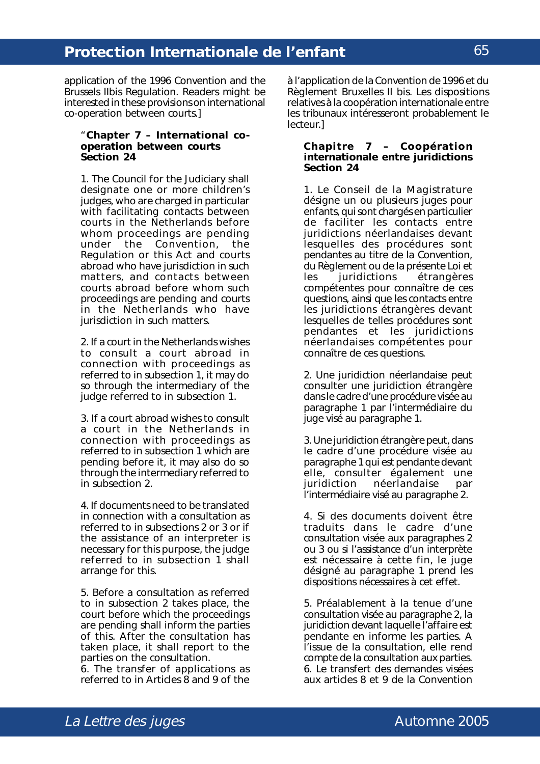application of the 1996 Convention and the Brussels IIbis Regulation. Readers might be interested in these provisions on international co-operation between courts.]

"**Chapter 7 – International co-operation between courts**
**Section 24**

1. The Council for the Judiciary shall designate one or more children's judges, who are charged in particular with facilitating contacts between courts in the Netherlands before whom proceedings are pending under the Convention, the Regulation or this Act and courts abroad who have jurisdiction in such matters, and contacts between courts abroad before whom such proceedings are pending and courts in the Netherlands who have jurisdiction in such matters.

2. If a court in the Netherlands wishes to consult a court abroad in connection with proceedings as referred to in subsection 1, it may do so through the intermediary of the judge referred to in subsection 1.

3. If a court abroad wishes to consult a court in the Netherlands in connection with proceedings as referred to in subsection 1 which are pending before it, it may also do so through the intermediary referred to in subsection 2.

4. If documents need to be translated in connection with a consultation as referred to in subsections 2 or 3 or if the assistance of an interpreter is necessary for this purpose, the judge referred to in subsection 1 shall arrange for this.

5. Before a consultation as referred to in subsection 2 takes place, the court before which the proceedings are pending shall inform the parties of this. After the consultation has taken place, it shall report to the parties on the consultation.
6. The transfer of applications as referred to in Articles 8 and 9 of the

à l'application de la Convention de 1996 et du Règlement Bruxelles II bis. Les dispositions relatives à la coopération internationale entre les tribunaux intéresseront probablement le lecteur.]

**Chapitre 7 – Coopération internationale entre juridictions**
**Section 24**

1. Le Conseil de la Magistrature désigne un ou plusieurs juges pour enfants, qui sont chargés en particulier de faciliter les contacts entre juridictions néerlandaises devant lesquelles des procédures sont pendantes au titre de la Convention, du Règlement ou de la présente Loi et les juridictions étrangères compétentes pour connaître de ces questions, ainsi que les contacts entre les juridictions étrangères devant lesquelles de telles procédures sont pendantes et les juridictions néerlandaises compétentes pour connaître de ces questions.

2. Une juridiction néerlandaise peut consulter une juridiction étrangère dans le cadre d'une procédure visée au paragraphe 1 par l'intermédiaire du juge visé au paragraphe 1.

3. Une juridiction étrangère peut, dans le cadre d'une procédure visée au paragraphe 1 qui est pendante devant elle, consulter également une juridiction néerlandaise par l'intermédiaire visé au paragraphe 2.

4. Si des documents doivent être traduits dans le cadre d'une consultation visée aux paragraphes 2 ou 3 ou si l'assistance d'un interprète est nécessaire à cette fin, le juge désigné au paragraphe 1 prend les dispositions nécessaires à cet effet.

5. Préalablement à la tenue d'une consultation visée au paragraphe 2, la juridiction devant laquelle l'affaire est pendante en informe les parties. A l'issue de la consultation, elle rend compte de la consultation aux parties.
6. Le transfert des demandes visées aux articles 8 et 9 de la Convention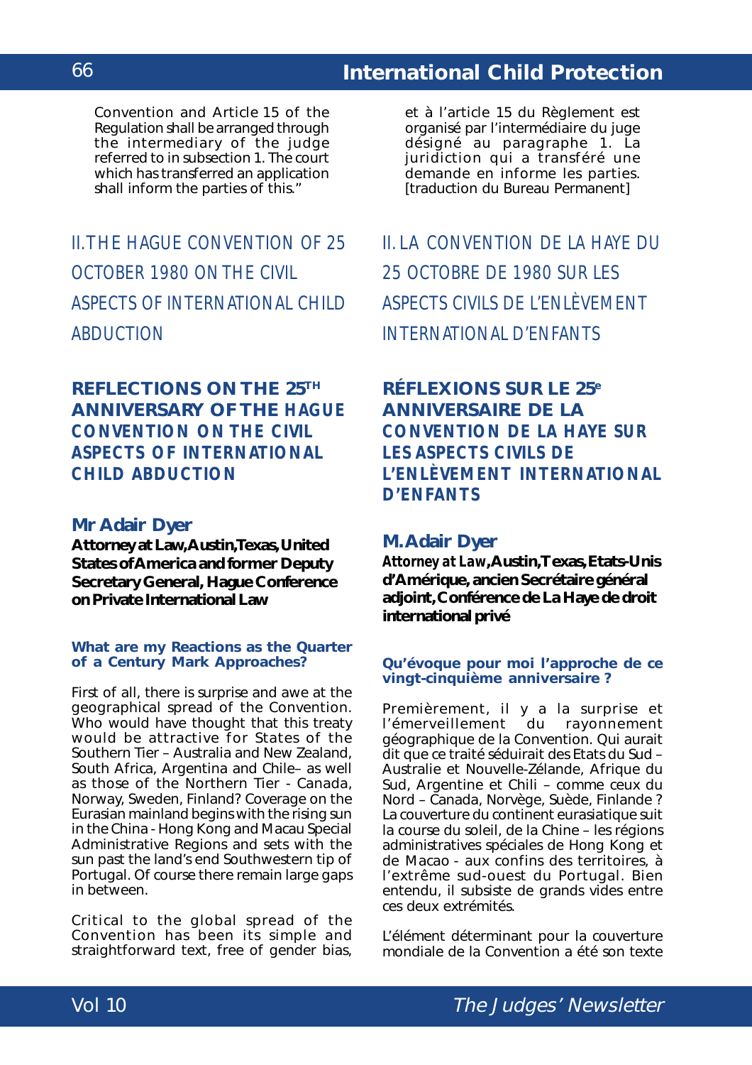Convention and Article 15 of the Regulation shall be arranged through the intermediary of the judge referred to in subsection 1. The court which has transferred an application shall inform the parties of this."

## II. THE HAGUE CONVENTION OF 25 OCTOBER 1980 ON THE CIVIL ASPECTS OF INTERNATIONAL CHILD ABDUCTION

### REFLECTIONS ON THE 25TH ANNIVERSARY OF THE HAGUE CONVENTION ON THE CIVIL ASPECTS OF INTERNATIONAL CHILD ABDUCTION

**Mr Adair Dyer**

**Attorney at Law, Austin, Texas, United States of America and former Deputy Secretary General, Hague Conference on Private International Law**

#### What are my Reactions as the Quarter of a Century Mark Approaches?

First of all, there is surprise and awe at the geographical spread of the Convention. Who would have thought that this treaty would be attractive for States of the Southern Tier – Australia and New Zealand, South Africa, Argentina and Chile– as well as those of the Northern Tier - Canada, Norway, Sweden, Finland? Coverage on the Eurasian mainland begins with the rising sun in the China - Hong Kong and Macau Special Administrative Regions and sets with the sun past the land's end Southwestern tip of Portugal. Of course there remain large gaps in between.

Critical to the global spread of the Convention has been its simple and straightforward text, free of gender bias,

---

et à l'article 15 du Règlement est organisé par l'intermédiaire du juge désigné au paragraphe 1. La juridiction qui a transféré une demande en informe les parties. [traduction du Bureau Permanent]

## II. LA CONVENTION DE LA HAYE DU 25 OCTOBRE DE 1980 SUR LES ASPECTS CIVILS DE L'ENLÈVEMENT INTERNATIONAL D'ENFANTS

### RÉFLEXIONS SUR LE 25e ANNIVERSAIRE DE LA CONVENTION DE LA HAYE SUR LES ASPECTS CIVILS DE L'ENLÈVEMENT INTERNATIONAL D'ENFANTS

**M. Adair Dyer**

***Attorney at Law*, Austin, Texas, Etats-Unis d'Amérique, ancien Secrétaire général adjoint, Conférence de La Haye de droit international privé**

#### Qu'évoque pour moi l'approche de ce vingt-cinquième anniversaire ?

Premièrement, il y a la surprise et l'émerveillement du rayonnement géographique de la Convention. Qui aurait dit que ce traité séduirait des Etats du Sud – Australie et Nouvelle-Zélande, Afrique du Sud, Argentine et Chili – comme ceux du Nord – Canada, Norvège, Suède, Finlande ? La couverture du continent eurasiatique suit la course du soleil, de la Chine – les régions administratives spéciales de Hong Kong et de Macao - aux confins des territoires, à l'extrême sud-ouest du Portugal. Bien entendu, il subsiste de grands vides entre ces deux extrémités.

L'élément déterminant pour la couverture mondiale de la Convention a été son texte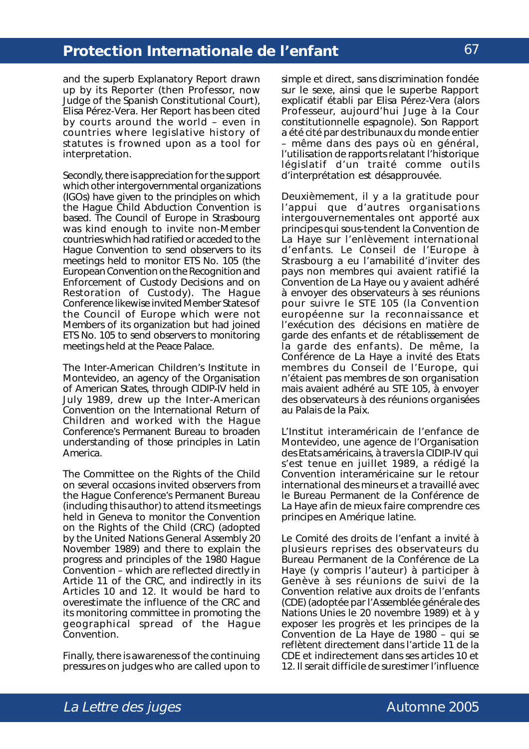and the superb Explanatory Report drawn up by its Reporter (then Professor, now Judge of the Spanish Constitutional Court), Elisa Pérez-Vera. Her Report has been cited by courts around the world – even in countries where legislative history of statutes is frowned upon as a tool for interpretation.

Secondly, there is appreciation for the support which other intergovernmental organizations (IGOs) have given to the principles on which the Hague Child Abduction Convention is based. The Council of Europe in Strasbourg was kind enough to invite non-Member countries which had ratified or acceded to the Hague Convention to send observers to its meetings held to monitor ETS No. 105 (the European Convention on the Recognition and Enforcement of Custody Decisions and on Restoration of Custody). The Hague Conference likewise invited Member States of the Council of Europe which were not Members of its organization but had joined ETS No. 105 to send observers to monitoring meetings held at the Peace Palace.

The Inter-American Children's Institute in Montevideo, an agency of the Organisation of American States, through CIDIP-IV held in July 1989, drew up the Inter-American Convention on the International Return of Children and worked with the Hague Conference's Permanent Bureau to broaden understanding of those principles in Latin America.

The Committee on the Rights of the Child on several occasions invited observers from the Hague Conference's Permanent Bureau (including this author) to attend its meetings held in Geneva to monitor the Convention on the Rights of the Child (CRC) (adopted by the United Nations General Assembly 20 November 1989) and there to explain the progress and principles of the 1980 Hague Convention – which are reflected directly in Article 11 of the CRC, and indirectly in its Articles 10 and 12. It would be hard to overestimate the influence of the CRC and its monitoring committee in promoting the geographical spread of the Hague Convention.

Finally, there is awareness of the continuing pressures on judges who are called upon to

simple et direct, sans discrimination fondée sur le sexe, ainsi que le superbe Rapport explicatif établi par Elisa Pérez-Vera (alors Professeur, aujourd'hui Juge à la Cour constitutionnelle espagnole). Son Rapport a été cité par des tribunaux du monde entier – même dans des pays où en général, l'utilisation de rapports relatant l'historique législatif d'un traité comme outils d'interprétation est désapprouvée.

Deuxièmement, il y a la gratitude pour l'appui que d'autres organisations intergouvernementales ont apporté aux principes qui sous-tendent la Convention de La Haye sur l'enlèvement international d'enfants. Le Conseil de l'Europe à Strasbourg a eu l'amabilité d'inviter des pays non membres qui avaient ratifié la Convention de La Haye ou y avaient adhéré à envoyer des observateurs à ses réunions pour suivre le STE 105 (la Convention européenne sur la reconnaissance et l'exécution des décisions en matière de garde des enfants et de rétablissement de la garde des enfants). De même, la Conférence de La Haye a invité des Etats membres du Conseil de l'Europe, qui n'étaient pas membres de son organisation mais avaient adhéré au STE 105, à envoyer des observateurs à des réunions organisées au Palais de la Paix.

L'Institut interaméricain de l'enfance de Montevideo, une agence de l'Organisation des Etats américains, à travers la CIDIP-IV qui s'est tenue en juillet 1989, a rédigé la Convention interaméricaine sur le retour international des mineurs et a travaillé avec le Bureau Permanent de la Conférence de La Haye afin de mieux faire comprendre ces principes en Amérique latine.

Le Comité des droits de l'enfant a invité à plusieurs reprises des observateurs du Bureau Permanent de la Conférence de La Haye (y compris l'auteur) à participer à Genève à ses réunions de suivi de la Convention relative aux droits de l'enfants (CDE) (adoptée par l'Assemblée générale des Nations Unies le 20 novembre 1989) et à y exposer les progrès et les principes de la Convention de La Haye de 1980 – qui se reflètent directement dans l'article 11 de la CDE et indirectement dans ses articles 10 et 12. Il serait difficile de surestimer l'influence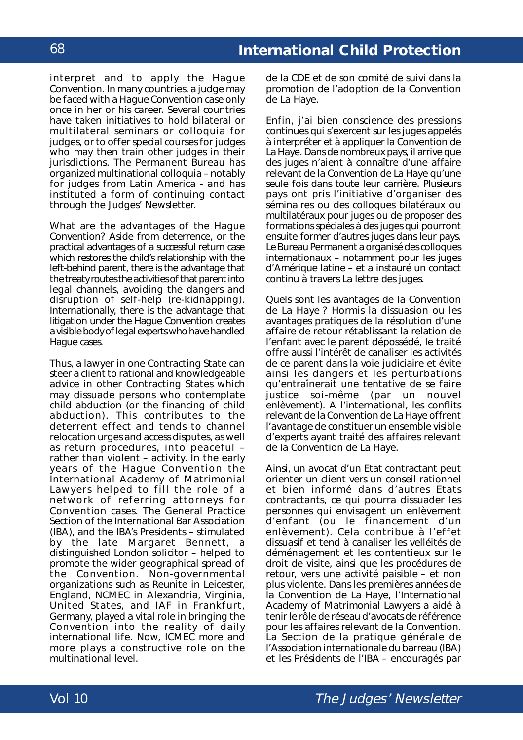interpret and to apply the Hague Convention. In many countries, a judge may be faced with a Hague Convention case only once in her or his career. Several countries have taken initiatives to hold bilateral or multilateral seminars or colloquia for judges, or to offer special courses for judges who may then train other judges in their jurisdictions. The Permanent Bureau has organized multinational colloquia – notably for judges from Latin America - and has instituted a form of continuing contact through the Judges' Newsletter.

What are the advantages of the Hague Convention? Aside from deterrence, or the practical advantages of a successful return case which restores the child's relationship with the left-behind parent, there is the advantage that the treaty routes the activities of that parent into legal channels, avoiding the dangers and disruption of self-help (re-kidnapping). Internationally, there is the advantage that litigation under the Hague Convention creates a visible body of legal experts who have handled Hague cases.

Thus, a lawyer in one Contracting State can steer a client to rational and knowledgeable advice in other Contracting States which may dissuade persons who contemplate child abduction (or the financing of child abduction). This contributes to the deterrent effect and tends to channel relocation urges and access disputes, as well as return procedures, into peaceful – rather than violent – activity. In the early years of the Hague Convention the International Academy of Matrimonial Lawyers helped to fill the role of a network of referring attorneys for Convention cases. The General Practice Section of the International Bar Association (IBA), and the IBA's Presidents – stimulated by the late Margaret Bennett, a distinguished London solicitor – helped to promote the wider geographical spread of the Convention. Non-governmental organizations such as Reunite in Leicester, England, NCMEC in Alexandria, Virginia, United States, and IAF in Frankfurt, Germany, played a vital role in bringing the Convention into the reality of daily international life. Now, ICMEC more and more plays a constructive role on the multinational level.

de la CDE et de son comité de suivi dans la promotion de l'adoption de la Convention de La Haye.

Enfin, j'ai bien conscience des pressions continues qui s'exercent sur les juges appelés à interpréter et à appliquer la Convention de La Haye. Dans de nombreux pays, il arrive que des juges n'aient à connaître d'une affaire relevant de la Convention de La Haye qu'une seule fois dans toute leur carrière. Plusieurs pays ont pris l'initiative d'organiser des séminaires ou des colloques bilatéraux ou multilatéraux pour juges ou de proposer des formations spéciales à des juges qui pourront ensuite former d'autres juges dans leur pays. Le Bureau Permanent a organisé des colloques internationaux – notamment pour les juges d'Amérique latine – et a instauré un contact continu à travers La lettre des juges.

Quels sont les avantages de la Convention de La Haye ? Hormis la dissuasion ou les avantages pratiques de la résolution d'une affaire de retour rétablissant la relation de l'enfant avec le parent dépossédé, le traité offre aussi l'intérêt de canaliser les activités de ce parent dans la voie judiciaire et évite ainsi les dangers et les perturbations qu'entraînerait une tentative de se faire justice soi-même (par un nouvel enlèvement). A l'international, les conflits relevant de la Convention de La Haye offrent l'avantage de constituer un ensemble visible d'experts ayant traité des affaires relevant de la Convention de La Haye.

Ainsi, un avocat d'un Etat contractant peut orienter un client vers un conseil rationnel et bien informé dans d'autres Etats contractants, ce qui pourra dissuader les personnes qui envisagent un enlèvement d'enfant (ou le financement d'un enlèvement). Cela contribue à l'effet dissuasif et tend à canaliser les velléités de déménagement et les contentieux sur le droit de visite, ainsi que les procédures de retour, vers une activité paisible – et non plus violente. Dans les premières années de la Convention de La Haye, l'International Academy of Matrimonial Lawyers a aidé à tenir le rôle de réseau d'avocats de référence pour les affaires relevant de la Convention. La Section de la pratique générale de l'Association internationale du barreau (IBA) et les Présidents de l'IBA – encouragés par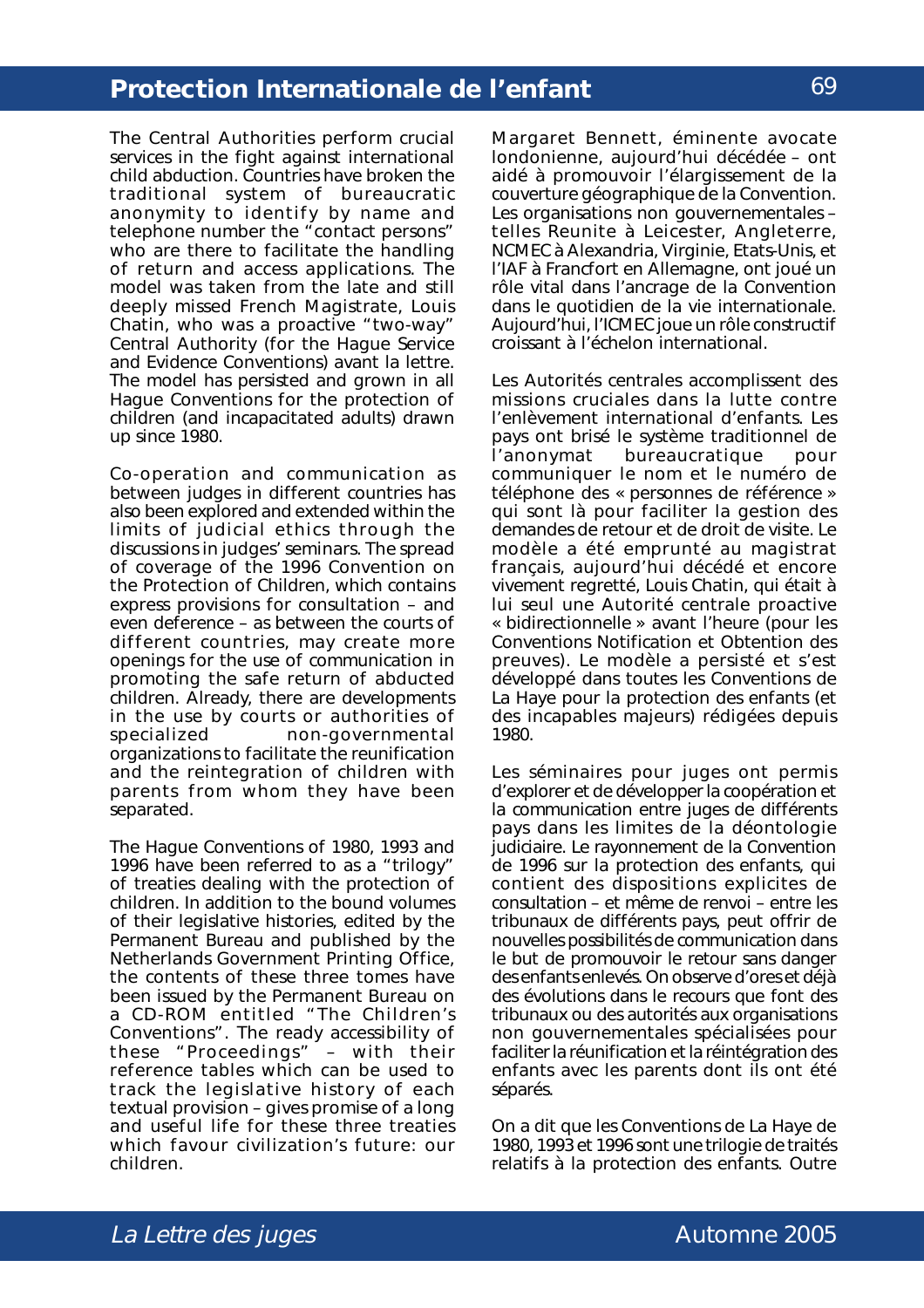The Central Authorities perform crucial services in the fight against international child abduction. Countries have broken the traditional system of bureaucratic anonymity to identify by name and telephone number the "contact persons" who are there to facilitate the handling of return and access applications. The model was taken from the late and still deeply missed French Magistrate, Louis Chatin, who was a proactive "two-way" Central Authority (for the Hague Service and Evidence Conventions) avant la lettre. The model has persisted and grown in all Hague Conventions for the protection of children (and incapacitated adults) drawn up since 1980.

Co-operation and communication as between judges in different countries has also been explored and extended within the limits of judicial ethics through the discussions in judges' seminars. The spread of coverage of the 1996 Convention on the Protection of Children, which contains express provisions for consultation – and even deference – as between the courts of different countries, may create more openings for the use of communication in promoting the safe return of abducted children. Already, there are developments in the use by courts or authorities of specialized non-governmental organizations to facilitate the reunification and the reintegration of children with parents from whom they have been separated.

The Hague Conventions of 1980, 1993 and 1996 have been referred to as a "trilogy" of treaties dealing with the protection of children. In addition to the bound volumes of their legislative histories, edited by the Permanent Bureau and published by the Netherlands Government Printing Office, the contents of these three tomes have been issued by the Permanent Bureau on a CD-ROM entitled "The Children's Conventions". The ready accessibility of these "Proceedings" – with their reference tables which can be used to track the legislative history of each textual provision – gives promise of a long and useful life for these three treaties which favour civilization's future: our children.

Margaret Bennett, éminente avocate londonienne, aujourd'hui décédée – ont aidé à promouvoir l'élargissement de la couverture géographique de la Convention. Les organisations non gouvernementales – telles Reunite à Leicester, Angleterre, NCMEC à Alexandria, Virginie, Etats-Unis, et l'IAF à Francfort en Allemagne, ont joué un rôle vital dans l'ancrage de la Convention dans le quotidien de la vie internationale. Aujourd'hui, l'ICMEC joue un rôle constructif croissant à l'échelon international.

Les Autorités centrales accomplissent des missions cruciales dans la lutte contre l'enlèvement international d'enfants. Les pays ont brisé le système traditionnel de l'anonymat bureaucratique pour communiquer le nom et le numéro de téléphone des « personnes de référence » qui sont là pour faciliter la gestion des demandes de retour et de droit de visite. Le modèle a été emprunté au magistrat français, aujourd'hui décédé et encore vivement regretté, Louis Chatin, qui était à lui seul une Autorité centrale proactive « bidirectionnelle » avant l'heure (pour les Conventions Notification et Obtention des preuves). Le modèle a persisté et s'est développé dans toutes les Conventions de La Haye pour la protection des enfants (et des incapables majeurs) rédigées depuis 1980.

Les séminaires pour juges ont permis d'explorer et de développer la coopération et la communication entre juges de différents pays dans les limites de la déontologie judiciaire. Le rayonnement de la Convention de 1996 sur la protection des enfants, qui contient des dispositions explicites de consultation – et même de renvoi – entre les tribunaux de différents pays, peut offrir de nouvelles possibilités de communication dans le but de promouvoir le retour sans danger des enfants enlevés. On observe d'ores et déjà des évolutions dans le recours que font des tribunaux ou des autorités aux organisations non gouvernementales spécialisées pour faciliter la réunification et la réintégration des enfants avec les parents dont ils ont été séparés.

On a dit que les Conventions de La Haye de 1980, 1993 et 1996 sont une trilogie de traités relatifs à la protection des enfants. Outre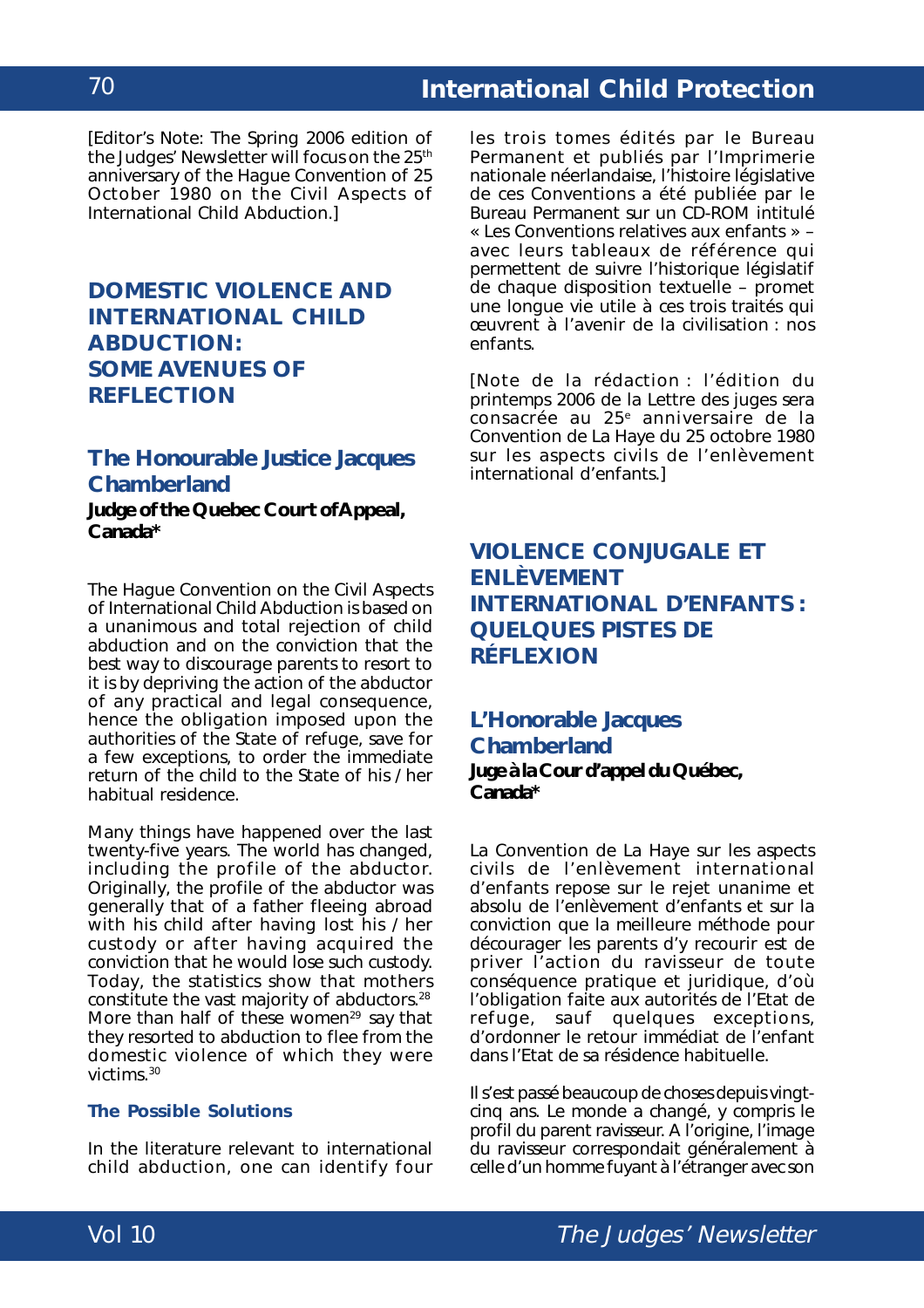[Editor's Note: The Spring 2006 edition of the Judges' Newsletter will focus on the 25th anniversary of the Hague Convention of 25 October 1980 on the Civil Aspects of International Child Abduction.]

## DOMESTIC VIOLENCE AND INTERNATIONAL CHILD ABDUCTION: SOME AVENUES OF REFLECTION

### The Honourable Justice Jacques Chamberland

**Judge of the Quebec Court of Appeal, Canada***

The Hague Convention on the Civil Aspects of International Child Abduction is based on a unanimous and total rejection of child abduction and on the conviction that the best way to discourage parents to resort to it is by depriving the action of the abductor of any practical and legal consequence, hence the obligation imposed upon the authorities of the State of refuge, save for a few exceptions, to order the immediate return of the child to the State of his / her habitual residence.

Many things have happened over the last twenty-five years. The world has changed, including the profile of the abductor. Originally, the profile of the abductor was generally that of a father fleeing abroad with his child after having lost his / her custody or after having acquired the conviction that he would lose such custody. Today, the statistics show that mothers constitute the vast majority of abductors.[28] More than half of these women[29] say that they resorted to abduction to flee from the domestic violence of which they were victims.[30]

#### The Possible Solutions

In the literature relevant to international child abduction, one can identify four

les trois tomes édités par le Bureau Permanent et publiés par l'Imprimerie nationale néerlandaise, l'histoire législative de ces Conventions a été publiée par le Bureau Permanent sur un CD-ROM intitulé « Les Conventions relatives aux enfants » – avec leurs tableaux de référence qui permettent de suivre l'historique législatif de chaque disposition textuelle – promet une longue vie utile à ces trois traités qui œuvrent à l'avenir de la civilisation : nos enfants.

[Note de la rédaction : l'édition du printemps 2006 de la Lettre des juges sera consacrée au 25e anniversaire de la Convention de La Haye du 25 octobre 1980 sur les aspects civils de l'enlèvement international d'enfants.]

## VIOLENCE CONJUGALE ET ENLÈVEMENT INTERNATIONAL D'ENFANTS : QUELQUES PISTES DE RÉFLEXION

### L'Honorable Jacques Chamberland

**Juge à la Cour d'appel du Québec, Canada***

La Convention de La Haye sur les aspects civils de l'enlèvement international d'enfants repose sur le rejet unanime et absolu de l'enlèvement d'enfants et sur la conviction que la meilleure méthode pour décourager les parents d'y recourir est de priver l'action du ravisseur de toute conséquence pratique et juridique, d'où l'obligation faite aux autorités de l'Etat de refuge, sauf quelques exceptions, d'ordonner le retour immédiat de l'enfant dans l'Etat de sa résidence habituelle.

Il s'est passé beaucoup de choses depuis vingt-cinq ans. Le monde a changé, y compris le profil du parent ravisseur. A l'origine, l'image du ravisseur correspondait généralement à celle d'un homme fuyant à l'étranger avec son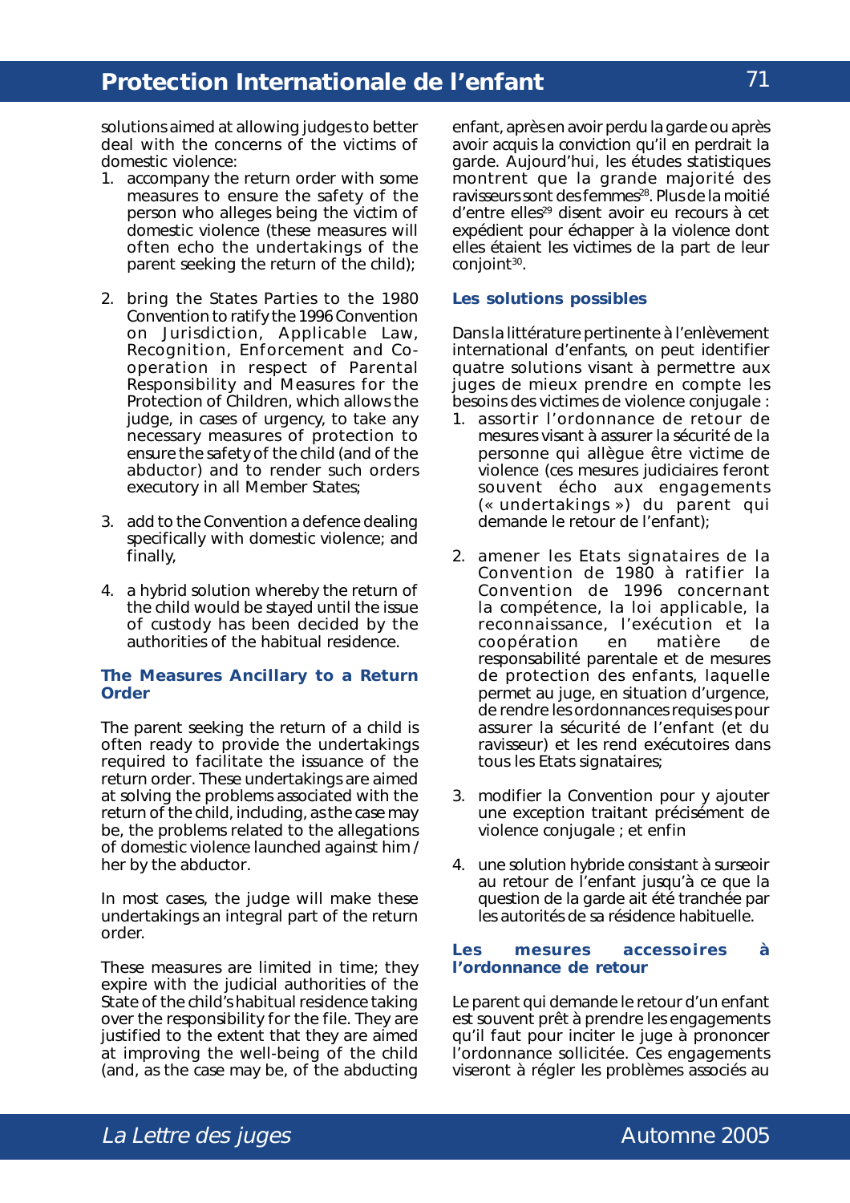solutions aimed at allowing judges to better deal with the concerns of the victims of domestic violence:

1. accompany the return order with some measures to ensure the safety of the person who alleges being the victim of domestic violence (these measures will often echo the undertakings of the parent seeking the return of the child);

2. bring the States Parties to the 1980 Convention to ratify the 1996 Convention on Jurisdiction, Applicable Law, Recognition, Enforcement and Co-operation in respect of Parental Responsibility and Measures for the Protection of Children, which allows the judge, in cases of urgency, to take any necessary measures of protection to ensure the safety of the child (and of the abductor) and to render such orders executory in all Member States;

3. add to the Convention a defence dealing specifically with domestic violence; and finally,

4. a hybrid solution whereby the return of the child would be stayed until the issue of custody has been decided by the authorities of the habitual residence.

### The Measures Ancillary to a Return Order

The parent seeking the return of a child is often ready to provide the undertakings required to facilitate the issuance of the return order. These undertakings are aimed at solving the problems associated with the return of the child, including, as the case may be, the problems related to the allegations of domestic violence launched against him / her by the abductor.

In most cases, the judge will make these undertakings an integral part of the return order.

These measures are limited in time; they expire with the judicial authorities of the State of the child's habitual residence taking over the responsibility for the file. They are justified to the extent that they are aimed at improving the well-being of the child (and, as the case may be, of the abducting

enfant, après en avoir perdu la garde ou après avoir acquis la conviction qu'il en perdrait la garde. Aujourd'hui, les études statistiques montrent que la grande majorité des ravisseurs sont des femmes[28]. Plus de la moitié d'entre elles[29] disent avoir eu recours à cet expédient pour échapper à la violence dont elles étaient les victimes de la part de leur conjoint[30].

### Les solutions possibles

Dans la littérature pertinente à l'enlèvement international d'enfants, on peut identifier quatre solutions visant à permettre aux juges de mieux prendre en compte les besoins des victimes de violence conjugale :

1. assortir l'ordonnance de retour de mesures visant à assurer la sécurité de la personne qui allègue être victime de violence (ces mesures judiciaires feront souvent écho aux engagements (« undertakings ») du parent qui demande le retour de l'enfant);

2. amener les Etats signataires de la Convention de 1980 à ratifier la Convention de 1996 concernant la compétence, la loi applicable, la reconnaissance, l'exécution et la coopération en matière de responsabilité parentale et de mesures de protection des enfants, laquelle permet au juge, en situation d'urgence, de rendre les ordonnances requises pour assurer la sécurité de l'enfant (et du ravisseur) et les rend exécutoires dans tous les Etats signataires;

3. modifier la Convention pour y ajouter une exception traitant précisément de violence conjugale ; et enfin

4. une solution hybride consistant à surseoir au retour de l'enfant jusqu'à ce que la question de la garde ait été tranchée par les autorités de sa résidence habituelle.

### Les mesures accessoires à l'ordonnance de retour

Le parent qui demande le retour d'un enfant est souvent prêt à prendre les engagements qu'il faut pour inciter le juge à prononcer l'ordonnance sollicitée. Ces engagements viseront à régler les problèmes associés au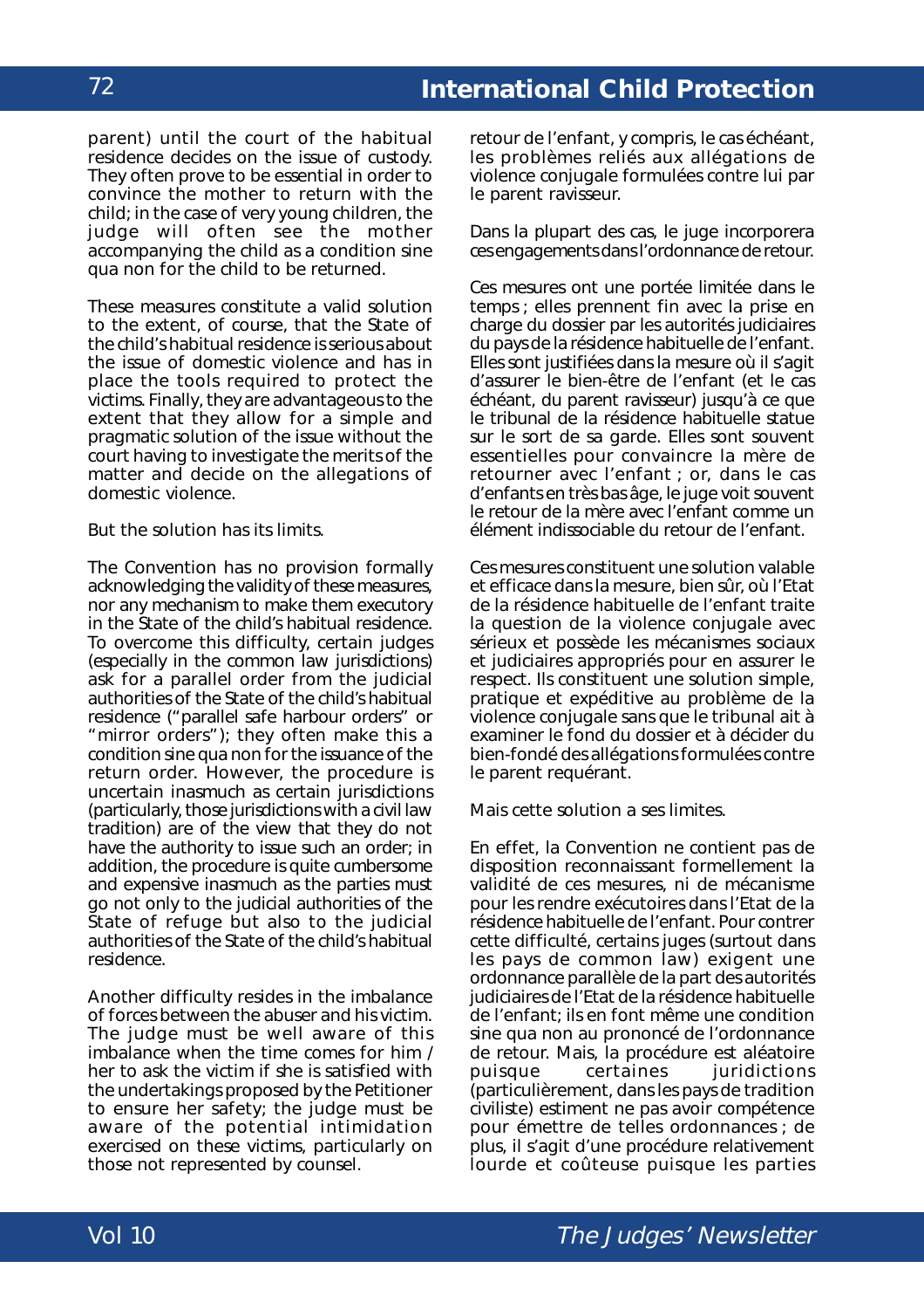parent) until the court of the habitual residence decides on the issue of custody. They often prove to be essential in order to convince the mother to return with the child; in the case of very young children, the judge will often see the mother accompanying the child as a condition sine qua non for the child to be returned.

These measures constitute a valid solution to the extent, of course, that the State of the child's habitual residence is serious about the issue of domestic violence and has in place the tools required to protect the victims. Finally, they are advantageous to the extent that they allow for a simple and pragmatic solution of the issue without the court having to investigate the merits of the matter and decide on the allegations of domestic violence.

But the solution has its limits.

The Convention has no provision formally acknowledging the validity of these measures, nor any mechanism to make them executory in the State of the child's habitual residence. To overcome this difficulty, certain judges (especially in the common law jurisdictions) ask for a parallel order from the judicial authorities of the State of the child's habitual residence ("parallel safe harbour orders" or "mirror orders"); they often make this a condition sine qua non for the issuance of the return order. However, the procedure is uncertain inasmuch as certain jurisdictions (particularly, those jurisdictions with a civil law tradition) are of the view that they do not have the authority to issue such an order; in addition, the procedure is quite cumbersome and expensive inasmuch as the parties must go not only to the judicial authorities of the State of refuge but also to the judicial authorities of the State of the child's habitual residence.

Another difficulty resides in the imbalance of forces between the abuser and his victim. The judge must be well aware of this imbalance when the time comes for him / her to ask the victim if she is satisfied with the undertakings proposed by the Petitioner to ensure her safety; the judge must be aware of the potential intimidation exercised on these victims, particularly on those not represented by counsel.

retour de l'enfant, y compris, le cas échéant, les problèmes reliés aux allégations de violence conjugale formulées contre lui par le parent ravisseur.

Dans la plupart des cas, le juge incorporera ces engagements dans l'ordonnance de retour.

Ces mesures ont une portée limitée dans le temps ; elles prennent fin avec la prise en charge du dossier par les autorités judiciaires du pays de la résidence habituelle de l'enfant. Elles sont justifiées dans la mesure où il s'agit d'assurer le bien-être de l'enfant (et le cas échéant, du parent ravisseur) jusqu'à ce que le tribunal de la résidence habituelle statue sur le sort de sa garde. Elles sont souvent essentielles pour convaincre la mère de retourner avec l'enfant ; or, dans le cas d'enfants en très bas âge, le juge voit souvent le retour de la mère avec l'enfant comme un élément indissociable du retour de l'enfant.

Ces mesures constituent une solution valable et efficace dans la mesure, bien sûr, où l'Etat de la résidence habituelle de l'enfant traite la question de la violence conjugale avec sérieux et possède les mécanismes sociaux et judiciaires appropriés pour en assurer le respect. Ils constituent une solution simple, pratique et expéditive au problème de la violence conjugale sans que le tribunal ait à examiner le fond du dossier et à décider du bien-fondé des allégations formulées contre le parent requérant.

Mais cette solution a ses limites.

En effet, la Convention ne contient pas de disposition reconnaissant formellement la validité de ces mesures, ni de mécanisme pour les rendre exécutoires dans l'Etat de la résidence habituelle de l'enfant. Pour contrer cette difficulté, certains juges (surtout dans les pays de common law) exigent une ordonnance parallèle de la part des autorités judiciaires de l'Etat de la résidence habituelle de l'enfant; ils en font même une condition sine qua non au prononcé de l'ordonnance de retour. Mais, la procédure est aléatoire puisque certaines juridictions (particulièrement, dans les pays de tradition civiliste) estiment ne pas avoir compétence pour émettre de telles ordonnances ; de plus, il s'agit d'une procédure relativement lourde et coûteuse puisque les parties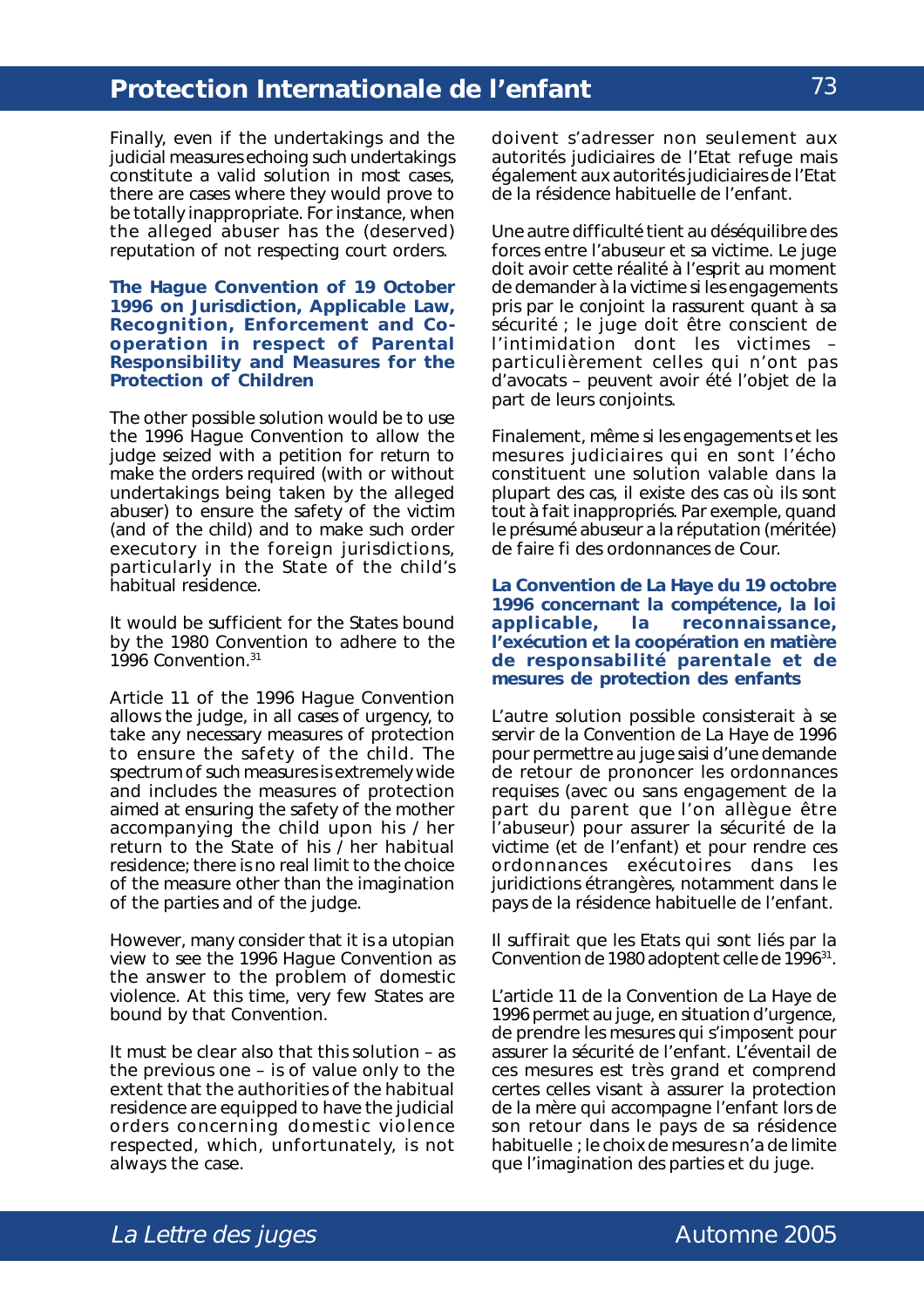Finally, even if the undertakings and the judicial measures echoing such undertakings constitute a valid solution in most cases, there are cases where they would prove to be totally inappropriate. For instance, when the alleged abuser has the (deserved) reputation of not respecting court orders.

### The Hague Convention of 19 October 1996 on Jurisdiction, Applicable Law, Recognition, Enforcement and Co-operation in respect of Parental Responsibility and Measures for the Protection of Children

The other possible solution would be to use the 1996 Hague Convention to allow the judge seized with a petition for return to make the orders required (with or without undertakings being taken by the alleged abuser) to ensure the safety of the victim (and of the child) and to make such order executory in the foreign jurisdictions, particularly in the State of the child's habitual residence.

It would be sufficient for the States bound by the 1980 Convention to adhere to the 1996 Convention.[31]

Article 11 of the 1996 Hague Convention allows the judge, in all cases of urgency, to take any necessary measures of protection to ensure the safety of the child. The spectrum of such measures is extremely wide and includes the measures of protection aimed at ensuring the safety of the mother accompanying the child upon his / her return to the State of his / her habitual residence; there is no real limit to the choice of the measure other than the imagination of the parties and of the judge.

However, many consider that it is a utopian view to see the 1996 Hague Convention as the answer to the problem of domestic violence. At this time, very few States are bound by that Convention.

It must be clear also that this solution – as the previous one – is of value only to the extent that the authorities of the habitual residence are equipped to have the judicial orders concerning domestic violence respected, which, unfortunately, is not always the case.

doivent s'adresser non seulement aux autorités judiciaires de l'Etat refuge mais également aux autorités judiciaires de l'Etat de la résidence habituelle de l'enfant.

Une autre difficulté tient au déséquilibre des forces entre l'abuseur et sa victime. Le juge doit avoir cette réalité à l'esprit au moment de demander à la victime si les engagements pris par le conjoint la rassurent quant à sa sécurité ; le juge doit être conscient de l'intimidation dont les victimes – particulièrement celles qui n'ont pas d'avocats – peuvent avoir été l'objet de la part de leurs conjoints.

Finalement, même si les engagements et les mesures judiciaires qui en sont l'écho constituent une solution valable dans la plupart des cas, il existe des cas où ils sont tout à fait inappropriés. Par exemple, quand le présumé abuseur a la réputation (méritée) de faire fi des ordonnances de Cour.

### La Convention de La Haye du 19 octobre 1996 concernant la compétence, la loi applicable, la reconnaissance, l'exécution et la coopération en matière de responsabilité parentale et de mesures de protection des enfants

L'autre solution possible consisterait à se servir de la Convention de La Haye de 1996 pour permettre au juge saisi d'une demande de retour de prononcer les ordonnances requises (avec ou sans engagement de la part du parent que l'on allègue être l'abuseur) pour assurer la sécurité de la victime (et de l'enfant) et pour rendre ces ordonnances exécutoires dans les juridictions étrangères, notamment dans le pays de la résidence habituelle de l'enfant.

Il suffirait que les Etats qui sont liés par la Convention de 1980 adoptent celle de 1996[31].

L'article 11 de la Convention de La Haye de 1996 permet au juge, en situation d'urgence, de prendre les mesures qui s'imposent pour assurer la sécurité de l'enfant. L'éventail de ces mesures est très grand et comprend certes celles visant à assurer la protection de la mère qui accompagne l'enfant lors de son retour dans le pays de sa résidence habituelle ; le choix de mesures n'a de limite que l'imagination des parties et du juge.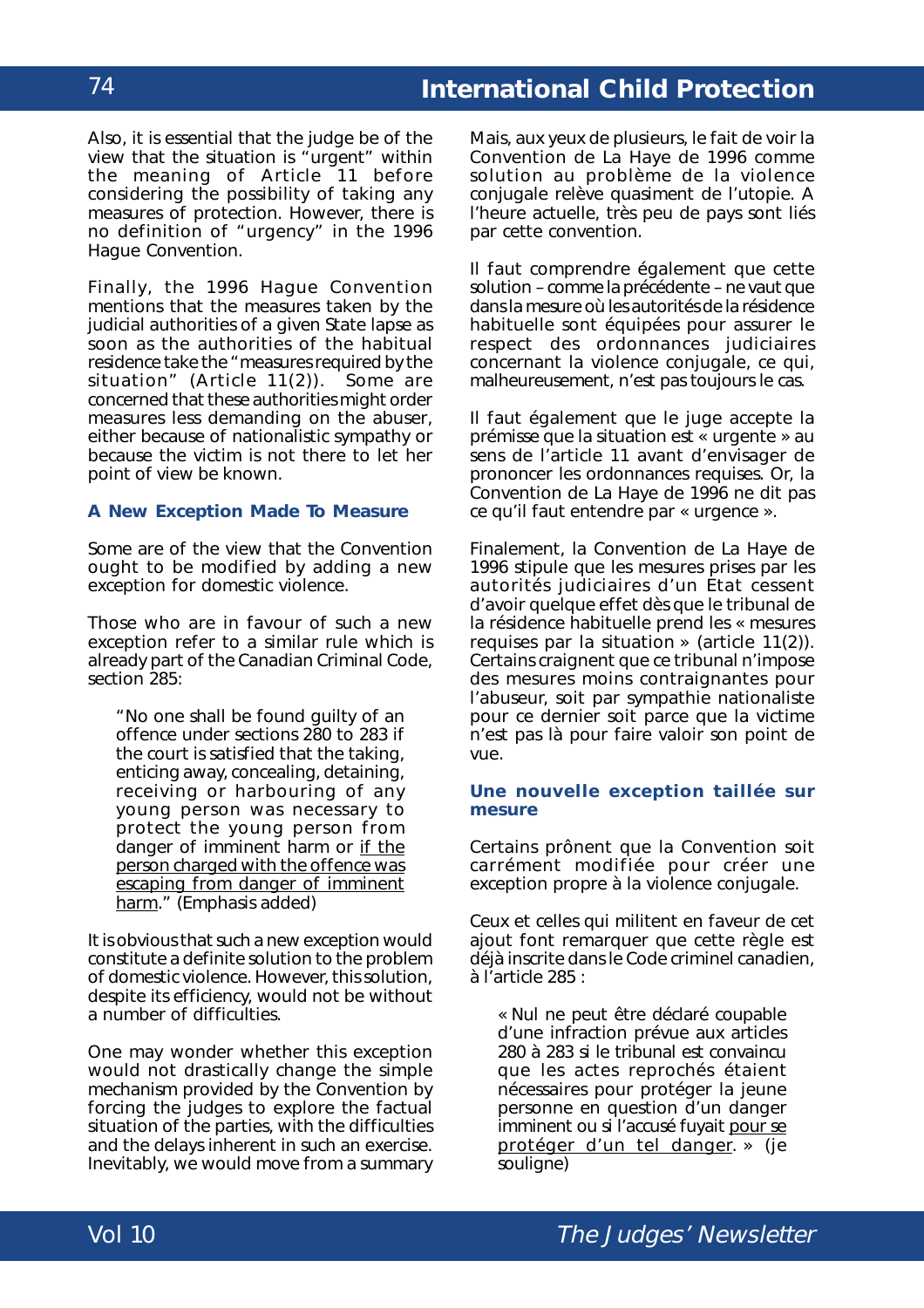Also, it is essential that the judge be of the view that the situation is "urgent" within the meaning of Article 11 before considering the possibility of taking any measures of protection. However, there is no definition of "urgency" in the 1996 Hague Convention.

Finally, the 1996 Hague Convention mentions that the measures taken by the judicial authorities of a given State lapse as soon as the authorities of the habitual residence take the "measures required by the situation" (Article 11(2)). Some are concerned that these authorities might order measures less demanding on the abuser, either because of nationalistic sympathy or because the victim is not there to let her point of view be known.

### A New Exception Made To Measure

Some are of the view that the Convention ought to be modified by adding a new exception for domestic violence.

Those who are in favour of such a new exception refer to a similar rule which is already part of the Canadian Criminal Code, section 285:

> "No one shall be found guilty of an offence under sections 280 to 283 if the court is satisfied that the taking, enticing away, concealing, detaining, receiving or harbouring of any young person was necessary to protect the young person from danger of imminent harm or <u>if the person charged with the offence was escaping from danger of imminent harm</u>." (Emphasis added)

It is obvious that such a new exception would constitute a definite solution to the problem of domestic violence. However, this solution, despite its efficiency, would not be without a number of difficulties.

One may wonder whether this exception would not drastically change the simple mechanism provided by the Convention by forcing the judges to explore the factual situation of the parties, with the difficulties and the delays inherent in such an exercise. Inevitably, we would move from a summary

Mais, aux yeux de plusieurs, le fait de voir la Convention de La Haye de 1996 comme solution au problème de la violence conjugale relève quasiment de l'utopie. A l'heure actuelle, très peu de pays sont liés par cette convention.

Il faut comprendre également que cette solution – comme la précédente – ne vaut que dans la mesure où les autorités de la résidence habituelle sont équipées pour assurer le respect des ordonnances judiciaires concernant la violence conjugale, ce qui, malheureusement, n'est pas toujours le cas.

Il faut également que le juge accepte la prémisse que la situation est « urgente » au sens de l'article 11 avant d'envisager de prononcer les ordonnances requises. Or, la Convention de La Haye de 1996 ne dit pas ce qu'il faut entendre par « urgence ».

Finalement, la Convention de La Haye de 1996 stipule que les mesures prises par les autorités judiciaires d'un État cessent d'avoir quelque effet dès que le tribunal de la résidence habituelle prend les « mesures requises par la situation » (article 11(2)). Certains craignent que ce tribunal n'impose des mesures moins contraignantes pour l'abuseur, soit par sympathie nationaliste pour ce dernier soit parce que la victime n'est pas là pour faire valoir son point de vue.

### Une nouvelle exception taillée sur mesure

Certains prônent que la Convention soit carrément modifiée pour créer une exception propre à la violence conjugale.

Ceux et celles qui militent en faveur de cet ajout font remarquer que cette règle est déjà inscrite dans le Code criminel canadien, à l'article 285 :

> « Nul ne peut être déclaré coupable d'une infraction prévue aux articles 280 à 283 si le tribunal est convaincu que les actes reprochés étaient nécessaires pour protéger la jeune personne en question d'un danger imminent ou si l'accusé fuyait <u>pour se protéger d'un tel danger</u>. » (je souligne)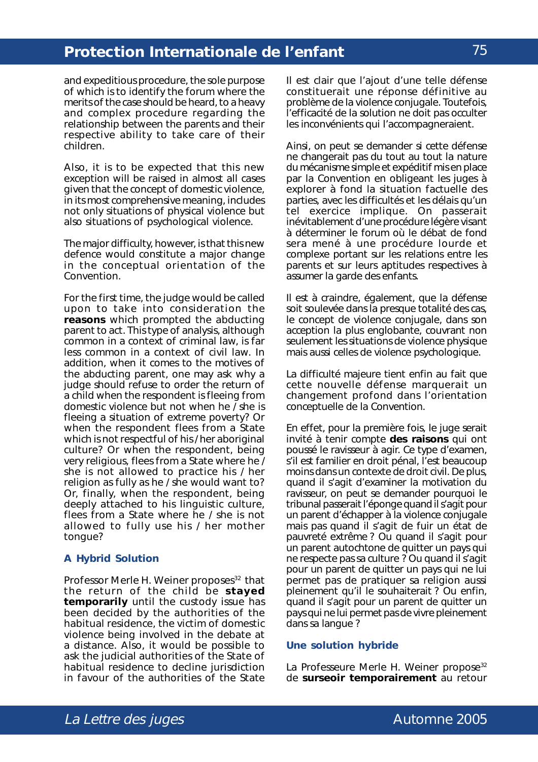and expeditious procedure, the sole purpose of which is to identify the forum where the merits of the case should be heard, to a heavy and complex procedure regarding the relationship between the parents and their respective ability to take care of their children.

Also, it is to be expected that this new exception will be raised in almost all cases given that the concept of domestic violence, in its most comprehensive meaning, includes not only situations of physical violence but also situations of psychological violence.

The major difficulty, however, is that this new defence would constitute a major change in the conceptual orientation of the Convention.

For the first time, the judge would be called upon to take into consideration the **reasons** which prompted the abducting parent to act. This type of analysis, although common in a context of criminal law, is far less common in a context of civil law. In addition, when it comes to the motives of the abducting parent, one may ask why a judge should refuse to order the return of a child when the respondent is fleeing from domestic violence but not when he / she is fleeing a situation of extreme poverty? Or when the respondent flees from a State which is not respectful of his / her aboriginal culture? Or when the respondent, being very religious, flees from a State where he / she is not allowed to practice his / her religion as fully as he / she would want to? Or, finally, when the respondent, being deeply attached to his linguistic culture, flees from a State where he / she is not allowed to fully use his / her mother tongue?

### A Hybrid Solution

Professor Merle H. Weiner proposes[32] that the return of the child be **stayed temporarily** until the custody issue has been decided by the authorities of the habitual residence, the victim of domestic violence being involved in the debate at a distance. Also, it would be possible to ask the judicial authorities of the State of habitual residence to decline jurisdiction in favour of the authorities of the State

Il est clair que l'ajout d'une telle défense constituerait une réponse définitive au problème de la violence conjugale. Toutefois, l'efficacité de la solution ne doit pas occulter les inconvénients qui l'accompagneraient.

Ainsi, on peut se demander si cette défense ne changerait pas du tout au tout la nature du mécanisme simple et expéditif mis en place par la Convention en obligeant les juges à explorer à fond la situation factuelle des parties, avec les difficultés et les délais qu'un tel exercice implique. On passerait inévitablement d'une procédure légère visant à déterminer le forum où le débat de fond sera mené à une procédure lourde et complexe portant sur les relations entre les parents et sur leurs aptitudes respectives à assumer la garde des enfants.

Il est à craindre, également, que la défense soit soulevée dans la presque totalité des cas, le concept de violence conjugale, dans son acception la plus englobante, couvrant non seulement les situations de violence physique mais aussi celles de violence psychologique.

La difficulté majeure tient enfin au fait que cette nouvelle défense marquerait un changement profond dans l'orientation conceptuelle de la Convention.

En effet, pour la première fois, le juge serait invité à tenir compte **des raisons** qui ont poussé le ravisseur à agir. Ce type d'examen, s'il est familier en droit pénal, l'est beaucoup moins dans un contexte de droit civil. De plus, quand il s'agit d'examiner la motivation du ravisseur, on peut se demander pourquoi le tribunal passerait l'éponge quand il s'agit pour un parent d'échapper à la violence conjugale mais pas quand il s'agit de fuir un état de pauvreté extrême ? Ou quand il s'agit pour un parent autochtone de quitter un pays qui ne respecte pas sa culture ? Ou quand il s'agit pour un parent de quitter un pays qui ne lui permet pas de pratiquer sa religion aussi pleinement qu'il le souhaiterait ? Ou enfin, quand il s'agit pour un parent de quitter un pays qui ne lui permet pas de vivre pleinement dans sa langue ?

### Une solution hybride

La Professeure Merle H. Weiner propose[32] de **surseoir temporairement** au retour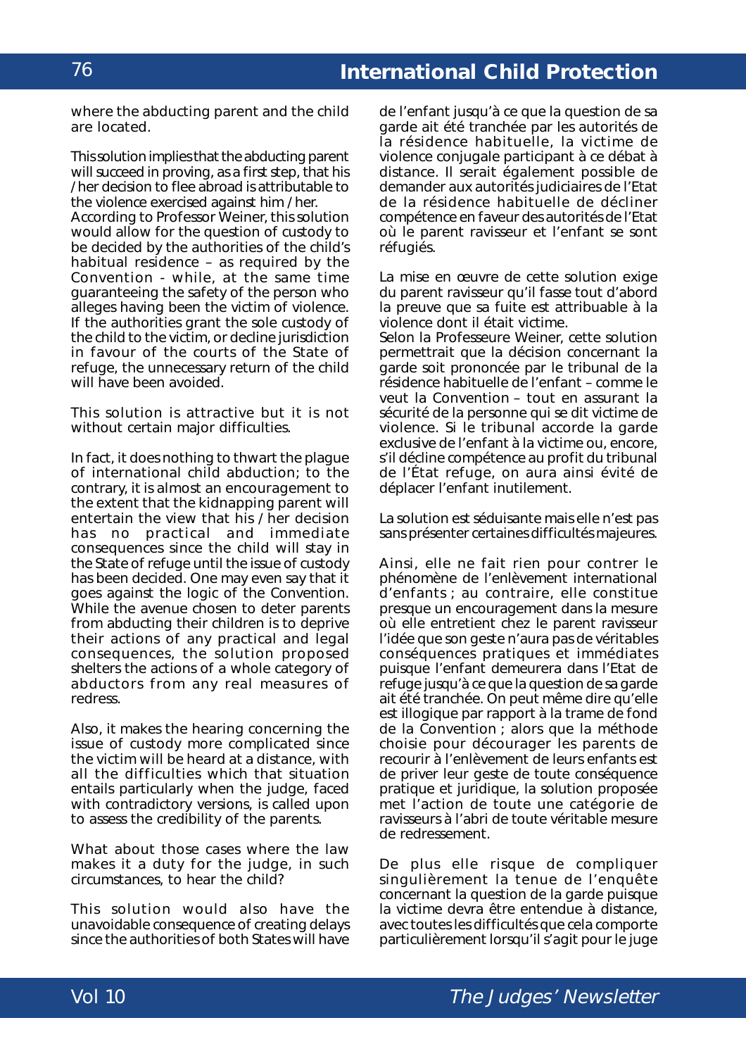where the abducting parent and the child are located.

This solution implies that the abducting parent will succeed in proving, as a first step, that his / her decision to flee abroad is attributable to the violence exercised against him / her.
According to Professor Weiner, this solution would allow for the question of custody to be decided by the authorities of the child's habitual residence – as required by the Convention - while, at the same time guaranteeing the safety of the person who alleges having been the victim of violence. If the authorities grant the sole custody of the child to the victim, or decline jurisdiction in favour of the courts of the State of refuge, the unnecessary return of the child will have been avoided.

This solution is attractive but it is not without certain major difficulties.

In fact, it does nothing to thwart the plague of international child abduction; to the contrary, it is almost an encouragement to the extent that the kidnapping parent will entertain the view that his / her decision has no practical and immediate consequences since the child will stay in the State of refuge until the issue of custody has been decided. One may even say that it goes against the logic of the Convention. While the avenue chosen to deter parents from abducting their children is to deprive their actions of any practical and legal consequences, the solution proposed shelters the actions of a whole category of abductors from any real measures of redress.

Also, it makes the hearing concerning the issue of custody more complicated since the victim will be heard at a distance, with all the difficulties which that situation entails particularly when the judge, faced with contradictory versions, is called upon to assess the credibility of the parents.

What about those cases where the law makes it a duty for the judge, in such circumstances, to hear the child?

This solution would also have the unavoidable consequence of creating delays since the authorities of both States will have

de l'enfant jusqu'à ce que la question de sa garde ait été tranchée par les autorités de la résidence habituelle, la victime de violence conjugale participant à ce débat à distance. Il serait également possible de demander aux autorités judiciaires de l'Etat de la résidence habituelle de décliner compétence en faveur des autorités de l'Etat où le parent ravisseur et l'enfant se sont réfugiés.

La mise en œuvre de cette solution exige du parent ravisseur qu'il fasse tout d'abord la preuve que sa fuite est attribuable à la violence dont il était victime.
Selon la Professeure Weiner, cette solution permettrait que la décision concernant la garde soit prononcée par le tribunal de la résidence habituelle de l'enfant – comme le veut la Convention – tout en assurant la sécurité de la personne qui se dit victime de violence. Si le tribunal accorde la garde exclusive de l'enfant à la victime ou, encore, s'il décline compétence au profit du tribunal de l'État refuge, on aura ainsi évité de déplacer l'enfant inutilement.

La solution est séduisante mais elle n'est pas sans présenter certaines difficultés majeures.

Ainsi, elle ne fait rien pour contrer le phénomène de l'enlèvement international d'enfants ; au contraire, elle constitue presque un encouragement dans la mesure où elle entretient chez le parent ravisseur l'idée que son geste n'aura pas de véritables conséquences pratiques et immédiates puisque l'enfant demeurera dans l'Etat de refuge jusqu'à ce que la question de sa garde ait été tranchée. On peut même dire qu'elle est illogique par rapport à la trame de fond de la Convention ; alors que la méthode choisie pour décourager les parents de recourir à l'enlèvement de leurs enfants est de priver leur geste de toute conséquence pratique et juridique, la solution proposée met l'action de toute une catégorie de ravisseurs à l'abri de toute véritable mesure de redressement.

De plus elle risque de compliquer singulièrement la tenue de l'enquête concernant la question de la garde puisque la victime devra être entendue à distance, avec toutes les difficultés que cela comporte particulièrement lorsqu'il s'agit pour le juge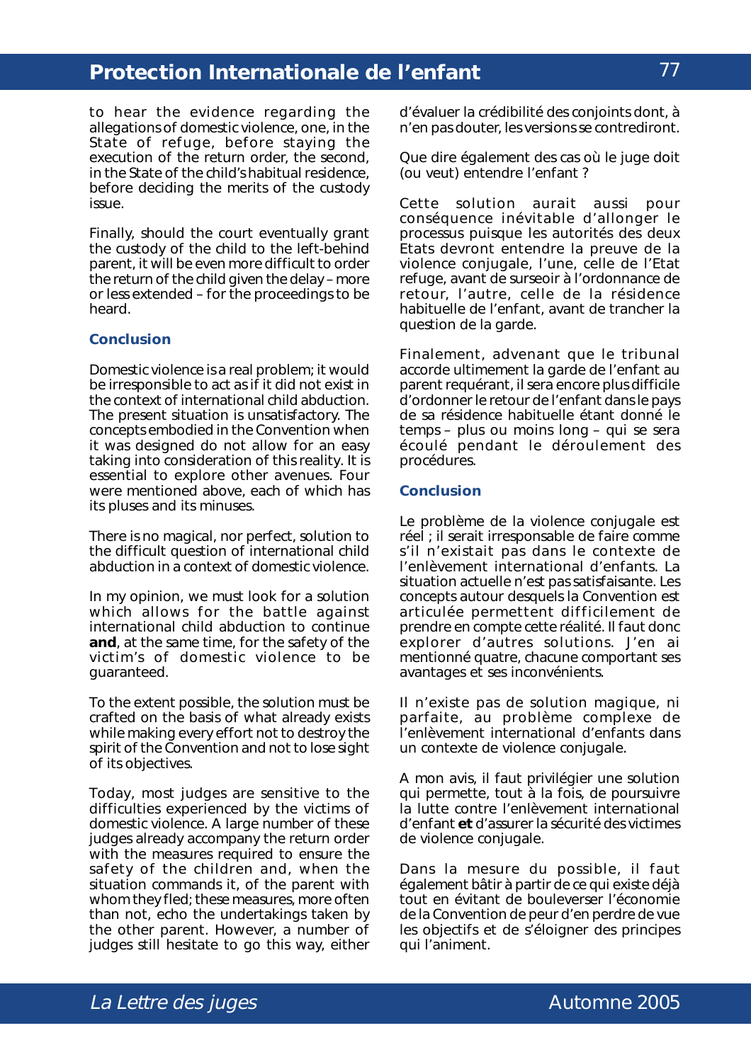to hear the evidence regarding the allegations of domestic violence, one, in the State of refuge, before staying the execution of the return order, the second, in the State of the child's habitual residence, before deciding the merits of the custody issue.

Finally, should the court eventually grant the custody of the child to the left-behind parent, it will be even more difficult to order the return of the child given the delay – more or less extended – for the proceedings to be heard.

### Conclusion

Domestic violence is a real problem; it would be irresponsible to act as if it did not exist in the context of international child abduction. The present situation is unsatisfactory. The concepts embodied in the Convention when it was designed do not allow for an easy taking into consideration of this reality. It is essential to explore other avenues. Four were mentioned above, each of which has its pluses and its minuses.

There is no magical, nor perfect, solution to the difficult question of international child abduction in a context of domestic violence.

In my opinion, we must look for a solution which allows for the battle against international child abduction to continue **and**, at the same time, for the safety of the victim's of domestic violence to be guaranteed.

To the extent possible, the solution must be crafted on the basis of what already exists while making every effort not to destroy the spirit of the Convention and not to lose sight of its objectives.

Today, most judges are sensitive to the difficulties experienced by the victims of domestic violence. A large number of these judges already accompany the return order with the measures required to ensure the safety of the children and, when the situation commands it, of the parent with whom they fled; these measures, more often than not, echo the undertakings taken by the other parent. However, a number of judges still hesitate to go this way, either

d'évaluer la crédibilité des conjoints dont, à n'en pas douter, les versions se contrediront.

Que dire également des cas où le juge doit (ou veut) entendre l'enfant ?

Cette solution aurait aussi pour conséquence inévitable d'allonger le processus puisque les autorités des deux Etats devront entendre la preuve de la violence conjugale, l'une, celle de l'Etat refuge, avant de surseoir à l'ordonnance de retour, l'autre, celle de la résidence habituelle de l'enfant, avant de trancher la question de la garde.

Finalement, advenant que le tribunal accorde ultimement la garde de l'enfant au parent requérant, il sera encore plus difficile d'ordonner le retour de l'enfant dans le pays de sa résidence habituelle étant donné le temps – plus ou moins long – qui se sera écoulé pendant le déroulement des procédures.

### Conclusion

Le problème de la violence conjugale est réel ; il serait irresponsable de faire comme s'il n'existait pas dans le contexte de l'enlèvement international d'enfants. La situation actuelle n'est pas satisfaisante. Les concepts autour desquels la Convention est articulée permettent difficilement de prendre en compte cette réalité. Il faut donc explorer d'autres solutions. J'en ai mentionné quatre, chacune comportant ses avantages et ses inconvénients.

Il n'existe pas de solution magique, ni parfaite, au problème complexe de l'enlèvement international d'enfants dans un contexte de violence conjugale.

A mon avis, il faut privilégier une solution qui permette, tout à la fois, de poursuivre la lutte contre l'enlèvement international d'enfant **et** d'assurer la sécurité des victimes de violence conjugale.

Dans la mesure du possible, il faut également bâtir à partir de ce qui existe déjà tout en évitant de bouleverser l'économie de la Convention de peur d'en perdre de vue les objectifs et de s'éloigner des principes qui l'animent.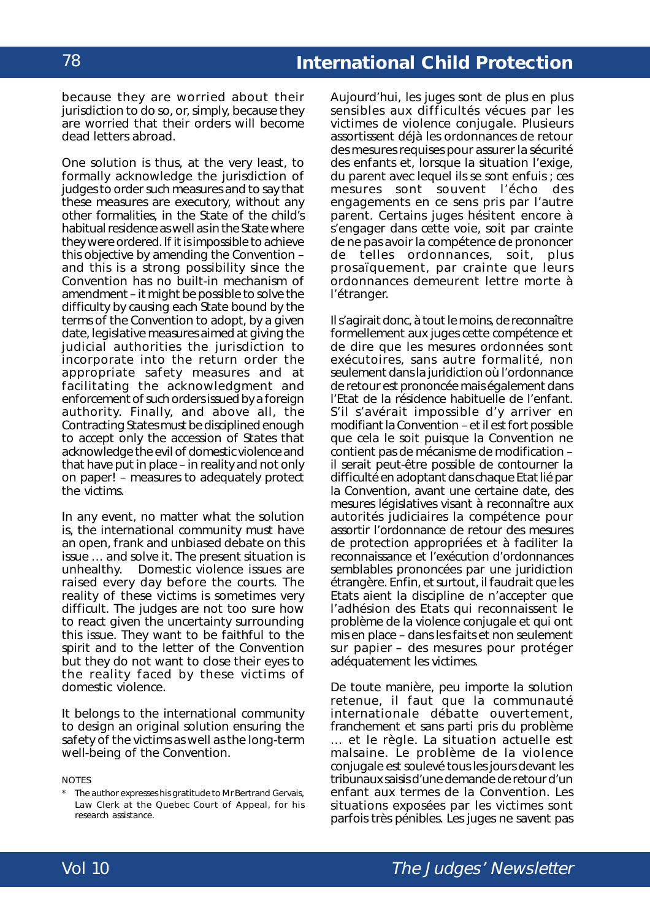because they are worried about their jurisdiction to do so, or, simply, because they are worried that their orders will become dead letters abroad.

One solution is thus, at the very least, to formally acknowledge the jurisdiction of judges to order such measures and to say that these measures are executory, without any other formalities, in the State of the child's habitual residence as well as in the State where they were ordered. If it is impossible to achieve this objective by amending the Convention – and this is a strong possibility since the Convention has no built-in mechanism of amendment – it might be possible to solve the difficulty by causing each State bound by the terms of the Convention to adopt, by a given date, legislative measures aimed at giving the judicial authorities the jurisdiction to incorporate into the return order the appropriate safety measures and at facilitating the acknowledgment and enforcement of such orders issued by a foreign authority. Finally, and above all, the Contracting States must be disciplined enough to accept only the accession of States that acknowledge the evil of domestic violence and that have put in place – in reality and not only on paper! – measures to adequately protect the victims.

In any event, no matter what the solution is, the international community must have an open, frank and unbiased debate on this issue … and solve it. The present situation is unhealthy. Domestic violence issues are raised every day before the courts. The reality of these victims is sometimes very difficult. The judges are not too sure how to react given the uncertainty surrounding this issue. They want to be faithful to the spirit and to the letter of the Convention but they do not want to close their eyes to the reality faced by these victims of domestic violence.

It belongs to the international community to design an original solution ensuring the safety of the victims as well as the long-term well-being of the Convention.

NOTES

\* The author expresses his gratitude to Mr Bertrand Gervais, Law Clerk at the Quebec Court of Appeal, for his research assistance.

Aujourd'hui, les juges sont de plus en plus sensibles aux difficultés vécues par les victimes de violence conjugale. Plusieurs assortissent déjà les ordonnances de retour des mesures requises pour assurer la sécurité des enfants et, lorsque la situation l'exige, du parent avec lequel ils se sont enfuis ; ces mesures sont souvent l'écho des engagements en ce sens pris par l'autre parent. Certains juges hésitent encore à s'engager dans cette voie, soit par crainte de ne pas avoir la compétence de prononcer de telles ordonnances, soit, plus prosaïquement, par crainte que leurs ordonnances demeurent lettre morte à l'étranger.

Il s'agirait donc, à tout le moins, de reconnaître formellement aux juges cette compétence et de dire que les mesures ordonnées sont exécutoires, sans autre formalité, non seulement dans la juridiction où l'ordonnance de retour est prononcée mais également dans l'Etat de la résidence habituelle de l'enfant. S'il s'avérait impossible d'y arriver en modifiant la Convention – et il est fort possible que cela le soit puisque la Convention ne contient pas de mécanisme de modification – il serait peut-être possible de contourner la difficulté en adoptant dans chaque Etat lié par la Convention, avant une certaine date, des mesures législatives visant à reconnaître aux autorités judiciaires la compétence pour assortir l'ordonnance de retour des mesures de protection appropriées et à faciliter la reconnaissance et l'exécution d'ordonnances semblables prononcées par une juridiction étrangère. Enfin, et surtout, il faudrait que les Etats aient la discipline de n'accepter que l'adhésion des Etats qui reconnaissent le problème de la violence conjugale et qui ont mis en place – dans les faits et non seulement sur papier – des mesures pour protéger adéquatement les victimes.

De toute manière, peu importe la solution retenue, il faut que la communauté internationale débatte ouvertement, franchement et sans parti pris du problème … et le règle. La situation actuelle est malsaine. Le problème de la violence conjugale est soulevé tous les jours devant les tribunaux saisis d'une demande de retour d'un enfant aux termes de la Convention. Les situations exposées par les victimes sont parfois très pénibles. Les juges ne savent pas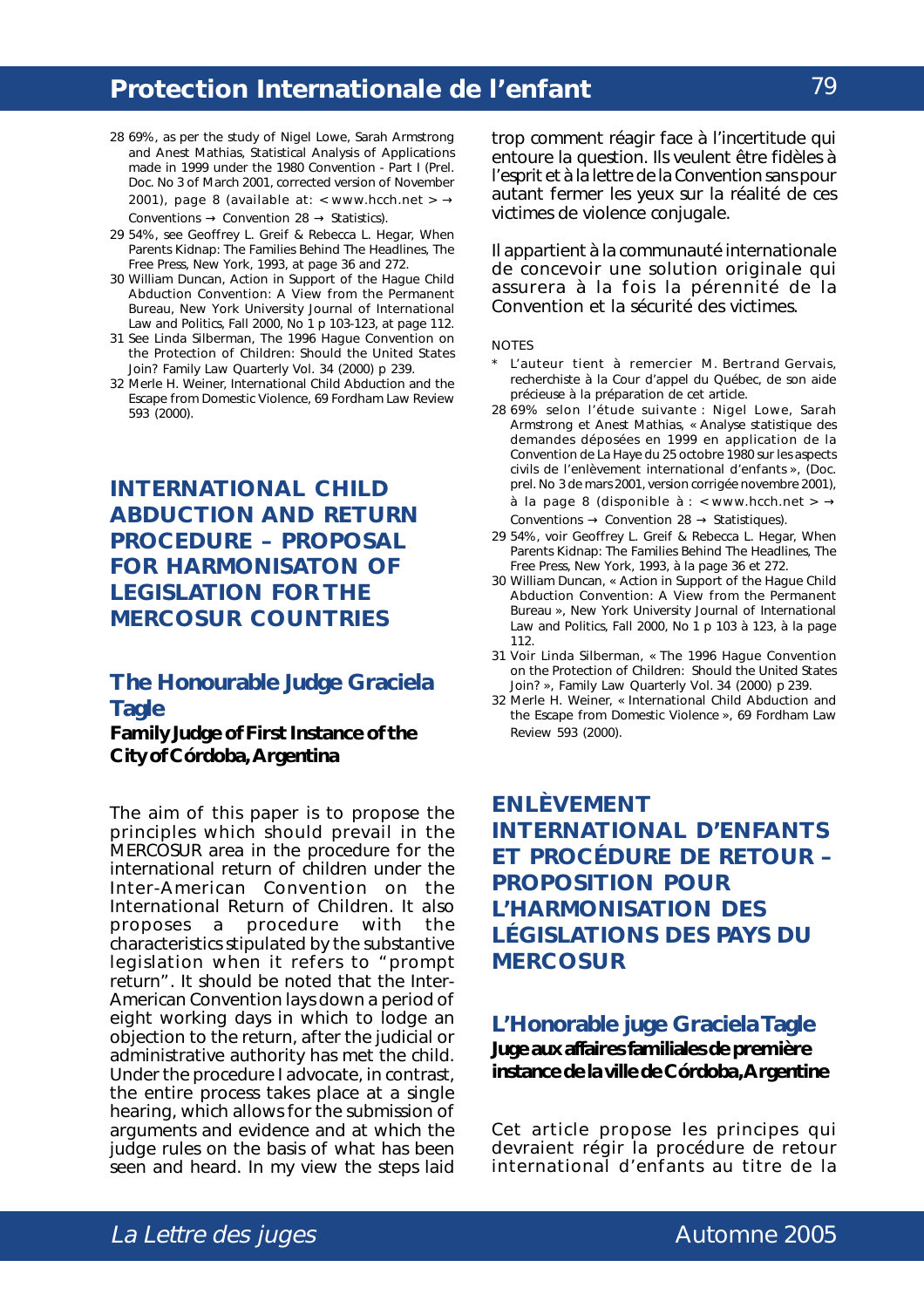28 69%, as per the study of Nigel Lowe, Sarah Armstrong and Anest Mathias, Statistical Analysis of Applications made in 1999 under the 1980 Convention - Part I (Prel. Doc. No 3 of March 2001, corrected version of November 2001), page 8 (available at: < www.hcch.net > → Conventions → Convention 28 → Statistics).

29 54%, see Geoffrey L. Greif & Rebecca L. Hegar, When Parents Kidnap: The Families Behind The Headlines, The Free Press, New York, 1993, at page 36 and 272.

30 William Duncan, Action in Support of the Hague Child Abduction Convention: A View from the Permanent Bureau, New York University Journal of International Law and Politics, Fall 2000, No 1 p 103-123, at page 112.

31 See Linda Silberman, The 1996 Hague Convention on the Protection of Children: Should the United States Join? Family Law Quarterly Vol. 34 (2000) p 239.

32 Merle H. Weiner, International Child Abduction and the Escape from Domestic Violence, 69 Fordham Law Review 593 (2000).

## INTERNATIONAL CHILD ABDUCTION AND RETURN PROCEDURE – PROPOSAL FOR HARMONISATON OF LEGISLATION FOR THE MERCOSUR COUNTRIES

### The Honourable Judge Graciela Tagle

**Family Judge of First Instance of the City of Córdoba, Argentina**

The aim of this paper is to propose the principles which should prevail in the MERCOSUR area in the procedure for the international return of children under the Inter-American Convention on the International Return of Children. It also proposes a procedure with the characteristics stipulated by the substantive legislation when it refers to "prompt return". It should be noted that the Inter-American Convention lays down a period of eight working days in which to lodge an objection to the return, after the judicial or administrative authority has met the child. Under the procedure I advocate, in contrast, the entire process takes place at a single hearing, which allows for the submission of arguments and evidence and at which the judge rules on the basis of what has been seen and heard. In my view the steps laid

trop comment réagir face à l'incertitude qui entoure la question. Ils veulent être fidèles à l'esprit et à la lettre de la Convention sans pour autant fermer les yeux sur la réalité de ces victimes de violence conjugale.

Il appartient à la communauté internationale de concevoir une solution originale qui assurera à la fois la pérennité de la Convention et la sécurité des victimes.

NOTES

\* L'auteur tient à remercier M. Bertrand Gervais, recherchiste à la Cour d'appel du Québec, de son aide précieuse à la préparation de cet article.

28 69% selon l'étude suivante : Nigel Lowe, Sarah Armstrong et Anest Mathias, « Analyse statistique des demandes déposées en 1999 en application de la Convention de La Haye du 25 octobre 1980 sur les aspects civils de l'enlèvement international d'enfants », (Doc. prel. No 3 de mars 2001, version corrigée novembre 2001), à la page 8 (disponible à : < www.hcch.net > → Conventions → Convention 28 → Statistiques).

29 54%, voir Geoffrey L. Greif & Rebecca L. Hegar, When Parents Kidnap: The Families Behind The Headlines, The Free Press, New York, 1993, à la page 36 et 272.

30 William Duncan, « Action in Support of the Hague Child Abduction Convention: A View from the Permanent Bureau », New York University Journal of International Law and Politics, Fall 2000, No 1 p 103 à 123, à la page 112.

31 Voir Linda Silberman, « The 1996 Hague Convention on the Protection of Children: Should the United States Join? », Family Law Quarterly Vol. 34 (2000) p 239.

32 Merle H. Weiner, « International Child Abduction and the Escape from Domestic Violence », 69 Fordham Law Review 593 (2000).

## ENLÈVEMENT INTERNATIONAL D'ENFANTS ET PROCÉDURE DE RETOUR – PROPOSITION POUR L'HARMONISATION DES LÉGISLATIONS DES PAYS DU MERCOSUR

### L'Honorable juge Graciela Tagle

**Juge aux affaires familiales de première instance de la ville de Córdoba, Argentine**

Cet article propose les principes qui devraient régir la procédure de retour international d'enfants au titre de la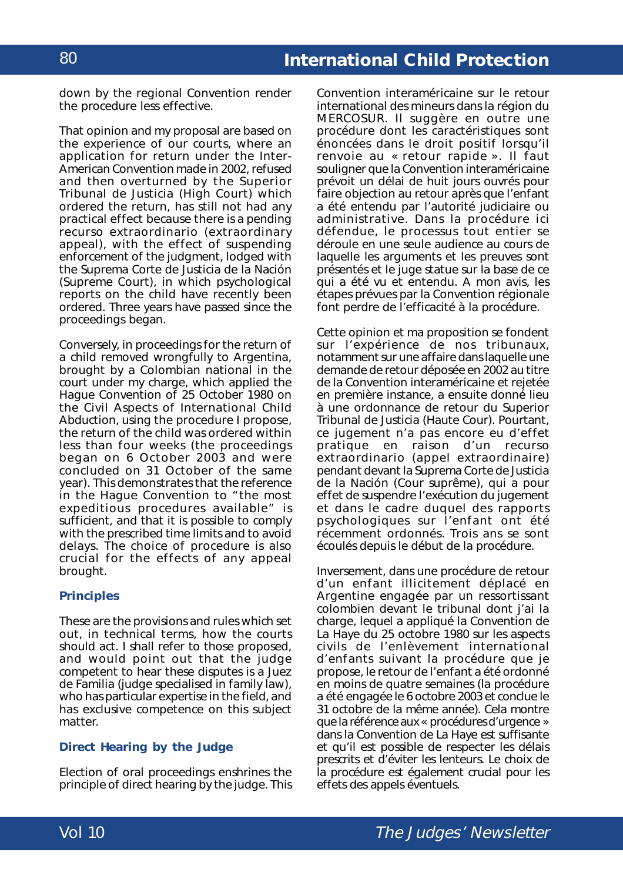down by the regional Convention render the procedure less effective.

That opinion and my proposal are based on the experience of our courts, where an application for return under the Inter-American Convention made in 2002, refused and then overturned by the Superior Tribunal de Justicia (High Court) which ordered the return, has still not had any practical effect because there is a pending recurso extraordinario (extraordinary appeal), with the effect of suspending enforcement of the judgment, lodged with the Suprema Corte de Justicia de la Nación (Supreme Court), in which psychological reports on the child have recently been ordered. Three years have passed since the proceedings began.

Conversely, in proceedings for the return of a child removed wrongfully to Argentina, brought by a Colombian national in the court under my charge, which applied the Hague Convention of 25 October 1980 on the Civil Aspects of International Child Abduction, using the procedure I propose, the return of the child was ordered within less than four weeks (the proceedings began on 6 October 2003 and were concluded on 31 October of the same year). This demonstrates that the reference in the Hague Convention to "the most expeditious procedures available" is sufficient, and that it is possible to comply with the prescribed time limits and to avoid delays. The choice of procedure is also crucial for the effects of any appeal brought.

### Principles

These are the provisions and rules which set out, in technical terms, how the courts should act. I shall refer to those proposed, and would point out that the judge competent to hear these disputes is a Juez de Familia (judge specialised in family law), who has particular expertise in the field, and has exclusive competence on this subject matter.

### Direct Hearing by the Judge

Election of oral proceedings enshrines the principle of direct hearing by the judge. This

Convention interaméricaine sur le retour international des mineurs dans la région du MERCOSUR. Il suggère en outre une procédure dont les caractéristiques sont énoncées dans le droit positif lorsqu'il renvoie au « retour rapide ». Il faut souligner que la Convention interaméricaine prévoit un délai de huit jours ouvrés pour faire objection au retour après que l'enfant a été entendu par l'autorité judiciaire ou administrative. Dans la procédure ici défendue, le processus tout entier se déroule en une seule audience au cours de laquelle les arguments et les preuves sont présentés et le juge statue sur la base de ce qui a été vu et entendu. A mon avis, les étapes prévues par la Convention régionale font perdre de l'efficacité à la procédure.

Cette opinion et ma proposition se fondent sur l'expérience de nos tribunaux, notamment sur une affaire dans laquelle une demande de retour déposée en 2002 au titre de la Convention interaméricaine et rejetée en première instance, a ensuite donné lieu à une ordonnance de retour du Superior Tribunal de Justicia (Haute Cour). Pourtant, ce jugement n'a pas encore eu d'effet pratique en raison d'un recurso extraordinario (appel extraordinaire) pendant devant la Suprema Corte de Justicia de la Nación (Cour suprême), qui a pour effet de suspendre l'exécution du jugement et dans le cadre duquel des rapports psychologiques sur l'enfant ont été récemment ordonnés. Trois ans se sont écoulés depuis le début de la procédure.

Inversement, dans une procédure de retour d'un enfant illicitement déplacé en Argentine engagée par un ressortissant colombien devant le tribunal dont j'ai la charge, lequel a appliqué la Convention de La Haye du 25 octobre 1980 sur les aspects civils de l'enlèvement international d'enfants suivant la procédure que je propose, le retour de l'enfant a été ordonné en moins de quatre semaines (la procédure a été engagée le 6 octobre 2003 et conclue le 31 octobre de la même année). Cela montre que la référence aux « procédures d'urgence » dans la Convention de La Haye est suffisante et qu'il est possible de respecter les délais prescrits et d'éviter les lenteurs. Le choix de la procédure est également crucial pour les effets des appels éventuels.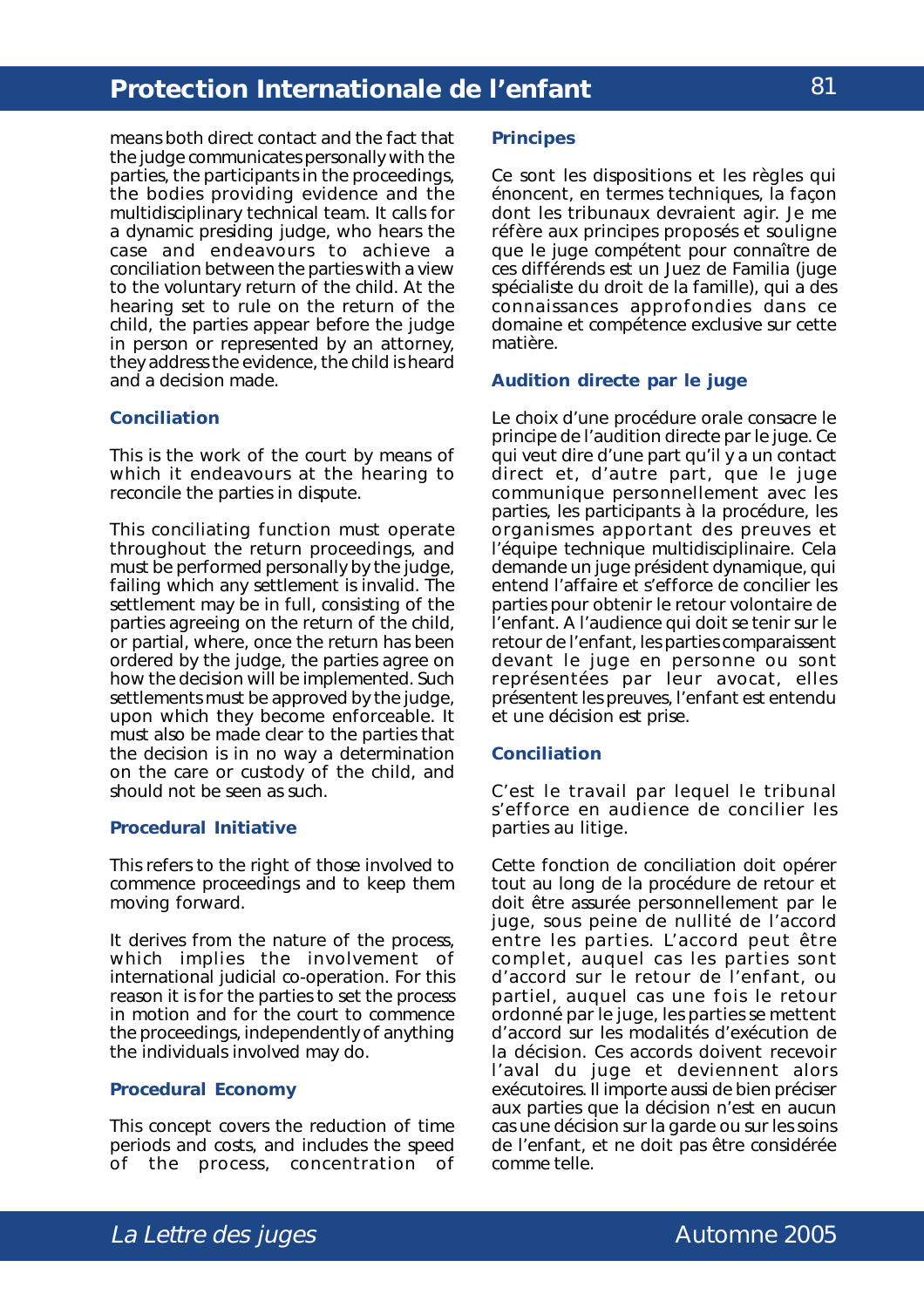means both direct contact and the fact that the judge communicates personally with the parties, the participants in the proceedings, the bodies providing evidence and the multidisciplinary technical team. It calls for a dynamic presiding judge, who hears the case and endeavours to achieve a conciliation between the parties with a view to the voluntary return of the child. At the hearing set to rule on the return of the child, the parties appear before the judge in person or represented by an attorney, they address the evidence, the child is heard and a decision made.

### Conciliation

This is the work of the court by means of which it endeavours at the hearing to reconcile the parties in dispute.

This conciliating function must operate throughout the return proceedings, and must be performed personally by the judge, failing which any settlement is invalid. The settlement may be in full, consisting of the parties agreeing on the return of the child, or partial, where, once the return has been ordered by the judge, the parties agree on how the decision will be implemented. Such settlements must be approved by the judge, upon which they become enforceable. It must also be made clear to the parties that the decision is in no way a determination on the care or custody of the child, and should not be seen as such.

### Procedural Initiative

This refers to the right of those involved to commence proceedings and to keep them moving forward.

It derives from the nature of the process, which implies the involvement of international judicial co-operation. For this reason it is for the parties to set the process in motion and for the court to commence the proceedings, independently of anything the individuals involved may do.

### Procedural Economy

This concept covers the reduction of time periods and costs, and includes the speed of the process, concentration of

### Principes

Ce sont les dispositions et les règles qui énoncent, en termes techniques, la façon dont les tribunaux devraient agir. Je me réfère aux principes proposés et souligne que le juge compétent pour connaître de ces différends est un Juez de Familia (juge spécialiste du droit de la famille), qui a des connaissances approfondies dans ce domaine et compétence exclusive sur cette matière.

### Audition directe par le juge

Le choix d'une procédure orale consacre le principe de l'audition directe par le juge. Ce qui veut dire d'une part qu'il y a un contact direct et, d'autre part, que le juge communique personnellement avec les parties, les participants à la procédure, les organismes apportant des preuves et l'équipe technique multidisciplinaire. Cela demande un juge président dynamique, qui entend l'affaire et s'efforce de concilier les parties pour obtenir le retour volontaire de l'enfant. A l'audience qui doit se tenir sur le retour de l'enfant, les parties comparaissent devant le juge en personne ou sont représentées par leur avocat, elles présentent les preuves, l'enfant est entendu et une décision est prise.

### Conciliation

C'est le travail par lequel le tribunal s'efforce en audience de concilier les parties au litige.

Cette fonction de conciliation doit opérer tout au long de la procédure de retour et doit être assurée personnellement par le juge, sous peine de nullité de l'accord entre les parties. L'accord peut être complet, auquel cas les parties sont d'accord sur le retour de l'enfant, ou partiel, auquel cas une fois le retour ordonné par le juge, les parties se mettent d'accord sur les modalités d'exécution de la décision. Ces accords doivent recevoir l'aval du juge et deviennent alors exécutoires. Il importe aussi de bien préciser aux parties que la décision n'est en aucun cas une décision sur la garde ou sur les soins de l'enfant, et ne doit pas être considérée comme telle.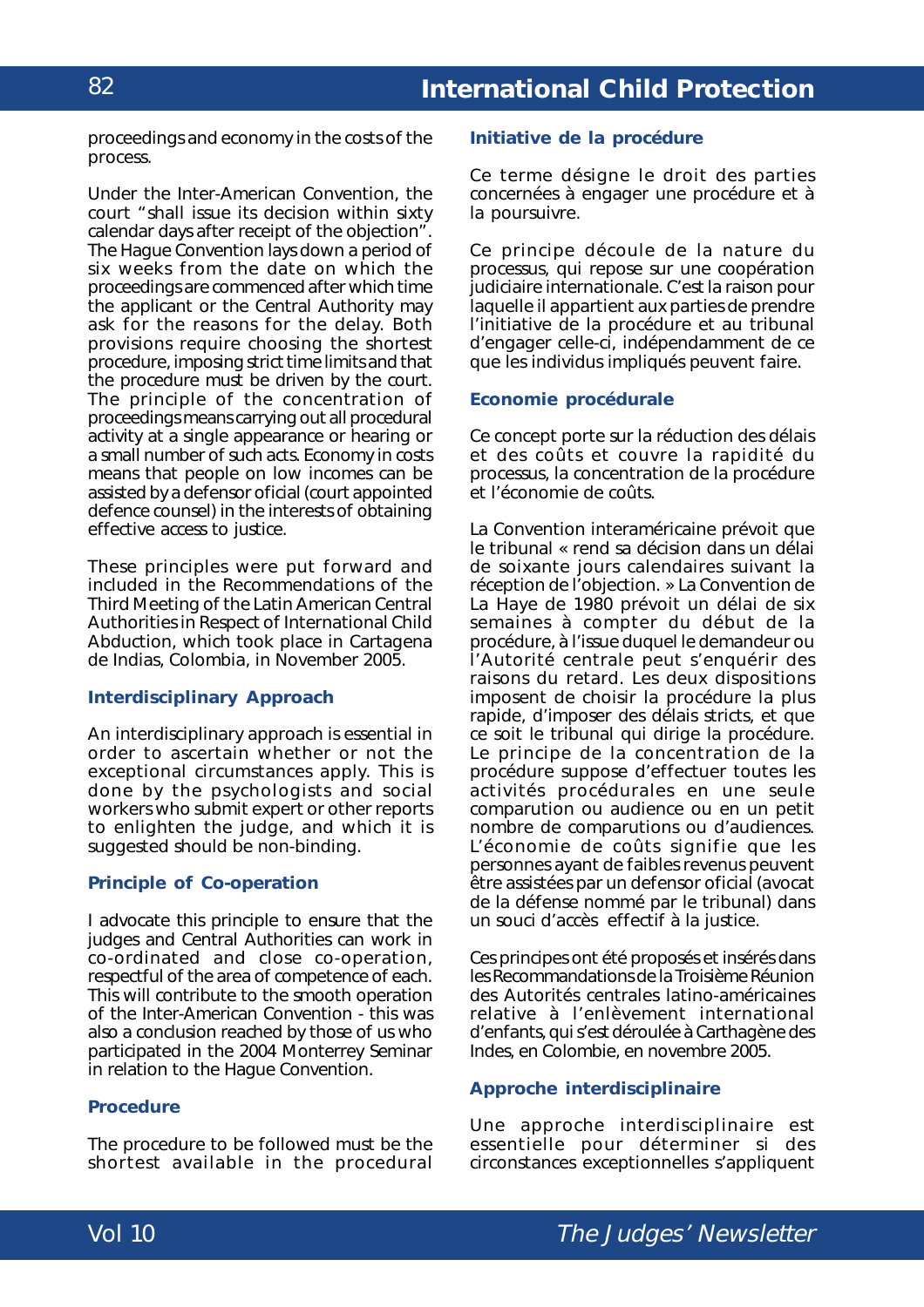proceedings and economy in the costs of the process.

Under the Inter-American Convention, the court "shall issue its decision within sixty calendar days after receipt of the objection". The Hague Convention lays down a period of six weeks from the date on which the proceedings are commenced after which time the applicant or the Central Authority may ask for the reasons for the delay. Both provisions require choosing the shortest procedure, imposing strict time limits and that the procedure must be driven by the court. The principle of the concentration of proceedings means carrying out all procedural activity at a single appearance or hearing or a small number of such acts. Economy in costs means that people on low incomes can be assisted by a defensor oficial (court appointed defence counsel) in the interests of obtaining effective access to justice.

These principles were put forward and included in the Recommendations of the Third Meeting of the Latin American Central Authorities in Respect of International Child Abduction, which took place in Cartagena de Indias, Colombia, in November 2005.

### Interdisciplinary Approach

An interdisciplinary approach is essential in order to ascertain whether or not the exceptional circumstances apply. This is done by the psychologists and social workers who submit expert or other reports to enlighten the judge, and which it is suggested should be non-binding.

### Principle of Co-operation

I advocate this principle to ensure that the judges and Central Authorities can work in co-ordinated and close co-operation, respectful of the area of competence of each. This will contribute to the smooth operation of the Inter-American Convention - this was also a conclusion reached by those of us who participated in the 2004 Monterrey Seminar in relation to the Hague Convention.

### Procedure

The procedure to be followed must be the shortest available in the procedural

### Initiative de la procédure

Ce terme désigne le droit des parties concernées à engager une procédure et à la poursuivre.

Ce principe découle de la nature du processus, qui repose sur une coopération judiciaire internationale. C'est la raison pour laquelle il appartient aux parties de prendre l'initiative de la procédure et au tribunal d'engager celle-ci, indépendamment de ce que les individus impliqués peuvent faire.

### Economie procédurale

Ce concept porte sur la réduction des délais et des coûts et couvre la rapidité du processus, la concentration de la procédure et l'économie de coûts.

La Convention interaméricaine prévoit que le tribunal « rend sa décision dans un délai de soixante jours calendaires suivant la réception de l'objection. » La Convention de La Haye de 1980 prévoit un délai de six semaines à compter du début de la procédure, à l'issue duquel le demandeur ou l'Autorité centrale peut s'enquérir des raisons du retard. Les deux dispositions imposent de choisir la procédure la plus rapide, d'imposer des délais stricts, et que ce soit le tribunal qui dirige la procédure. Le principe de la concentration de la procédure suppose d'effectuer toutes les activités procédurales en une seule comparution ou audience ou en un petit nombre de comparutions ou d'audiences. L'économie de coûts signifie que les personnes ayant de faibles revenus peuvent être assistées par un defensor oficial (avocat de la défense nommé par le tribunal) dans un souci d'accès effectif à la justice.

Ces principes ont été proposés et insérés dans les Recommandations de la Troisième Réunion des Autorités centrales latino-américaines relative à l'enlèvement international d'enfants, qui s'est déroulée à Carthagène des Indes, en Colombie, en novembre 2005.

### Approche interdisciplinaire

Une approche interdisciplinaire est essentielle pour déterminer si des circonstances exceptionnelles s'appliquent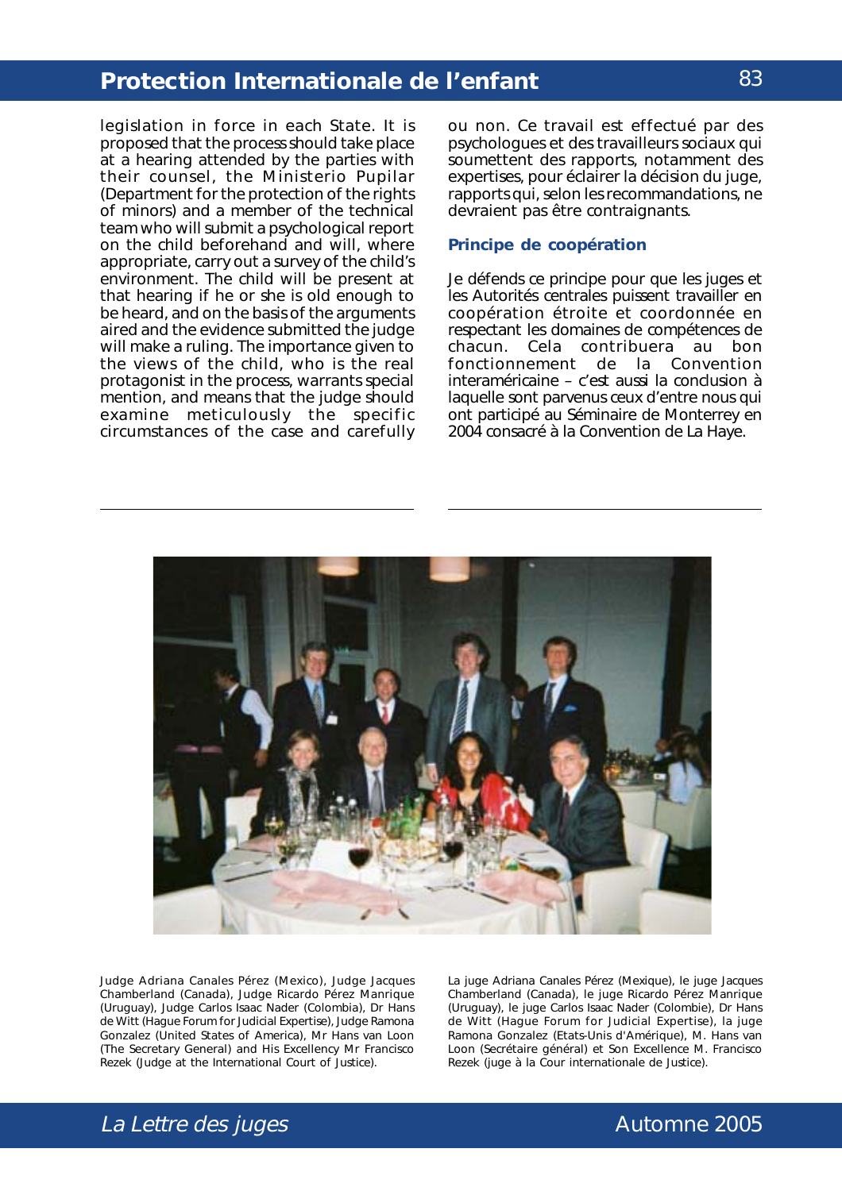legislation in force in each State. It is proposed that the process should take place at a hearing attended by the parties with their counsel, the Ministerio Pupilar (Department for the protection of the rights of minors) and a member of the technical team who will submit a psychological report on the child beforehand and will, where appropriate, carry out a survey of the child's environment. The child will be present at that hearing if he or she is old enough to be heard, and on the basis of the arguments aired and the evidence submitted the judge will make a ruling. The importance given to the views of the child, who is the real protagonist in the process, warrants special mention, and means that the judge should examine meticulously the specific circumstances of the case and carefully

ou non. Ce travail est effectué par des psychologues et des travailleurs sociaux qui soumettent des rapports, notamment des expertises, pour éclairer la décision du juge, rapports qui, selon les recommandations, ne devraient pas être contraignants.

### Principe de coopération

Je défends ce principe pour que les juges et les Autorités centrales puissent travailler en coopération étroite et coordonnée en respectant les domaines de compétences de chacun. Cela contribuera au bon fonctionnement de la Convention interaméricaine – c'est aussi la conclusion à laquelle sont parvenus ceux d'entre nous qui ont participé au Séminaire de Monterrey en 2004 consacré à la Convention de La Haye.

Judge Adriana Canales Pérez (Mexico), Judge Jacques Chamberland (Canada), Judge Ricardo Pérez Manrique (Uruguay), Judge Carlos Isaac Nader (Colombia), Dr Hans de Witt (Hague Forum for Judicial Expertise), Judge Ramona Gonzalez (United States of America), Mr Hans van Loon (The Secretary General) and His Excellency Mr Francisco Rezek (Judge at the International Court of Justice).

La juge Adriana Canales Pérez (Mexique), le juge Jacques Chamberland (Canada), le juge Ricardo Pérez Manrique (Uruguay), le juge Carlos Isaac Nader (Colombie), Dr Hans de Witt (Hague Forum for Judicial Expertise), la juge Ramona Gonzalez (Etats-Unis d'Amérique), M. Hans van Loon (Secrétaire général) et Son Excellence M. Francisco Rezek (juge à la Cour internationale de Justice).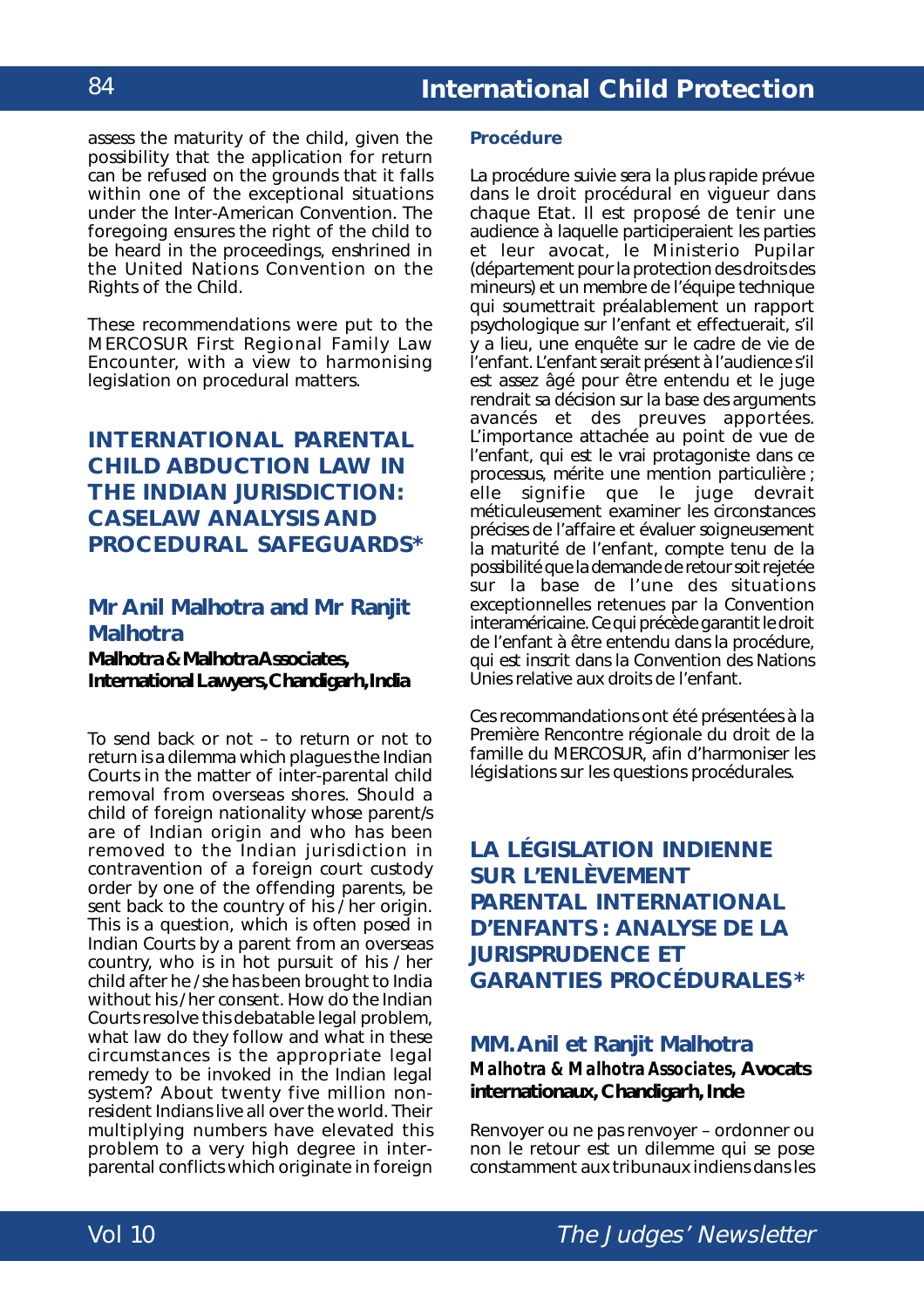assess the maturity of the child, given the possibility that the application for return can be refused on the grounds that it falls within one of the exceptional situations under the Inter-American Convention. The foregoing ensures the right of the child to be heard in the proceedings, enshrined in the United Nations Convention on the Rights of the Child.

These recommendations were put to the MERCOSUR First Regional Family Law Encounter, with a view to harmonising legislation on procedural matters.

## INTERNATIONAL PARENTAL CHILD ABDUCTION LAW IN THE INDIAN JURISDICTION: CASELAW ANALYSIS AND PROCEDURAL SAFEGUARDS*

### Mr Anil Malhotra and Mr Ranjit Malhotra

**Malhotra & Malhotra Associates, International Lawyers, Chandigarh, India**

To send back or not – to return or not to return is a dilemma which plagues the Indian Courts in the matter of inter-parental child removal from overseas shores. Should a child of foreign nationality whose parent/s are of Indian origin and who has been removed to the Indian jurisdiction in contravention of a foreign court custody order by one of the offending parents, be sent back to the country of his / her origin. This is a question, which is often posed in Indian Courts by a parent from an overseas country, who is in hot pursuit of his / her child after he / she has been brought to India without his / her consent. How do the Indian Courts resolve this debatable legal problem, what law do they follow and what in these circumstances is the appropriate legal remedy to be invoked in the Indian legal system? About twenty five million non-resident Indians live all over the world. Their multiplying numbers have elevated this problem to a very high degree in inter-parental conflicts which originate in foreign

### Procédure

La procédure suivie sera la plus rapide prévue dans le droit procédural en vigueur dans chaque Etat. Il est proposé de tenir une audience à laquelle participeraient les parties et leur avocat, le Ministerio Pupilar (département pour la protection des droits des mineurs) et un membre de l'équipe technique qui soumettrait préalablement un rapport psychologique sur l'enfant et effectuerait, s'il y a lieu, une enquête sur le cadre de vie de l'enfant. L'enfant serait présent à l'audience s'il est assez âgé pour être entendu et le juge rendrait sa décision sur la base des arguments avancés et des preuves apportées. L'importance attachée au point de vue de l'enfant, qui est le vrai protagoniste dans ce processus, mérite une mention particulière ; elle signifie que le juge devrait méticuleusement examiner les circonstances précises de l'affaire et évaluer soigneusement la maturité de l'enfant, compte tenu de la possibilité que la demande de retour soit rejetée sur la base de l'une des situations exceptionnelles retenues par la Convention interaméricaine. Ce qui précède garantit le droit de l'enfant à être entendu dans la procédure, qui est inscrit dans la Convention des Nations Unies relative aux droits de l'enfant.

Ces recommandations ont été présentées à la Première Rencontre régionale du droit de la famille du MERCOSUR, afin d'harmoniser les législations sur les questions procédurales.

## LA LÉGISLATION INDIENNE SUR L'ENLÈVEMENT PARENTAL INTERNATIONAL D'ENFANTS : ANALYSE DE LA JURISPRUDENCE ET GARANTIES PROCÉDURALES*

### MM. Anil et Ranjit Malhotra

**Malhotra & Malhotra Associates, Avocats internationaux, Chandigarh, Inde**

Renvoyer ou ne pas renvoyer – ordonner ou non le retour est un dilemme qui se pose constamment aux tribunaux indiens dans les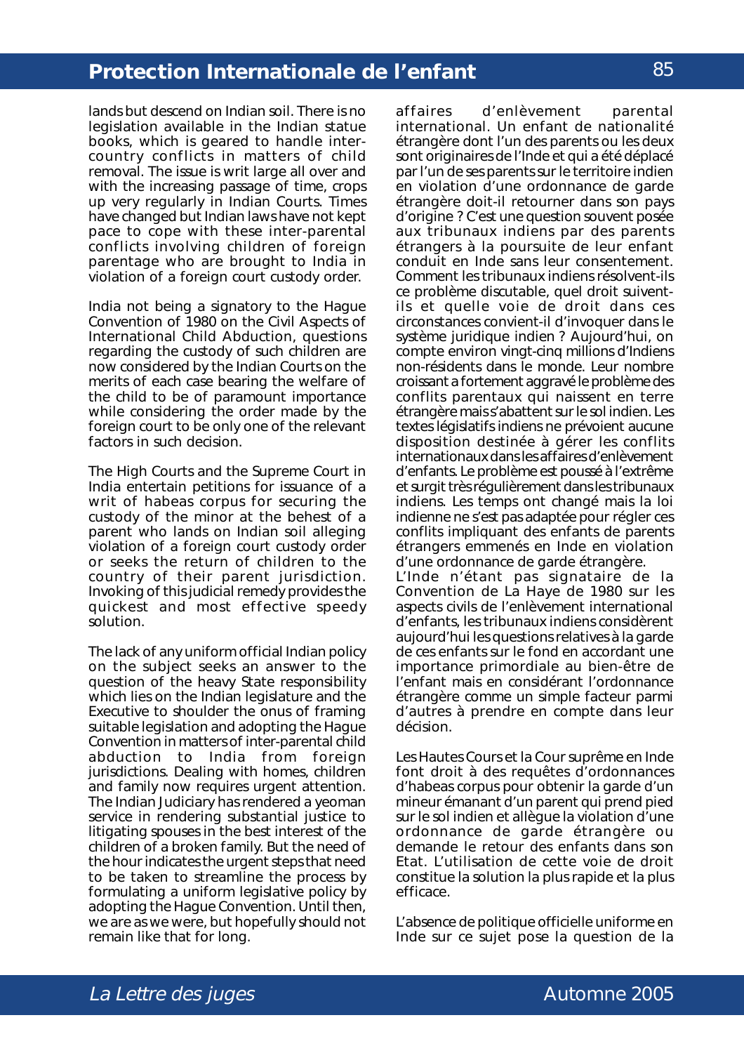lands but descend on Indian soil. There is no legislation available in the Indian statue books, which is geared to handle inter-country conflicts in matters of child removal. The issue is writ large all over and with the increasing passage of time, crops up very regularly in Indian Courts. Times have changed but Indian laws have not kept pace to cope with these inter-parental conflicts involving children of foreign parentage who are brought to India in violation of a foreign court custody order.

India not being a signatory to the Hague Convention of 1980 on the Civil Aspects of International Child Abduction, questions regarding the custody of such children are now considered by the Indian Courts on the merits of each case bearing the welfare of the child to be of paramount importance while considering the order made by the foreign court to be only one of the relevant factors in such decision.

The High Courts and the Supreme Court in India entertain petitions for issuance of a writ of habeas corpus for securing the custody of the minor at the behest of a parent who lands on Indian soil alleging violation of a foreign court custody order or seeks the return of children to the country of their parent jurisdiction. Invoking of this judicial remedy provides the quickest and most effective speedy solution.

The lack of any uniform official Indian policy on the subject seeks an answer to the question of the heavy State responsibility which lies on the Indian legislature and the Executive to shoulder the onus of framing suitable legislation and adopting the Hague Convention in matters of inter-parental child abduction to India from foreign jurisdictions. Dealing with homes, children and family now requires urgent attention. The Indian Judiciary has rendered a yeoman service in rendering substantial justice to litigating spouses in the best interest of the children of a broken family. But the need of the hour indicates the urgent steps that need to be taken to streamline the process by formulating a uniform legislative policy by adopting the Hague Convention. Until then, we are as we were, but hopefully should not remain like that for long.

affaires d'enlèvement parental international. Un enfant de nationalité étrangère dont l'un des parents ou les deux sont originaires de l'Inde et qui a été déplacé par l'un de ses parents sur le territoire indien en violation d'une ordonnance de garde étrangère doit-il retourner dans son pays d'origine ? C'est une question souvent posée aux tribunaux indiens par des parents étrangers à la poursuite de leur enfant conduit en Inde sans leur consentement. Comment les tribunaux indiens résolvent-ils ce problème discutable, quel droit suivent-ils et quelle voie de droit dans ces circonstances convient-il d'invoquer dans le système juridique indien ? Aujourd'hui, on compte environ vingt-cinq millions d'Indiens non-résidents dans le monde. Leur nombre croissant a fortement aggravé le problème des conflits parentaux qui naissent en terre étrangère mais s'abattent sur le sol indien. Les textes législatifs indiens ne prévoient aucune disposition destinée à gérer les conflits internationaux dans les affaires d'enlèvement d'enfants. Le problème est poussé à l'extrême et surgit très régulièrement dans les tribunaux indiens. Les temps ont changé mais la loi indienne ne s'est pas adaptée pour régler ces conflits impliquant des enfants de parents étrangers emmenés en Inde en violation d'une ordonnance de garde étrangère.

L'Inde n'étant pas signataire de la Convention de La Haye de 1980 sur les aspects civils de l'enlèvement international d'enfants, les tribunaux indiens considèrent aujourd'hui les questions relatives à la garde de ces enfants sur le fond en accordant une importance primordiale au bien-être de l'enfant mais en considérant l'ordonnance étrangère comme un simple facteur parmi d'autres à prendre en compte dans leur décision.

Les Hautes Cours et la Cour suprême en Inde font droit à des requêtes d'ordonnances d'habeas corpus pour obtenir la garde d'un mineur émanant d'un parent qui prend pied sur le sol indien et allègue la violation d'une ordonnance de garde étrangère ou demande le retour des enfants dans son Etat. L'utilisation de cette voie de droit constitue la solution la plus rapide et la plus efficace.

L'absence de politique officielle uniforme en Inde sur ce sujet pose la question de la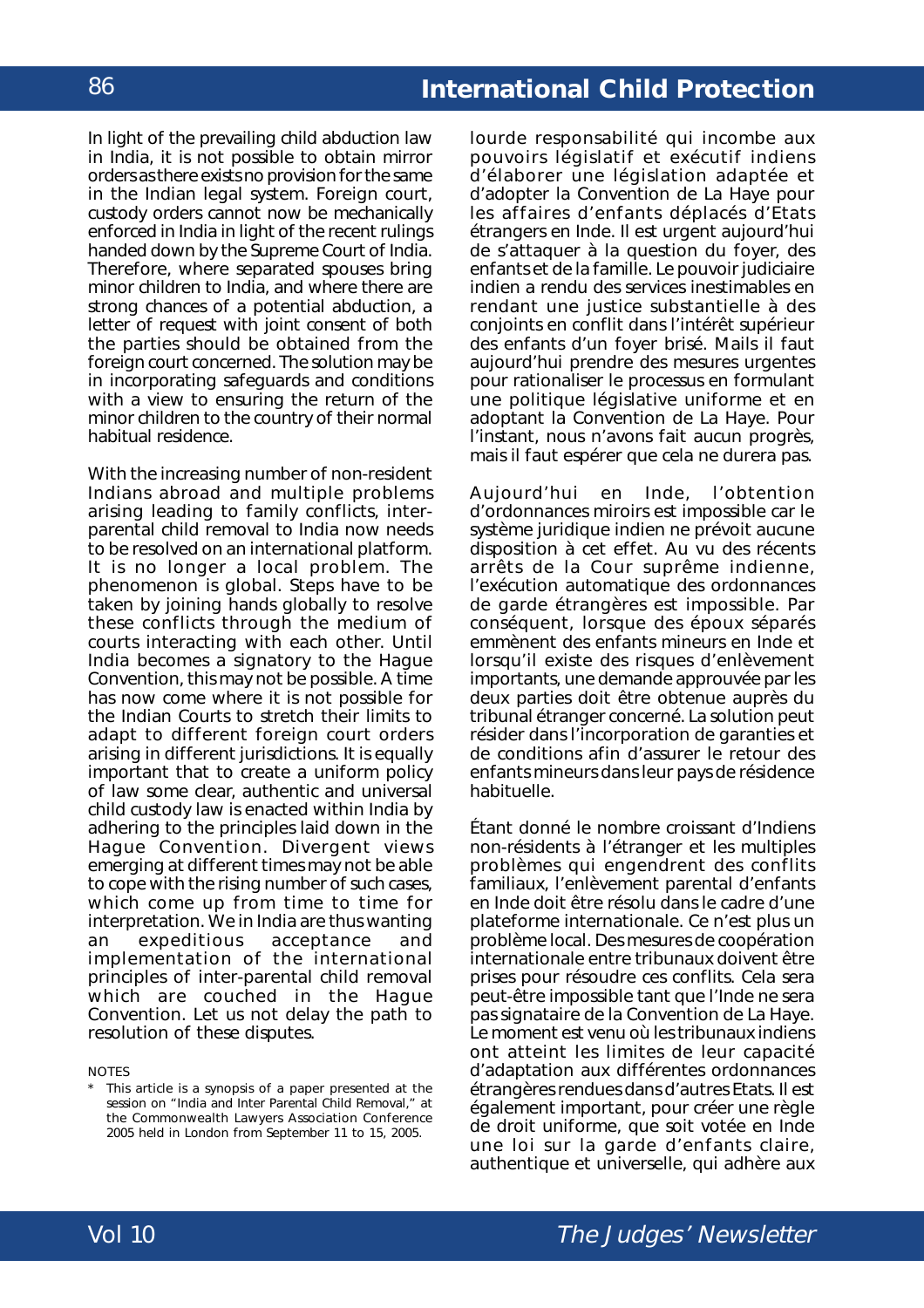In light of the prevailing child abduction law in India, it is not possible to obtain mirror orders as there exists no provision for the same in the Indian legal system. Foreign court, custody orders cannot now be mechanically enforced in India in light of the recent rulings handed down by the Supreme Court of India. Therefore, where separated spouses bring minor children to India, and where there are strong chances of a potential abduction, a letter of request with joint consent of both the parties should be obtained from the foreign court concerned. The solution may be in incorporating safeguards and conditions with a view to ensuring the return of the minor children to the country of their normal habitual residence.

With the increasing number of non-resident Indians abroad and multiple problems arising leading to family conflicts, inter-parental child removal to India now needs to be resolved on an international platform. It is no longer a local problem. The phenomenon is global. Steps have to be taken by joining hands globally to resolve these conflicts through the medium of courts interacting with each other. Until India becomes a signatory to the Hague Convention, this may not be possible. A time has now come where it is not possible for the Indian Courts to stretch their limits to adapt to different foreign court orders arising in different jurisdictions. It is equally important that to create a uniform policy of law some clear, authentic and universal child custody law is enacted within India by adhering to the principles laid down in the Hague Convention. Divergent views emerging at different times may not be able to cope with the rising number of such cases, which come up from time to time for interpretation. We in India are thus wanting an expeditious acceptance and implementation of the international principles of inter-parental child removal which are couched in the Hague Convention. Let us not delay the path to resolution of these disputes.

NOTES

\* This article is a synopsis of a paper presented at the session on "India and Inter Parental Child Removal," at the Commonwealth Lawyers Association Conference 2005 held in London from September 11 to 15, 2005.

lourde responsabilité qui incombe aux pouvoirs législatif et exécutif indiens d'élaborer une législation adaptée et d'adopter la Convention de La Haye pour les affaires d'enfants déplacés d'Etats étrangers en Inde. Il est urgent aujourd'hui de s'attaquer à la question du foyer, des enfants et de la famille. Le pouvoir judiciaire indien a rendu des services inestimables en rendant une justice substantielle à des conjoints en conflit dans l'intérêt supérieur des enfants d'un foyer brisé. Mails il faut aujourd'hui prendre des mesures urgentes pour rationaliser le processus en formulant une politique législative uniforme et en adoptant la Convention de La Haye. Pour l'instant, nous n'avons fait aucun progrès, mais il faut espérer que cela ne durera pas.

Aujourd'hui en Inde, l'obtention d'ordonnances miroirs est impossible car le système juridique indien ne prévoit aucune disposition à cet effet. Au vu des récents arrêts de la Cour suprême indienne, l'exécution automatique des ordonnances de garde étrangères est impossible. Par conséquent, lorsque des époux séparés emmènent des enfants mineurs en Inde et lorsqu'il existe des risques d'enlèvement importants, une demande approuvée par les deux parties doit être obtenue auprès du tribunal étranger concerné. La solution peut résider dans l'incorporation de garanties et de conditions afin d'assurer le retour des enfants mineurs dans leur pays de résidence habituelle.

Étant donné le nombre croissant d'Indiens non-résidents à l'étranger et les multiples problèmes qui engendrent des conflits familiaux, l'enlèvement parental d'enfants en Inde doit être résolu dans le cadre d'une plateforme internationale. Ce n'est plus un problème local. Des mesures de coopération internationale entre tribunaux doivent être prises pour résoudre ces conflits. Cela sera peut-être impossible tant que l'Inde ne sera pas signataire de la Convention de La Haye. Le moment est venu où les tribunaux indiens ont atteint les limites de leur capacité d'adaptation aux différentes ordonnances étrangères rendues dans d'autres Etats. Il est également important, pour créer une règle de droit uniforme, que soit votée en Inde une loi sur la garde d'enfants claire, authentique et universelle, qui adhère aux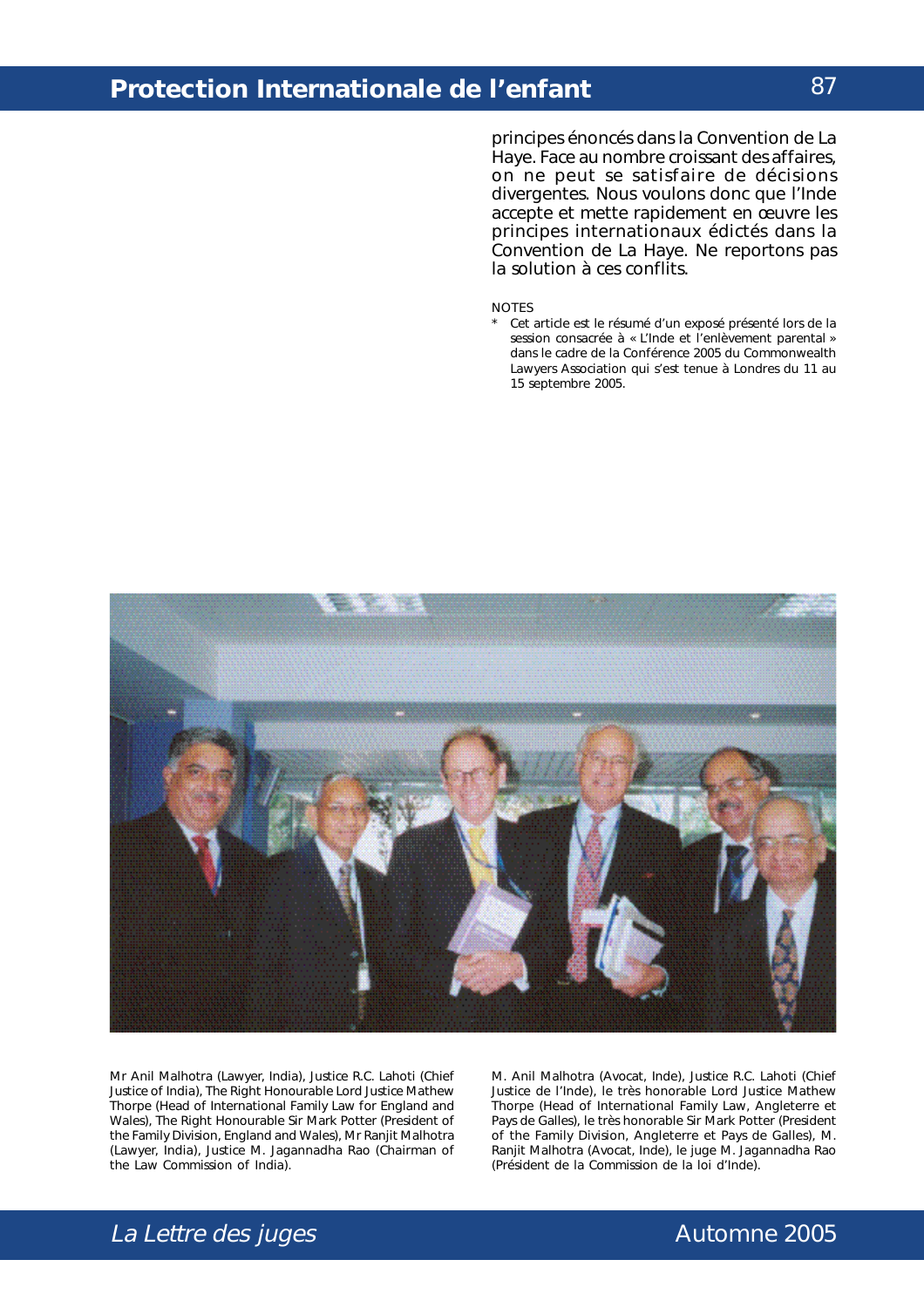principes énoncés dans la Convention de La Haye. Face au nombre croissant des affaires, on ne peut se satisfaire de décisions divergentes. Nous voulons donc que l'Inde accepte et mette rapidement en œuvre les principes internationaux édictés dans la Convention de La Haye. Ne reportons pas la solution à ces conflits.

NOTES

\* Cet article est le résumé d'un exposé présenté lors de la session consacrée à « L'Inde et l'enlèvement parental » dans le cadre de la Conférence 2005 du Commonwealth Lawyers Association qui s'est tenue à Londres du 11 au 15 septembre 2005.

Mr Anil Malhotra (Lawyer, India), Justice R.C. Lahoti (Chief Justice of India), The Right Honourable Lord Justice Mathew Thorpe (Head of International Family Law for England and Wales), The Right Honourable Sir Mark Potter (President of the Family Division, England and Wales), Mr Ranjit Malhotra (Lawyer, India), Justice M. Jagannadha Rao (Chairman of the Law Commission of India).

M. Anil Malhotra (Avocat, Inde), Justice R.C. Lahoti (Chief Justice de l'Inde), le très honorable Lord Justice Mathew Thorpe (Head of International Family Law, Angleterre et Pays de Galles), le très honorable Sir Mark Potter (President of the Family Division, Angleterre et Pays de Galles), M. Ranjit Malhotra (Avocat, Inde), le juge M. Jagannadha Rao (Président de la Commission de la loi d'Inde).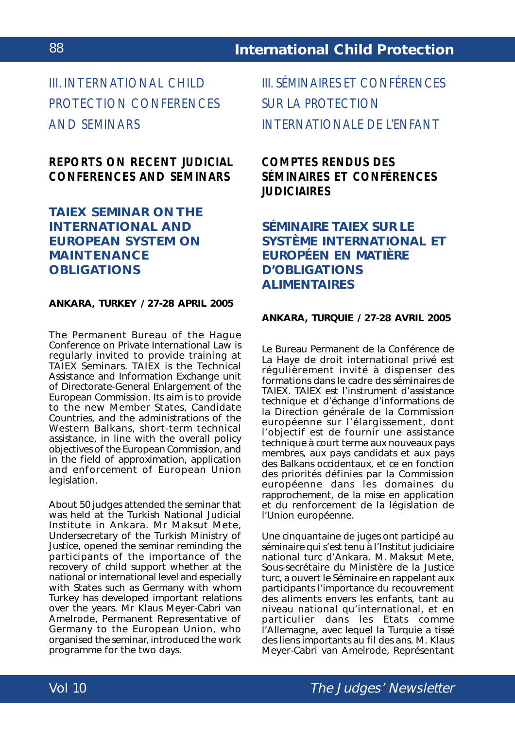# III. INTERNATIONAL CHILD PROTECTION CONFERENCES AND SEMINARS

## REPORTS ON RECENT JUDICIAL CONFERENCES AND SEMINARS

### TAIEX SEMINAR ON THE INTERNATIONAL AND EUROPEAN SYSTEM ON MAINTENANCE OBLIGATIONS

**ANKARA, TURKEY / 27-28 APRIL 2005**

The Permanent Bureau of the Hague Conference on Private International Law is regularly invited to provide training at TAIEX Seminars. TAIEX is the Technical Assistance and Information Exchange unit of Directorate-General Enlargement of the European Commission. Its aim is to provide to the new Member States, Candidate Countries, and the administrations of the Western Balkans, short-term technical assistance, in line with the overall policy objectives of the European Commission, and in the field of approximation, application and enforcement of European Union legislation.

About 50 judges attended the seminar that was held at the Turkish National Judicial Institute in Ankara. Mr Maksut Mete, Undersecretary of the Turkish Ministry of Justice, opened the seminar reminding the participants of the importance of the recovery of child support whether at the national or international level and especially with States such as Germany with whom Turkey has developed important relations over the years. Mr Klaus Meyer-Cabri van Amelrode, Permanent Representative of Germany to the European Union, who organised the seminar, introduced the work programme for the two days.

# III. SÉMINAIRES ET CONFÉRENCES SUR LA PROTECTION INTERNATIONALE DE L'ENFANT

## COMPTES RENDUS DES SÉMINAIRES ET CONFÉRENCES JUDICIAIRES

### SÉMINAIRE TAIEX SUR LE SYSTÈME INTERNATIONAL ET EUROPÉEN EN MATIÈRE D'OBLIGATIONS ALIMENTAIRES

**ANKARA, TURQUIE / 27-28 AVRIL 2005**

Le Bureau Permanent de la Conférence de La Haye de droit international privé est régulièrement invité à dispenser des formations dans le cadre des séminaires de TAIEX. TAIEX est l'instrument d'assistance technique et d'échange d'informations de la Direction générale de la Commission européenne sur l'élargissement, dont l'objectif est de fournir une assistance technique à court terme aux nouveaux pays membres, aux pays candidats et aux pays des Balkans occidentaux, et ce en fonction des priorités définies par la Commission européenne dans les domaines du rapprochement, de la mise en application et du renforcement de la législation de l'Union européenne.

Une cinquantaine de juges ont participé au séminaire qui s'est tenu à l'Institut judiciaire national turc d'Ankara. M. Maksut Mete, Sous-secrétaire du Ministère de la Justice turc, a ouvert le Séminaire en rappelant aux participants l'importance du recouvrement des aliments envers les enfants, tant au niveau national qu'international, et en particulier dans les Etats comme l'Allemagne, avec lequel la Turquie a tissé des liens importants au fil des ans. M. Klaus Meyer-Cabri van Amelrode, Représentant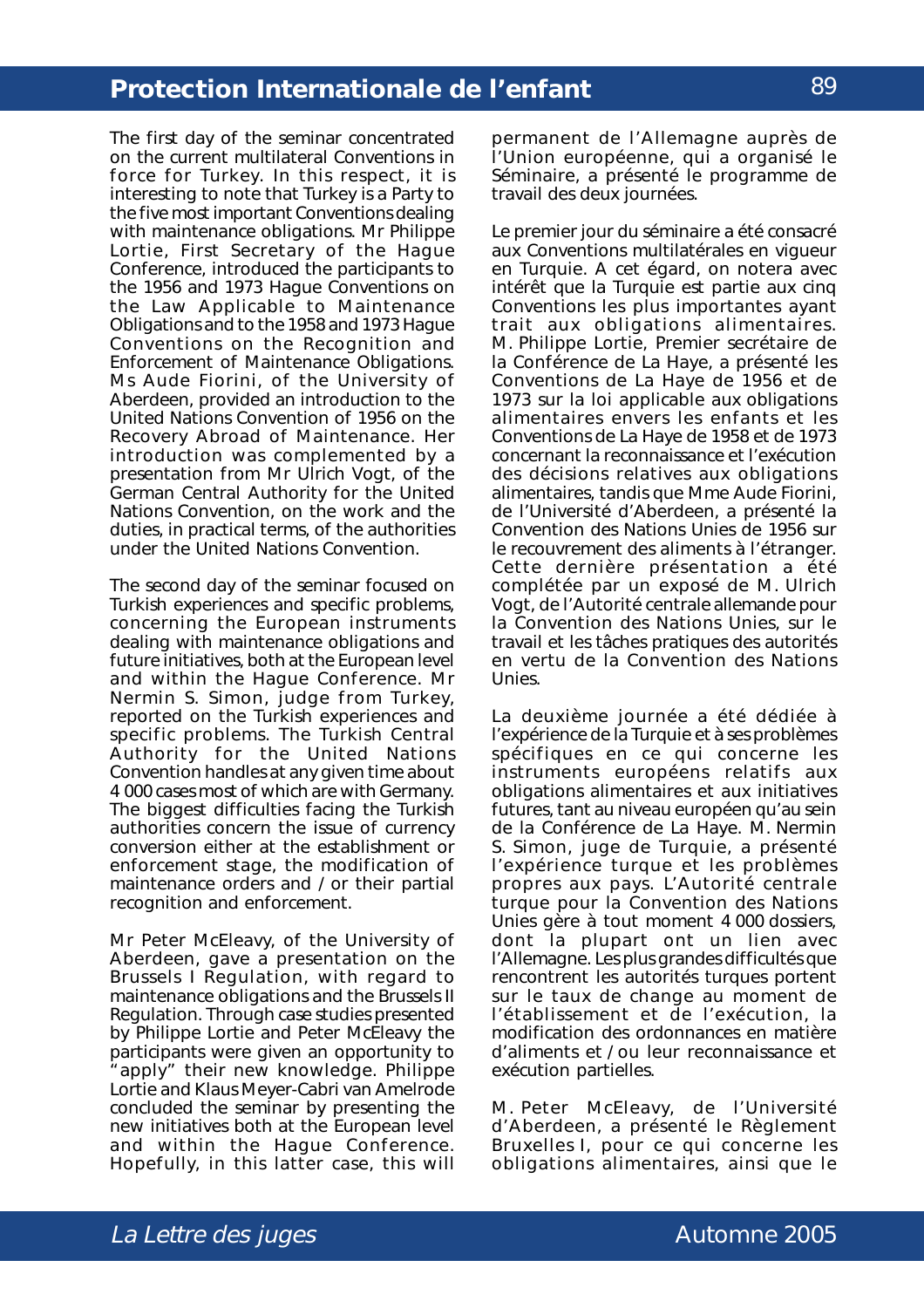The first day of the seminar concentrated on the current multilateral Conventions in force for Turkey. In this respect, it is interesting to note that Turkey is a Party to the five most important Conventions dealing with maintenance obligations. Mr Philippe Lortie, First Secretary of the Hague Conference, introduced the participants to the 1956 and 1973 Hague Conventions on the Law Applicable to Maintenance Obligations and to the 1958 and 1973 Hague Conventions on the Recognition and Enforcement of Maintenance Obligations. Ms Aude Fiorini, of the University of Aberdeen, provided an introduction to the United Nations Convention of 1956 on the Recovery Abroad of Maintenance. Her introduction was complemented by a presentation from Mr Ulrich Vogt, of the German Central Authority for the United Nations Convention, on the work and the duties, in practical terms, of the authorities under the United Nations Convention.

The second day of the seminar focused on Turkish experiences and specific problems, concerning the European instruments dealing with maintenance obligations and future initiatives, both at the European level and within the Hague Conference. Mr Nermin S. Simon, judge from Turkey, reported on the Turkish experiences and specific problems. The Turkish Central Authority for the United Nations Convention handles at any given time about 4 000 cases most of which are with Germany. The biggest difficulties facing the Turkish authorities concern the issue of currency conversion either at the establishment or enforcement stage, the modification of maintenance orders and / or their partial recognition and enforcement.

Mr Peter McEleavy, of the University of Aberdeen, gave a presentation on the Brussels I Regulation, with regard to maintenance obligations and the Brussels II Regulation. Through case studies presented by Philippe Lortie and Peter McEleavy the participants were given an opportunity to "apply" their new knowledge. Philippe Lortie and Klaus Meyer-Cabri van Amelrode concluded the seminar by presenting the new initiatives both at the European level and within the Hague Conference. Hopefully, in this latter case, this will

permanent de l'Allemagne auprès de l'Union européenne, qui a organisé le Séminaire, a présenté le programme de travail des deux journées.

Le premier jour du séminaire a été consacré aux Conventions multilatérales en vigueur en Turquie. A cet égard, on notera avec intérêt que la Turquie est partie aux cinq Conventions les plus importantes ayant trait aux obligations alimentaires. M. Philippe Lortie, Premier secrétaire de la Conférence de La Haye, a présenté les Conventions de La Haye de 1956 et de 1973 sur la loi applicable aux obligations alimentaires envers les enfants et les Conventions de La Haye de 1958 et de 1973 concernant la reconnaissance et l'exécution des décisions relatives aux obligations alimentaires, tandis que Mme Aude Fiorini, de l'Université d'Aberdeen, a présenté la Convention des Nations Unies de 1956 sur le recouvrement des aliments à l'étranger. Cette dernière présentation a été complétée par un exposé de M. Ulrich Vogt, de l'Autorité centrale allemande pour la Convention des Nations Unies, sur le travail et les tâches pratiques des autorités en vertu de la Convention des Nations Unies.

La deuxième journée a été dédiée à l'expérience de la Turquie et à ses problèmes spécifiques en ce qui concerne les instruments européens relatifs aux obligations alimentaires et aux initiatives futures, tant au niveau européen qu'au sein de la Conférence de La Haye. M. Nermin S. Simon, juge de Turquie, a présenté l'expérience turque et les problèmes propres aux pays. L'Autorité centrale turque pour la Convention des Nations Unies gère à tout moment 4 000 dossiers, dont la plupart ont un lien avec l'Allemagne. Les plus grandes difficultés que rencontrent les autorités turques portent sur le taux de change au moment de l'établissement et de l'exécution, la modification des ordonnances en matière d'aliments et / ou leur reconnaissance et exécution partielles.

M. Peter McEleavy, de l'Université d'Aberdeen, a présenté le Règlement Bruxelles I, pour ce qui concerne les obligations alimentaires, ainsi que le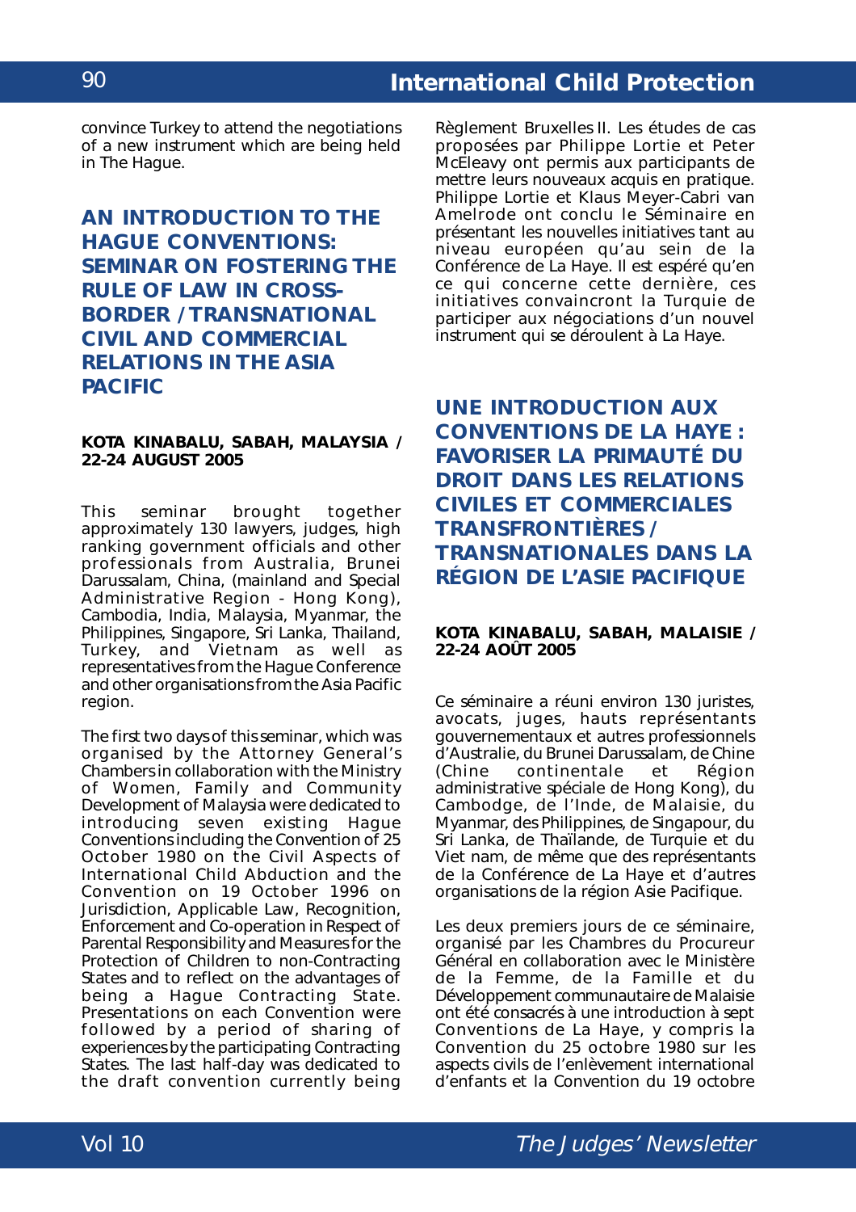convince Turkey to attend the negotiations of a new instrument which are being held in The Hague.

## AN INTRODUCTION TO THE HAGUE CONVENTIONS: SEMINAR ON FOSTERING THE RULE OF LAW IN CROSS-BORDER / TRANSNATIONAL CIVIL AND COMMERCIAL RELATIONS IN THE ASIA PACIFIC

**KOTA KINABALU, SABAH, MALAYSIA / 22-24 AUGUST 2005**

This seminar brought together approximately 130 lawyers, judges, high ranking government officials and other professionals from Australia, Brunei Darussalam, China, (mainland and Special Administrative Region - Hong Kong), Cambodia, India, Malaysia, Myanmar, the Philippines, Singapore, Sri Lanka, Thailand, Turkey, and Vietnam as well as representatives from the Hague Conference and other organisations from the Asia Pacific region.

The first two days of this seminar, which was organised by the Attorney General's Chambers in collaboration with the Ministry of Women, Family and Community Development of Malaysia were dedicated to introducing seven existing Hague Conventions including the Convention of 25 October 1980 on the Civil Aspects of International Child Abduction and the Convention on 19 October 1996 on Jurisdiction, Applicable Law, Recognition, Enforcement and Co-operation in Respect of Parental Responsibility and Measures for the Protection of Children to non-Contracting States and to reflect on the advantages of being a Hague Contracting State. Presentations on each Convention were followed by a period of sharing of experiences by the participating Contracting States. The last half-day was dedicated to the draft convention currently being

Règlement Bruxelles II. Les études de cas proposées par Philippe Lortie et Peter McEleavy ont permis aux participants de mettre leurs nouveaux acquis en pratique. Philippe Lortie et Klaus Meyer-Cabri van Amelrode ont conclu le Séminaire en présentant les nouvelles initiatives tant au niveau européen qu'au sein de la Conférence de La Haye. Il est espéré qu'en ce qui concerne cette dernière, ces initiatives convaincront la Turquie de participer aux négociations d'un nouvel instrument qui se déroulent à La Haye.

## UNE INTRODUCTION AUX CONVENTIONS DE LA HAYE : FAVORISER LA PRIMAUTÉ DU DROIT DANS LES RELATIONS CIVILES ET COMMERCIALES TRANSFRONTIÈRES / TRANSNATIONALES DANS LA RÉGION DE L'ASIE PACIFIQUE

**KOTA KINABALU, SABAH, MALAISIE / 22-24 AOÛT 2005**

Ce séminaire a réuni environ 130 juristes, avocats, juges, hauts représentants gouvernementaux et autres professionnels d'Australie, du Brunei Darussalam, de Chine (Chine continentale et Région administrative spéciale de Hong Kong), du Cambodge, de l'Inde, de Malaisie, du Myanmar, des Philippines, de Singapour, du Sri Lanka, de Thaïlande, de Turquie et du Viet nam, de même que des représentants de la Conférence de La Haye et d'autres organisations de la région Asie Pacifique.

Les deux premiers jours de ce séminaire, organisé par les Chambres du Procureur Général en collaboration avec le Ministère de la Femme, de la Famille et du Développement communautaire de Malaisie ont été consacrés à une introduction à sept Conventions de La Haye, y compris la Convention du 25 octobre 1980 sur les aspects civils de l'enlèvement international d'enfants et la Convention du 19 octobre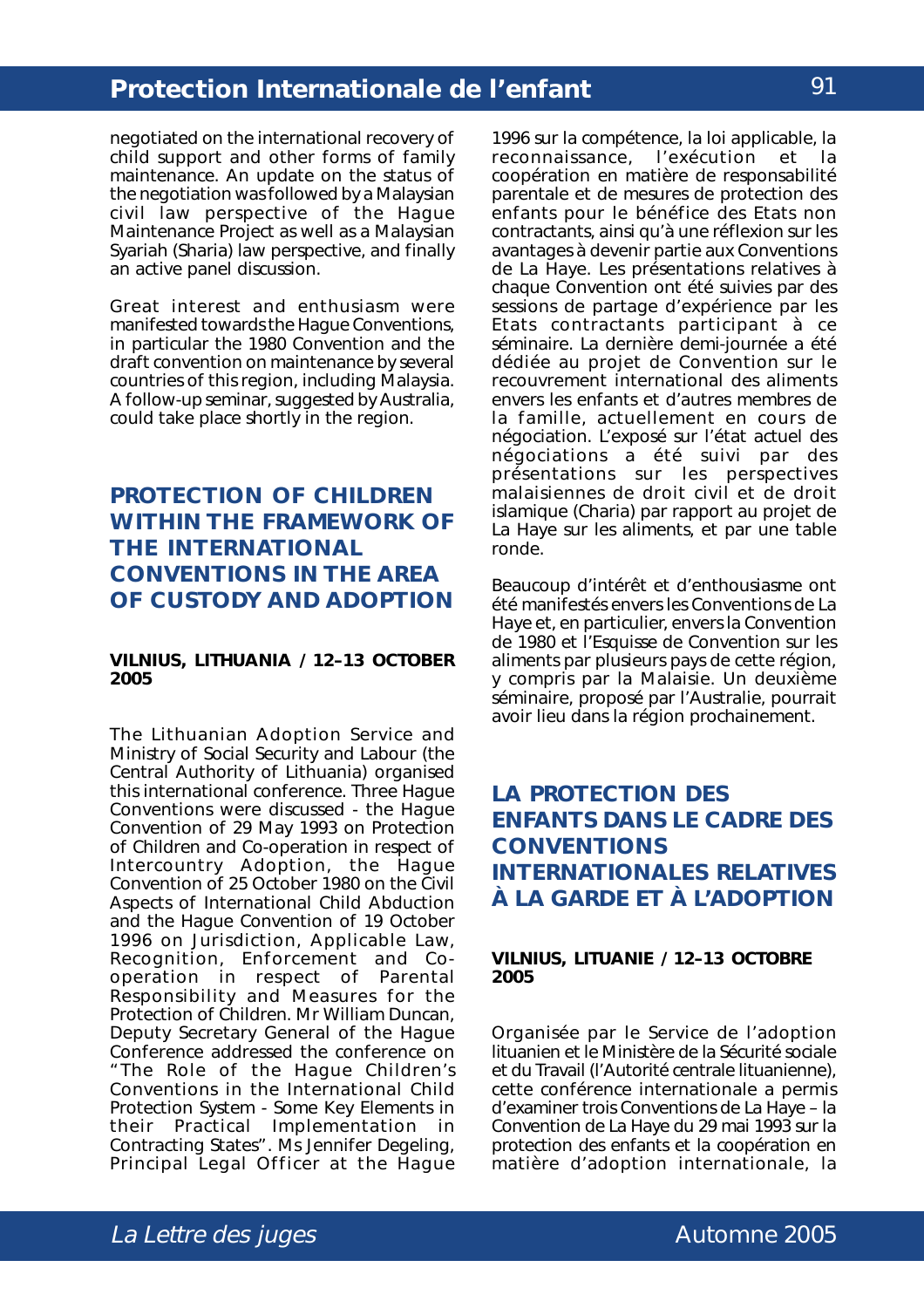negotiated on the international recovery of child support and other forms of family maintenance. An update on the status of the negotiation was followed by a Malaysian civil law perspective of the Hague Maintenance Project as well as a Malaysian Syariah (Sharia) law perspective, and finally an active panel discussion.

Great interest and enthusiasm were manifested towards the Hague Conventions, in particular the 1980 Convention and the draft convention on maintenance by several countries of this region, including Malaysia. A follow-up seminar, suggested by Australia, could take place shortly in the region.

## PROTECTION OF CHILDREN WITHIN THE FRAMEWORK OF THE INTERNATIONAL CONVENTIONS IN THE AREA OF CUSTODY AND ADOPTION

**VILNIUS, LITHUANIA / 12–13 OCTOBER 2005**

The Lithuanian Adoption Service and Ministry of Social Security and Labour (the Central Authority of Lithuania) organised this international conference. Three Hague Conventions were discussed - the Hague Convention of 29 May 1993 on Protection of Children and Co-operation in respect of Intercountry Adoption, the Hague Convention of 25 October 1980 on the Civil Aspects of International Child Abduction and the Hague Convention of 19 October 1996 on Jurisdiction, Applicable Law, Recognition, Enforcement and Co-operation in respect of Parental Responsibility and Measures for the Protection of Children. Mr William Duncan, Deputy Secretary General of the Hague Conference addressed the conference on "The Role of the Hague Children's Conventions in the International Child Protection System - Some Key Elements in their Practical Implementation in Contracting States". Ms Jennifer Degeling, Principal Legal Officer at the Hague

1996 sur la compétence, la loi applicable, la reconnaissance, l'exécution et la coopération en matière de responsabilité parentale et de mesures de protection des enfants pour le bénéfice des Etats non contractants, ainsi qu'à une réflexion sur les avantages à devenir partie aux Conventions de La Haye. Les présentations relatives à chaque Convention ont été suivies par des sessions de partage d'expérience par les Etats contractants participant à ce séminaire. La dernière demi-journée a été dédiée au projet de Convention sur le recouvrement international des aliments envers les enfants et d'autres membres de la famille, actuellement en cours de négociation. L'exposé sur l'état actuel des négociations a été suivi par des présentations sur les perspectives malaisiennes de droit civil et de droit islamique (Charia) par rapport au projet de La Haye sur les aliments, et par une table ronde.

Beaucoup d'intérêt et d'enthousiasme ont été manifestés envers les Conventions de La Haye et, en particulier, envers la Convention de 1980 et l'Esquisse de Convention sur les aliments par plusieurs pays de cette région, y compris par la Malaisie. Un deuxième séminaire, proposé par l'Australie, pourrait avoir lieu dans la région prochainement.

## LA PROTECTION DES ENFANTS DANS LE CADRE DES CONVENTIONS INTERNATIONALES RELATIVES À LA GARDE ET À L'ADOPTION

**VILNIUS, LITUANIE / 12–13 OCTOBRE 2005**

Organisée par le Service de l'adoption lituanien et le Ministère de la Sécurité sociale et du Travail (l'Autorité centrale lituanienne), cette conférence internationale a permis d'examiner trois Conventions de La Haye – la Convention de La Haye du 29 mai 1993 sur la protection des enfants et la coopération en matière d'adoption internationale, la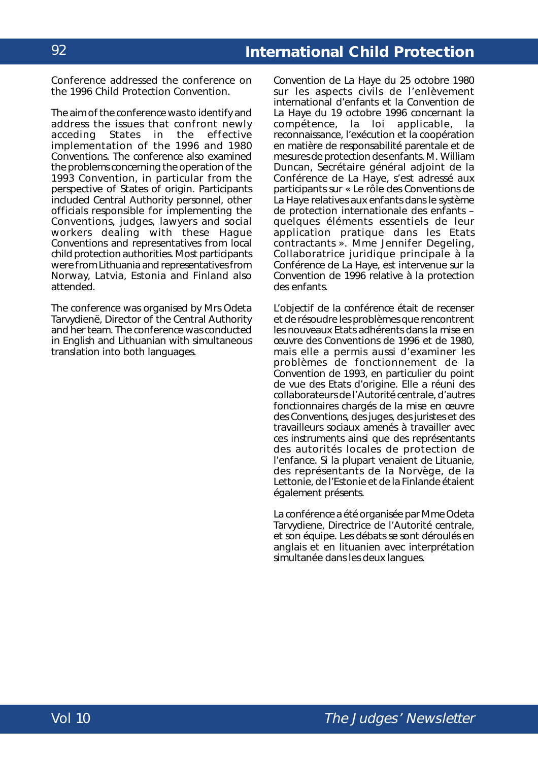Conference addressed the conference on the 1996 Child Protection Convention.

The aim of the conference was to identify and address the issues that confront newly acceding States in the effective implementation of the 1996 and 1980 Conventions. The conference also examined the problems concerning the operation of the 1993 Convention, in particular from the perspective of States of origin. Participants included Central Authority personnel, other officials responsible for implementing the Conventions, judges, lawyers and social workers dealing with these Hague Conventions and representatives from local child protection authorities. Most participants were from Lithuania and representatives from Norway, Latvia, Estonia and Finland also attended.

The conference was organised by Mrs Odeta Tarvydienë, Director of the Central Authority and her team. The conference was conducted in English and Lithuanian with simultaneous translation into both languages.

Convention de La Haye du 25 octobre 1980 sur les aspects civils de l'enlèvement international d'enfants et la Convention de La Haye du 19 octobre 1996 concernant la compétence, la loi applicable, la reconnaissance, l'exécution et la coopération en matière de responsabilité parentale et de mesures de protection des enfants. M. William Duncan, Secrétaire général adjoint de la Conférence de La Haye, s'est adressé aux participants sur « Le rôle des Conventions de La Haye relatives aux enfants dans le système de protection internationale des enfants – quelques éléments essentiels de leur application pratique dans les Etats contractants ». Mme Jennifer Degeling, Collaboratrice juridique principale à la Conférence de La Haye, est intervenue sur la Convention de 1996 relative à la protection des enfants.

L'objectif de la conférence était de recenser et de résoudre les problèmes que rencontrent les nouveaux Etats adhérents dans la mise en œuvre des Conventions de 1996 et de 1980, mais elle a permis aussi d'examiner les problèmes de fonctionnement de la Convention de 1993, en particulier du point de vue des Etats d'origine. Elle a réuni des collaborateurs de l'Autorité centrale, d'autres fonctionnaires chargés de la mise en œuvre des Conventions, des juges, des juristes et des travailleurs sociaux amenés à travailler avec ces instruments ainsi que des représentants des autorités locales de protection de l'enfance. Si la plupart venaient de Lituanie, des représentants de la Norvège, de la Lettonie, de l'Estonie et de la Finlande étaient également présents.

La conférence a été organisée par Mme Odeta Tarvydiene, Directrice de l'Autorité centrale, et son équipe. Les débats se sont déroulés en anglais et en lituanien avec interprétation simultanée dans les deux langues.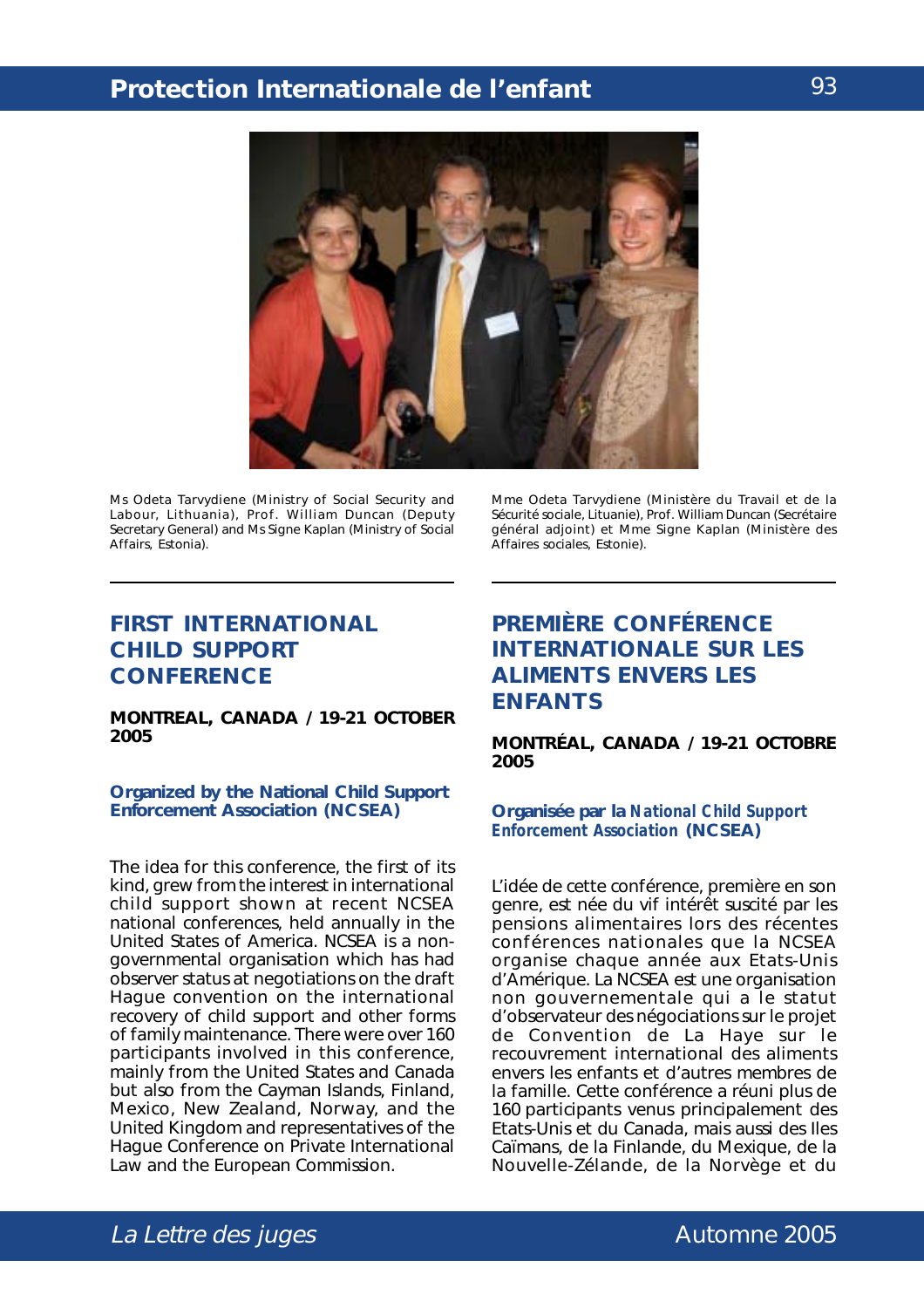Ms Odeta Tarvydiene (Ministry of Social Security and Labour, Lithuania), Prof. William Duncan (Deputy Secretary General) and Ms Signe Kaplan (Ministry of Social Affairs, Estonia).

Mme Odeta Tarvydiene (Ministère du Travail et de la Sécurité sociale, Lituanie), Prof. William Duncan (Secrétaire général adjoint) et Mme Signe Kaplan (Ministère des Affaires sociales, Estonie).

## FIRST INTERNATIONAL CHILD SUPPORT CONFERENCE

**MONTREAL, CANADA / 19-21 OCTOBER 2005**

**Organized by the National Child Support Enforcement Association (NCSEA)**

The idea for this conference, the first of its kind, grew from the interest in international child support shown at recent NCSEA national conferences, held annually in the United States of America. NCSEA is a non-governmental organisation which has had observer status at negotiations on the draft Hague convention on the international recovery of child support and other forms of family maintenance. There were over 160 participants involved in this conference, mainly from the United States and Canada but also from the Cayman Islands, Finland, Mexico, New Zealand, Norway, and the United Kingdom and representatives of the Hague Conference on Private International Law and the European Commission.

## PREMIÈRE CONFÉRENCE INTERNATIONALE SUR LES ALIMENTS ENVERS LES ENFANTS

**MONTRÉAL, CANADA / 19-21 OCTOBRE 2005**

**Organisée par la *National Child Support Enforcement Association* (NCSEA)**

L'idée de cette conférence, première en son genre, est née du vif intérêt suscité par les pensions alimentaires lors des récentes conférences nationales que la NCSEA organise chaque année aux Etats-Unis d'Amérique. La NCSEA est une organisation non gouvernementale qui a le statut d'observateur des négociations sur le projet de Convention de La Haye sur le recouvrement international des aliments envers les enfants et d'autres membres de la famille. Cette conférence a réuni plus de 160 participants venus principalement des Etats-Unis et du Canada, mais aussi des Iles Caïmans, de la Finlande, du Mexique, de la Nouvelle-Zélande, de la Norvège et du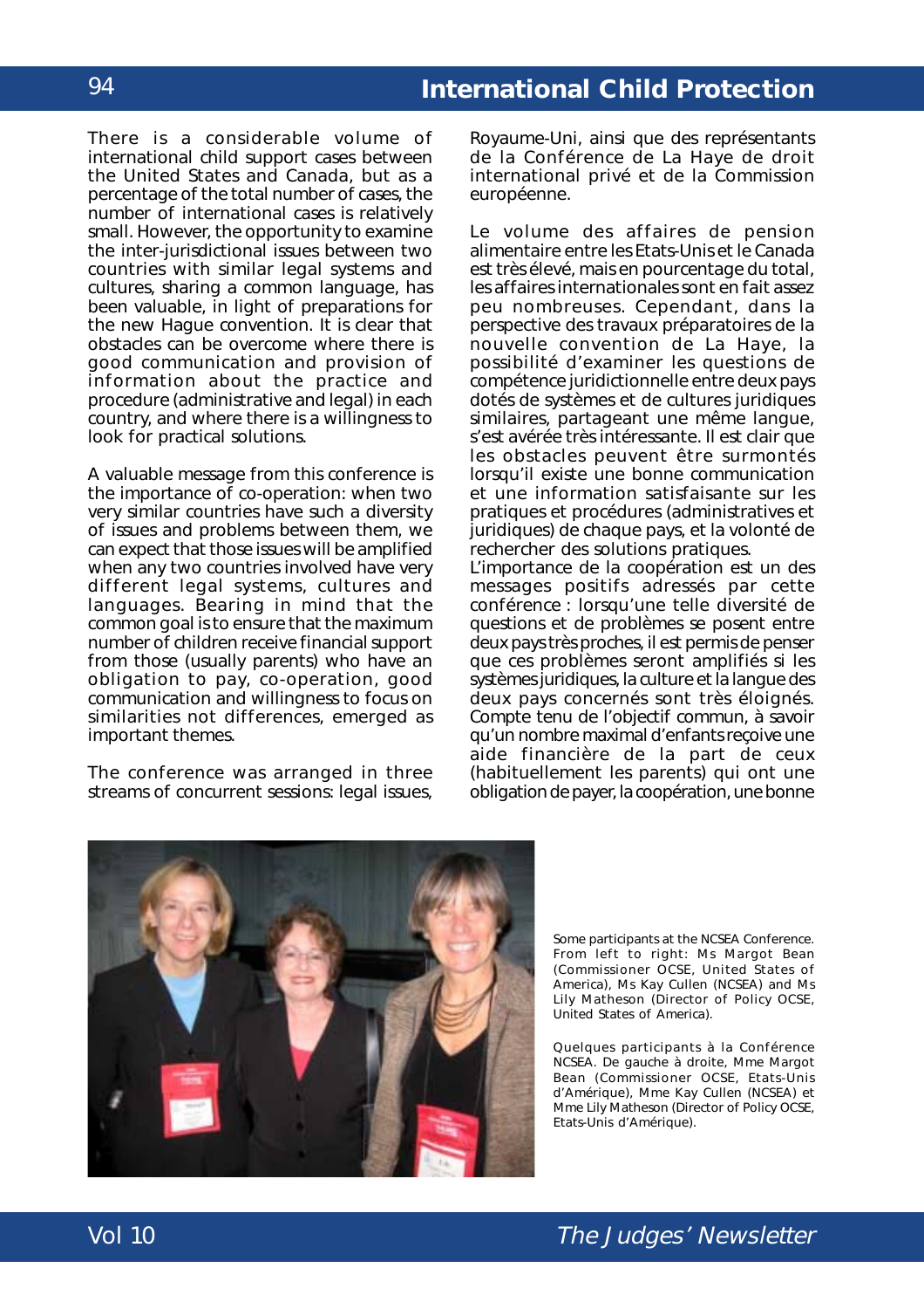There is a considerable volume of international child support cases between the United States and Canada, but as a percentage of the total number of cases, the number of international cases is relatively small. However, the opportunity to examine the inter-jurisdictional issues between two countries with similar legal systems and cultures, sharing a common language, has been valuable, in light of preparations for the new Hague convention. It is clear that obstacles can be overcome where there is good communication and provision of information about the practice and procedure (administrative and legal) in each country, and where there is a willingness to look for practical solutions.

A valuable message from this conference is the importance of co-operation: when two very similar countries have such a diversity of issues and problems between them, we can expect that those issues will be amplified when any two countries involved have very different legal systems, cultures and languages. Bearing in mind that the common goal is to ensure that the maximum number of children receive financial support from those (usually parents) who have an obligation to pay, co-operation, good communication and willingness to focus on similarities not differences, emerged as important themes.

The conference was arranged in three streams of concurrent sessions: legal issues,

Royaume-Uni, ainsi que des représentants de la Conférence de La Haye de droit international privé et de la Commission européenne.

Le volume des affaires de pension alimentaire entre les Etats-Unis et le Canada est très élevé, mais en pourcentage du total, les affaires internationales sont en fait assez peu nombreuses. Cependant, dans la perspective des travaux préparatoires de la nouvelle convention de La Haye, la possibilité d'examiner les questions de compétence juridictionnelle entre deux pays dotés de systèmes et de cultures juridiques similaires, partageant une même langue, s'est avérée très intéressante. Il est clair que les obstacles peuvent être surmontés lorsqu'il existe une bonne communication et une information satisfaisante sur les pratiques et procédures (administratives et juridiques) de chaque pays, et la volonté de rechercher des solutions pratiques.

L'importance de la coopération est un des messages positifs adressés par cette conférence : lorsqu'une telle diversité de questions et de problèmes se posent entre deux pays très proches, il est permis de penser que ces problèmes seront amplifiés si les systèmes juridiques, la culture et la langue des deux pays concernés sont très éloignés. Compte tenu de l'objectif commun, à savoir qu'un nombre maximal d'enfants reçoive une aide financière de la part de ceux (habituellement les parents) qui ont une obligation de payer, la coopération, une bonne

Some participants at the NCSEA Conference. From left to right: Ms Margot Bean (Commissioner OCSE, United States of America), Ms Kay Cullen (NCSEA) and Ms Lily Matheson (Director of Policy OCSE, United States of America).

Quelques participants à la Conférence NCSEA. De gauche à droite, Mme Margot Bean (Commissioner OCSE, Etats-Unis d'Amérique), Mme Kay Cullen (NCSEA) et Mme Lily Matheson (Director of Policy OCSE, Etats-Unis d'Amérique).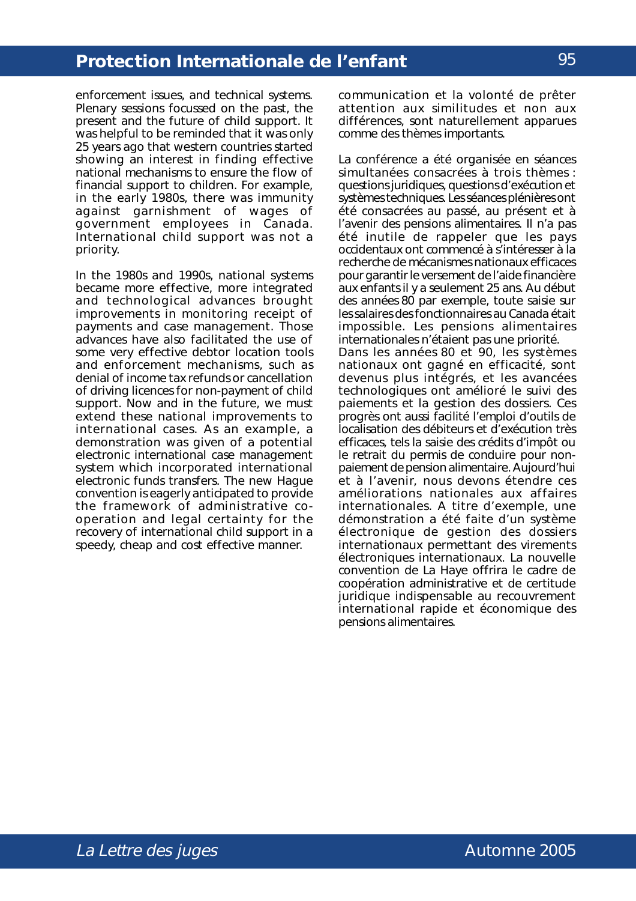enforcement issues, and technical systems. Plenary sessions focussed on the past, the present and the future of child support. It was helpful to be reminded that it was only 25 years ago that western countries started showing an interest in finding effective national mechanisms to ensure the flow of financial support to children. For example, in the early 1980s, there was immunity against garnishment of wages of government employees in Canada. International child support was not a priority.

In the 1980s and 1990s, national systems became more effective, more integrated and technological advances brought improvements in monitoring receipt of payments and case management. Those advances have also facilitated the use of some very effective debtor location tools and enforcement mechanisms, such as denial of income tax refunds or cancellation of driving licences for non-payment of child support. Now and in the future, we must extend these national improvements to international cases. As an example, a demonstration was given of a potential electronic international case management system which incorporated international electronic funds transfers. The new Hague convention is eagerly anticipated to provide the framework of administrative co-operation and legal certainty for the recovery of international child support in a speedy, cheap and cost effective manner.

communication et la volonté de prêter attention aux similitudes et non aux différences, sont naturellement apparues comme des thèmes importants.

La conférence a été organisée en séances simultanées consacrées à trois thèmes : questions juridiques, questions d'exécution et systèmes techniques. Les séances plénières ont été consacrées au passé, au présent et à l'avenir des pensions alimentaires. Il n'a pas été inutile de rappeler que les pays occidentaux ont commencé à s'intéresser à la recherche de mécanismes nationaux efficaces pour garantir le versement de l'aide financière aux enfants il y a seulement 25 ans. Au début des années 80 par exemple, toute saisie sur les salaires des fonctionnaires au Canada était impossible. Les pensions alimentaires internationales n'étaient pas une priorité.

Dans les années 80 et 90, les systèmes nationaux ont gagné en efficacité, sont devenus plus intégrés, et les avancées technologiques ont amélioré le suivi des paiements et la gestion des dossiers. Ces progrès ont aussi facilité l'emploi d'outils de localisation des débiteurs et d'exécution très efficaces, tels la saisie des crédits d'impôt ou le retrait du permis de conduire pour non-paiement de pension alimentaire. Aujourd'hui et à l'avenir, nous devons étendre ces améliorations nationales aux affaires internationales. A titre d'exemple, une démonstration a été faite d'un système électronique de gestion des dossiers internationaux permettant des virements électroniques internationaux. La nouvelle convention de La Haye offrira le cadre de coopération administrative et de certitude juridique indispensable au recouvrement international rapide et économique des pensions alimentaires.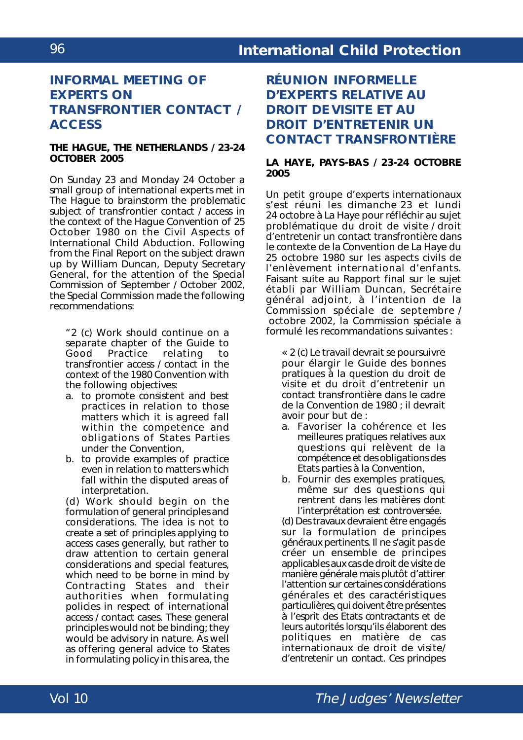## INFORMAL MEETING OF EXPERTS ON TRANSFRONTIER CONTACT / ACCESS

**THE HAGUE, THE NETHERLANDS / 23-24 OCTOBER 2005**

On Sunday 23 and Monday 24 October a small group of international experts met in The Hague to brainstorm the problematic subject of transfrontier contact / access in the context of the Hague Convention of 25 October 1980 on the Civil Aspects of International Child Abduction. Following from the Final Report on the subject drawn up by William Duncan, Deputy Secretary General, for the attention of the Special Commission of September / October 2002, the Special Commission made the following recommendations:

> "2 (c) Work should continue on a separate chapter of the Guide to Good Practice relating to transfrontier access / contact in the context of the 1980 Convention with the following objectives:
>
> a. to promote consistent and best practices in relation to those matters which it is agreed fall within the competence and obligations of States Parties under the Convention,
> b. to provide examples of practice even in relation to matters which fall within the disputed areas of interpretation.
>
> (d) Work should begin on the formulation of general principles and considerations. The idea is not to create a set of principles applying to access cases generally, but rather to draw attention to certain general considerations and special features, which need to be borne in mind by Contracting States and their authorities when formulating policies in respect of international access / contact cases. These general principles would not be binding; they would be advisory in nature. As well as offering general advice to States in formulating policy in this area, the

## RÉUNION INFORMELLE D'EXPERTS RELATIVE AU DROIT DE VISITE ET AU DROIT D'ENTRETENIR UN CONTACT TRANSFRONTIÈRE

**LA HAYE, PAYS-BAS / 23-24 OCTOBRE 2005**

Un petit groupe d'experts internationaux s'est réuni les dimanche 23 et lundi 24 octobre à La Haye pour réfléchir au sujet problématique du droit de visite / droit d'entretenir un contact transfrontière dans le contexte de la Convention de La Haye du 25 octobre 1980 sur les aspects civils de l'enlèvement international d'enfants. Faisant suite au Rapport final sur le sujet établi par William Duncan, Secrétaire général adjoint, à l'intention de la Commission spéciale de septembre / octobre 2002, la Commission spéciale a formulé les recommandations suivantes :

> « 2 (c) Le travail devrait se poursuivre pour élargir le Guide des bonnes pratiques à la question du droit de visite et du droit d'entretenir un contact transfrontière dans le cadre de la Convention de 1980 ; il devrait avoir pour but de :
>
> a. Favoriser la cohérence et les meilleures pratiques relatives aux questions qui relèvent de la compétence et des obligations des Etats parties à la Convention,
> b. Fournir des exemples pratiques, même sur des questions qui rentrent dans les matières dont l'interprétation est controversée.
>
> (d) Des travaux devraient être engagés sur la formulation de principes généraux pertinents. Il ne s'agit pas de créer un ensemble de principes applicables aux cas de droit de visite de manière générale mais plutôt d'attirer l'attention sur certaines considérations générales et des caractéristiques particulières, qui doivent être présentes à l'esprit des Etats contractants et de leurs autorités lorsqu'ils élaborent des politiques en matière de cas internationaux de droit de visite/ d'entretenir un contact. Ces principes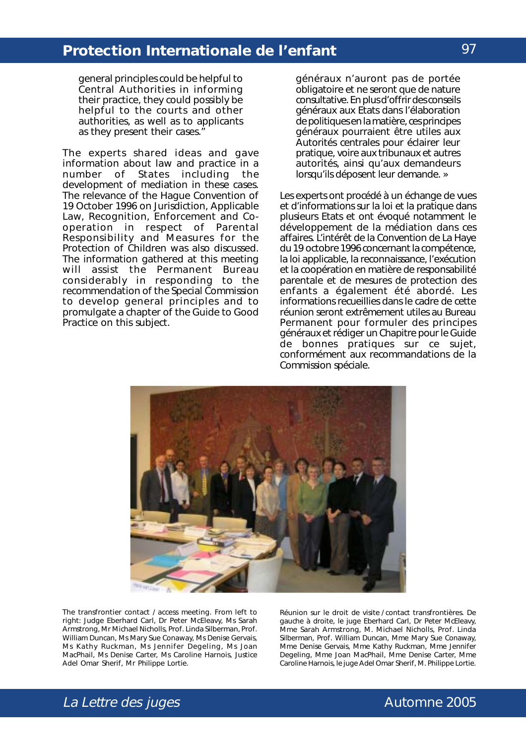general principles could be helpful to Central Authorities in informing their practice, they could possibly be helpful to the courts and other authorities, as well as to applicants as they present their cases."

The experts shared ideas and gave information about law and practice in a number of States including the development of mediation in these cases. The relevance of the Hague Convention of 19 October 1996 on Jurisdiction, Applicable Law, Recognition, Enforcement and Co-operation in respect of Parental Responsibility and Measures for the Protection of Children was also discussed. The information gathered at this meeting will assist the Permanent Bureau considerably in responding to the recommendation of the Special Commission to develop general principles and to promulgate a chapter of the Guide to Good Practice on this subject.

généraux n'auront pas de portée obligatoire et ne seront que de nature consultative. En plus d'offrir des conseils généraux aux Etats dans l'élaboration de politiques en la matière, ces principes généraux pourraient être utiles aux Autorités centrales pour éclairer leur pratique, voire aux tribunaux et autres autorités, ainsi qu'aux demandeurs lorsqu'ils déposent leur demande. »

Les experts ont procédé à un échange de vues et d'informations sur la loi et la pratique dans plusieurs Etats et ont évoqué notamment le développement de la médiation dans ces affaires. L'intérêt de la Convention de La Haye du 19 octobre 1996 concernant la compétence, la loi applicable, la reconnaissance, l'exécution et la coopération en matière de responsabilité parentale et de mesures de protection des enfants a également été abordé. Les informations recueillies dans le cadre de cette réunion seront extrêmement utiles au Bureau Permanent pour formuler des principes généraux et rédiger un Chapitre pour le Guide de bonnes pratiques sur ce sujet, conformément aux recommandations de la Commission spéciale.

The transfrontier contact / access meeting. From left to right: Judge Eberhard Carl, Dr Peter McEleavy, Ms Sarah Armstrong, Mr Michael Nicholls, Prof. Linda Silberman, Prof. William Duncan, Ms Mary Sue Conaway, Ms Denise Gervais, Ms Kathy Ruckman, Ms Jennifer Degeling, Ms Joan MacPhail, Ms Denise Carter, Ms Caroline Harnois, Justice Adel Omar Sherif, Mr Philippe Lortie.

Réunion sur le droit de visite / contact transfrontières. De gauche à droite, le juge Eberhard Carl, Dr Peter McEleavy, Mme Sarah Armstrong, M. Michael Nicholls, Prof. Linda Silberman, Prof. William Duncan, Mme Mary Sue Conaway, Mme Denise Gervais, Mme Kathy Ruckman, Mme Jennifer Degeling, Mme Joan MacPhail, Mme Denise Carter, Mme Caroline Harnois, le juge Adel Omar Sherif, M. Philippe Lortie.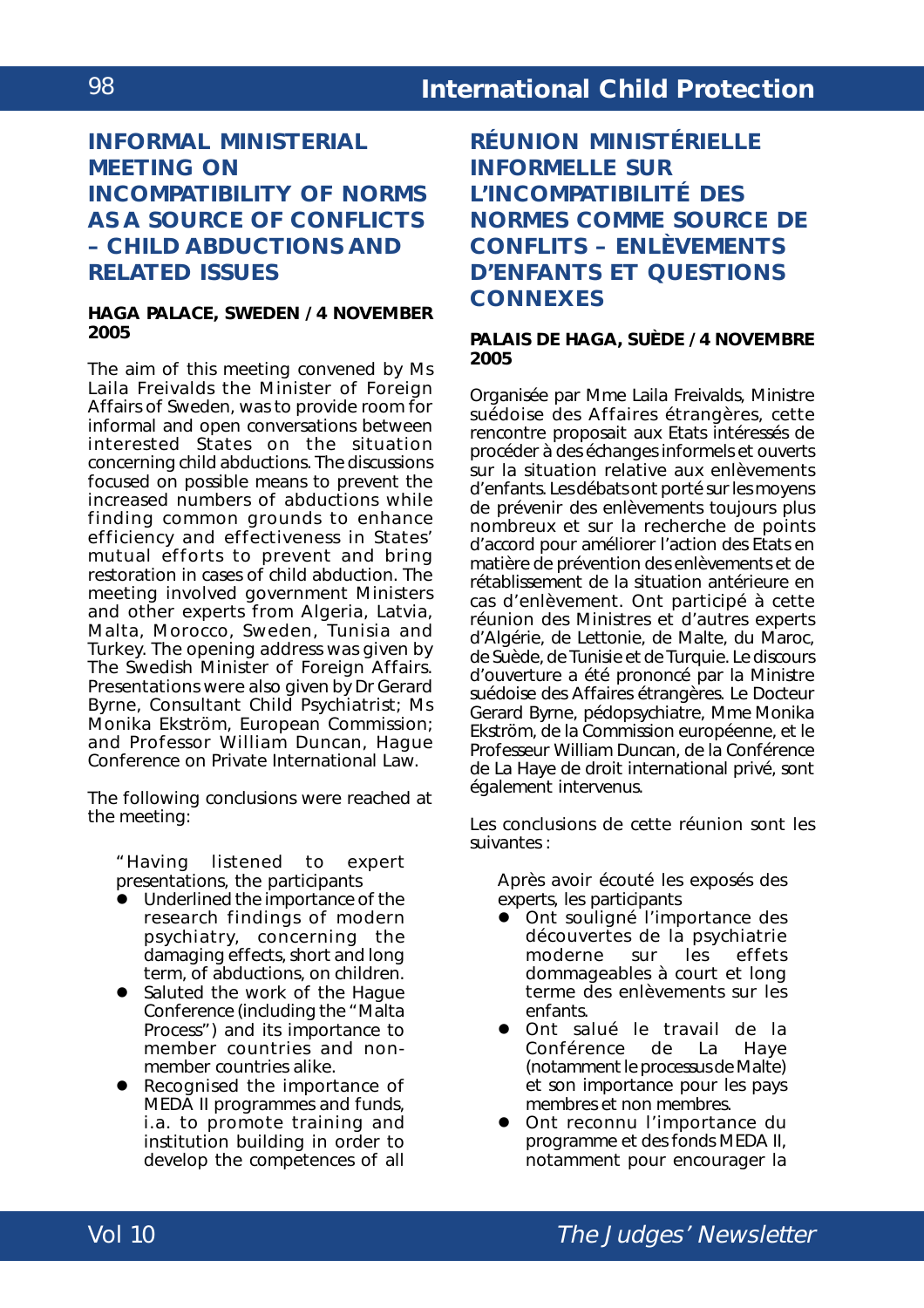## INFORMAL MINISTERIAL MEETING ON INCOMPATIBILITY OF NORMS AS A SOURCE OF CONFLICTS – CHILD ABDUCTIONS AND RELATED ISSUES

**HAGA PALACE, SWEDEN / 4 NOVEMBER 2005**

The aim of this meeting convened by Ms Laila Freivalds the Minister of Foreign Affairs of Sweden, was to provide room for informal and open conversations between interested States on the situation concerning child abductions. The discussions focused on possible means to prevent the increased numbers of abductions while finding common grounds to enhance efficiency and effectiveness in States' mutual efforts to prevent and bring restoration in cases of child abduction. The meeting involved government Ministers and other experts from Algeria, Latvia, Malta, Morocco, Sweden, Tunisia and Turkey. The opening address was given by The Swedish Minister of Foreign Affairs. Presentations were also given by Dr Gerard Byrne, Consultant Child Psychiatrist; Ms Monika Ekström, European Commission; and Professor William Duncan, Hague Conference on Private International Law.

The following conclusions were reached at the meeting:

> "Having listened to expert presentations, the participants
> - Underlined the importance of the research findings of modern psychiatry, concerning the damaging effects, short and long term, of abductions, on children.
> - Saluted the work of the Hague Conference (including the "Malta Process") and its importance to member countries and non-member countries alike.
> - Recognised the importance of MEDA II programmes and funds, i.e. to promote training and institution building in order to develop the competences of all

## RÉUNION MINISTÉRIELLE INFORMELLE SUR L'INCOMPATIBILITÉ DES NORMES COMME SOURCE DE CONFLITS – ENLÈVEMENTS D'ENFANTS ET QUESTIONS CONNEXES

**PALAIS DE HAGA, SUÈDE / 4 NOVEMBRE 2005**

Organisée par Mme Laila Freivalds, Ministre suédoise des Affaires étrangères, cette rencontre proposait aux Etats intéressés de procéder à des échanges informels et ouverts sur la situation relative aux enlèvements d'enfants. Les débats ont porté sur les moyens de prévenir des enlèvements toujours plus nombreux et sur la recherche de points d'accord pour améliorer l'action des Etats en matière de prévention des enlèvements et de rétablissement de la situation antérieure en cas d'enlèvement. Ont participé à cette réunion des Ministres et d'autres experts d'Algérie, de Lettonie, de Malte, du Maroc, de Suède, de Tunisie et de Turquie. Le discours d'ouverture a été prononcé par la Ministre suédoise des Affaires étrangères. Le Docteur Gerard Byrne, pédopsychiatre, Mme Monika Ekström, de la Commission européenne, et le Professeur William Duncan, de la Conférence de La Haye de droit international privé, sont également intervenus.

Les conclusions de cette réunion sont les suivantes :

> Après avoir écouté les exposés des experts, les participants
> - Ont souligné l'importance des découvertes de la psychiatrie moderne sur les effets dommageables à court et long terme des enlèvements sur les enfants.
> - Ont salué le travail de la Conférence de La Haye (notamment le processus de Malte) et son importance pour les pays membres et non membres.
> - Ont reconnu l'importance du programme et des fonds MEDA II, notamment pour encourager la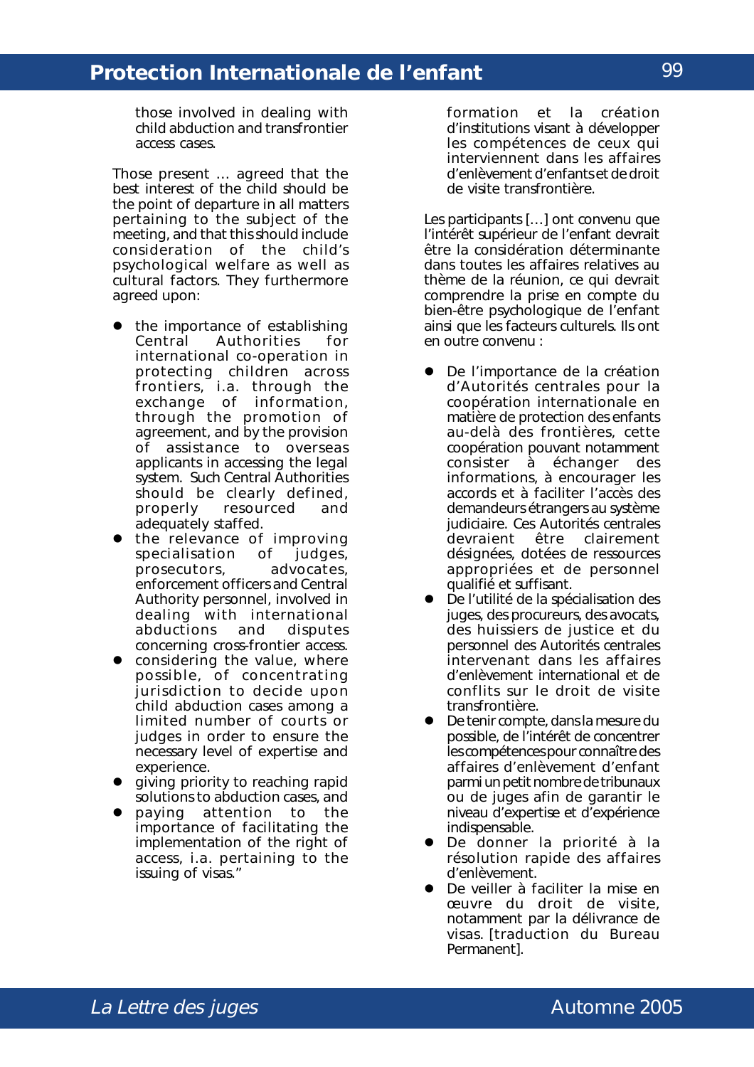those involved in dealing with child abduction and transfrontier access cases.

Those present … agreed that the best interest of the child should be the point of departure in all matters pertaining to the subject of the meeting, and that this should include consideration of the child's psychological welfare as well as cultural factors. They furthermore agreed upon:

- the importance of establishing Central Authorities for international co-operation in protecting children across frontiers, i.a. through the exchange of information, through the promotion of agreement, and by the provision of assistance to overseas applicants in accessing the legal system. Such Central Authorities should be clearly defined, properly resourced and adequately staffed.
- the relevance of improving specialisation of judges, prosecutors, advocates, enforcement officers and Central Authority personnel, involved in dealing with international abductions and disputes concerning cross-frontier access.
- considering the value, where possible, of concentrating jurisdiction to decide upon child abduction cases among a limited number of courts or judges in order to ensure the necessary level of expertise and experience.
- giving priority to reaching rapid solutions to abduction cases, and
- paying attention to the importance of facilitating the implementation of the right of access, i.a. pertaining to the issuing of visas."

formation et la création d'institutions visant à développer les compétences de ceux qui interviennent dans les affaires d'enlèvement d'enfants et de droit de visite transfrontière.

Les participants […] ont convenu que l'intérêt supérieur de l'enfant devrait être la considération déterminante dans toutes les affaires relatives au thème de la réunion, ce qui devrait comprendre la prise en compte du bien-être psychologique de l'enfant ainsi que les facteurs culturels. Ils ont en outre convenu :

- De l'importance de la création d'Autorités centrales pour la coopération internationale en matière de protection des enfants au-delà des frontières, cette coopération pouvant notamment consister à échanger des informations, à encourager les accords et à faciliter l'accès des demandeurs étrangers au système judiciaire. Ces Autorités centrales devraient être clairement désignées, dotées de ressources appropriées et de personnel qualifié et suffisant.
- De l'utilité de la spécialisation des juges, des procureurs, des avocats, des huissiers de justice et du personnel des Autorités centrales intervenant dans les affaires d'enlèvement international et de conflits sur le droit de visite transfrontière.
- De tenir compte, dans la mesure du possible, de l'intérêt de concentrer les compétences pour connaître des affaires d'enlèvement d'enfant parmi un petit nombre de tribunaux ou de juges afin de garantir le niveau d'expertise et d'expérience indispensable.
- De donner la priorité à la résolution rapide des affaires d'enlèvement.
- De veiller à faciliter la mise en œuvre du droit de visite, notamment par la délivrance de visas. [traduction du Bureau Permanent].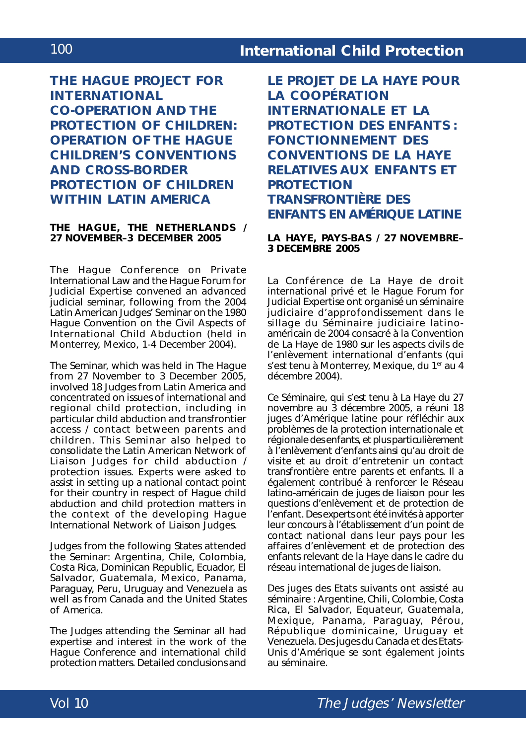## THE HAGUE PROJECT FOR INTERNATIONAL CO-OPERATION AND THE PROTECTION OF CHILDREN: OPERATION OF THE HAGUE CHILDREN'S CONVENTIONS AND CROSS-BORDER PROTECTION OF CHILDREN WITHIN LATIN AMERICA

**THE HAGUE, THE NETHERLANDS / 27 NOVEMBER–3 DECEMBER 2005**

The Hague Conference on Private International Law and the Hague Forum for Judicial Expertise convened an advanced judicial seminar, following from the 2004 Latin American Judges' Seminar on the 1980 Hague Convention on the Civil Aspects of International Child Abduction (held in Monterrey, Mexico, 1-4 December 2004).

The Seminar, which was held in The Hague from 27 November to 3 December 2005, involved 18 Judges from Latin America and concentrated on issues of international and regional child protection, including in particular child abduction and transfrontier access / contact between parents and children. This Seminar also helped to consolidate the Latin American Network of Liaison Judges for child abduction / protection issues. Experts were asked to assist in setting up a national contact point for their country in respect of Hague child abduction and child protection matters in the context of the developing Hague International Network of Liaison Judges.

Judges from the following States attended the Seminar: Argentina, Chile, Colombia, Costa Rica, Dominican Republic, Ecuador, El Salvador, Guatemala, Mexico, Panama, Paraguay, Peru, Uruguay and Venezuela as well as from Canada and the United States of America.

The Judges attending the Seminar all had expertise and interest in the work of the Hague Conference and international child protection matters. Detailed conclusions and

## LE PROJET DE LA HAYE POUR LA COOPÉRATION INTERNATIONALE ET LA PROTECTION DES ENFANTS : FONCTIONNEMENT DES CONVENTIONS DE LA HAYE RELATIVES AUX ENFANTS ET PROTECTION TRANSFRONTIÈRE DES ENFANTS EN AMÉRIQUE LATINE

**LA HAYE, PAYS-BAS / 27 NOVEMBRE–3 DECEMBRE 2005**

La Conférence de La Haye de droit international privé et le Hague Forum for Judicial Expertise ont organisé un séminaire judiciaire d'approfondissement dans le sillage du Séminaire judiciaire latino-américain de 2004 consacré à la Convention de La Haye de 1980 sur les aspects civils de l'enlèvement international d'enfants (qui s'est tenu à Monterrey, Mexique, du 1er au 4 décembre 2004).

Ce Séminaire, qui s'est tenu à La Haye du 27 novembre au 3 décembre 2005, a réuni 18 juges d'Amérique latine pour réfléchir aux problèmes de la protection internationale et régionale des enfants, et plus particulièrement à l'enlèvement d'enfants ainsi qu'au droit de visite et au droit d'entretenir un contact transfrontière entre parents et enfants. Il a également contribué à renforcer le Réseau latino-américain de juges de liaison pour les questions d'enlèvement et de protection de l'enfant. Des experts ont été invités à apporter leur concours à l'établissement d'un point de contact national dans leur pays pour les affaires d'enlèvement et de protection des enfants relevant de la Haye dans le cadre du réseau international de juges de liaison.

Des juges des Etats suivants ont assisté au séminaire : Argentine, Chili, Colombie, Costa Rica, El Salvador, Equateur, Guatemala, Mexique, Panama, Paraguay, Pérou, République dominicaine, Uruguay et Venezuela. Des juges du Canada et des Etats-Unis d'Amérique se sont également joints au séminaire.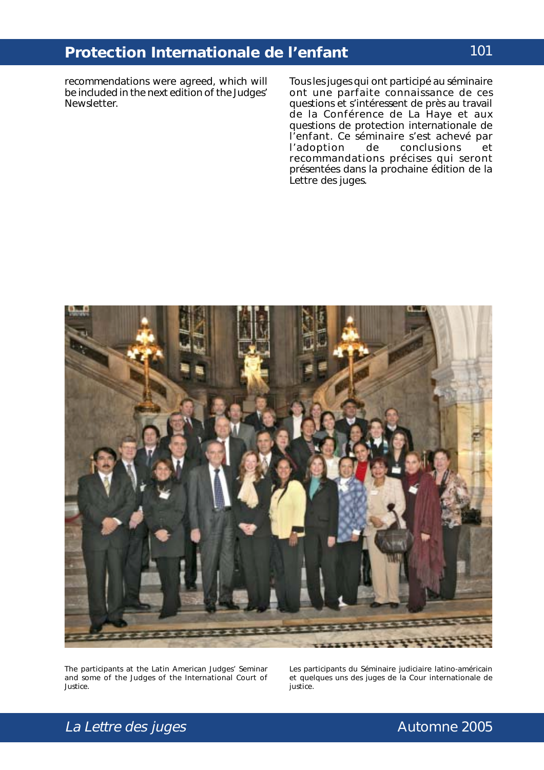recommendations were agreed, which will be included in the next edition of the Judges' Newsletter.

Tous les juges qui ont participé au séminaire ont une parfaite connaissance de ces questions et s'intéressent de près au travail de la Conférence de La Haye et aux questions de protection internationale de l'enfant. Ce séminaire s'est achevé par l'adoption de conclusions et recommandations précises qui seront présentées dans la prochaine édition de la Lettre des juges.

The participants at the Latin American Judges' Seminar and some of the Judges of the International Court of Justice.

Les participants du Séminaire judiciaire latino-américain et quelques uns des juges de la Cour internationale de justice.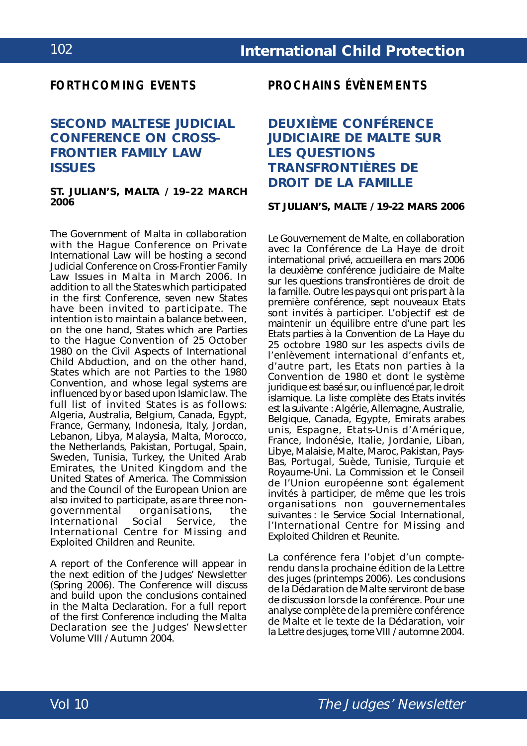## FORTHCOMING EVENTS

### SECOND MALTESE JUDICIAL CONFERENCE ON CROSS-FRONTIER FAMILY LAW ISSUES

**ST. JULIAN'S, MALTA / 19–22 MARCH 2006**

The Government of Malta in collaboration with the Hague Conference on Private International Law will be hosting a second Judicial Conference on Cross-Frontier Family Law Issues in Malta in March 2006. In addition to all the States which participated in the first Conference, seven new States have been invited to participate. The intention is to maintain a balance between, on the one hand, States which are Parties to the Hague Convention of 25 October 1980 on the Civil Aspects of International Child Abduction, and on the other hand, States which are not Parties to the 1980 Convention, and whose legal systems are influenced by or based upon Islamic law. The full list of invited States is as follows: Algeria, Australia, Belgium, Canada, Egypt, France, Germany, Indonesia, Italy, Jordan, Lebanon, Libya, Malaysia, Malta, Morocco, the Netherlands, Pakistan, Portugal, Spain, Sweden, Tunisia, Turkey, the United Arab Emirates, the United Kingdom and the United States of America. The Commission and the Council of the European Union are also invited to participate, as are three non-governmental organisations, the International Social Service, the International Centre for Missing and Exploited Children and Reunite.

A report of the Conference will appear in the next edition of the Judges' Newsletter (Spring 2006). The Conference will discuss and build upon the conclusions contained in the Malta Declaration. For a full report of the first Conference including the Malta Declaration see the Judges' Newsletter Volume VIII / Autumn 2004.

## PROCHAINS ÉVÈNEMENTS

### DEUXIÈME CONFÉRENCE JUDICIAIRE DE MALTE SUR LES QUESTIONS TRANSFRONTIÈRES DE DROIT DE LA FAMILLE

**ST JULIAN'S, MALTE / 19-22 MARS 2006**

Le Gouvernement de Malte, en collaboration avec la Conférence de La Haye de droit international privé, accueillera en mars 2006 la deuxième conférence judiciaire de Malte sur les questions transfrontières de droit de la famille. Outre les pays qui ont pris part à la première conférence, sept nouveaux Etats sont invités à participer. L'objectif est de maintenir un équilibre entre d'une part les Etats parties à la Convention de La Haye du 25 octobre 1980 sur les aspects civils de l'enlèvement international d'enfants et, d'autre part, les Etats non parties à la Convention de 1980 et dont le système juridique est basé sur, ou influencé par, le droit islamique. La liste complète des Etats invités est la suivante : Algérie, Allemagne, Australie, Belgique, Canada, Egypte, Emirats arabes unis, Espagne, Etats-Unis d'Amérique, France, Indonésie, Italie, Jordanie, Liban, Libye, Malaisie, Malte, Maroc, Pakistan, Pays-Bas, Portugal, Suède, Tunisie, Turquie et Royaume-Uni. La Commission et le Conseil de l'Union européenne sont également invités à participer, de même que les trois organisations non gouvernementales suivantes : le Service Social International, l'International Centre for Missing and Exploited Children et Reunite.

La conférence fera l'objet d'un compte-rendu dans la prochaine édition de la Lettre des juges (printemps 2006). Les conclusions de la Déclaration de Malte serviront de base de discussion lors de la conférence. Pour une analyse complète de la première conférence de Malte et le texte de la Déclaration, voir la Lettre des juges, tome VIII / automne 2004.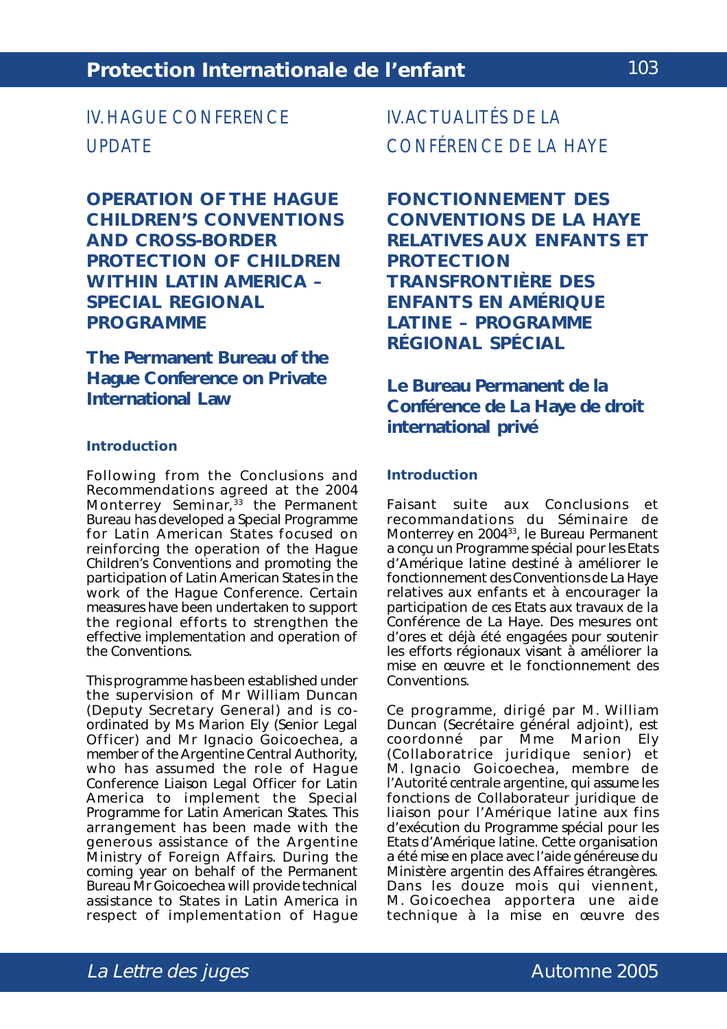# IV. HAGUE CONFERENCE UPDATE

## OPERATION OF THE HAGUE CHILDREN'S CONVENTIONS AND CROSS-BORDER PROTECTION OF CHILDREN WITHIN LATIN AMERICA – SPECIAL REGIONAL PROGRAMME

### The Permanent Bureau of the Hague Conference on Private International Law

#### Introduction

Following from the Conclusions and Recommendations agreed at the 2004 Monterrey Seminar,[33] the Permanent Bureau has developed a Special Programme for Latin American States focused on reinforcing the operation of the Hague Children's Conventions and promoting the participation of Latin American States in the work of the Hague Conference. Certain measures have been undertaken to support the regional efforts to strengthen the effective implementation and operation of the Conventions.

This programme has been established under the supervision of Mr William Duncan (Deputy Secretary General) and is co-ordinated by Ms Marion Ely (Senior Legal Officer) and Mr Ignacio Goicoechea, a member of the Argentine Central Authority, who has assumed the role of Hague Conference Liaison Legal Officer for Latin America to implement the Special Programme for Latin American States. This arrangement has been made with the generous assistance of the Argentine Ministry of Foreign Affairs. During the coming year on behalf of the Permanent Bureau Mr Goicoechea will provide technical assistance to States in Latin America in respect of implementation of Hague

# IV. ACTUALITÉS DE LA CONFÉRENCE DE LA HAYE

## FONCTIONNEMENT DES CONVENTIONS DE LA HAYE RELATIVES AUX ENFANTS ET PROTECTION TRANSFRONTIÈRE DES ENFANTS EN AMÉRIQUE LATINE – PROGRAMME RÉGIONAL SPÉCIAL

### Le Bureau Permanent de la Conférence de La Haye de droit international privé

#### Introduction

Faisant suite aux Conclusions et recommandations du Séminaire de Monterrey en 2004[33], le Bureau Permanent a conçu un Programme spécial pour les Etats d'Amérique latine destiné à améliorer le fonctionnement des Conventions de La Haye relatives aux enfants et à encourager la participation de ces Etats aux travaux de la Conférence de La Haye. Des mesures ont d'ores et déjà été engagées pour soutenir les efforts régionaux visant à améliorer la mise en œuvre et le fonctionnement des Conventions.

Ce programme, dirigé par M. William Duncan (Secrétaire général adjoint), est coordonné par Mme Marion Ely (Collaboratrice juridique senior) et M. Ignacio Goicoechea, membre de l'Autorité centrale argentine, qui assume les fonctions de Collaborateur juridique de liaison pour l'Amérique latine aux fins d'exécution du Programme spécial pour les Etats d'Amérique latine. Cette organisation a été mise en place avec l'aide généreuse du Ministère argentin des Affaires étrangères. Dans les douze mois qui viennent, M. Goicoechea apportera une aide technique à la mise en œuvre des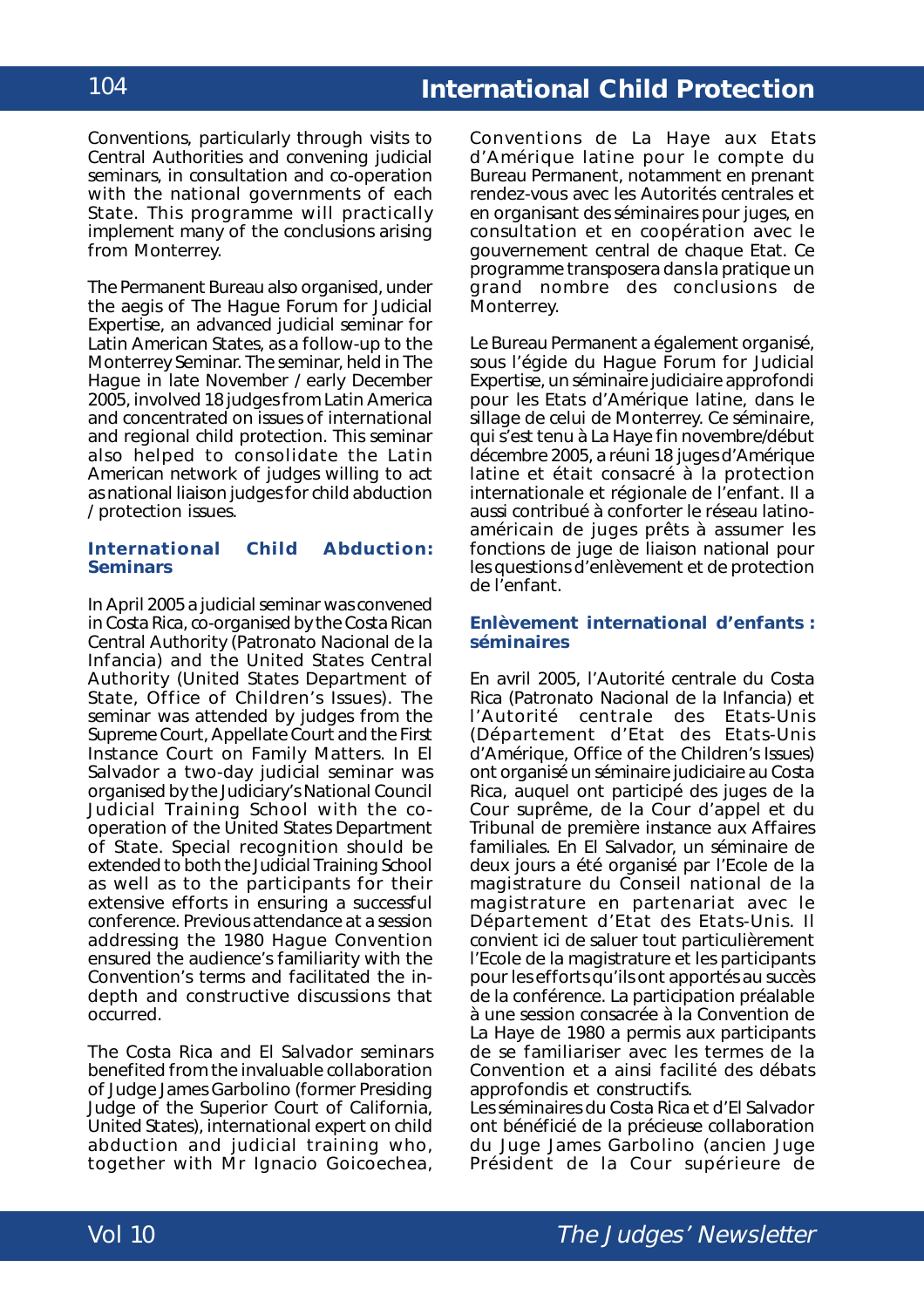Conventions, particularly through visits to Central Authorities and convening judicial seminars, in consultation and co-operation with the national governments of each State. This programme will practically implement many of the conclusions arising from Monterrey.

The Permanent Bureau also organised, under the aegis of The Hague Forum for Judicial Expertise, an advanced judicial seminar for Latin American States, as a follow-up to the Monterrey Seminar. The seminar, held in The Hague in late November / early December 2005, involved 18 judges from Latin America and concentrated on issues of international and regional child protection. This seminar also helped to consolidate the Latin American network of judges willing to act as national liaison judges for child abduction / protection issues.

### International Child Abduction: Seminars

In April 2005 a judicial seminar was convened in Costa Rica, co-organised by the Costa Rican Central Authority (Patronato Nacional de la Infancia) and the United States Central Authority (United States Department of State, Office of Children's Issues). The seminar was attended by judges from the Supreme Court, Appellate Court and the First Instance Court on Family Matters. In El Salvador a two-day judicial seminar was organised by the Judiciary's National Council Judicial Training School with the co-operation of the United States Department of State. Special recognition should be extended to both the Judicial Training School as well as to the participants for their extensive efforts in ensuring a successful conference. Previous attendance at a session addressing the 1980 Hague Convention ensured the audience's familiarity with the Convention's terms and facilitated the in-depth and constructive discussions that occurred.

The Costa Rica and El Salvador seminars benefited from the invaluable collaboration of Judge James Garbolino (former Presiding Judge of the Superior Court of California, United States), international expert on child abduction and judicial training who, together with Mr Ignacio Goicoechea,

Conventions de La Haye aux Etats d'Amérique latine pour le compte du Bureau Permanent, notamment en prenant rendez-vous avec les Autorités centrales et en organisant des séminaires pour juges, en consultation et en coopération avec le gouvernement central de chaque Etat. Ce programme transposera dans la pratique un grand nombre des conclusions de Monterrey.

Le Bureau Permanent a également organisé, sous l'égide du Hague Forum for Judicial Expertise, un séminaire judiciaire approfondi pour les Etats d'Amérique latine, dans le sillage de celui de Monterrey. Ce séminaire, qui s'est tenu à La Haye fin novembre/début décembre 2005, a réuni 18 juges d'Amérique latine et était consacré à la protection internationale et régionale de l'enfant. Il a aussi contribué à conforter le réseau latino-américain de juges prêts à assumer les fonctions de juge de liaison national pour les questions d'enlèvement et de protection de l'enfant.

### Enlèvement international d'enfants : séminaires

En avril 2005, l'Autorité centrale du Costa Rica (Patronato Nacional de la Infancia) et l'Autorité centrale des Etats-Unis (Département d'Etat des Etats-Unis d'Amérique, Office of the Children's Issues) ont organisé un séminaire judiciaire au Costa Rica, auquel ont participé des juges de la Cour suprême, de la Cour d'appel et du Tribunal de première instance aux Affaires familiales. En El Salvador, un séminaire de deux jours a été organisé par l'Ecole de la magistrature du Conseil national de la magistrature en partenariat avec le Département d'Etat des Etats-Unis. Il convient ici de saluer tout particulièrement l'Ecole de la magistrature et les participants pour les efforts qu'ils ont apportés au succès de la conférence. La participation préalable à une session consacrée à la Convention de La Haye de 1980 a permis aux participants de se familiariser avec les termes de la Convention et a ainsi facilité des débats approfondis et constructifs.

Les séminaires du Costa Rica et d'El Salvador ont bénéficié de la précieuse collaboration du Juge James Garbolino (ancien Juge Président de la Cour supérieure de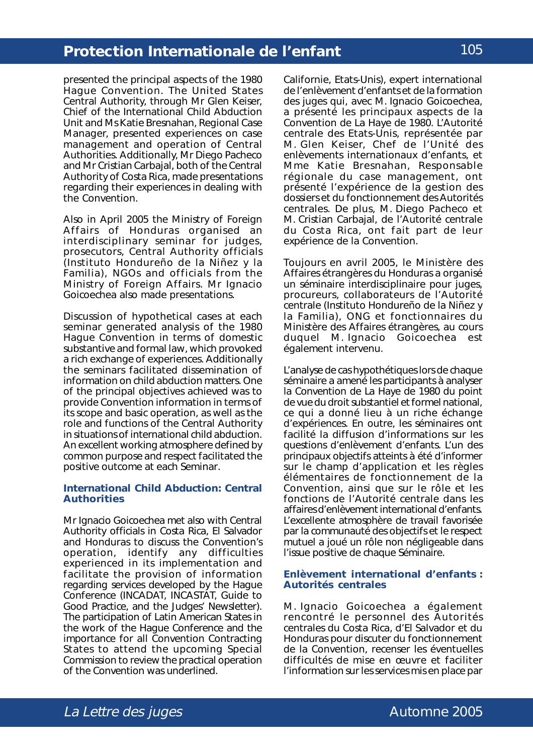presented the principal aspects of the 1980 Hague Convention. The United States Central Authority, through Mr Glen Keiser, Chief of the International Child Abduction Unit and Ms Katie Bresnahan, Regional Case Manager, presented experiences on case management and operation of Central Authorities. Additionally, Mr Diego Pacheco and Mr Cristian Carbajal, both of the Central Authority of Costa Rica, made presentations regarding their experiences in dealing with the Convention.

Also in April 2005 the Ministry of Foreign Affairs of Honduras organised an interdisciplinary seminar for judges, prosecutors, Central Authority officials (Instituto Hondureño de la Niñez y la Familia), NGOs and officials from the Ministry of Foreign Affairs. Mr Ignacio Goicoechea also made presentations.

Discussion of hypothetical cases at each seminar generated analysis of the 1980 Hague Convention in terms of domestic substantive and formal law, which provoked a rich exchange of experiences. Additionally the seminars facilitated dissemination of information on child abduction matters. One of the principal objectives achieved was to provide Convention information in terms of its scope and basic operation, as well as the role and functions of the Central Authority in situations of international child abduction. An excellent working atmosphere defined by common purpose and respect facilitated the positive outcome at each Seminar.

### International Child Abduction: Central Authorities

Mr Ignacio Goicoechea met also with Central Authority officials in Costa Rica, El Salvador and Honduras to discuss the Convention's operation, identify any difficulties experienced in its implementation and facilitate the provision of information regarding services developed by the Hague Conference (INCADAT, INCASTAT, Guide to Good Practice, and the Judges' Newsletter). The participation of Latin American States in the work of the Hague Conference and the importance for all Convention Contracting States to attend the upcoming Special Commission to review the practical operation of the Convention was underlined.

Californie, Etats-Unis), expert international de l'enlèvement d'enfants et de la formation des juges qui, avec M. Ignacio Goicoechea, a présenté les principaux aspects de la Convention de La Haye de 1980. L'Autorité centrale des Etats-Unis, représentée par M. Glen Keiser, Chef de l'Unité des enlèvements internationaux d'enfants, et Mme Katie Bresnahan, Responsable régionale du case management, ont présenté l'expérience de la gestion des dossiers et du fonctionnement des Autorités centrales. De plus, M. Diego Pacheco et M. Cristian Carbajal, de l'Autorité centrale du Costa Rica, ont fait part de leur expérience de la Convention.

Toujours en avril 2005, le Ministère des Affaires étrangères du Honduras a organisé un séminaire interdisciplinaire pour juges, procureurs, collaborateurs de l'Autorité centrale (Instituto Hondureño de la Niñez y la Familia), ONG et fonctionnaires du Ministère des Affaires étrangères, au cours duquel M. Ignacio Goicoechea est également intervenu.

L'analyse de cas hypothétiques lors de chaque séminaire a amené les participants à analyser la Convention de La Haye de 1980 du point de vue du droit substantiel et formel national, ce qui a donné lieu à un riche échange d'expériences. En outre, les séminaires ont facilité la diffusion d'informations sur les questions d'enlèvement d'enfants. L'un des principaux objectifs atteints à été d'informer sur le champ d'application et les règles élémentaires de fonctionnement de la Convention, ainsi que sur le rôle et les fonctions de l'Autorité centrale dans les affaires d'enlèvement international d'enfants. L'excellente atmosphère de travail favorisée par la communauté des objectifs et le respect mutuel a joué un rôle non négligeable dans l'issue positive de chaque Séminaire.

### Enlèvement international d'enfants : Autorités centrales

M. Ignacio Goicoechea a également rencontré le personnel des Autorités centrales du Costa Rica, d'El Salvador et du Honduras pour discuter du fonctionnement de la Convention, recenser les éventuelles difficultés de mise en œuvre et faciliter l'information sur les services mis en place par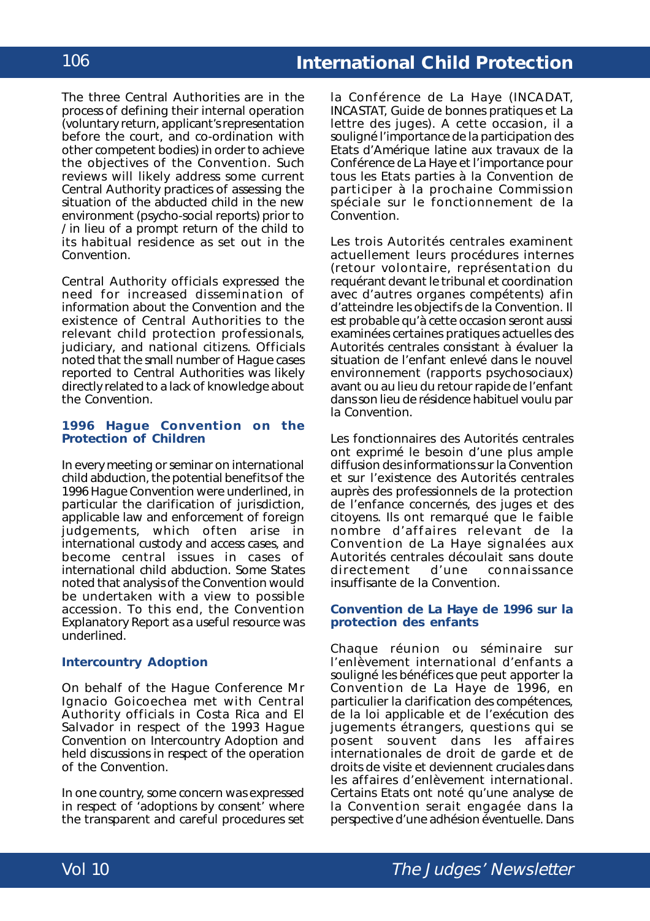The three Central Authorities are in the process of defining their internal operation (voluntary return, applicant's representation before the court, and co-ordination with other competent bodies) in order to achieve the objectives of the Convention. Such reviews will likely address some current Central Authority practices of assessing the situation of the abducted child in the new environment (psycho-social reports) prior to / in lieu of a prompt return of the child to its habitual residence as set out in the Convention.

Central Authority officials expressed the need for increased dissemination of information about the Convention and the existence of Central Authorities to the relevant child protection professionals, judiciary, and national citizens. Officials noted that the small number of Hague cases reported to Central Authorities was likely directly related to a lack of knowledge about the Convention.

### 1996 Hague Convention on the Protection of Children

In every meeting or seminar on international child abduction, the potential benefits of the 1996 Hague Convention were underlined, in particular the clarification of jurisdiction, applicable law and enforcement of foreign judgements, which often arise in international custody and access cases, and become central issues in cases of international child abduction. Some States noted that analysis of the Convention would be undertaken with a view to possible accession. To this end, the Convention Explanatory Report as a useful resource was underlined.

### Intercountry Adoption

On behalf of the Hague Conference Mr Ignacio Goicoechea met with Central Authority officials in Costa Rica and El Salvador in respect of the 1993 Hague Convention on Intercountry Adoption and held discussions in respect of the operation of the Convention.

In one country, some concern was expressed in respect of 'adoptions by consent' where the transparent and careful procedures set

la Conférence de La Haye (INCADAT, INCASTAT, Guide de bonnes pratiques et La lettre des juges). A cette occasion, il a souligné l'importance de la participation des Etats d'Amérique latine aux travaux de la Conférence de La Haye et l'importance pour tous les Etats parties à la Convention de participer à la prochaine Commission spéciale sur le fonctionnement de la Convention.

Les trois Autorités centrales examinent actuellement leurs procédures internes (retour volontaire, représentation du requérant devant le tribunal et coordination avec d'autres organes compétents) afin d'atteindre les objectifs de la Convention. Il est probable qu'à cette occasion seront aussi examinées certaines pratiques actuelles des Autorités centrales consistant à évaluer la situation de l'enfant enlevé dans le nouvel environnement (rapports psychosociaux) avant ou au lieu du retour rapide de l'enfant dans son lieu de résidence habituel voulu par la Convention.

Les fonctionnaires des Autorités centrales ont exprimé le besoin d'une plus ample diffusion des informations sur la Convention et sur l'existence des Autorités centrales auprès des professionnels de la protection de l'enfance concernés, des juges et des citoyens. Ils ont remarqué que le faible nombre d'affaires relevant de la Convention de La Haye signalées aux Autorités centrales découlait sans doute directement d'une connaissance insuffisante de la Convention.

### Convention de La Haye de 1996 sur la protection des enfants

Chaque réunion ou séminaire sur l'enlèvement international d'enfants a souligné les bénéfices que peut apporter la Convention de La Haye de 1996, en particulier la clarification des compétences, de la loi applicable et de l'exécution des jugements étrangers, questions qui se posent souvent dans les affaires internationales de droit de garde et de droits de visite et deviennent cruciales dans les affaires d'enlèvement international. Certains Etats ont noté qu'une analyse de la Convention serait engagée dans la perspective d'une adhésion éventuelle. Dans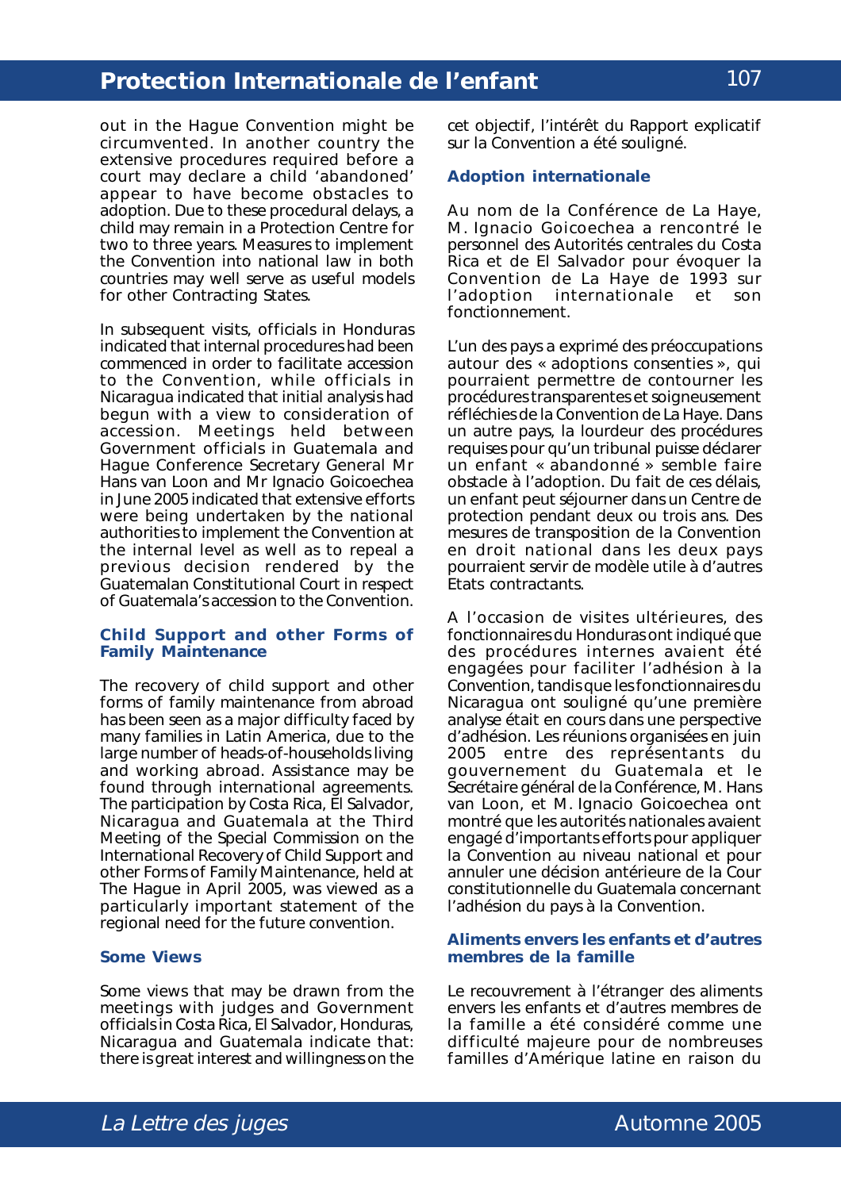out in the Hague Convention might be circumvented. In another country the extensive procedures required before a court may declare a child 'abandoned' appear to have become obstacles to adoption. Due to these procedural delays, a child may remain in a Protection Centre for two to three years. Measures to implement the Convention into national law in both countries may well serve as useful models for other Contracting States.

In subsequent visits, officials in Honduras indicated that internal procedures had been commenced in order to facilitate accession to the Convention, while officials in Nicaragua indicated that initial analysis had begun with a view to consideration of accession. Meetings held between Government officials in Guatemala and Hague Conference Secretary General Mr Hans van Loon and Mr Ignacio Goicoechea in June 2005 indicated that extensive efforts were being undertaken by the national authorities to implement the Convention at the internal level as well as to repeal a previous decision rendered by the Guatemalan Constitutional Court in respect of Guatemala's accession to the Convention.

### Child Support and other Forms of Family Maintenance

The recovery of child support and other forms of family maintenance from abroad has been seen as a major difficulty faced by many families in Latin America, due to the large number of heads-of-households living and working abroad. Assistance may be found through international agreements. The participation by Costa Rica, El Salvador, Nicaragua and Guatemala at the Third Meeting of the Special Commission on the International Recovery of Child Support and other Forms of Family Maintenance, held at The Hague in April 2005, was viewed as a particularly important statement of the regional need for the future convention.

### Some Views

Some views that may be drawn from the meetings with judges and Government officials in Costa Rica, El Salvador, Honduras, Nicaragua and Guatemala indicate that: there is great interest and willingness on the

cet objectif, l'intérêt du Rapport explicatif sur la Convention a été souligné.

### Adoption internationale

Au nom de la Conférence de La Haye, M. Ignacio Goicoechea a rencontré le personnel des Autorités centrales du Costa Rica et de El Salvador pour évoquer la Convention de La Haye de 1993 sur l'adoption internationale et son fonctionnement.

L'un des pays a exprimé des préoccupations autour des « adoptions consenties », qui pourraient permettre de contourner les procédures transparentes et soigneusement réfléchies de la Convention de La Haye. Dans un autre pays, la lourdeur des procédures requises pour qu'un tribunal puisse déclarer un enfant « abandonné » semble faire obstacle à l'adoption. Du fait de ces délais, un enfant peut séjourner dans un Centre de protection pendant deux ou trois ans. Des mesures de transposition de la Convention en droit national dans les deux pays pourraient servir de modèle utile à d'autres Etats contractants.

A l'occasion de visites ultérieures, des fonctionnaires du Honduras ont indiqué que des procédures internes avaient été engagées pour faciliter l'adhésion à la Convention, tandis que les fonctionnaires du Nicaragua ont souligné qu'une première analyse était en cours dans une perspective d'adhésion. Les réunions organisées en juin 2005 entre des représentants du gouvernement du Guatemala et le Secrétaire général de la Conférence, M. Hans van Loon, et M. Ignacio Goicoechea ont montré que les autorités nationales avaient engagé d'importants efforts pour appliquer la Convention au niveau national et pour annuler une décision antérieure de la Cour constitutionnelle du Guatemala concernant l'adhésion du pays à la Convention.

### Aliments envers les enfants et d'autres membres de la famille

Le recouvrement à l'étranger des aliments envers les enfants et d'autres membres de la famille a été considéré comme une difficulté majeure pour de nombreuses familles d'Amérique latine en raison du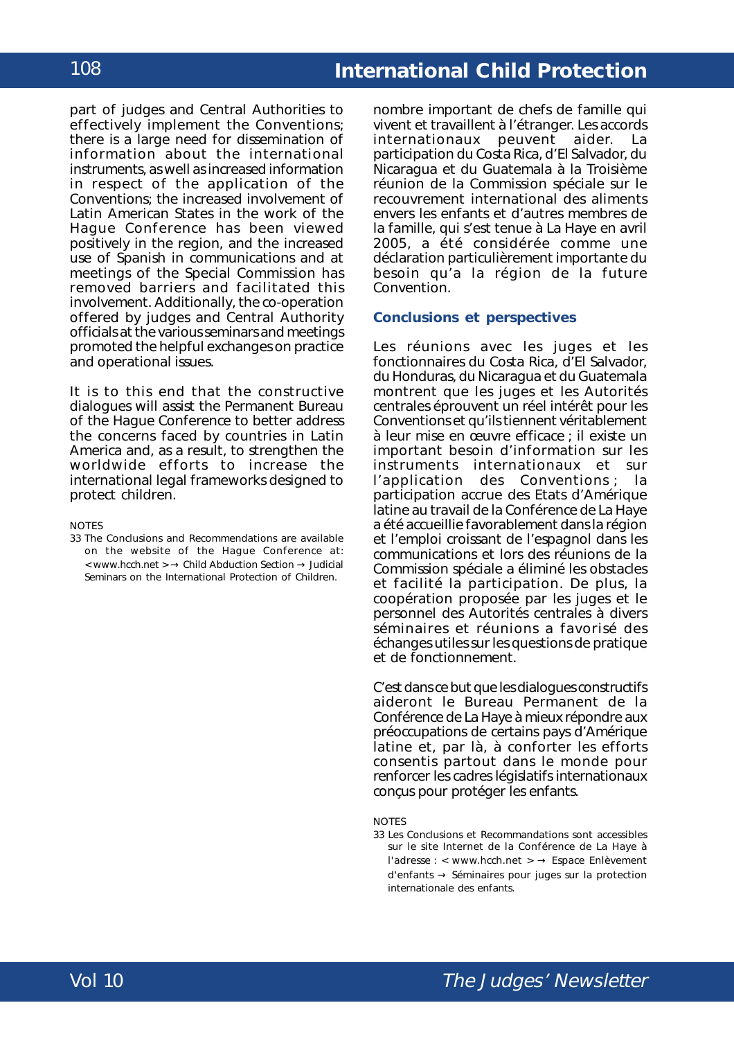part of judges and Central Authorities to effectively implement the Conventions; there is a large need for dissemination of information about the international instruments, as well as increased information in respect of the application of the Conventions; the increased involvement of Latin American States in the work of the Hague Conference has been viewed positively in the region, and the increased use of Spanish in communications and at meetings of the Special Commission has removed barriers and facilitated this involvement. Additionally, the co-operation offered by judges and Central Authority officials at the various seminars and meetings promoted the helpful exchanges on practice and operational issues.

It is to this end that the constructive dialogues will assist the Permanent Bureau of the Hague Conference to better address the concerns faced by countries in Latin America and, as a result, to strengthen the worldwide efforts to increase the international legal frameworks designed to protect children.

NOTES

33 The Conclusions and Recommendations are available on the website of the Hague Conference at: < www.hcch.net > → Child Abduction Section → Judicial Seminars on the International Protection of Children.

nombre important de chefs de famille qui vivent et travaillent à l'étranger. Les accords internationaux peuvent aider. La participation du Costa Rica, d'El Salvador, du Nicaragua et du Guatemala à la Troisième réunion de la Commission spéciale sur le recouvrement international des aliments envers les enfants et d'autres membres de la famille, qui s'est tenue à La Haye en avril 2005, a été considérée comme une déclaration particulièrement importante du besoin qu'a la région de la future Convention.

### Conclusions et perspectives

Les réunions avec les juges et les fonctionnaires du Costa Rica, d'El Salvador, du Honduras, du Nicaragua et du Guatemala montrent que les juges et les Autorités centrales éprouvent un réel intérêt pour les Conventions et qu'ils tiennent véritablement à leur mise en œuvre efficace ; il existe un important besoin d'information sur les instruments internationaux et sur l'application des Conventions ; la participation accrue des Etats d'Amérique latine au travail de la Conférence de La Haye a été accueillie favorablement dans la région et l'emploi croissant de l'espagnol dans les communications et lors des réunions de la Commission spéciale a éliminé les obstacles et facilité la participation. De plus, la coopération proposée par les juges et le personnel des Autorités centrales à divers séminaires et réunions a favorisé des échanges utiles sur les questions de pratique et de fonctionnement.

C'est dans ce but que les dialogues constructifs aideront le Bureau Permanent de la Conférence de La Haye à mieux répondre aux préoccupations de certains pays d'Amérique latine et, par là, à conforter les efforts consentis partout dans le monde pour renforcer les cadres législatifs internationaux conçus pour protéger les enfants.

NOTES

33 Les Conclusions et Recommandations sont accessibles sur le site Internet de la Conférence de La Haye à l'adresse : < www.hcch.net > → Espace Enlèvement d'enfants → Séminaires pour juges sur la protection internationale des enfants.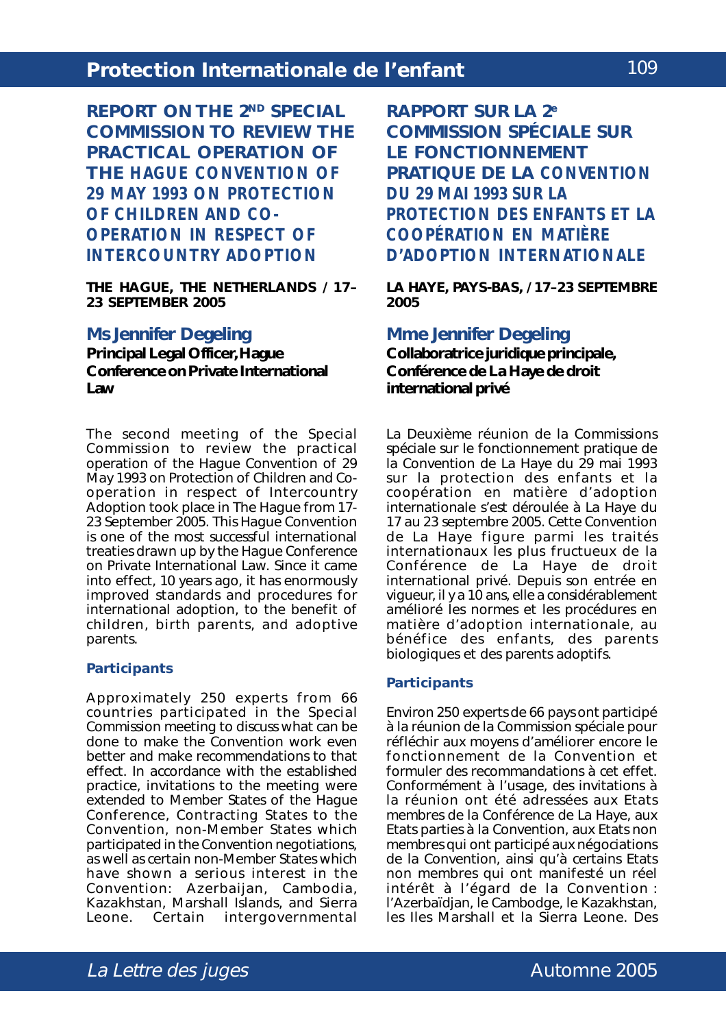## REPORT ON THE 2ND SPECIAL COMMISSION TO REVIEW THE PRACTICAL OPERATION OF THE HAGUE CONVENTION OF 29 MAY 1993 ON PROTECTION OF CHILDREN AND CO-OPERATION IN RESPECT OF INTERCOUNTRY ADOPTION

**THE HAGUE, THE NETHERLANDS / 17–23 SEPTEMBER 2005**

### Ms Jennifer Degeling

**Principal Legal Officer, Hague Conference on Private International Law**

The second meeting of the Special Commission to review the practical operation of the Hague Convention of 29 May 1993 on Protection of Children and Co-operation in respect of Intercountry Adoption took place in The Hague from 17-23 September 2005. This Hague Convention is one of the most successful international treaties drawn up by the Hague Conference on Private International Law. Since it came into effect, 10 years ago, it has enormously improved standards and procedures for international adoption, to the benefit of children, birth parents, and adoptive parents.

#### Participants

Approximately 250 experts from 66 countries participated in the Special Commission meeting to discuss what can be done to make the Convention work even better and make recommendations to that effect. In accordance with the established practice, invitations to the meeting were extended to Member States of the Hague Conference, Contracting States to the Convention, non-Member States which participated in the Convention negotiations, as well as certain non-Member States which have shown a serious interest in the Convention: Azerbaijan, Cambodia, Kazakhstan, Marshall Islands, and Sierra Leone. Certain intergovernmental

## RAPPORT SUR LA 2e COMMISSION SPÉCIALE SUR LE FONCTIONNEMENT PRATIQUE DE LA CONVENTION DU 29 MAI 1993 SUR LA PROTECTION DES ENFANTS ET LA COOPÉRATION EN MATIÈRE D'ADOPTION INTERNATIONALE

**LA HAYE, PAYS-BAS, / 17–23 SEPTEMBRE 2005**

### Mme Jennifer Degeling

**Collaboratrice juridique principale, Conférence de La Haye de droit international privé**

La Deuxième réunion de la Commissions spéciale sur le fonctionnement pratique de la Convention de La Haye du 29 mai 1993 sur la protection des enfants et la coopération en matière d'adoption internationale s'est déroulée à La Haye du 17 au 23 septembre 2005. Cette Convention de La Haye figure parmi les traités internationaux les plus fructueux de la Conférence de La Haye de droit international privé. Depuis son entrée en vigueur, il y a 10 ans, elle a considérablement amélioré les normes et les procédures en matière d'adoption internationale, au bénéfice des enfants, des parents biologiques et des parents adoptifs.

#### Participants

Environ 250 experts de 66 pays ont participé à la réunion de la Commission spéciale pour réfléchir aux moyens d'améliorer encore le fonctionnement de la Convention et formuler des recommandations à cet effet. Conformément à l'usage, des invitations à la réunion ont été adressées aux Etats membres de la Conférence de La Haye, aux Etats parties à la Convention, aux Etats non membres qui ont participé aux négociations de la Convention, ainsi qu'à certains Etats non membres qui ont manifesté un réel intérêt à l'égard de la Convention : l'Azerbaïdjan, le Cambodge, le Kazakhstan, les Iles Marshall et la Sierra Leone. Des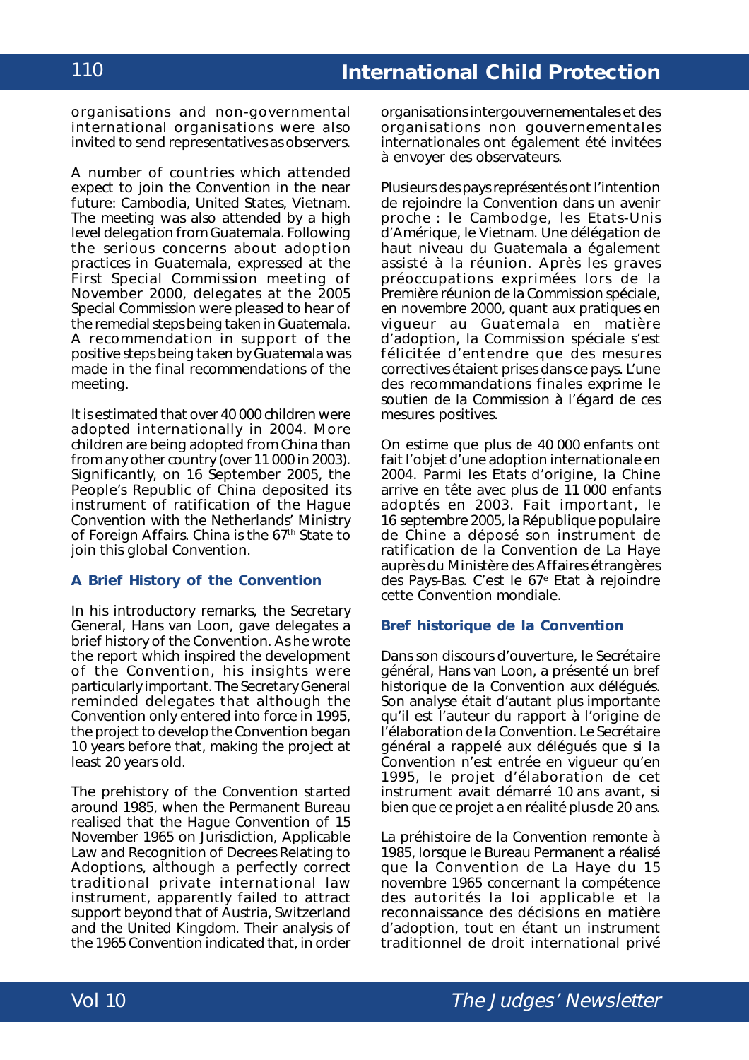organisations and non-governmental international organisations were also invited to send representatives as observers.

A number of countries which attended expect to join the Convention in the near future: Cambodia, United States, Vietnam. The meeting was also attended by a high level delegation from Guatemala. Following the serious concerns about adoption practices in Guatemala, expressed at the First Special Commission meeting of November 2000, delegates at the 2005 Special Commission were pleased to hear of the remedial steps being taken in Guatemala. A recommendation in support of the positive steps being taken by Guatemala was made in the final recommendations of the meeting.

It is estimated that over 40 000 children were adopted internationally in 2004. More children are being adopted from China than from any other country (over 11 000 in 2003). Significantly, on 16 September 2005, the People's Republic of China deposited its instrument of ratification of the Hague Convention with the Netherlands' Ministry of Foreign Affairs. China is the 67th State to join this global Convention.

### A Brief History of the Convention

In his introductory remarks, the Secretary General, Hans van Loon, gave delegates a brief history of the Convention. As he wrote the report which inspired the development of the Convention, his insights were particularly important. The Secretary General reminded delegates that although the Convention only entered into force in 1995, the project to develop the Convention began 10 years before that, making the project at least 20 years old.

The prehistory of the Convention started around 1985, when the Permanent Bureau realised that the Hague Convention of 15 November 1965 on Jurisdiction, Applicable Law and Recognition of Decrees Relating to Adoptions, although a perfectly correct traditional private international law instrument, apparently failed to attract support beyond that of Austria, Switzerland and the United Kingdom. Their analysis of the 1965 Convention indicated that, in order

organisations intergouvernementales et des organisations non gouvernementales internationales ont également été invitées à envoyer des observateurs.

Plusieurs des pays représentés ont l'intention de rejoindre la Convention dans un avenir proche : le Cambodge, les Etats-Unis d'Amérique, le Vietnam. Une délégation de haut niveau du Guatemala a également assisté à la réunion. Après les graves préoccupations exprimées lors de la Première réunion de la Commission spéciale, en novembre 2000, quant aux pratiques en vigueur au Guatemala en matière d'adoption, la Commission spéciale s'est félicitée d'entendre que des mesures correctives étaient prises dans ce pays. L'une des recommandations finales exprime le soutien de la Commission à l'égard de ces mesures positives.

On estime que plus de 40 000 enfants ont fait l'objet d'une adoption internationale en 2004. Parmi les Etats d'origine, la Chine arrive en tête avec plus de 11 000 enfants adoptés en 2003. Fait important, le 16 septembre 2005, la République populaire de Chine a déposé son instrument de ratification de la Convention de La Haye auprès du Ministère des Affaires étrangères des Pays-Bas. C'est le 67e Etat à rejoindre cette Convention mondiale.

### Bref historique de la Convention

Dans son discours d'ouverture, le Secrétaire général, Hans van Loon, a présenté un bref historique de la Convention aux délégués. Son analyse était d'autant plus importante qu'il est l'auteur du rapport à l'origine de l'élaboration de la Convention. Le Secrétaire général a rappelé aux délégués que si la Convention n'est entrée en vigueur qu'en 1995, le projet d'élaboration de cet instrument avait démarré 10 ans avant, si bien que ce projet a en réalité plus de 20 ans.

La préhistoire de la Convention remonte à 1985, lorsque le Bureau Permanent a réalisé que la Convention de La Haye du 15 novembre 1965 concernant la compétence des autorités la loi applicable et la reconnaissance des décisions en matière d'adoption, tout en étant un instrument traditionnel de droit international privé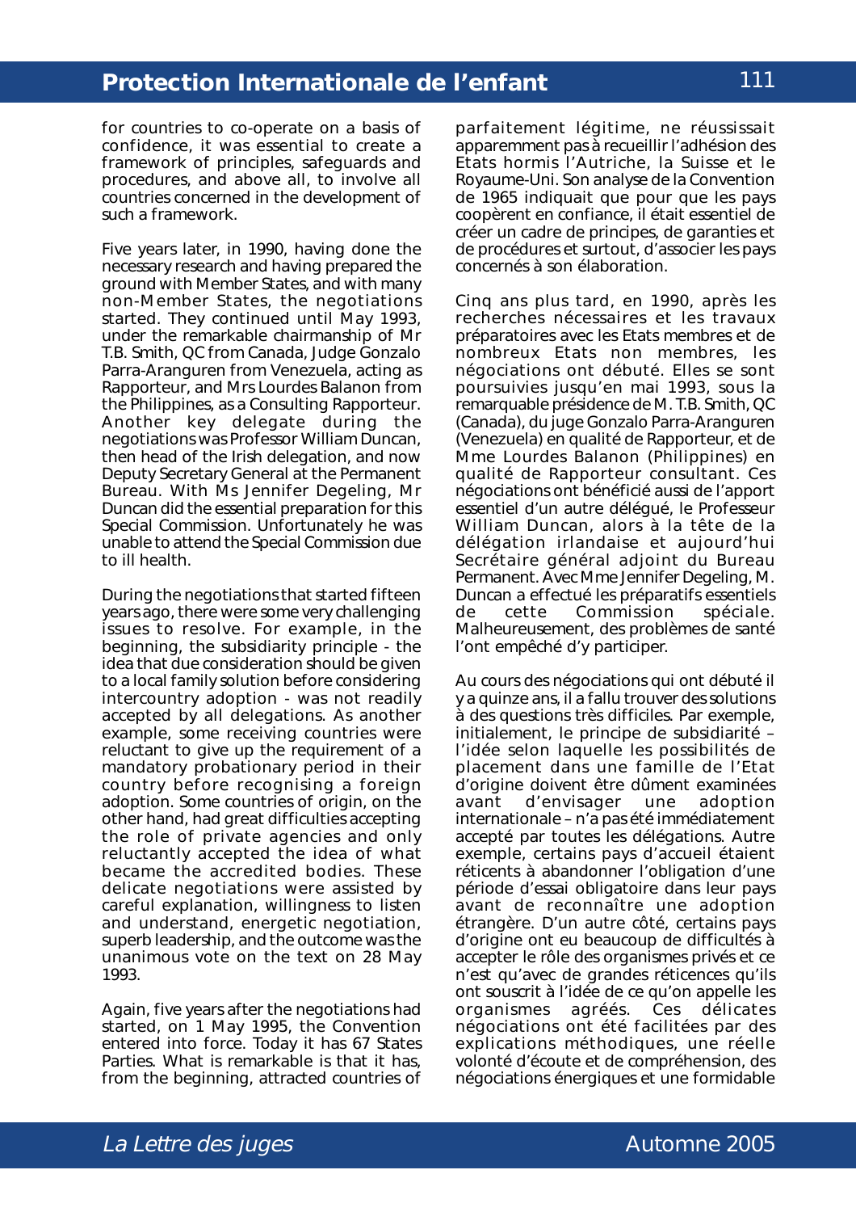for countries to co-operate on a basis of confidence, it was essential to create a framework of principles, safeguards and procedures, and above all, to involve all countries concerned in the development of such a framework.

Five years later, in 1990, having done the necessary research and having prepared the ground with Member States, and with many non-Member States, the negotiations started. They continued until May 1993, under the remarkable chairmanship of Mr T.B. Smith, QC from Canada, Judge Gonzalo Parra-Aranguren from Venezuela, acting as Rapporteur, and Mrs Lourdes Balanon from the Philippines, as a Consulting Rapporteur. Another key delegate during the negotiations was Professor William Duncan, then head of the Irish delegation, and now Deputy Secretary General at the Permanent Bureau. With Ms Jennifer Degeling, Mr Duncan did the essential preparation for this Special Commission. Unfortunately he was unable to attend the Special Commission due to ill health.

During the negotiations that started fifteen years ago, there were some very challenging issues to resolve. For example, in the beginning, the subsidiarity principle - the idea that due consideration should be given to a local family solution before considering intercountry adoption - was not readily accepted by all delegations. As another example, some receiving countries were reluctant to give up the requirement of a mandatory probationary period in their country before recognising a foreign adoption. Some countries of origin, on the other hand, had great difficulties accepting the role of private agencies and only reluctantly accepted the idea of what became the accredited bodies. These delicate negotiations were assisted by careful explanation, willingness to listen and understand, energetic negotiation, superb leadership, and the outcome was the unanimous vote on the text on 28 May 1993.

Again, five years after the negotiations had started, on 1 May 1995, the Convention entered into force. Today it has 67 States Parties. What is remarkable is that it has, from the beginning, attracted countries of

parfaitement légitime, ne réussissait apparemment pas à recueillir l'adhésion des Etats hormis l'Autriche, la Suisse et le Royaume-Uni. Son analyse de la Convention de 1965 indiquait que pour que les pays coopèrent en confiance, il était essentiel de créer un cadre de principes, de garanties et de procédures et surtout, d'associer les pays concernés à son élaboration.

Cinq ans plus tard, en 1990, après les recherches nécessaires et les travaux préparatoires avec les Etats membres et de nombreux Etats non membres, les négociations ont débuté. Elles se sont poursuivies jusqu'en mai 1993, sous la remarquable présidence de M. T.B. Smith, QC (Canada), du juge Gonzalo Parra-Aranguren (Venezuela) en qualité de Rapporteur, et de Mme Lourdes Balanon (Philippines) en qualité de Rapporteur consultant. Ces négociations ont bénéficié aussi de l'apport essentiel d'un autre délégué, le Professeur William Duncan, alors à la tête de la délégation irlandaise et aujourd'hui Secrétaire général adjoint du Bureau Permanent. Avec Mme Jennifer Degeling, M. Duncan a effectué les préparatifs essentiels de cette Commission spéciale. Malheureusement, des problèmes de santé l'ont empêché d'y participer.

Au cours des négociations qui ont débuté il y a quinze ans, il a fallu trouver des solutions à des questions très difficiles. Par exemple, initialement, le principe de subsidiarité – l'idée selon laquelle les possibilités de placement dans une famille de l'Etat d'origine doivent être dûment examinées avant d'envisager une adoption internationale – n'a pas été immédiatement accepté par toutes les délégations. Autre exemple, certains pays d'accueil étaient réticents à abandonner l'obligation d'une période d'essai obligatoire dans leur pays avant de reconnaître une adoption étrangère. D'un autre côté, certains pays d'origine ont eu beaucoup de difficultés à accepter le rôle des organismes privés et ce n'est qu'avec de grandes réticences qu'ils ont souscrit à l'idée de ce qu'on appelle les organismes agréés. Ces délicates négociations ont été facilitées par des explications méthodiques, une réelle volonté d'écoute et de compréhension, des négociations énergiques et une formidable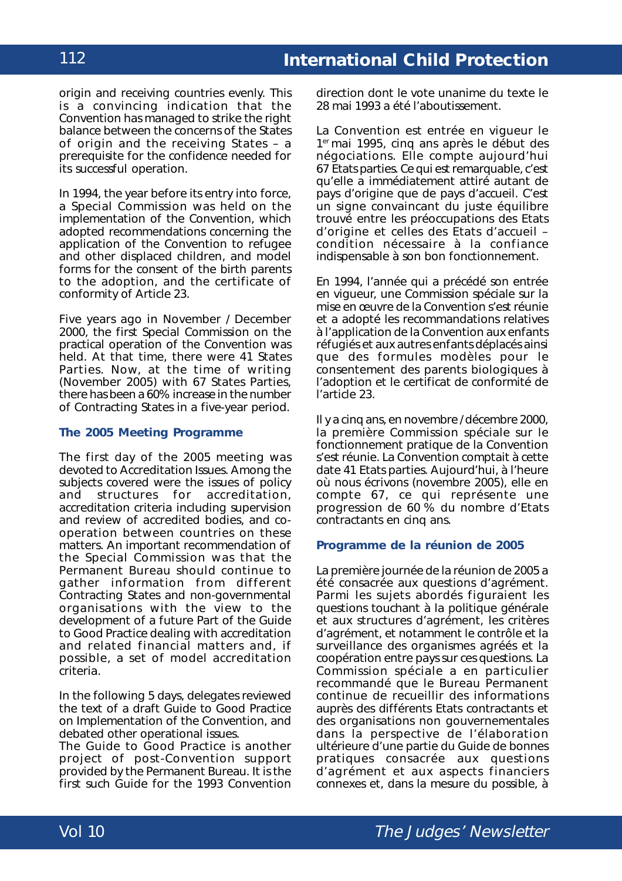origin and receiving countries evenly. This is a convincing indication that the Convention has managed to strike the right balance between the concerns of the States of origin and the receiving States – a prerequisite for the confidence needed for its successful operation.

In 1994, the year before its entry into force, a Special Commission was held on the implementation of the Convention, which adopted recommendations concerning the application of the Convention to refugee and other displaced children, and model forms for the consent of the birth parents to the adoption, and the certificate of conformity of Article 23.

Five years ago in November / December 2000, the first Special Commission on the practical operation of the Convention was held. At that time, there were 41 States Parties. Now, at the time of writing (November 2005) with 67 States Parties, there has been a 60% increase in the number of Contracting States in a five-year period.

### The 2005 Meeting Programme

The first day of the 2005 meeting was devoted to Accreditation Issues. Among the subjects covered were the issues of policy and structures for accreditation, accreditation criteria including supervision and review of accredited bodies, and co-operation between countries on these matters. An important recommendation of the Special Commission was that the Permanent Bureau should continue to gather information from different Contracting States and non-governmental organisations with the view to the development of a future Part of the Guide to Good Practice dealing with accreditation and related financial matters and, if possible, a set of model accreditation criteria.

In the following 5 days, delegates reviewed the text of a draft Guide to Good Practice on Implementation of the Convention, and debated other operational issues.
The Guide to Good Practice is another project of post-Convention support provided by the Permanent Bureau. It is the first such Guide for the 1993 Convention

direction dont le vote unanime du texte le 28 mai 1993 a été l'aboutissement.

La Convention est entrée en vigueur le 1er mai 1995, cinq ans après le début des négociations. Elle compte aujourd'hui 67 Etats parties. Ce qui est remarquable, c'est qu'elle a immédiatement attiré autant de pays d'origine que de pays d'accueil. C'est un signe convaincant du juste équilibre trouvé entre les préoccupations des Etats d'origine et celles des Etats d'accueil – condition nécessaire à la confiance indispensable à son bon fonctionnement.

En 1994, l'année qui a précédé son entrée en vigueur, une Commission spéciale sur la mise en œuvre de la Convention s'est réunie et a adopté les recommandations relatives à l'application de la Convention aux enfants réfugiés et aux autres enfants déplacés ainsi que des formules modèles pour le consentement des parents biologiques à l'adoption et le certificat de conformité de l'article 23.

Il y a cinq ans, en novembre / décembre 2000, la première Commission spéciale sur le fonctionnement pratique de la Convention s'est réunie. La Convention comptait à cette date 41 Etats parties. Aujourd'hui, à l'heure où nous écrivons (novembre 2005), elle en compte 67, ce qui représente une progression de 60 % du nombre d'Etats contractants en cinq ans.

### Programme de la réunion de 2005

La première journée de la réunion de 2005 a été consacrée aux questions d'agrément. Parmi les sujets abordés figuraient les questions touchant à la politique générale et aux structures d'agrément, les critères d'agrément, et notamment le contrôle et la surveillance des organismes agréés et la coopération entre pays sur ces questions. La Commission spéciale a en particulier recommandé que le Bureau Permanent continue de recueillir des informations auprès des différents Etats contractants et des organisations non gouvernementales dans la perspective de l'élaboration ultérieure d'une partie du Guide de bonnes pratiques consacrée aux questions d'agrément et aux aspects financiers connexes et, dans la mesure du possible, à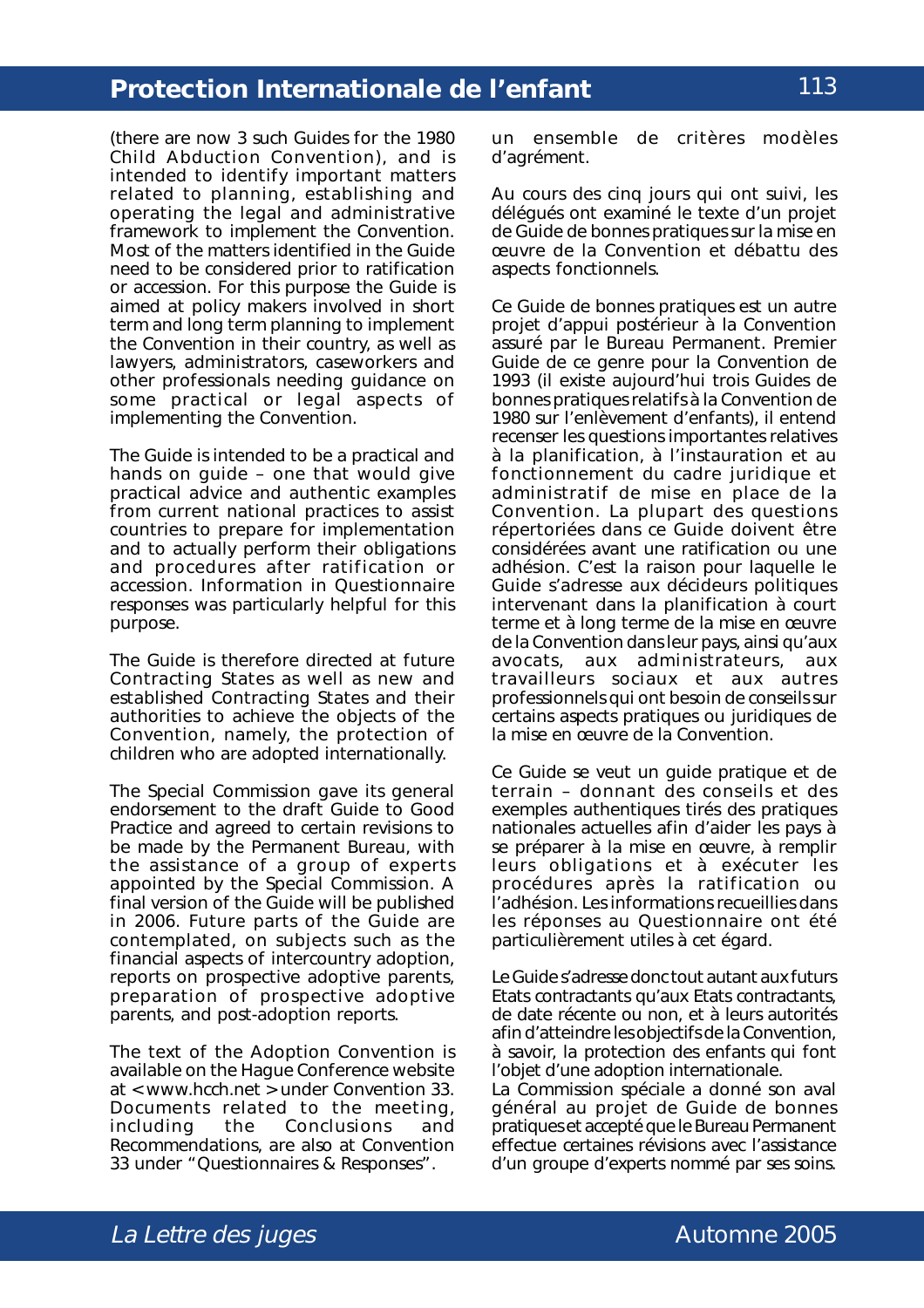(there are now 3 such Guides for the 1980 Child Abduction Convention), and is intended to identify important matters related to planning, establishing and operating the legal and administrative framework to implement the Convention. Most of the matters identified in the Guide need to be considered prior to ratification or accession. For this purpose the Guide is aimed at policy makers involved in short term and long term planning to implement the Convention in their country, as well as lawyers, administrators, caseworkers and other professionals needing guidance on some practical or legal aspects of implementing the Convention.

The Guide is intended to be a practical and hands on guide – one that would give practical advice and authentic examples from current national practices to assist countries to prepare for implementation and to actually perform their obligations and procedures after ratification or accession. Information in Questionnaire responses was particularly helpful for this purpose.

The Guide is therefore directed at future Contracting States as well as new and established Contracting States and their authorities to achieve the objects of the Convention, namely, the protection of children who are adopted internationally.

The Special Commission gave its general endorsement to the draft Guide to Good Practice and agreed to certain revisions to be made by the Permanent Bureau, with the assistance of a group of experts appointed by the Special Commission. A final version of the Guide will be published in 2006. Future parts of the Guide are contemplated, on subjects such as the financial aspects of intercountry adoption, reports on prospective adoptive parents, preparation of prospective adoptive parents, and post-adoption reports.

The text of the Adoption Convention is available on the Hague Conference website at < www.hcch.net > under Convention 33. Documents related to the meeting, including the Conclusions and Recommendations, are also at Convention 33 under "Questionnaires & Responses".

un ensemble de critères modèles d'agrément.

Au cours des cinq jours qui ont suivi, les délégués ont examiné le texte d'un projet de Guide de bonnes pratiques sur la mise en œuvre de la Convention et débattu des aspects fonctionnels.

Ce Guide de bonnes pratiques est un autre projet d'appui postérieur à la Convention assuré par le Bureau Permanent. Premier Guide de ce genre pour la Convention de 1993 (il existe aujourd'hui trois Guides de bonnes pratiques relatifs à la Convention de 1980 sur l'enlèvement d'enfants), il entend recenser les questions importantes relatives à la planification, à l'instauration et au fonctionnement du cadre juridique et administratif de mise en place de la Convention. La plupart des questions répertoriées dans ce Guide doivent être considérées avant une ratification ou une adhésion. C'est la raison pour laquelle le Guide s'adresse aux décideurs politiques intervenant dans la planification à court terme et à long terme de la mise en œuvre de la Convention dans leur pays, ainsi qu'aux avocats, aux administrateurs, aux travailleurs sociaux et aux autres professionnels qui ont besoin de conseils sur certains aspects pratiques ou juridiques de la mise en œuvre de la Convention.

Ce Guide se veut un guide pratique et de terrain – donnant des conseils et des exemples authentiques tirés des pratiques nationales actuelles afin d'aider les pays à se préparer à la mise en œuvre, à remplir leurs obligations et à exécuter les procédures après la ratification ou l'adhésion. Les informations recueillies dans les réponses au Questionnaire ont été particulièrement utiles à cet égard.

Le Guide s'adresse donc tout autant aux futurs Etats contractants qu'aux Etats contractants, de date récente ou non, et à leurs autorités afin d'atteindre les objectifs de la Convention, à savoir, la protection des enfants qui font l'objet d'une adoption internationale.

La Commission spéciale a donné son aval général au projet de Guide de bonnes pratiques et accepté que le Bureau Permanent effectue certaines révisions avec l'assistance d'un groupe d'experts nommé par ses soins.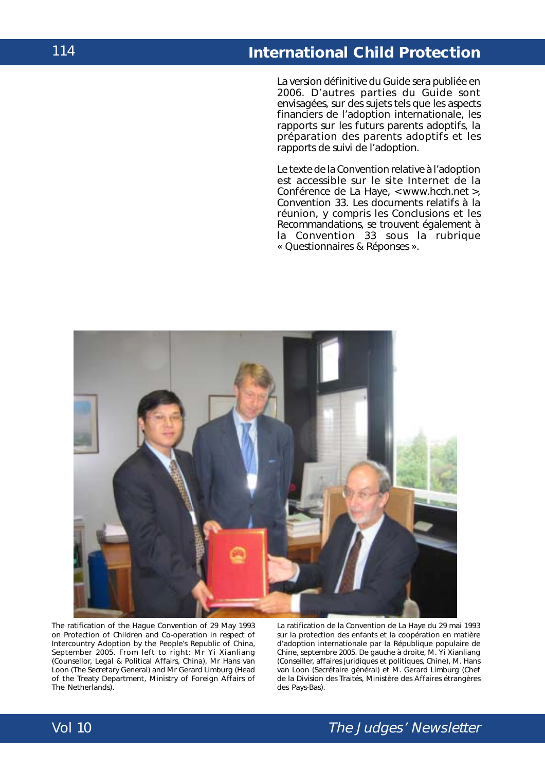La version définitive du Guide sera publiée en 2006. D'autres parties du Guide sont envisagées, sur des sujets tels que les aspects financiers de l'adoption internationale, les rapports sur les futurs parents adoptifs, la préparation des parents adoptifs et les rapports de suivi de l'adoption.

Le texte de la Convention relative à l'adoption est accessible sur le site Internet de la Conférence de La Haye, < www.hcch.net >, Convention 33. Les documents relatifs à la réunion, y compris les Conclusions et les Recommandations, se trouvent également à la Convention 33 sous la rubrique « Questionnaires & Réponses ».

The ratification of the Hague Convention of 29 May 1993 on Protection of Children and Co-operation in respect of Intercountry Adoption by the People's Republic of China, September 2005. From left to right: Mr Yi Xianliang (Counsellor, Legal & Political Affairs, China), Mr Hans van Loon (The Secretary General) and Mr Gerard Limburg (Head of the Treaty Department, Ministry of Foreign Affairs of The Netherlands).

La ratification de la Convention de La Haye du 29 mai 1993 sur la protection des enfants et la coopération en matière d'adoption internationale par la République populaire de Chine, septembre 2005. De gauche à droite, M. Yi Xianliang (Conseiller, affaires juridiques et politiques, Chine), M. Hans van Loon (Secrétaire général) et M. Gerard Limburg (Chef de la Division des Traités, Ministère des Affaires étrangères des Pays-Bas).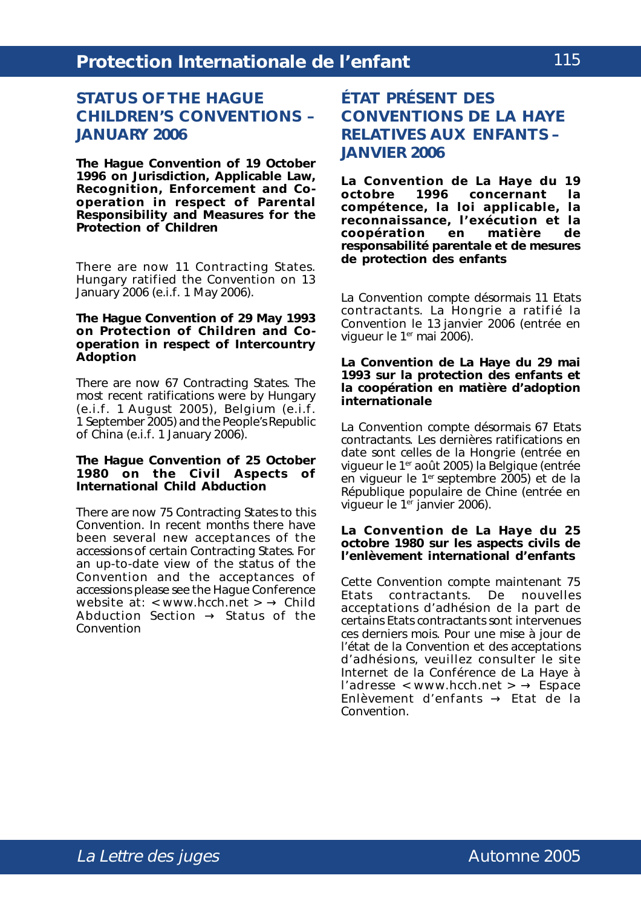## STATUS OF THE HAGUE CHILDREN'S CONVENTIONS – JANUARY 2006

**The Hague Convention of 19 October 1996 on Jurisdiction, Applicable Law, Recognition, Enforcement and Co-operation in respect of Parental Responsibility and Measures for the Protection of Children**

There are now 11 Contracting States. Hungary ratified the Convention on 13 January 2006 (e.i.f. 1 May 2006).

**The Hague Convention of 29 May 1993 on Protection of Children and Co-operation in respect of Intercountry Adoption**

There are now 67 Contracting States. The most recent ratifications were by Hungary (e.i.f. 1 August 2005), Belgium (e.i.f. 1 September 2005) and the People's Republic of China (e.i.f. 1 January 2006).

**The Hague Convention of 25 October 1980 on the Civil Aspects of International Child Abduction**

There are now 75 Contracting States to this Convention. In recent months there have been several new acceptances of the accessions of certain Contracting States. For an up-to-date view of the status of the Convention and the acceptances of accessions please see the Hague Conference website at: < www.hcch.net > → Child Abduction Section → Status of the Convention

## ÉTAT PRÉSENT DES CONVENTIONS DE LA HAYE RELATIVES AUX ENFANTS – JANVIER 2006

**La Convention de La Haye du 19 octobre 1996 concernant la compétence, la loi applicable, la reconnaissance, l'exécution et la coopération en matière de responsabilité parentale et de mesures de protection des enfants**

La Convention compte désormais 11 Etats contractants. La Hongrie a ratifié la Convention le 13 janvier 2006 (entrée en vigueur le 1er mai 2006).

**La Convention de La Haye du 29 mai 1993 sur la protection des enfants et la coopération en matière d'adoption internationale**

La Convention compte désormais 67 Etats contractants. Les dernières ratifications en date sont celles de la Hongrie (entrée en vigueur le 1er août 2005) la Belgique (entrée en vigueur le 1er septembre 2005) et de la République populaire de Chine (entrée en vigueur le 1er janvier 2006).

**La Convention de La Haye du 25 octobre 1980 sur les aspects civils de l'enlèvement international d'enfants**

Cette Convention compte maintenant 75 Etats contractants. De nouvelles acceptations d'adhésion de la part de certains Etats contractants sont intervenues ces derniers mois. Pour une mise à jour de l'état de la Convention et des acceptations d'adhésions, veuillez consulter le site Internet de la Conférence de La Haye à l'adresse < www.hcch.net > → Espace Enlèvement d'enfants → Etat de la Convention.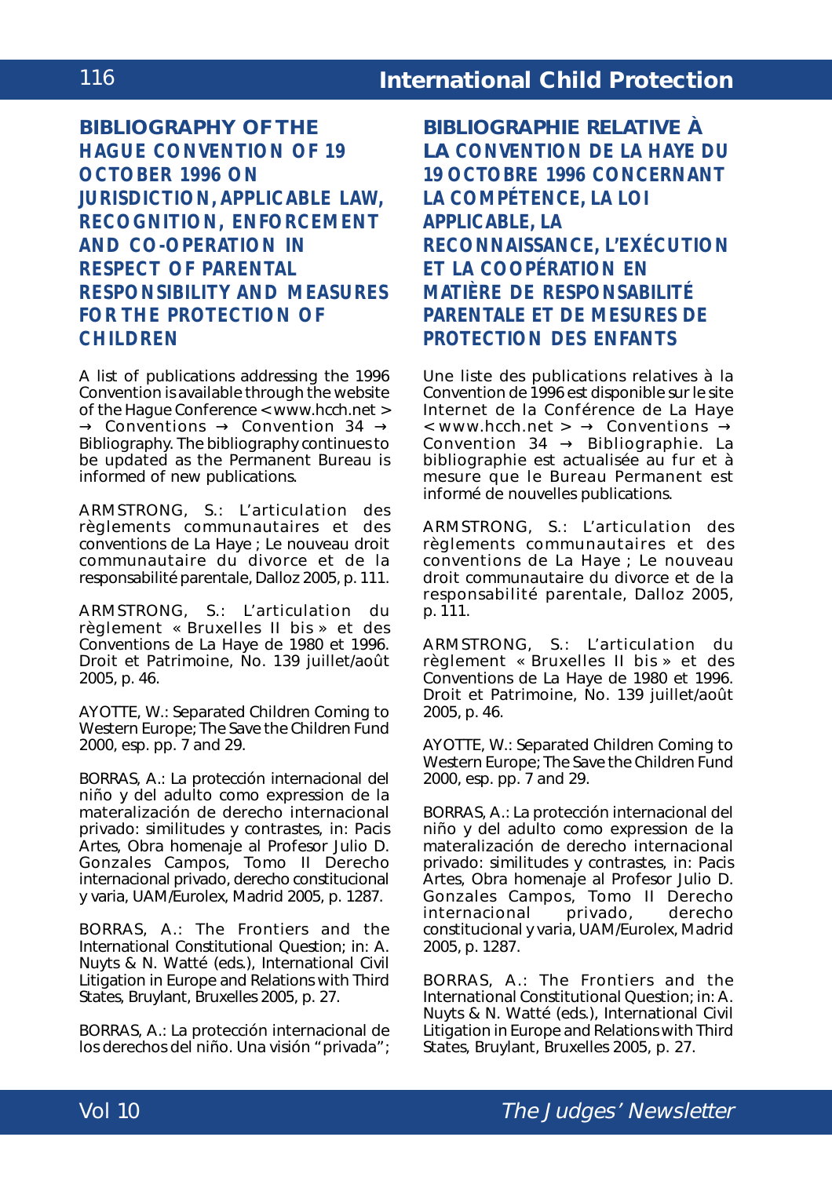## BIBLIOGRAPHY OF THE HAGUE CONVENTION OF 19 OCTOBER 1996 ON JURISDICTION, APPLICABLE LAW, RECOGNITION, ENFORCEMENT AND CO-OPERATION IN RESPECT OF PARENTAL RESPONSIBILITY AND MEASURES FOR THE PROTECTION OF CHILDREN

A list of publications addressing the 1996 Convention is available through the website of the Hague Conference < www.hcch.net > → Conventions → Convention 34 → Bibliography. The bibliography continues to be updated as the Permanent Bureau is informed of new publications.

ARMSTRONG, S.: L'articulation des règlements communautaires et des conventions de La Haye ; Le nouveau droit communautaire du divorce et de la responsabilité parentale, Dalloz 2005, p. 111.

ARMSTRONG, S.: L'articulation du règlement « Bruxelles II bis » et des Conventions de La Haye de 1980 et 1996. Droit et Patrimoine, No. 139 juillet/août 2005, p. 46.

AYOTTE, W.: Separated Children Coming to Western Europe; The Save the Children Fund 2000, esp. pp. 7 and 29.

BORRAS, A.: La protección internacional del niño y del adulto como expression de la materalización de derecho internacional privado: similitudes y contrastes, in: Pacis Artes, Obra homenaje al Profesor Julio D. Gonzales Campos, Tomo II Derecho internacional privado, derecho constitucional y varia, UAM/Eurolex, Madrid 2005, p. 1287.

BORRAS, A.: The Frontiers and the International Constitutional Question; in: A. Nuyts & N. Watté (eds.), International Civil Litigation in Europe and Relations with Third States, Bruylant, Bruxelles 2005, p. 27.

BORRAS, A.: La protección internacional de los derechos del niño. Una visión "privada";

## BIBLIOGRAPHIE RELATIVE À LA CONVENTION DE LA HAYE DU 19 OCTOBRE 1996 CONCERNANT LA COMPÉTENCE, LA LOI APPLICABLE, LA RECONNAISSANCE, L'EXÉCUTION ET LA COOPÉRATION EN MATIÈRE DE RESPONSABILITÉ PARENTALE ET DE MESURES DE PROTECTION DES ENFANTS

Une liste des publications relatives à la Convention de 1996 est disponible sur le site Internet de la Conférence de La Haye < www.hcch.net > → Conventions → Convention 34 → Bibliographie. La bibliographie est actualisée au fur et à mesure que le Bureau Permanent est informé de nouvelles publications.

ARMSTRONG, S.: L'articulation des règlements communautaires et des conventions de La Haye ; Le nouveau droit communautaire du divorce et de la responsabilité parentale, Dalloz 2005, p. 111.

ARMSTRONG, S.: L'articulation du règlement « Bruxelles II bis » et des Conventions de La Haye de 1980 et 1996. Droit et Patrimoine, No. 139 juillet/août 2005, p. 46.

AYOTTE, W.: Separated Children Coming to Western Europe; The Save the Children Fund 2000, esp. pp. 7 and 29.

BORRAS, A.: La protección internacional del niño y del adulto como expression de la materalización de derecho internacional privado: similitudes y contrastes, in: Pacis Artes, Obra homenaje al Profesor Julio D. Gonzales Campos, Tomo II Derecho internacional privado, derecho constitucional y varia, UAM/Eurolex, Madrid 2005, p. 1287.

BORRAS, A.: The Frontiers and the International Constitutional Question; in: A. Nuyts & N. Watté (eds.), International Civil Litigation in Europe and Relations with Third States, Bruylant, Bruxelles 2005, p. 27.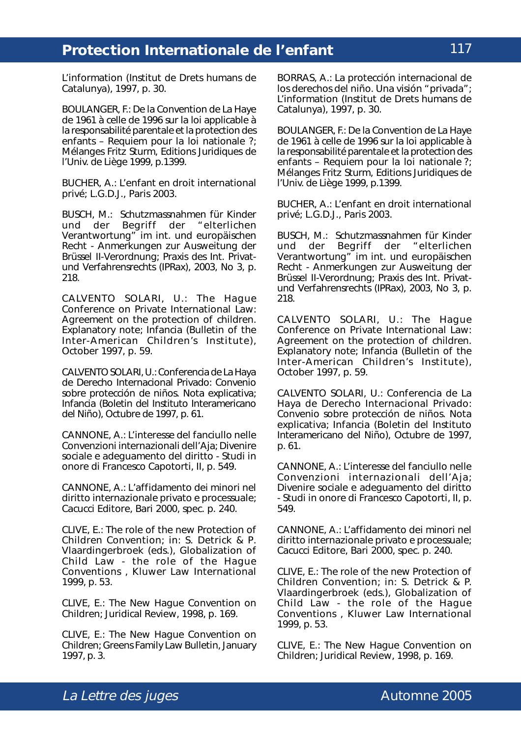L'information (Institut de Drets humans de Catalunya), 1997, p. 30.

BOULANGER, F.: De la Convention de La Haye de 1961 à celle de 1996 sur la loi applicable à la responsabilité parentale et la protection des enfants – Requiem pour la loi nationale ?; Mélanges Fritz Sturm, Editions Juridiques de l'Univ. de Liège 1999, p.1399.

BUCHER, A.: L'enfant en droit international privé; L.G.D.J., Paris 2003.

BUSCH, M.: Schutzmassnahmen für Kinder und der Begriff der "elterlichen Verantwortung" im int. und europäischen Recht - Anmerkungen zur Ausweitung der Brüssel II-Verordnung; Praxis des Int. Privat- und Verfahrensrechts (IPRax), 2003, No 3, p. 218.

CALVENTO SOLARI, U.: The Hague Conference on Private International Law: Agreement on the protection of children. Explanatory note; Infancia (Bulletin of the Inter-American Children's Institute), October 1997, p. 59.

CALVENTO SOLARI, U.: Conferencia de La Haya de Derecho Internacional Privado: Convenio sobre protección de niños. Nota explicativa; Infancia (Boletin del Instituto Interamericano del Niño), Octubre de 1997, p. 61.

CANNONE, A.: L'interesse del fanciullo nelle Convenzioni internazionali dell'Aja; Divenire sociale e adeguamento del diritto - Studi in onore di Francesco Capotorti, II, p. 549.

CANNONE, A.: L'affidamento dei minori nel diritto internazionale privato e processuale; Cacucci Editore, Bari 2000, spec. p. 240.

CLIVE, E.: The role of the new Protection of Children Convention; in: S. Detrick & P. Vlaardingerbroek (eds.), Globalization of Child Law - the role of the Hague Conventions , Kluwer Law International 1999, p. 53.

CLIVE, E.: The New Hague Convention on Children; Juridical Review, 1998, p. 169.

CLIVE, E.: The New Hague Convention on Children; Greens Family Law Bulletin, January 1997, p. 3.

BORRAS, A.: La protección internacional de los derechos del niño. Una visión "privada"; L'information (Institut de Drets humans de Catalunya), 1997, p. 30.

BOULANGER, F.: De la Convention de La Haye de 1961 à celle de 1996 sur la loi applicable à la responsabilité parentale et la protection des enfants – Requiem pour la loi nationale ?; Mélanges Fritz Sturm, Editions Juridiques de l'Univ. de Liège 1999, p.1399.

BUCHER, A.: L'enfant en droit international privé; L.G.D.J., Paris 2003.

BUSCH, M.: Schutzmassnahmen für Kinder und der Begriff der "elterlichen Verantwortung" im int. und europäischen Recht - Anmerkungen zur Ausweitung der Brüssel II-Verordnung; Praxis des Int. Privat- und Verfahrensrechts (IPRax), 2003, No 3, p. 218.

CALVENTO SOLARI, U.: The Hague Conference on Private International Law: Agreement on the protection of children. Explanatory note; Infancia (Bulletin of the Inter-American Children's Institute), October 1997, p. 59.

CALVENTO SOLARI, U.: Conferencia de La Haya de Derecho Internacional Privado: Convenio sobre protección de niños. Nota explicativa; Infancia (Boletin del Instituto Interamericano del Niño), Octubre de 1997, p. 61.

CANNONE, A.: L'interesse del fanciullo nelle Convenzioni internazionali dell'Aja; Divenire sociale e adeguamento del diritto - Studi in onore di Francesco Capotorti, II, p. 549.

CANNONE, A.: L'affidamento dei minori nel diritto internazionale privato e processuale; Cacucci Editore, Bari 2000, spec. p. 240.

CLIVE, E.: The role of the new Protection of Children Convention; in: S. Detrick & P. Vlaardingerbroek (eds.), Globalization of Child Law - the role of the Hague Conventions , Kluwer Law International 1999, p. 53.

CLIVE, E.: The New Hague Convention on Children; Juridical Review, 1998, p. 169.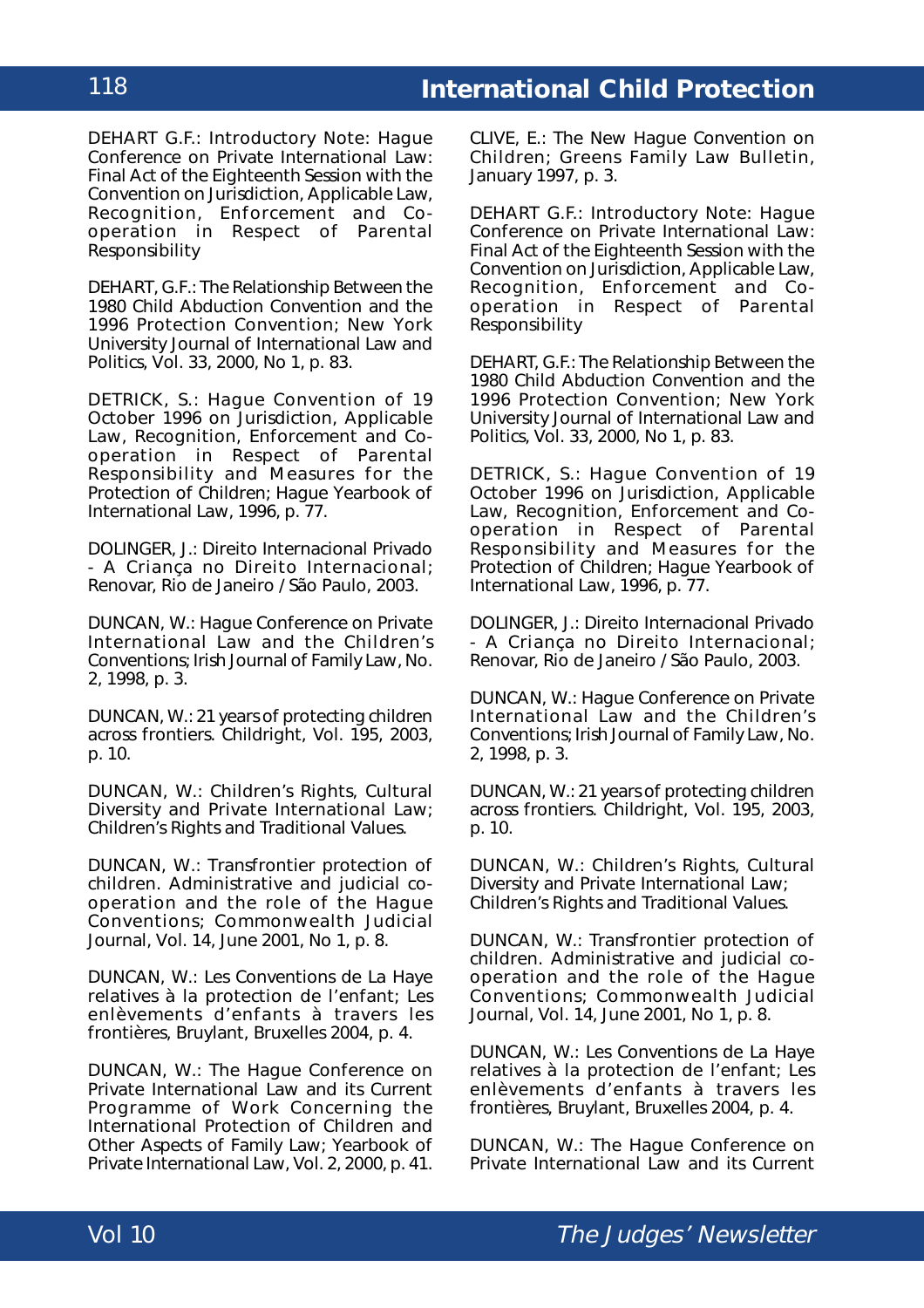DEHART G.F.: Introductory Note: Hague Conference on Private International Law: Final Act of the Eighteenth Session with the Convention on Jurisdiction, Applicable Law, Recognition, Enforcement and Co-operation in Respect of Parental Responsibility

DEHART, G.F.: The Relationship Between the 1980 Child Abduction Convention and the 1996 Protection Convention; New York University Journal of International Law and Politics, Vol. 33, 2000, No 1, p. 83.

DETRICK, S.: Hague Convention of 19 October 1996 on Jurisdiction, Applicable Law, Recognition, Enforcement and Co-operation in Respect of Parental Responsibility and Measures for the Protection of Children; Hague Yearbook of International Law, 1996, p. 77.

DOLINGER, J.: Direito Internacional Privado - A Criança no Direito Internacional; Renovar, Rio de Janeiro / São Paulo, 2003.

DUNCAN, W.: Hague Conference on Private International Law and the Children's Conventions; Irish Journal of Family Law, No. 2, 1998, p. 3.

DUNCAN, W.: 21 years of protecting children across frontiers. Childright, Vol. 195, 2003, p. 10.

DUNCAN, W.: Children's Rights, Cultural Diversity and Private International Law; Children's Rights and Traditional Values.

DUNCAN, W.: Transfrontier protection of children. Administrative and judicial co-operation and the role of the Hague Conventions; Commonwealth Judicial Journal, Vol. 14, June 2001, No 1, p. 8.

DUNCAN, W.: Les Conventions de La Haye relatives à la protection de l'enfant; Les enlèvements d'enfants à travers les frontières, Bruylant, Bruxelles 2004, p. 4.

DUNCAN, W.: The Hague Conference on Private International Law and its Current Programme of Work Concerning the International Protection of Children and Other Aspects of Family Law; Yearbook of Private International Law, Vol. 2, 2000, p. 41.

CLIVE, E.: The New Hague Convention on Children; Greens Family Law Bulletin, January 1997, p. 3.

DEHART G.F.: Introductory Note: Hague Conference on Private International Law: Final Act of the Eighteenth Session with the Convention on Jurisdiction, Applicable Law, Recognition, Enforcement and Co-operation in Respect of Parental Responsibility

DEHART, G.F.: The Relationship Between the 1980 Child Abduction Convention and the 1996 Protection Convention; New York University Journal of International Law and Politics, Vol. 33, 2000, No 1, p. 83.

DETRICK, S.: Hague Convention of 19 October 1996 on Jurisdiction, Applicable Law, Recognition, Enforcement and Co-operation in Respect of Parental Responsibility and Measures for the Protection of Children; Hague Yearbook of International Law, 1996, p. 77.

DOLINGER, J.: Direito Internacional Privado - A Criança no Direito Internacional; Renovar, Rio de Janeiro / São Paulo, 2003.

DUNCAN, W.: Hague Conference on Private International Law and the Children's Conventions; Irish Journal of Family Law, No. 2, 1998, p. 3.

DUNCAN, W.: 21 years of protecting children across frontiers. Childright, Vol. 195, 2003, p. 10.

DUNCAN, W.: Children's Rights, Cultural Diversity and Private International Law; Children's Rights and Traditional Values.

DUNCAN, W.: Transfrontier protection of children. Administrative and judicial co-operation and the role of the Hague Conventions; Commonwealth Judicial Journal, Vol. 14, June 2001, No 1, p. 8.

DUNCAN, W.: Les Conventions de La Haye relatives à la protection de l'enfant; Les enlèvements d'enfants à travers les frontières, Bruylant, Bruxelles 2004, p. 4.

DUNCAN, W.: The Hague Conference on Private International Law and its Current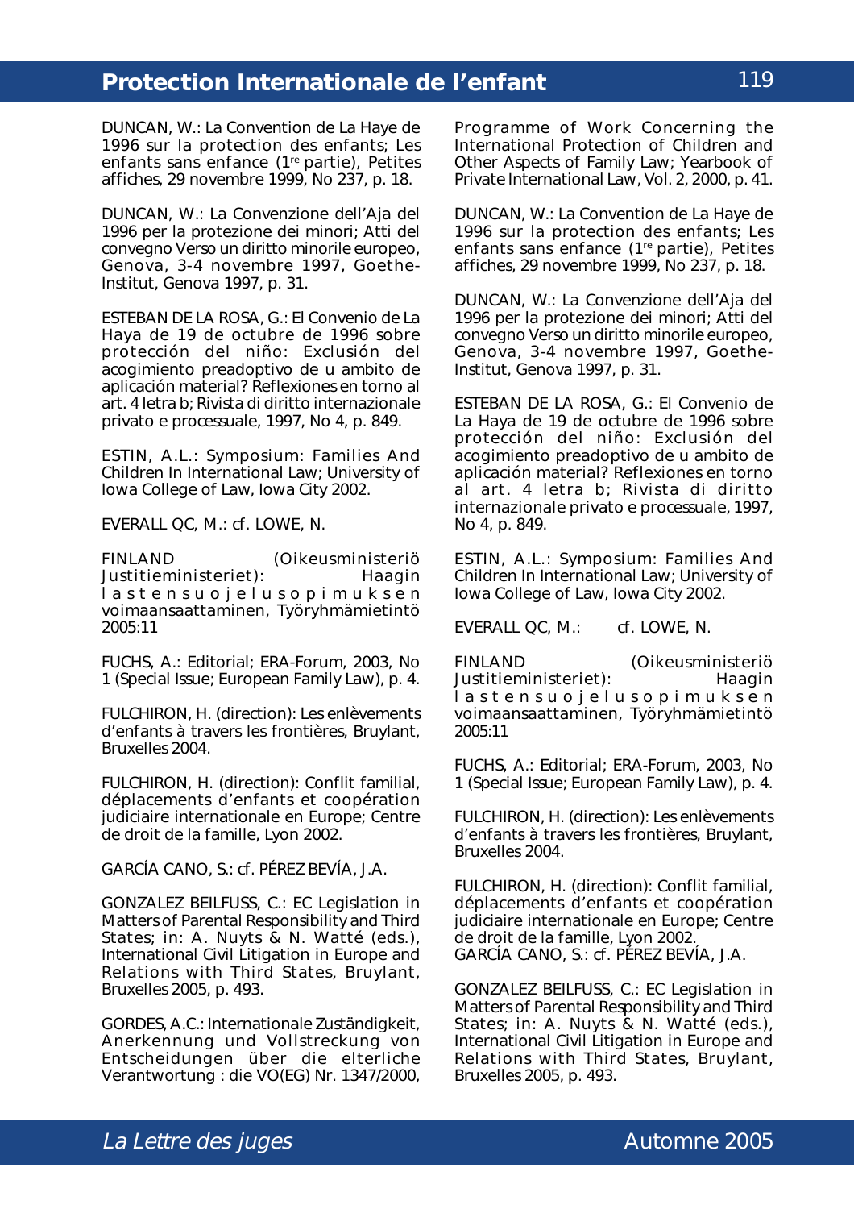DUNCAN, W.: La Convention de La Haye de 1996 sur la protection des enfants; Les enfants sans enfance (1re partie), Petites affiches, 29 novembre 1999, No 237, p. 18.

DUNCAN, W.: La Convenzione dell'Aja del 1996 per la protezione dei minori; Atti del convegno Verso un diritto minorile europeo, Genova, 3-4 novembre 1997, Goethe-Institut, Genova 1997, p. 31.

ESTEBAN DE LA ROSA, G.: El Convenio de La Haya de 19 de octubre de 1996 sobre protección del niño: Exclusión del acogimiento preadoptivo de u ambito de aplicación material? Reflexiones en torno al art. 4 letra b; Rivista di diritto internazionale privato e processuale, 1997, No 4, p. 849.

ESTIN, A.L.: Symposium: Families And Children In International Law; University of Iowa College of Law, Iowa City 2002.

EVERALL QC, M.: cf. LOWE, N.

FINLAND (Oikeusministeriö Justitieministeriet): Haagin lastensuojelusopimuksen voimaansaattaminen, Työryhmämietintö 2005:11

FUCHS, A.: Editorial; ERA-Forum, 2003, No 1 (Special Issue; European Family Law), p. 4.

FULCHIRON, H. (direction): Les enlèvements d'enfants à travers les frontières, Bruylant, Bruxelles 2004.

FULCHIRON, H. (direction): Conflit familial, déplacements d'enfants et coopération judiciaire internationale en Europe; Centre de droit de la famille, Lyon 2002.

GARCÍA CANO, S.: cf. PÉREZ BEVÍA, J.A.

GONZALEZ BEILFUSS, C.: EC Legislation in Matters of Parental Responsibility and Third States; in: A. Nuyts & N. Watté (eds.), International Civil Litigation in Europe and Relations with Third States, Bruylant, Bruxelles 2005, p. 493.

GORDES, A.C.: Internationale Zuständigkeit, Anerkennung und Vollstreckung von Entscheidungen über die elterliche Verantwortung : die VO(EG) Nr. 1347/2000,

Programme of Work Concerning the International Protection of Children and Other Aspects of Family Law; Yearbook of Private International Law, Vol. 2, 2000, p. 41.

DUNCAN, W.: La Convention de La Haye de 1996 sur la protection des enfants; Les enfants sans enfance (1re partie), Petites affiches, 29 novembre 1999, No 237, p. 18.

DUNCAN, W.: La Convenzione dell'Aja del 1996 per la protezione dei minori; Atti del convegno Verso un diritto minorile europeo, Genova, 3-4 novembre 1997, Goethe-Institut, Genova 1997, p. 31.

ESTEBAN DE LA ROSA, G.: El Convenio de La Haya de 19 de octubre de 1996 sobre protección del niño: Exclusión del acogimiento preadoptivo de u ambito de aplicación material? Reflexiones en torno al art. 4 letra b; Rivista di diritto internazionale privato e processuale, 1997, No 4, p. 849.

ESTIN, A.L.: Symposium: Families And Children In International Law; University of Iowa College of Law, Iowa City 2002.

EVERALL QC, M.: cf. LOWE, N.

FINLAND (Oikeusministeriö Justitieministeriet): Haagin lastensuojelusopimuksen voimaansaattaminen, Työryhmämietintö 2005:11

FUCHS, A.: Editorial; ERA-Forum, 2003, No 1 (Special Issue; European Family Law), p. 4.

FULCHIRON, H. (direction): Les enlèvements d'enfants à travers les frontières, Bruylant, Bruxelles 2004.

FULCHIRON, H. (direction): Conflit familial, déplacements d'enfants et coopération judiciaire internationale en Europe; Centre de droit de la famille, Lyon 2002.
GARCÍA CANO, S.: cf. PÉREZ BEVÍA, J.A.

GONZALEZ BEILFUSS, C.: EC Legislation in Matters of Parental Responsibility and Third States; in: A. Nuyts & N. Watté (eds.), International Civil Litigation in Europe and Relations with Third States, Bruylant, Bruxelles 2005, p. 493.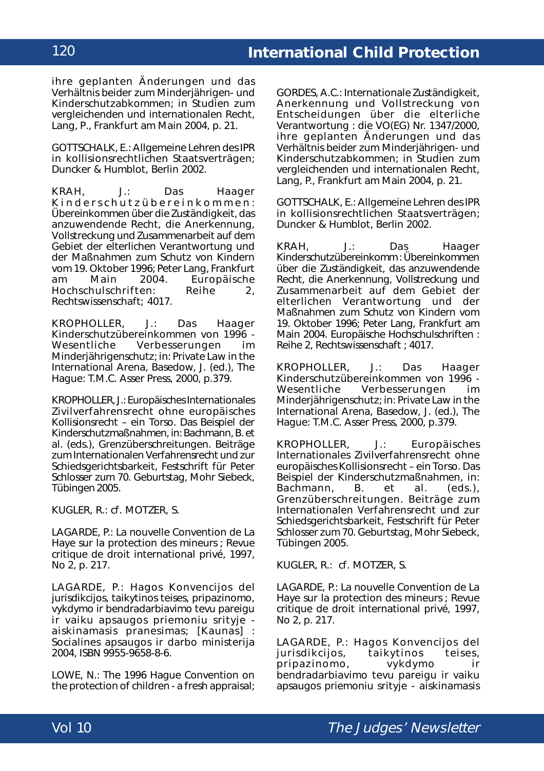ihre geplanten Änderungen und das Verhältnis beider zum Minderjährigen- und Kinderschutzabkommen; in Studien zum vergleichenden und internationalen Recht, Lang, P., Frankfurt am Main 2004, p. 21.

GOTTSCHALK, E.: Allgemeine Lehren des IPR in kollisionsrechtlichen Staatsverträgen; Duncker & Humblot, Berlin 2002.

KRAH, J.: Das Haager Kinderschutzübereinkommen: Übereinkommen über die Zuständigkeit, das anzuwendende Recht, die Anerkennung, Vollstreckung und Zusammenarbeit auf dem Gebiet der elterlichen Verantwortung und der Maßnahmen zum Schutz von Kindern vom 19. Oktober 1996; Peter Lang, Frankfurt am Main 2004. Europäische Hochschulschriften: Reihe 2, Rechtswissenschaft; 4017.

KROPHOLLER, J.: Das Haager Kinderschutzübereinkommen von 1996 - Wesentliche Verbesserungen im Minderjährigenschutz; in: Private Law in the International Arena, Basedow, J. (ed.), The Hague: T.M.C. Asser Press, 2000, p.379.

KROPHOLLER, J.: Europäisches Internationales Zivilverfahrensrecht ohne europäisches Kollisionsrecht – ein Torso. Das Beispiel der Kinderschutzmaßnahmen, in: Bachmann, B. et al. (eds.), Grenzüberschreitungen. Beiträge zum Internationalen Verfahrensrecht und zur Schiedsgerichtsbarkeit, Festschrift für Peter Schlosser zum 70. Geburtstag, Mohr Siebeck, Tübingen 2005.

KUGLER, R.: cf. MOTZER, S.

LAGARDE, P.: La nouvelle Convention de La Haye sur la protection des mineurs ; Revue critique de droit international privé, 1997, No 2, p. 217.

LAGARDE, P.: Hagos Konvencijos del jurisdikcijos, taikytinos teises, pripazinomo, vykdymo ir bendradarbiavimo tevu pareigu ir vaiku apsaugos priemoniu srityje - aiskinamasis pranesimas; [Kaunas] : Socialines apsaugos ir darbo ministerija 2004, ISBN 9955-9658-8-6.

LOWE, N.: The 1996 Hague Convention on the protection of children - a fresh appraisal;

GORDES, A.C.: Internationale Zuständigkeit, Anerkennung und Vollstreckung von Entscheidungen über die elterliche Verantwortung : die VO(EG) Nr. 1347/2000, ihre geplanten Änderungen und das Verhältnis beider zum Minderjährigen- und Kinderschutzabkommen; in Studien zum vergleichenden und internationalen Recht, Lang, P., Frankfurt am Main 2004, p. 21.

GOTTSCHALK, E.: Allgemeine Lehren des IPR in kollisionsrechtlichen Staatsverträgen; Duncker & Humblot, Berlin 2002.

KRAH, J.: Das Haager Kinderschutzübereinkomm : Übereinkommen über die Zuständigkeit, das anzuwendende Recht, die Anerkennung, Vollstreckung und Zusammenarbeit auf dem Gebiet der elterlichen Verantwortung und der Maßnahmen zum Schutz von Kindern vom 19. Oktober 1996; Peter Lang, Frankfurt am Main 2004. Europäische Hochschulschriften : Reihe 2, Rechtswissenschaft ; 4017.

KROPHOLLER, J.: Das Haager Kinderschutzübereinkommen von 1996 - Wesentliche Verbesserungen im Minderjährigenschutz; in: Private Law in the International Arena, Basedow, J. (ed.), The Hague: T.M.C. Asser Press, 2000, p.379.

KROPHOLLER, J.: Europäisches Internationales Zivilverfahrensrecht ohne europäisches Kollisionsrecht – ein Torso. Das Beispiel der Kinderschutzmaßnahmen, in: Bachmann, B. et al. (eds.), Grenzüberschreitungen. Beiträge zum Internationalen Verfahrensrecht und zur Schiedsgerichtsbarkeit, Festschrift für Peter Schlosser zum 70. Geburtstag, Mohr Siebeck, Tübingen 2005.

KUGLER, R.: cf. MOTZER, S.

LAGARDE, P.: La nouvelle Convention de La Haye sur la protection des mineurs ; Revue critique de droit international privé, 1997, No 2, p. 217.

LAGARDE, P.: Hagos Konvencijos del jurisdikcijos, taikytinos teises, pripazinomo, vykdymo ir bendradarbiavimo tevu pareigu ir vaiku apsaugos priemoniu srityje - aiskinamasis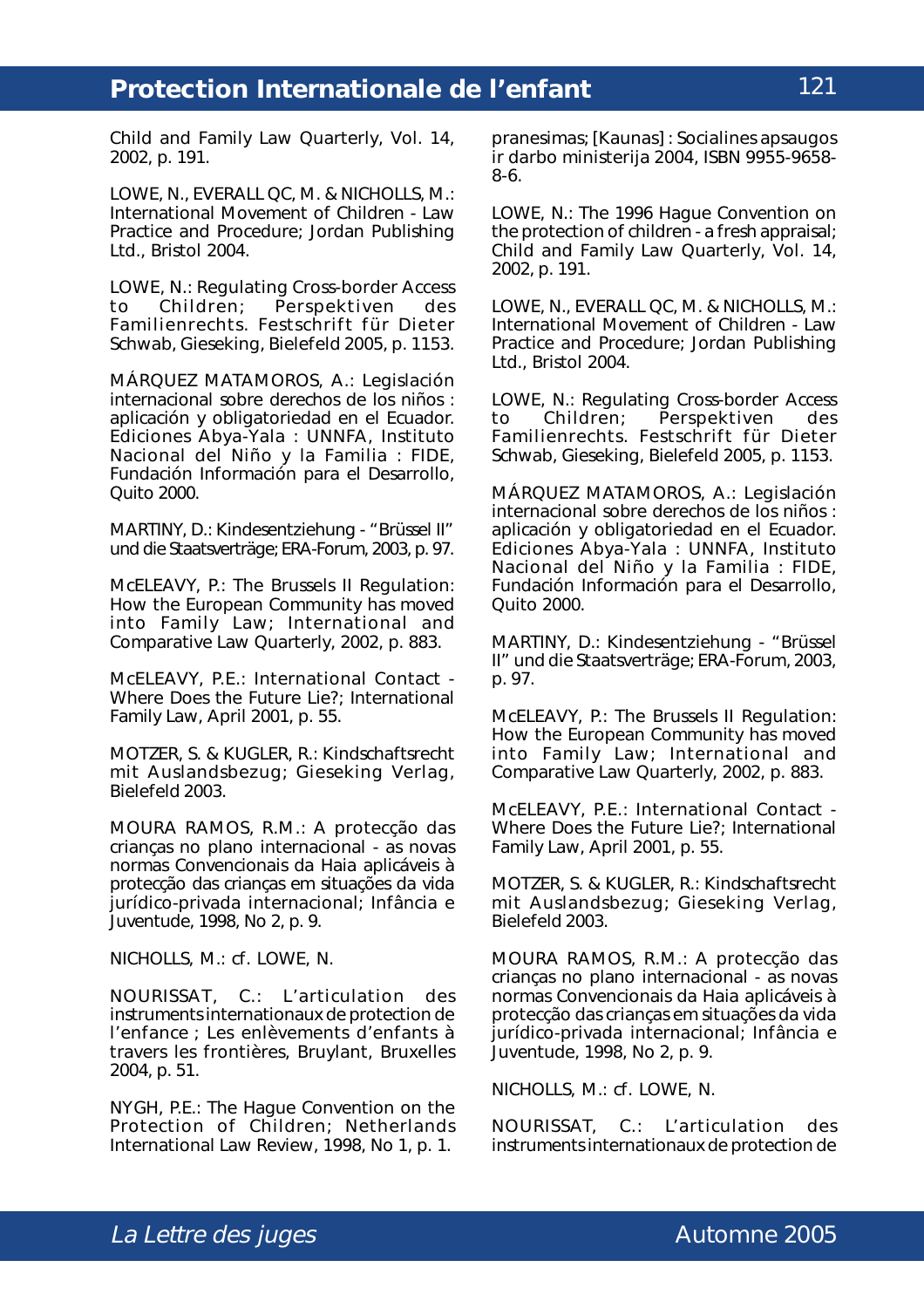Child and Family Law Quarterly, Vol. 14, 2002, p. 191.

LOWE, N., EVERALL QC, M. & NICHOLLS, M.: International Movement of Children - Law Practice and Procedure; Jordan Publishing Ltd., Bristol 2004.

LOWE, N.: Regulating Cross-border Access to Children; Perspektiven des Familienrechts. Festschrift für Dieter Schwab, Gieseking, Bielefeld 2005, p. 1153.

MÁRQUEZ MATAMOROS, A.: Legislación internacional sobre derechos de los niños : aplicación y obligatoriedad en el Ecuador. Ediciones Abya-Yala : UNNFA, Instituto Nacional del Niño y la Familia : FIDE, Fundación Información para el Desarrollo, Quito 2000.

MARTINY, D.: Kindesentziehung - "Brüssel II" und die Staatsverträge; ERA-Forum, 2003, p. 97.

McELEAVY, P.: The Brussels II Regulation: How the European Community has moved into Family Law; International and Comparative Law Quarterly, 2002, p. 883.

McELEAVY, P.E.: International Contact - Where Does the Future Lie?; International Family Law, April 2001, p. 55.

MOTZER, S. & KUGLER, R.: Kindschaftsrecht mit Auslandsbezug; Gieseking Verlag, Bielefeld 2003.

MOURA RAMOS, R.M.: A protecção das crianças no plano internacional - as novas normas Convencionais da Haia aplicáveis à protecção das crianças em situações da vida jurídico-privada internacional; Infância e Juventude, 1998, No 2, p. 9.

NICHOLLS, M.: cf. LOWE, N.

NOURISSAT, C.: L'articulation des instruments internationaux de protection de l'enfance ; Les enlèvements d'enfants à travers les frontières, Bruylant, Bruxelles 2004, p. 51.

NYGH, P.E.: The Hague Convention on the Protection of Children; Netherlands International Law Review, 1998, No 1, p. 1.

pranesimas; [Kaunas] : Socialines apsaugos ir darbo ministerija 2004, ISBN 9955-9658-8-6.

LOWE, N.: The 1996 Hague Convention on the protection of children - a fresh appraisal; Child and Family Law Quarterly, Vol. 14, 2002, p. 191.

LOWE, N., EVERALL QC, M. & NICHOLLS, M.: International Movement of Children - Law Practice and Procedure; Jordan Publishing Ltd., Bristol 2004.

LOWE, N.: Regulating Cross-border Access to Children; Perspektiven des Familienrechts. Festschrift für Dieter Schwab, Gieseking, Bielefeld 2005, p. 1153.

MÁRQUEZ MATAMOROS, A.: Legislación internacional sobre derechos de los niños : aplicación y obligatoriedad en el Ecuador. Ediciones Abya-Yala : UNNFA, Instituto Nacional del Niño y la Familia : FIDE, Fundación Información para el Desarrollo, Quito 2000.

MARTINY, D.: Kindesentziehung - "Brüssel II" und die Staatsverträge; ERA-Forum, 2003, p. 97.

McELEAVY, P.: The Brussels II Regulation: How the European Community has moved into Family Law; International and Comparative Law Quarterly, 2002, p. 883.

McELEAVY, P.E.: International Contact - Where Does the Future Lie?; International Family Law, April 2001, p. 55.

MOTZER, S. & KUGLER, R.: Kindschaftsrecht mit Auslandsbezug; Gieseking Verlag, Bielefeld 2003.

MOURA RAMOS, R.M.: A protecção das crianças no plano internacional - as novas normas Convencionais da Haia aplicáveis à protecção das crianças em situações da vida jurídico-privada internacional; Infância e Juventude, 1998, No 2, p. 9.

NICHOLLS, M.: cf. LOWE, N.

NOURISSAT, C.: L'articulation des instruments internationaux de protection de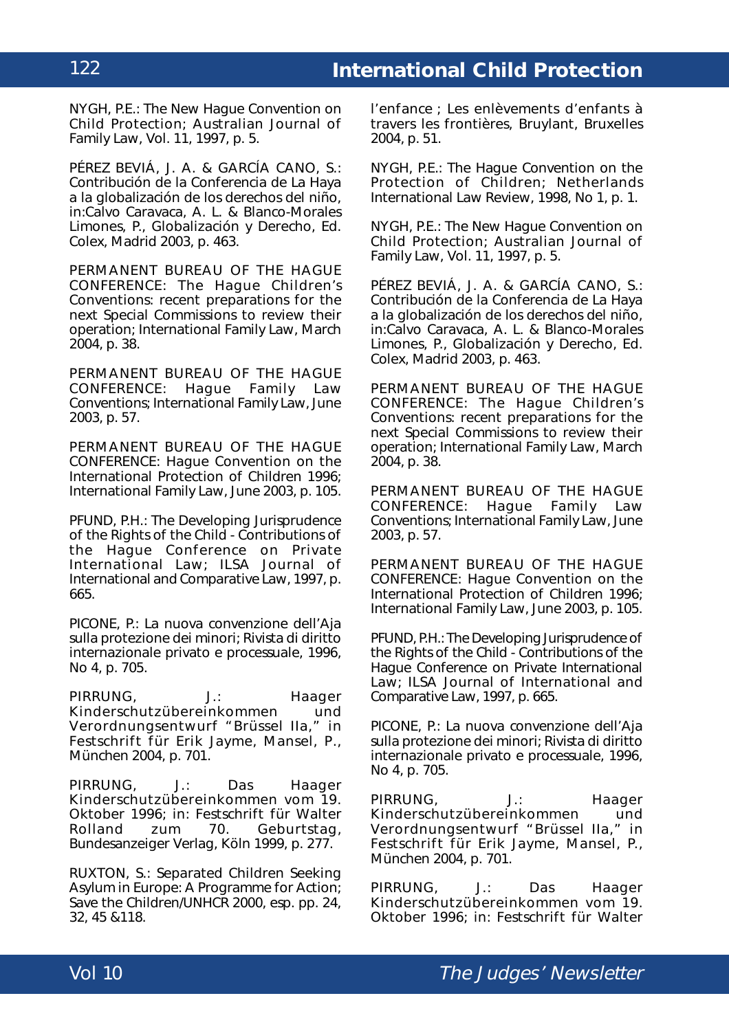NYGH, P.E.: The New Hague Convention on Child Protection; Australian Journal of Family Law, Vol. 11, 1997, p. 5.

PÉREZ BEVIÁ, J. A. & GARCÍA CANO, S.: Contribución de la Conferencia de La Haya a la globalización de los derechos del niño, in:Calvo Caravaca, A. L. & Blanco-Morales Limones, P., Globalización y Derecho, Ed. Colex, Madrid 2003, p. 463.

PERMANENT BUREAU OF THE HAGUE CONFERENCE: The Hague Children's Conventions: recent preparations for the next Special Commissions to review their operation; International Family Law, March 2004, p. 38.

PERMANENT BUREAU OF THE HAGUE CONFERENCE: Hague Family Law Conventions; International Family Law, June 2003, p. 57.

PERMANENT BUREAU OF THE HAGUE CONFERENCE: Hague Convention on the International Protection of Children 1996; International Family Law, June 2003, p. 105.

PFUND, P.H.: The Developing Jurisprudence of the Rights of the Child - Contributions of the Hague Conference on Private International Law; ILSA Journal of International and Comparative Law, 1997, p. 665.

PICONE, P.: La nuova convenzione dell'Aja sulla protezione dei minori; Rivista di diritto internazionale privato e processuale, 1996, No 4, p. 705.

PIRRUNG, J.: Haager Kinderschutzübereinkommen und Verordnungsentwurf "Brüssel IIa," in Festschrift für Erik Jayme, Mansel, P., München 2004, p. 701.

PIRRUNG, J.: Das Haager Kinderschutzübereinkommen vom 19. Oktober 1996; in: Festschrift für Walter Rolland zum 70. Geburtstag, Bundesanzeiger Verlag, Köln 1999, p. 277.

RUXTON, S.: Separated Children Seeking Asylum in Europe: A Programme for Action; Save the Children/UNHCR 2000, esp. pp. 24, 32, 45 &118.

l'enfance ; Les enlèvements d'enfants à travers les frontières, Bruylant, Bruxelles 2004, p. 51.

NYGH, P.E.: The Hague Convention on the Protection of Children; Netherlands International Law Review, 1998, No 1, p. 1.

NYGH, P.E.: The New Hague Convention on Child Protection; Australian Journal of Family Law, Vol. 11, 1997, p. 5.

PÉREZ BEVIÁ, J. A. & GARCÍA CANO, S.: Contribución de la Conferencia de La Haya a la globalización de los derechos del niño, in:Calvo Caravaca, A. L. & Blanco-Morales Limones, P., Globalización y Derecho, Ed. Colex, Madrid 2003, p. 463.

PERMANENT BUREAU OF THE HAGUE CONFERENCE: The Hague Children's Conventions: recent preparations for the next Special Commissions to review their operation; International Family Law, March 2004, p. 38.

PERMANENT BUREAU OF THE HAGUE CONFERENCE: Hague Family Law Conventions; International Family Law, June 2003, p. 57.

PERMANENT BUREAU OF THE HAGUE CONFERENCE: Hague Convention on the International Protection of Children 1996; International Family Law, June 2003, p. 105.

PFUND, P.H.: The Developing Jurisprudence of the Rights of the Child - Contributions of the Hague Conference on Private International Law; ILSA Journal of International and Comparative Law, 1997, p. 665.

PICONE, P.: La nuova convenzione dell'Aja sulla protezione dei minori; Rivista di diritto internazionale privato e processuale, 1996, No 4, p. 705.

PIRRUNG, J.: Haager Kinderschutzübereinkommen und Verordnungsentwurf "Brüssel IIa," in Festschrift für Erik Jayme, Mansel, P., München 2004, p. 701.

PIRRUNG, J.: Das Haager Kinderschutzübereinkommen vom 19. Oktober 1996; in: Festschrift für Walter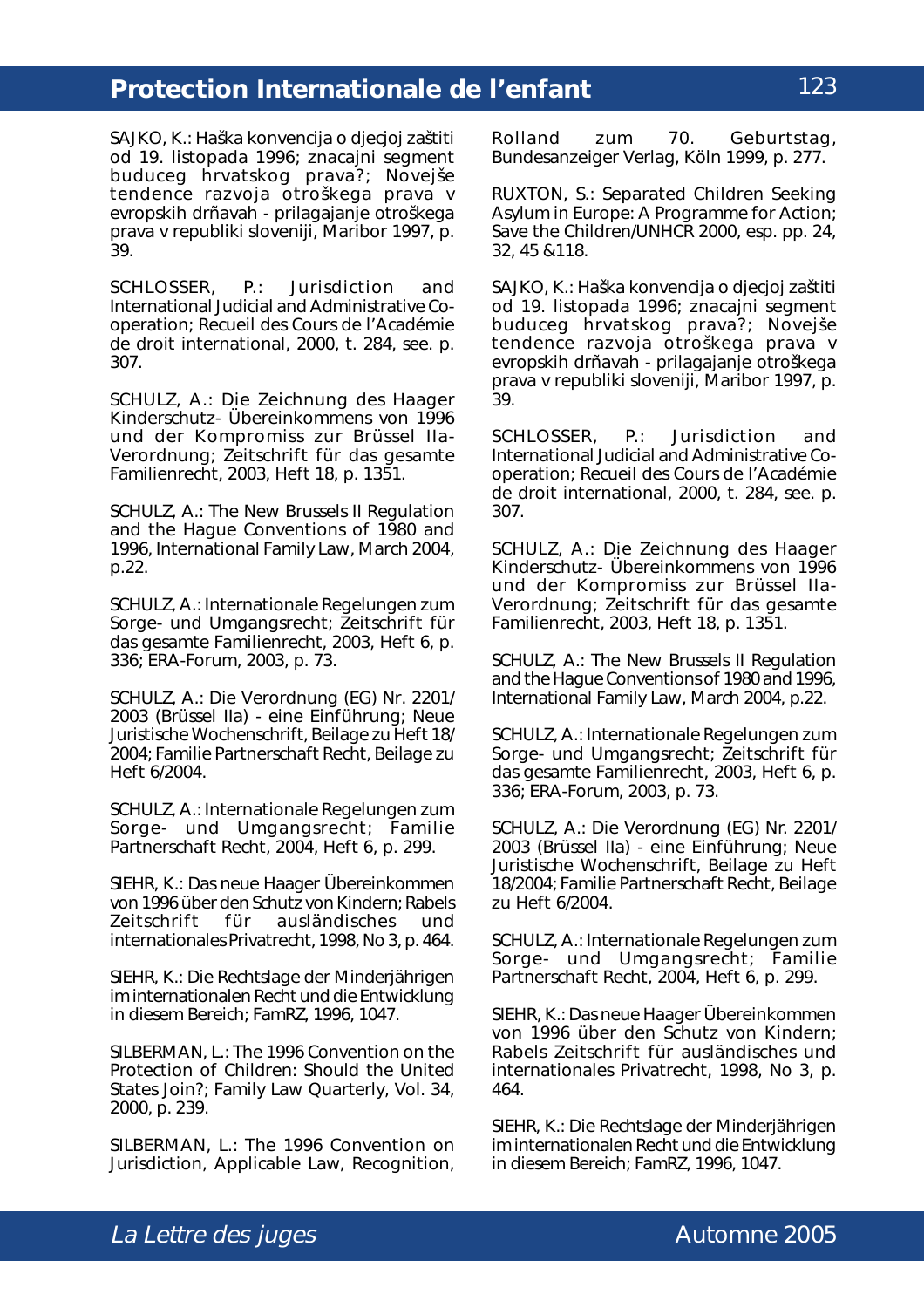SAJKO, K.: Haška konvencija o djecjoj zaštiti od 19. listopada 1996; znacajni segment buduceg hrvatskog prava?; Novejše tendence razvoja otroškega prava v evropskih drñavah - prilagajanje otroškega prava v republiki sloveniji, Maribor 1997, p. 39.

SCHLOSSER, P.: Jurisdiction and International Judicial and Administrative Co-operation; Recueil des Cours de l'Académie de droit international, 2000, t. 284, see. p. 307.

SCHULZ, A.: Die Zeichnung des Haager Kinderschutz- Übereinkommens von 1996 und der Kompromiss zur Brüssel IIa-Verordnung; Zeitschrift für das gesamte Familienrecht, 2003, Heft 18, p. 1351.

SCHULZ, A.: The New Brussels II Regulation and the Hague Conventions of 1980 and 1996, International Family Law, March 2004, p.22.

SCHULZ, A.: Internationale Regelungen zum Sorge- und Umgangsrecht; Zeitschrift für das gesamte Familienrecht, 2003, Heft 6, p. 336; ERA-Forum, 2003, p. 73.

SCHULZ, A.: Die Verordnung (EG) Nr. 2201/2003 (Brüssel IIa) - eine Einführung; Neue Juristische Wochenschrift, Beilage zu Heft 18/2004; Familie Partnerschaft Recht, Beilage zu Heft 6/2004.

SCHULZ, A.: Internationale Regelungen zum Sorge- und Umgangsrecht; Familie Partnerschaft Recht, 2004, Heft 6, p. 299.

SIEHR, K.: Das neue Haager Übereinkommen von 1996 über den Schutz von Kindern; Rabels Zeitschrift für ausländisches und internationales Privatrecht, 1998, No 3, p. 464.

SIEHR, K.: Die Rechtslage der Minderjährigen im internationalen Recht und die Entwicklung in diesem Bereich; FamRZ, 1996, 1047.

SILBERMAN, L.: The 1996 Convention on the Protection of Children: Should the United States Join?; Family Law Quarterly, Vol. 34, 2000, p. 239.

SILBERMAN, L.: The 1996 Convention on Jurisdiction, Applicable Law, Recognition, Rolland zum 70. Geburtstag, Bundesanzeiger Verlag, Köln 1999, p. 277.

RUXTON, S.: Separated Children Seeking Asylum in Europe: A Programme for Action; Save the Children/UNHCR 2000, esp. pp. 24, 32, 45 &118.

SAJKO, K.: Haška konvencija o djecjoj zaštiti od 19. listopada 1996; znacajni segment buduceg hrvatskog prava?; Novejše tendence razvoja otroškega prava v evropskih drñavah - prilagajanje otroškega prava v republiki sloveniji, Maribor 1997, p. 39.

SCHLOSSER, P.: Jurisdiction and International Judicial and Administrative Co-operation; Recueil des Cours de l'Académie de droit international, 2000, t. 284, see. p. 307.

SCHULZ, A.: Die Zeichnung des Haager Kinderschutz- Übereinkommens von 1996 und der Kompromiss zur Brüssel IIa-Verordnung; Zeitschrift für das gesamte Familienrecht, 2003, Heft 18, p. 1351.

SCHULZ, A.: The New Brussels II Regulation and the Hague Conventions of 1980 and 1996, International Family Law, March 2004, p.22.

SCHULZ, A.: Internationale Regelungen zum Sorge- und Umgangsrecht; Zeitschrift für das gesamte Familienrecht, 2003, Heft 6, p. 336; ERA-Forum, 2003, p. 73.

SCHULZ, A.: Die Verordnung (EG) Nr. 2201/2003 (Brüssel IIa) - eine Einführung; Neue Juristische Wochenschrift, Beilage zu Heft 18/2004; Familie Partnerschaft Recht, Beilage zu Heft 6/2004.

SCHULZ, A.: Internationale Regelungen zum Sorge- und Umgangsrecht; Familie Partnerschaft Recht, 2004, Heft 6, p. 299.

SIEHR, K.: Das neue Haager Übereinkommen von 1996 über den Schutz von Kindern; Rabels Zeitschrift für ausländisches und internationales Privatrecht, 1998, No 3, p. 464.

SIEHR, K.: Die Rechtslage der Minderjährigen im internationalen Recht und die Entwicklung in diesem Bereich; FamRZ, 1996, 1047.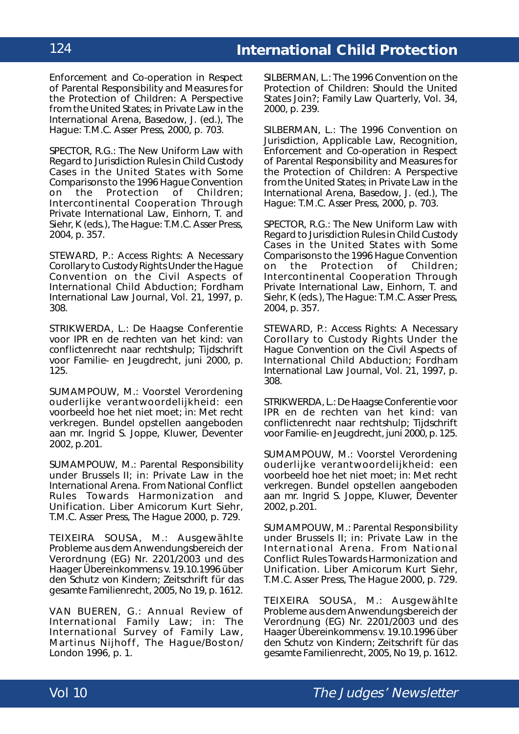Enforcement and Co-operation in Respect of Parental Responsibility and Measures for the Protection of Children: A Perspective from the United States; in Private Law in the International Arena, Basedow, J. (ed.), The Hague: T.M.C. Asser Press, 2000, p. 703.

SPECTOR, R.G.: The New Uniform Law with Regard to Jurisdiction Rules in Child Custody Cases in the United States with Some Comparisons to the 1996 Hague Convention on the Protection of Children; Intercontinental Cooperation Through Private International Law, Einhorn, T. and Siehr, K (eds.), The Hague: T.M.C. Asser Press, 2004, p. 357.

STEWARD, P.: Access Rights: A Necessary Corollary to Custody Rights Under the Hague Convention on the Civil Aspects of International Child Abduction; Fordham International Law Journal, Vol. 21, 1997, p. 308.

STRIKWERDA, L.: De Haagse Conferentie voor IPR en de rechten van het kind: van conflictenrecht naar rechtshulp; Tijdschrift voor Familie- en Jeugdrecht, juni 2000, p. 125.

SUMAMPOUW, M.: Voorstel Verordening ouderlijke verantwoordelijkheid: een voorbeeld hoe het niet moet; in: Met recht verkregen. Bundel opstellen aangeboden aan mr. Ingrid S. Joppe, Kluwer, Deventer 2002, p.201.

SUMAMPOUW, M.: Parental Responsibility under Brussels II; in: Private Law in the International Arena. From National Conflict Rules Towards Harmonization and Unification. Liber Amicorum Kurt Siehr, T.M.C. Asser Press, The Hague 2000, p. 729.

TEIXEIRA SOUSA, M.: Ausgewählte Probleme aus dem Anwendungsbereich der Verordnung (EG) Nr. 2201/2003 und des Haager Übereinkommens v. 19.10.1996 über den Schutz von Kindern; Zeitschrift für das gesamte Familienrecht, 2005, No 19, p. 1612.

VAN BUEREN, G.: Annual Review of International Family Law; in: The International Survey of Family Law, Martinus Nijhoff, The Hague/Boston/London 1996, p. 1.

SILBERMAN, L.: The 1996 Convention on the Protection of Children: Should the United States Join?; Family Law Quarterly, Vol. 34, 2000, p. 239.

SILBERMAN, L.: The 1996 Convention on Jurisdiction, Applicable Law, Recognition, Enforcement and Co-operation in Respect of Parental Responsibility and Measures for the Protection of Children: A Perspective from the United States; in Private Law in the International Arena, Basedow, J. (ed.), The Hague: T.M.C. Asser Press, 2000, p. 703.

SPECTOR, R.G.: The New Uniform Law with Regard to Jurisdiction Rules in Child Custody Cases in the United States with Some Comparisons to the 1996 Hague Convention on the Protection of Children; Intercontinental Cooperation Through Private International Law, Einhorn, T. and Siehr, K (eds.), The Hague: T.M.C. Asser Press, 2004, p. 357.

STEWARD, P.: Access Rights: A Necessary Corollary to Custody Rights Under the Hague Convention on the Civil Aspects of International Child Abduction; Fordham International Law Journal, Vol. 21, 1997, p. 308.

STRIKWERDA, L.: De Haagse Conferentie voor IPR en de rechten van het kind: van conflictenrecht naar rechtshulp; Tijdschrift voor Familie- en Jeugdrecht, juni 2000, p. 125.

SUMAMPOUW, M.: Voorstel Verordening ouderlijke verantwoordelijkheid: een voorbeeld hoe het niet moet; in: Met recht verkregen. Bundel opstellen aangeboden aan mr. Ingrid S. Joppe, Kluwer, Deventer 2002, p.201.

SUMAMPOUW, M.: Parental Responsibility under Brussels II; in: Private Law in the International Arena. From National Conflict Rules Towards Harmonization and Unification. Liber Amicorum Kurt Siehr, T.M.C. Asser Press, The Hague 2000, p. 729.

TEIXEIRA SOUSA, M.: Ausgewählte Probleme aus dem Anwendungsbereich der Verordnung (EG) Nr. 2201/2003 und des Haager Übereinkommens v. 19.10.1996 über den Schutz von Kindern; Zeitschrift für das gesamte Familienrecht, 2005, No 19, p. 1612.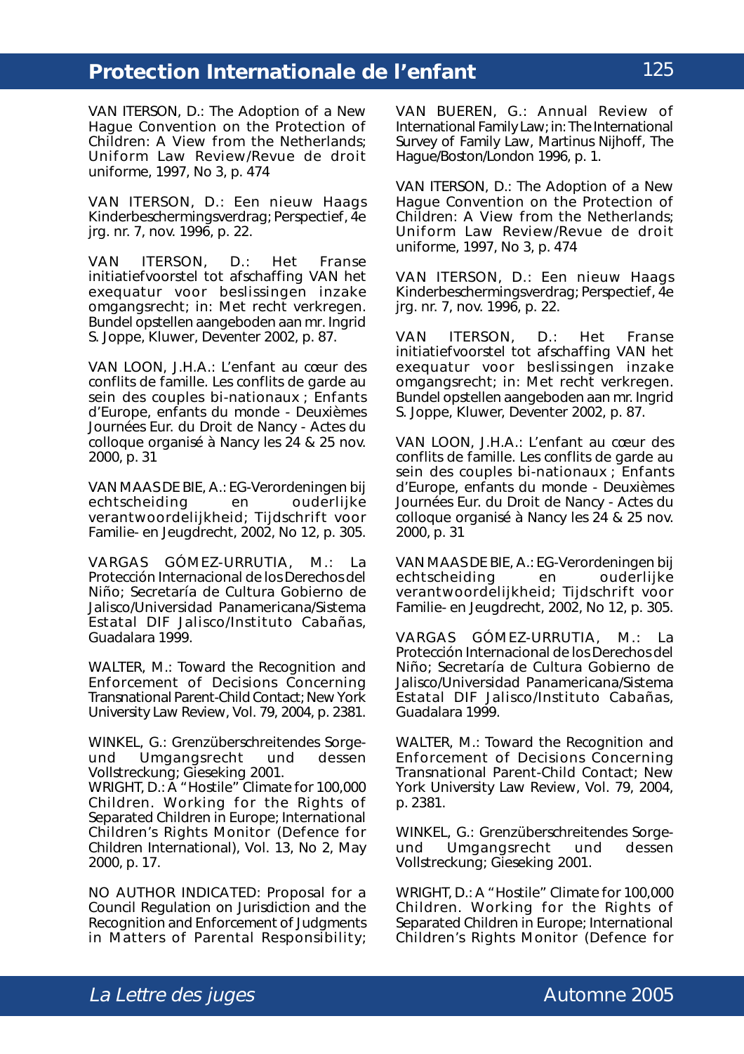VAN ITERSON, D.: The Adoption of a New Hague Convention on the Protection of Children: A View from the Netherlands; Uniform Law Review/Revue de droit uniforme, 1997, No 3, p. 474

VAN ITERSON, D.: Een nieuw Haags Kinderbeschermingsverdrag; Perspectief, 4e jrg. nr. 7, nov. 1996, p. 22.

VAN ITERSON, D.: Het Franse initiatiefvoorstel tot afschaffing VAN het exequatur voor beslissingen inzake omgangsrecht; in: Met recht verkregen. Bundel opstellen aangeboden aan mr. Ingrid S. Joppe, Kluwer, Deventer 2002, p. 87.

VAN LOON, J.H.A.: L'enfant au cœur des conflits de famille. Les conflits de garde au sein des couples bi-nationaux ; Enfants d'Europe, enfants du monde - Deuxièmes Journées Eur. du Droit de Nancy - Actes du colloque organisé à Nancy les 24 & 25 nov. 2000, p. 31

VAN MAAS DE BIE, A.: EG-Verordeningen bij echtscheiding en ouderlijke verantwoordelijkheid; Tijdschrift voor Familie- en Jeugdrecht, 2002, No 12, p. 305.

VARGAS GÓMEZ-URRUTIA, M.: La Protección Internacional de los Derechos del Niño; Secretaría de Cultura Gobierno de Jalisco/Universidad Panamericana/Sistema Estatal DIF Jalisco/Instituto Cabañas, Guadalara 1999.

WALTER, M.: Toward the Recognition and Enforcement of Decisions Concerning Transnational Parent-Child Contact; New York University Law Review, Vol. 79, 2004, p. 2381.

WINKEL, G.: Grenzüberschreitendes Sorge- und Umgangsrecht und dessen Vollstreckung; Gieseking 2001.

WRIGHT, D.: A "Hostile" Climate for 100,000 Children. Working for the Rights of Separated Children in Europe; International Children's Rights Monitor (Defence for Children International), Vol. 13, No 2, May 2000, p. 17.

NO AUTHOR INDICATED: Proposal for a Council Regulation on Jurisdiction and the Recognition and Enforcement of Judgments in Matters of Parental Responsibility;

VAN BUEREN, G.: Annual Review of International Family Law; in: The International Survey of Family Law, Martinus Nijhoff, The Hague/Boston/London 1996, p. 1.

VAN ITERSON, D.: The Adoption of a New Hague Convention on the Protection of Children: A View from the Netherlands; Uniform Law Review/Revue de droit uniforme, 1997, No 3, p. 474

VAN ITERSON, D.: Een nieuw Haags Kinderbeschermingsverdrag; Perspectief, 4e jrg. nr. 7, nov. 1996, p. 22.

VAN ITERSON, D.: Het Franse initiatiefvoorstel tot afschaffing VAN het exequatur voor beslissingen inzake omgangsrecht; in: Met recht verkregen. Bundel opstellen aangeboden aan mr. Ingrid S. Joppe, Kluwer, Deventer 2002, p. 87.

VAN LOON, J.H.A.: L'enfant au cœur des conflits de famille. Les conflits de garde au sein des couples bi-nationaux ; Enfants d'Europe, enfants du monde - Deuxièmes Journées Eur. du Droit de Nancy - Actes du colloque organisé à Nancy les 24 & 25 nov. 2000, p. 31

VAN MAAS DE BIE, A.: EG-Verordeningen bij echtscheiding en ouderlijke verantwoordelijkheid; Tijdschrift voor Familie- en Jeugdrecht, 2002, No 12, p. 305.

VARGAS GÓMEZ-URRUTIA, M.: La Protección Internacional de los Derechos del Niño; Secretaría de Cultura Gobierno de Jalisco/Universidad Panamericana/Sistema Estatal DIF Jalisco/Instituto Cabañas, Guadalara 1999.

WALTER, M.: Toward the Recognition and Enforcement of Decisions Concerning Transnational Parent-Child Contact; New York University Law Review, Vol. 79, 2004, p. 2381.

WINKEL, G.: Grenzüberschreitendes Sorge- und Umgangsrecht und dessen Vollstreckung; Gieseking 2001.

WRIGHT, D.: A "Hostile" Climate for 100,000 Children. Working for the Rights of Separated Children in Europe; International Children's Rights Monitor (Defence for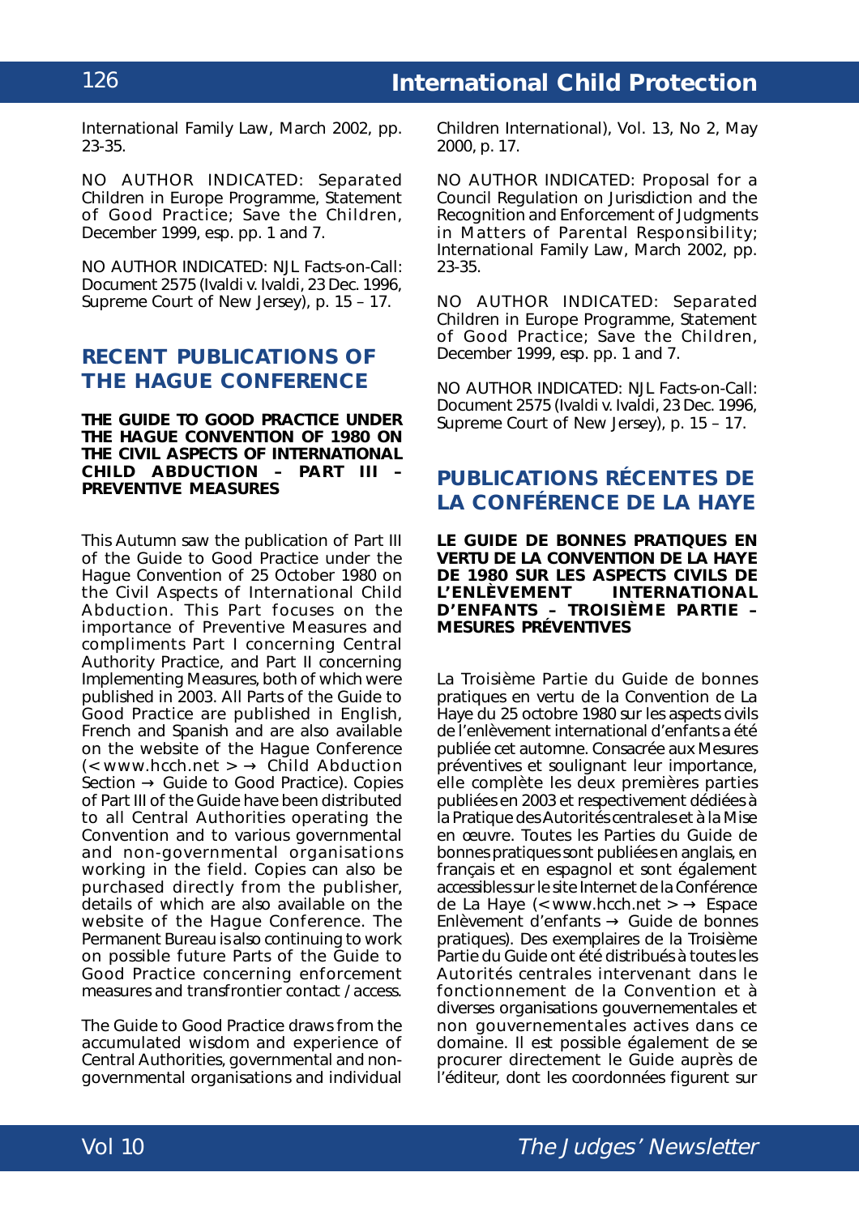International Family Law, March 2002, pp. 23-35.

NO AUTHOR INDICATED: Separated Children in Europe Programme, Statement of Good Practice; Save the Children, December 1999, esp. pp. 1 and 7.

NO AUTHOR INDICATED: NJL Facts-on-Call: Document 2575 (Ivaldi v. Ivaldi, 23 Dec. 1996, Supreme Court of New Jersey), p. 15 – 17.

## RECENT PUBLICATIONS OF THE HAGUE CONFERENCE

### THE GUIDE TO GOOD PRACTICE UNDER THE HAGUE CONVENTION OF 1980 ON THE CIVIL ASPECTS OF INTERNATIONAL CHILD ABDUCTION – PART III – PREVENTIVE MEASURES

This Autumn saw the publication of Part III of the Guide to Good Practice under the Hague Convention of 25 October 1980 on the Civil Aspects of International Child Abduction. This Part focuses on the importance of Preventive Measures and compliments Part I concerning Central Authority Practice, and Part II concerning Implementing Measures, both of which were published in 2003. All Parts of the Guide to Good Practice are published in English, French and Spanish and are also available on the website of the Hague Conference (< www.hcch.net > → Child Abduction Section → Guide to Good Practice). Copies of Part III of the Guide have been distributed to all Central Authorities operating the Convention and to various governmental and non-governmental organisations working in the field. Copies can also be purchased directly from the publisher, details of which are also available on the website of the Hague Conference. The Permanent Bureau is also continuing to work on possible future Parts of the Guide to Good Practice concerning enforcement measures and transfrontier contact / access.

The Guide to Good Practice draws from the accumulated wisdom and experience of Central Authorities, governmental and non-governmental organisations and individual

Children International), Vol. 13, No 2, May 2000, p. 17.

NO AUTHOR INDICATED: Proposal for a Council Regulation on Jurisdiction and the Recognition and Enforcement of Judgments in Matters of Parental Responsibility; International Family Law, March 2002, pp. 23-35.

NO AUTHOR INDICATED: Separated Children in Europe Programme, Statement of Good Practice; Save the Children, December 1999, esp. pp. 1 and 7.

NO AUTHOR INDICATED: NJL Facts-on-Call: Document 2575 (Ivaldi v. Ivaldi, 23 Dec. 1996, Supreme Court of New Jersey), p. 15 – 17.

## PUBLICATIONS RÉCENTES DE LA CONFÉRENCE DE LA HAYE

### LE GUIDE DE BONNES PRATIQUES EN VERTU DE LA CONVENTION DE LA HAYE DE 1980 SUR LES ASPECTS CIVILS DE L'ENLÈVEMENT INTERNATIONAL D'ENFANTS – TROISIÈME PARTIE – MESURES PRÉVENTIVES

La Troisième Partie du Guide de bonnes pratiques en vertu de la Convention de La Haye du 25 octobre 1980 sur les aspects civils de l'enlèvement international d'enfants a été publiée cet automne. Consacrée aux Mesures préventives et soulignant leur importance, elle complète les deux premières parties publiées en 2003 et respectivement dédiées à la Pratique des Autorités centrales et à la Mise en œuvre. Toutes les Parties du Guide de bonnes pratiques sont publiées en anglais, en français et en espagnol et sont également accessibles sur le site Internet de la Conférence de La Haye (< www.hcch.net > → Espace Enlèvement d'enfants → Guide de bonnes pratiques). Des exemplaires de la Troisième Partie du Guide ont été distribués à toutes les Autorités centrales intervenant dans le fonctionnement de la Convention et à diverses organisations gouvernementales et non gouvernementales actives dans ce domaine. Il est possible également de se procurer directement le Guide auprès de l'éditeur, dont les coordonnées figurent sur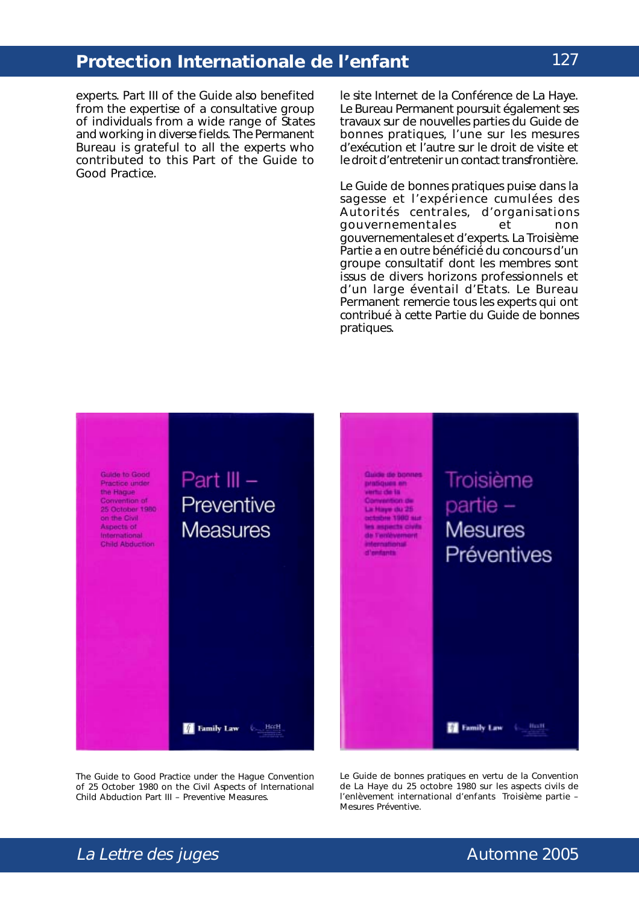experts. Part III of the Guide also benefited from the expertise of a consultative group of individuals from a wide range of States and working in diverse fields. The Permanent Bureau is grateful to all the experts who contributed to this Part of the Guide to Good Practice.

le site Internet de la Conférence de La Haye. Le Bureau Permanent poursuit également ses travaux sur de nouvelles parties du Guide de bonnes pratiques, l'une sur les mesures d'exécution et l'autre sur le droit de visite et le droit d'entretenir un contact transfrontière.

Le Guide de bonnes pratiques puise dans la sagesse et l'expérience cumulées des Autorités centrales, d'organisations gouvernementales et non gouvernementales et d'experts. La Troisième Partie a en outre bénéficié du concours d'un groupe consultatif dont les membres sont issus de divers horizons professionnels et d'un large éventail d'Etats. Le Bureau Permanent remercie tous les experts qui ont contribué à cette Partie du Guide de bonnes pratiques.

The Guide to Good Practice under the Hague Convention of 25 October 1980 on the Civil Aspects of International Child Abduction Part III – Preventive Measures.

Le Guide de bonnes pratiques en vertu de la Convention de La Haye du 25 octobre 1980 sur les aspects civils de l'enlèvement international d'enfants Troisième partie – Mesures Préventive.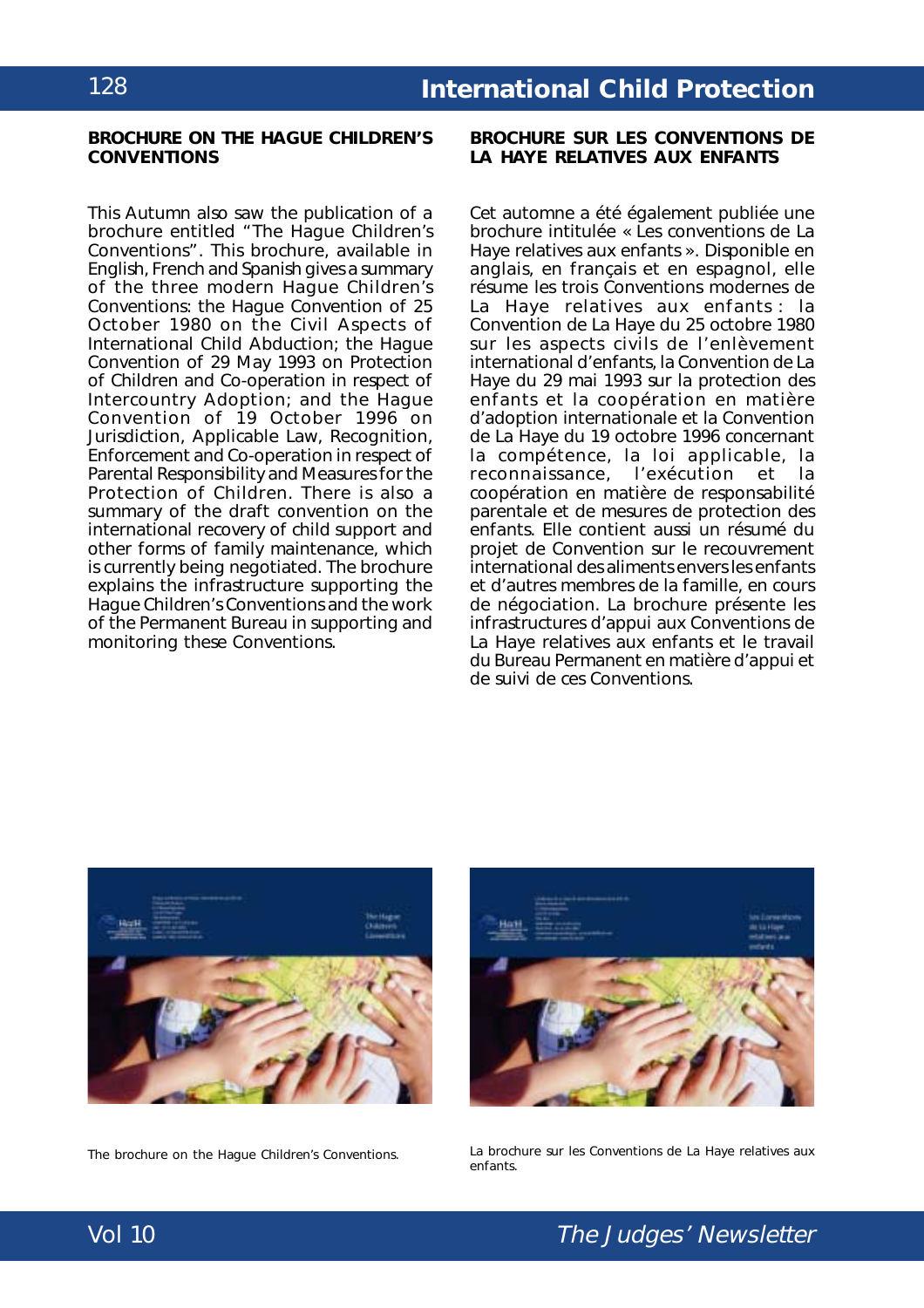## BROCHURE ON THE HAGUE CHILDREN'S CONVENTIONS

This Autumn also saw the publication of a brochure entitled "The Hague Children's Conventions". This brochure, available in English, French and Spanish gives a summary of the three modern Hague Children's Conventions: the Hague Convention of 25 October 1980 on the Civil Aspects of International Child Abduction; the Hague Convention of 29 May 1993 on Protection of Children and Co-operation in respect of Intercountry Adoption; and the Hague Convention of 19 October 1996 on Jurisdiction, Applicable Law, Recognition, Enforcement and Co-operation in respect of Parental Responsibility and Measures for the Protection of Children. There is also a summary of the draft convention on the international recovery of child support and other forms of family maintenance, which is currently being negotiated. The brochure explains the infrastructure supporting the Hague Children's Conventions and the work of the Permanent Bureau in supporting and monitoring these Conventions.

## BROCHURE SUR LES CONVENTIONS DE LA HAYE RELATIVES AUX ENFANTS

Cet automne a été également publiée une brochure intitulée « Les conventions de La Haye relatives aux enfants ». Disponible en anglais, en français et en espagnol, elle résume les trois Conventions modernes de La Haye relatives aux enfants : la Convention de La Haye du 25 octobre 1980 sur les aspects civils de l'enlèvement international d'enfants, la Convention de La Haye du 29 mai 1993 sur la protection des enfants et la coopération en matière d'adoption internationale et la Convention de La Haye du 19 octobre 1996 concernant la compétence, la loi applicable, la reconnaissance, l'exécution et la coopération en matière de responsabilité parentale et de mesures de protection des enfants. Elle contient aussi un résumé du projet de Convention sur le recouvrement international des aliments envers les enfants et d'autres membres de la famille, en cours de négociation. La brochure présente les infrastructures d'appui aux Conventions de La Haye relatives aux enfants et le travail du Bureau Permanent en matière d'appui et de suivi de ces Conventions.

The brochure on the Hague Children's Conventions.

La brochure sur les Conventions de La Haye relatives aux enfants.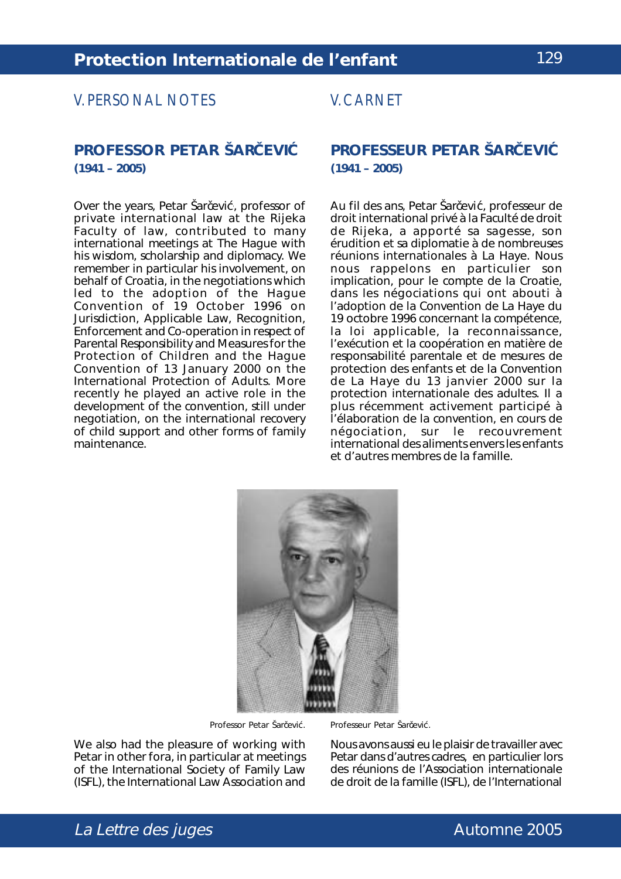## V. PERSONAL NOTES

### PROFESSOR PETAR ŠARČEVIĆ

**(1941 – 2005)**

Over the years, Petar Šarčević, professor of private international law at the Rijeka Faculty of law, contributed to many international meetings at The Hague with his wisdom, scholarship and diplomacy. We remember in particular his involvement, on behalf of Croatia, in the negotiations which led to the adoption of the Hague Convention of 19 October 1996 on Jurisdiction, Applicable Law, Recognition, Enforcement and Co-operation in respect of Parental Responsibility and Measures for the Protection of Children and the Hague Convention of 13 January 2000 on the International Protection of Adults. More recently he played an active role in the development of the convention, still under negotiation, on the international recovery of child support and other forms of family maintenance.

Professor Petar Šarčević.

We also had the pleasure of working with Petar in other fora, in particular at meetings of the International Society of Family Law (ISFL), the International Law Association and

## V. CARNET

### PROFESSEUR PETAR ŠARČEVIĆ

**(1941 – 2005)**

Au fil des ans, Petar Šarčević, professeur de droit international privé à la Faculté de droit de Rijeka, a apporté sa sagesse, son érudition et sa diplomatie à de nombreuses réunions internationales à La Haye. Nous nous rappelons en particulier son implication, pour le compte de la Croatie, dans les négociations qui ont abouti à l'adoption de la Convention de La Haye du 19 octobre 1996 concernant la compétence, la loi applicable, la reconnaissance, l'exécution et la coopération en matière de responsabilité parentale et de mesures de protection des enfants et de la Convention de La Haye du 13 janvier 2000 sur la protection internationale des adultes. Il a plus récemment activement participé à l'élaboration de la convention, en cours de négociation, sur le recouvrement international des aliments envers les enfants et d'autres membres de la famille.

Professeur Petar Šarčević.

Nous avons aussi eu le plaisir de travailler avec Petar dans d'autres cadres, en particulier lors des réunions de l'Association internationale de droit de la famille (ISFL), de l'International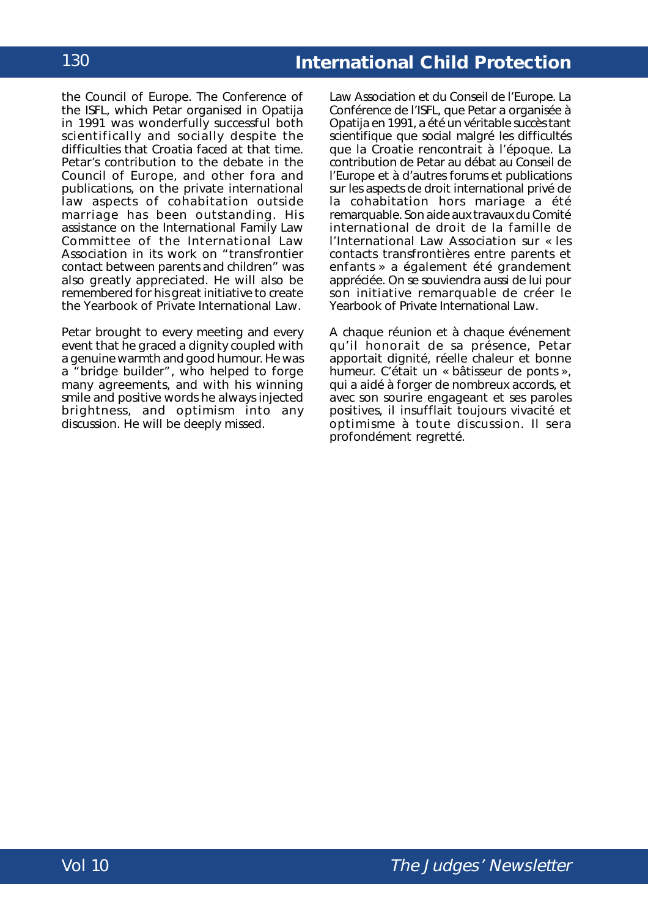the Council of Europe. The Conference of the ISFL, which Petar organised in Opatija in 1991 was wonderfully successful both scientifically and socially despite the difficulties that Croatia faced at that time. Petar's contribution to the debate in the Council of Europe, and other fora and publications, on the private international law aspects of cohabitation outside marriage has been outstanding. His assistance on the International Family Law Committee of the International Law Association in its work on "transfrontier contact between parents and children" was also greatly appreciated. He will also be remembered for his great initiative to create the Yearbook of Private International Law.

Petar brought to every meeting and every event that he graced a dignity coupled with a genuine warmth and good humour. He was a "bridge builder", who helped to forge many agreements, and with his winning smile and positive words he always injected brightness, and optimism into any discussion. He will be deeply missed.

Law Association et du Conseil de l'Europe. La Conférence de l'ISFL, que Petar a organisée à Opatija en 1991, a été un véritable succès tant scientifique que social malgré les difficultés que la Croatie rencontrait à l'époque. La contribution de Petar au débat au Conseil de l'Europe et à d'autres forums et publications sur les aspects de droit international privé de la cohabitation hors mariage a été remarquable. Son aide aux travaux du Comité international de droit de la famille de l'International Law Association sur « les contacts transfrontières entre parents et enfants » a également été grandement appréciée. On se souviendra aussi de lui pour son initiative remarquable de créer le Yearbook of Private International Law.

A chaque réunion et à chaque événement qu'il honorait de sa présence, Petar apportait dignité, réelle chaleur et bonne humeur. C'était un « bâtisseur de ponts », qui a aidé à forger de nombreux accords, et avec son sourire engageant et ses paroles positives, il insufflait toujours vivacité et optimisme à toute discussion. Il sera profondément regretté.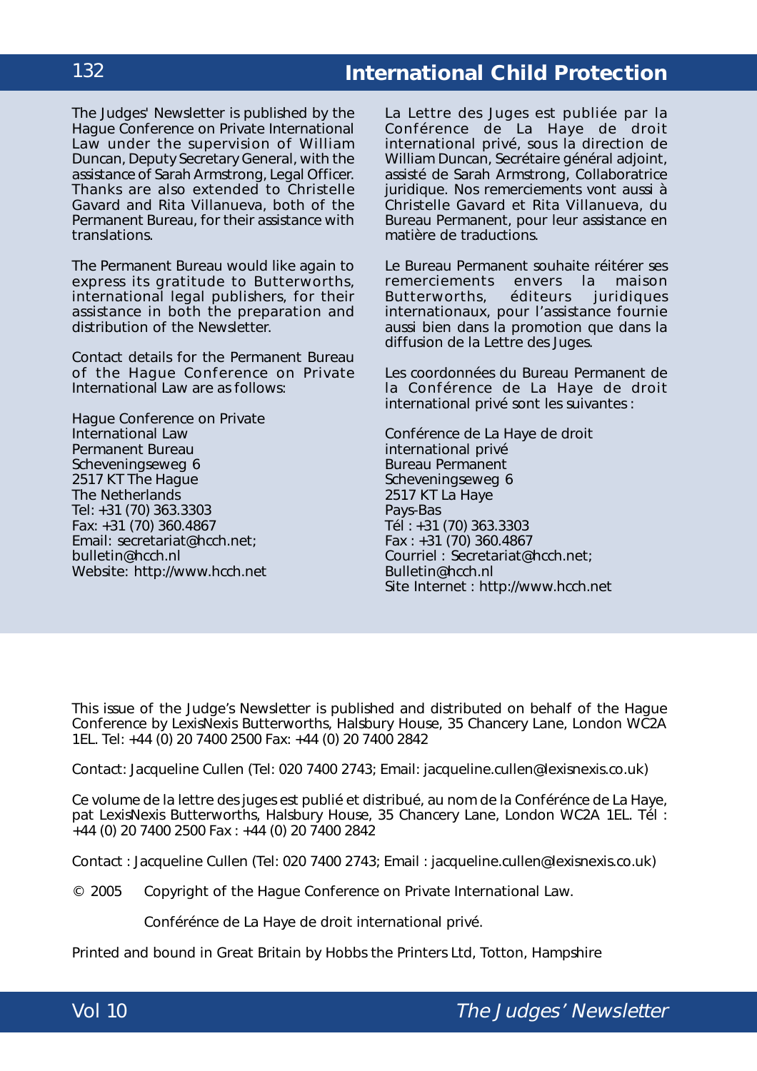The Judges' Newsletter is published by the Hague Conference on Private International Law under the supervision of William Duncan, Deputy Secretary General, with the assistance of Sarah Armstrong, Legal Officer. Thanks are also extended to Christelle Gavard and Rita Villanueva, both of the Permanent Bureau, for their assistance with translations.

The Permanent Bureau would like again to express its gratitude to Butterworths, international legal publishers, for their assistance in both the preparation and distribution of the Newsletter.

Contact details for the Permanent Bureau of the Hague Conference on Private International Law are as follows:

Hague Conference on Private International Law
Permanent Bureau
Scheveningseweg 6
2517 KT The Hague
The Netherlands
Tel: +31 (70) 363.3303
Fax: +31 (70) 360.4867
Email: secretariat@hcch.net; bulletin@hcch.nl
Website: http://www.hcch.net

La Lettre des Juges est publiée par la Conférence de La Haye de droit international privé, sous la direction de William Duncan, Secrétaire général adjoint, assisté de Sarah Armstrong, Collaboratrice juridique. Nos remerciements vont aussi à Christelle Gavard et Rita Villanueva, du Bureau Permanent, pour leur assistance en matière de traductions.

Le Bureau Permanent souhaite réitérer ses remerciements envers la maison Butterworths, éditeurs juridiques internationaux, pour l'assistance fournie aussi bien dans la promotion que dans la diffusion de la Lettre des Juges.

Les coordonnées du Bureau Permanent de la Conférence de La Haye de droit international privé sont les suivantes :

Conférence de La Haye de droit international privé
Bureau Permanent
Scheveningseweg 6
2517 KT La Haye
Pays-Bas
Tél : +31 (70) 363.3303
Fax : +31 (70) 360.4867
Courriel : Secretariat@hcch.net; Bulletin@hcch.nl
Site Internet : http://www.hcch.net

This issue of the Judge's Newsletter is published and distributed on behalf of the Hague Conference by LexisNexis Butterworths, Halsbury House, 35 Chancery Lane, London WC2A 1EL. Tel: +44 (0) 20 7400 2500 Fax: +44 (0) 20 7400 2842

Contact: Jacqueline Cullen (Tel: 020 7400 2743; Email: jacqueline.cullen@lexisnexis.co.uk)

Ce volume de la lettre des juges est publié et distribué, au nom de la Conféréncе de La Haye, pat LexisNexis Butterworths, Halsbury House, 35 Chancery Lane, London WC2A 1EL. Tél : +44 (0) 20 7400 2500 Fax : +44 (0) 20 7400 2842

Contact : Jacqueline Cullen (Tel: 020 7400 2743; Email : jacqueline.cullen@lexisnexis.co.uk)

© 2005 Copyright of the Hague Conference on Private International Law.

Conféréncе de La Haye de droit international privé.

Printed and bound in Great Britain by Hobbs the Printers Ltd, Totton, Hampshire